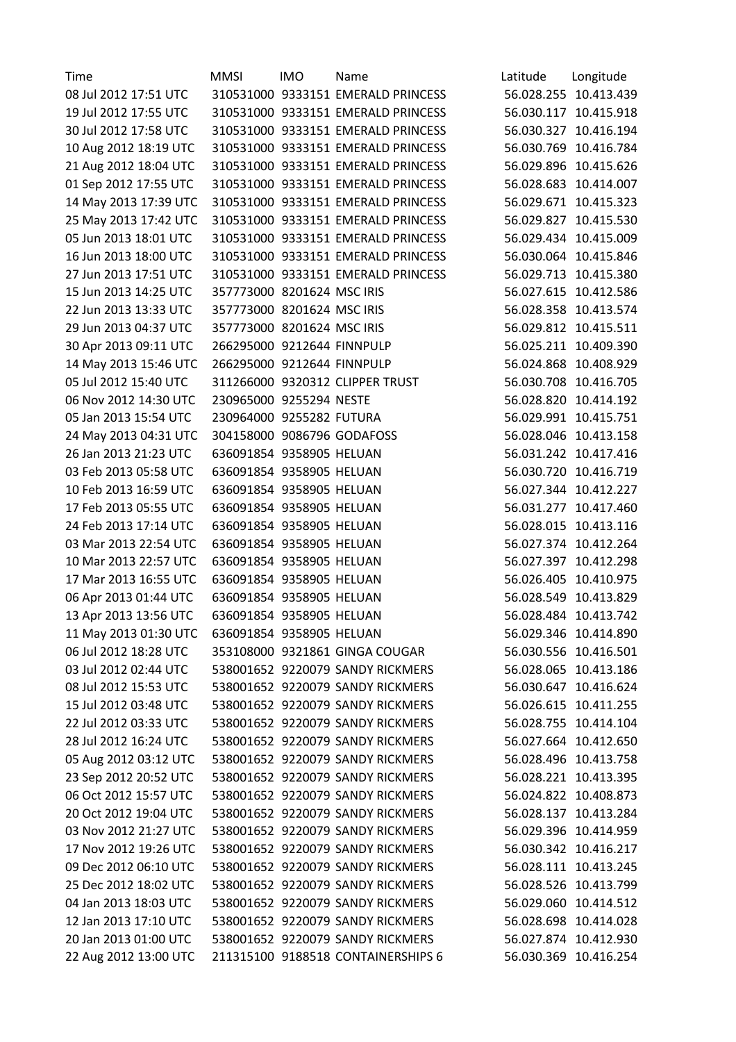| Time | MMSI | IMO | Name | Latitude | Longitude |
|---|---|---|---|---|---|
| 08 Jul 2012 17:51 UTC | 310531000 | 9333151 | EMERALD PRINCESS | 56.028.255 | 10.413.439 |
| 19 Jul 2012 17:55 UTC | 310531000 | 9333151 | EMERALD PRINCESS | 56.030.117 | 10.415.918 |
| 30 Jul 2012 17:58 UTC | 310531000 | 9333151 | EMERALD PRINCESS | 56.030.327 | 10.416.194 |
| 10 Aug 2012 18:19 UTC | 310531000 | 9333151 | EMERALD PRINCESS | 56.030.769 | 10.416.784 |
| 21 Aug 2012 18:04 UTC | 310531000 | 9333151 | EMERALD PRINCESS | 56.029.896 | 10.415.626 |
| 01 Sep 2012 17:55 UTC | 310531000 | 9333151 | EMERALD PRINCESS | 56.028.683 | 10.414.007 |
| 14 May 2013 17:39 UTC | 310531000 | 9333151 | EMERALD PRINCESS | 56.029.671 | 10.415.323 |
| 25 May 2013 17:42 UTC | 310531000 | 9333151 | EMERALD PRINCESS | 56.029.827 | 10.415.530 |
| 05 Jun 2013 18:01 UTC | 310531000 | 9333151 | EMERALD PRINCESS | 56.029.434 | 10.415.009 |
| 16 Jun 2013 18:00 UTC | 310531000 | 9333151 | EMERALD PRINCESS | 56.030.064 | 10.415.846 |
| 27 Jun 2013 17:51 UTC | 310531000 | 9333151 | EMERALD PRINCESS | 56.029.713 | 10.415.380 |
| 15 Jun 2013 14:25 UTC | 357773000 | 8201624 | MSC IRIS | 56.027.615 | 10.412.586 |
| 22 Jun 2013 13:33 UTC | 357773000 | 8201624 | MSC IRIS | 56.028.358 | 10.413.574 |
| 29 Jun 2013 04:37 UTC | 357773000 | 8201624 | MSC IRIS | 56.029.812 | 10.415.511 |
| 30 Apr 2013 09:11 UTC | 266295000 | 9212644 | FINNPULP | 56.025.211 | 10.409.390 |
| 14 May 2013 15:46 UTC | 266295000 | 9212644 | FINNPULP | 56.024.868 | 10.408.929 |
| 05 Jul 2012 15:40 UTC | 311266000 | 9320312 | CLIPPER TRUST | 56.030.708 | 10.416.705 |
| 06 Nov 2012 14:30 UTC | 230965000 | 9255294 | NESTE | 56.028.820 | 10.414.192 |
| 05 Jan 2013 15:54 UTC | 230964000 | 9255282 | FUTURA | 56.029.991 | 10.415.751 |
| 24 May 2013 04:31 UTC | 304158000 | 9086796 | GODAFOSS | 56.028.046 | 10.413.158 |
| 26 Jan 2013 21:23 UTC | 636091854 | 9358905 | HELUAN | 56.031.242 | 10.417.416 |
| 03 Feb 2013 05:58 UTC | 636091854 | 9358905 | HELUAN | 56.030.720 | 10.416.719 |
| 10 Feb 2013 16:59 UTC | 636091854 | 9358905 | HELUAN | 56.027.344 | 10.412.227 |
| 17 Feb 2013 05:55 UTC | 636091854 | 9358905 | HELUAN | 56.031.277 | 10.417.460 |
| 24 Feb 2013 17:14 UTC | 636091854 | 9358905 | HELUAN | 56.028.015 | 10.413.116 |
| 03 Mar 2013 22:54 UTC | 636091854 | 9358905 | HELUAN | 56.027.374 | 10.412.264 |
| 10 Mar 2013 22:57 UTC | 636091854 | 9358905 | HELUAN | 56.027.397 | 10.412.298 |
| 17 Mar 2013 16:55 UTC | 636091854 | 9358905 | HELUAN | 56.026.405 | 10.410.975 |
| 06 Apr 2013 01:44 UTC | 636091854 | 9358905 | HELUAN | 56.028.549 | 10.413.829 |
| 13 Apr 2013 13:56 UTC | 636091854 | 9358905 | HELUAN | 56.028.484 | 10.413.742 |
| 11 May 2013 01:30 UTC | 636091854 | 9358905 | HELUAN | 56.029.346 | 10.414.890 |
| 06 Jul 2012 18:28 UTC | 353108000 | 9321861 | GINGA COUGAR | 56.030.556 | 10.416.501 |
| 03 Jul 2012 02:44 UTC | 538001652 | 9220079 | SANDY RICKMERS | 56.028.065 | 10.413.186 |
| 08 Jul 2012 15:53 UTC | 538001652 | 9220079 | SANDY RICKMERS | 56.030.647 | 10.416.624 |
| 15 Jul 2012 03:48 UTC | 538001652 | 9220079 | SANDY RICKMERS | 56.026.615 | 10.411.255 |
| 22 Jul 2012 03:33 UTC | 538001652 | 9220079 | SANDY RICKMERS | 56.028.755 | 10.414.104 |
| 28 Jul 2012 16:24 UTC | 538001652 | 9220079 | SANDY RICKMERS | 56.027.664 | 10.412.650 |
| 05 Aug 2012 03:12 UTC | 538001652 | 9220079 | SANDY RICKMERS | 56.028.496 | 10.413.758 |
| 23 Sep 2012 20:52 UTC | 538001652 | 9220079 | SANDY RICKMERS | 56.028.221 | 10.413.395 |
| 06 Oct 2012 15:57 UTC | 538001652 | 9220079 | SANDY RICKMERS | 56.024.822 | 10.408.873 |
| 20 Oct 2012 19:04 UTC | 538001652 | 9220079 | SANDY RICKMERS | 56.028.137 | 10.413.284 |
| 03 Nov 2012 21:27 UTC | 538001652 | 9220079 | SANDY RICKMERS | 56.029.396 | 10.414.959 |
| 17 Nov 2012 19:26 UTC | 538001652 | 9220079 | SANDY RICKMERS | 56.030.342 | 10.416.217 |
| 09 Dec 2012 06:10 UTC | 538001652 | 9220079 | SANDY RICKMERS | 56.028.111 | 10.413.245 |
| 25 Dec 2012 18:02 UTC | 538001652 | 9220079 | SANDY RICKMERS | 56.028.526 | 10.413.799 |
| 04 Jan 2013 18:03 UTC | 538001652 | 9220079 | SANDY RICKMERS | 56.029.060 | 10.414.512 |
| 12 Jan 2013 17:10 UTC | 538001652 | 9220079 | SANDY RICKMERS | 56.028.698 | 10.414.028 |
| 20 Jan 2013 01:00 UTC | 538001652 | 9220079 | SANDY RICKMERS | 56.027.874 | 10.412.930 |
| 22 Aug 2012 13:00 UTC | 211315100 | 9188518 | CONTAINERSHIPS 6 | 56.030.369 | 10.416.254 |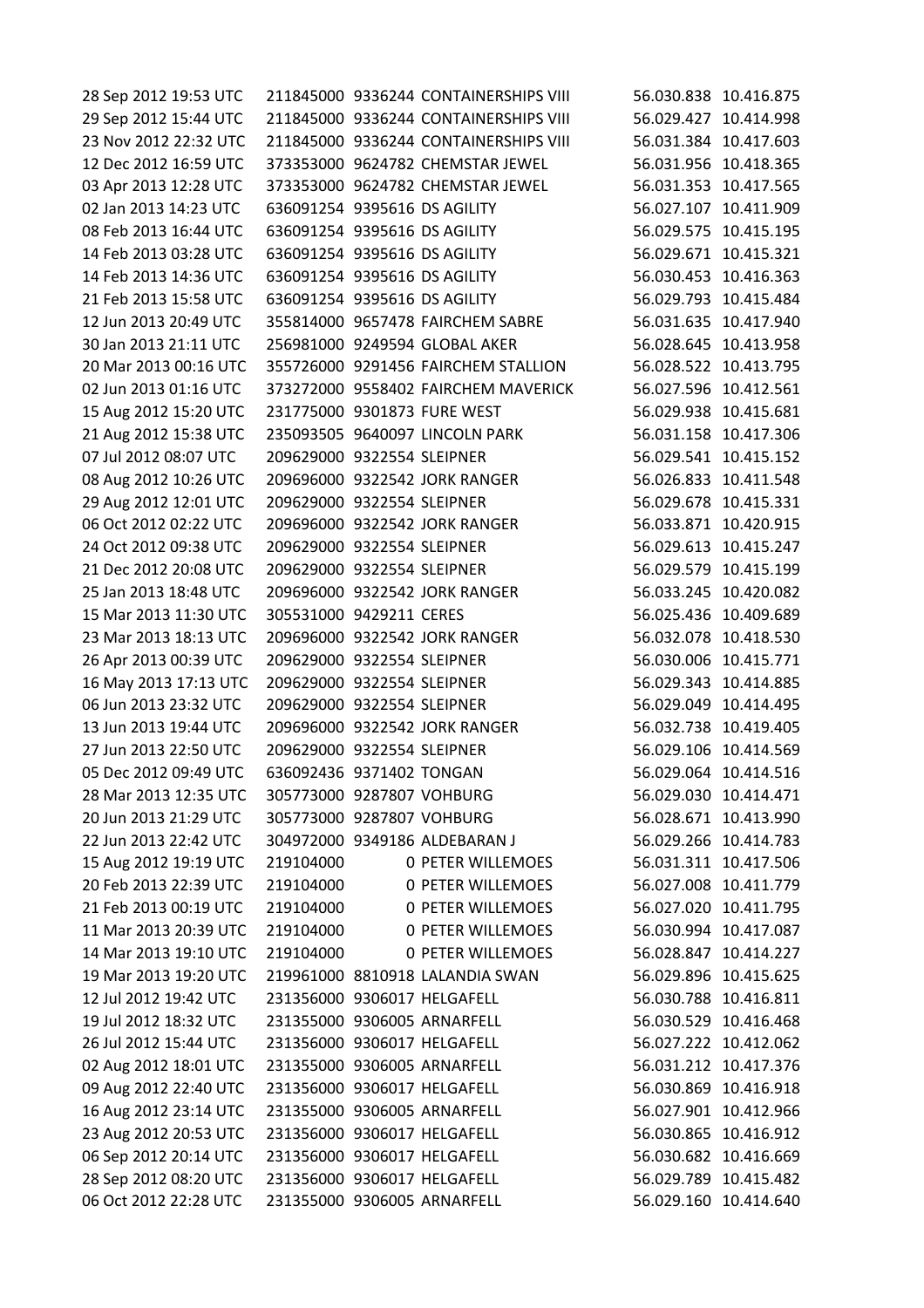| | | | | | |
|---|---|---|---|---|---|
| 28 Sep 2012 19:53 UTC | 211845000 | 9336244 | CONTAINERSHIPS VIII | 56.030.838 | 10.416.875 |
| 29 Sep 2012 15:44 UTC | 211845000 | 9336244 | CONTAINERSHIPS VIII | 56.029.427 | 10.414.998 |
| 23 Nov 2012 22:32 UTC | 211845000 | 9336244 | CONTAINERSHIPS VIII | 56.031.384 | 10.417.603 |
| 12 Dec 2012 16:59 UTC | 373353000 | 9624782 | CHEMSTAR JEWEL | 56.031.956 | 10.418.365 |
| 03 Apr 2013 12:28 UTC | 373353000 | 9624782 | CHEMSTAR JEWEL | 56.031.353 | 10.417.565 |
| 02 Jan 2013 14:23 UTC | 636091254 | 9395616 | DS AGILITY | 56.027.107 | 10.411.909 |
| 08 Feb 2013 16:44 UTC | 636091254 | 9395616 | DS AGILITY | 56.029.575 | 10.415.195 |
| 14 Feb 2013 03:28 UTC | 636091254 | 9395616 | DS AGILITY | 56.029.671 | 10.415.321 |
| 14 Feb 2013 14:36 UTC | 636091254 | 9395616 | DS AGILITY | 56.030.453 | 10.416.363 |
| 21 Feb 2013 15:58 UTC | 636091254 | 9395616 | DS AGILITY | 56.029.793 | 10.415.484 |
| 12 Jun 2013 20:49 UTC | 355814000 | 9657478 | FAIRCHEM SABRE | 56.031.635 | 10.417.940 |
| 30 Jan 2013 21:11 UTC | 256981000 | 9249594 | GLOBAL AKER | 56.028.645 | 10.413.958 |
| 20 Mar 2013 00:16 UTC | 355726000 | 9291456 | FAIRCHEM STALLION | 56.028.522 | 10.413.795 |
| 02 Jun 2013 01:16 UTC | 373272000 | 9558402 | FAIRCHEM MAVERICK | 56.027.596 | 10.412.561 |
| 15 Aug 2012 15:20 UTC | 231775000 | 9301873 | FURE WEST | 56.029.938 | 10.415.681 |
| 21 Aug 2012 15:38 UTC | 235093505 | 9640097 | LINCOLN PARK | 56.031.158 | 10.417.306 |
| 07 Jul 2012 08:07 UTC | 209629000 | 9322554 | SLEIPNER | 56.029.541 | 10.415.152 |
| 08 Aug 2012 10:26 UTC | 209696000 | 9322542 | JORK RANGER | 56.026.833 | 10.411.548 |
| 29 Aug 2012 12:01 UTC | 209629000 | 9322554 | SLEIPNER | 56.029.678 | 10.415.331 |
| 06 Oct 2012 02:22 UTC | 209696000 | 9322542 | JORK RANGER | 56.033.871 | 10.420.915 |
| 24 Oct 2012 09:38 UTC | 209629000 | 9322554 | SLEIPNER | 56.029.613 | 10.415.247 |
| 21 Dec 2012 20:08 UTC | 209629000 | 9322554 | SLEIPNER | 56.029.579 | 10.415.199 |
| 25 Jan 2013 18:48 UTC | 209696000 | 9322542 | JORK RANGER | 56.033.245 | 10.420.082 |
| 15 Mar 2013 11:30 UTC | 305531000 | 9429211 | CERES | 56.025.436 | 10.409.689 |
| 23 Mar 2013 18:13 UTC | 209696000 | 9322542 | JORK RANGER | 56.032.078 | 10.418.530 |
| 26 Apr 2013 00:39 UTC | 209629000 | 9322554 | SLEIPNER | 56.030.006 | 10.415.771 |
| 16 May 2013 17:13 UTC | 209629000 | 9322554 | SLEIPNER | 56.029.343 | 10.414.885 |
| 06 Jun 2013 23:32 UTC | 209629000 | 9322554 | SLEIPNER | 56.029.049 | 10.414.495 |
| 13 Jun 2013 19:44 UTC | 209696000 | 9322542 | JORK RANGER | 56.032.738 | 10.419.405 |
| 27 Jun 2013 22:50 UTC | 209629000 | 9322554 | SLEIPNER | 56.029.106 | 10.414.569 |
| 05 Dec 2012 09:49 UTC | 636092436 | 9371402 | TONGAN | 56.029.064 | 10.414.516 |
| 28 Mar 2013 12:35 UTC | 305773000 | 9287807 | VOHBURG | 56.029.030 | 10.414.471 |
| 20 Jun 2013 21:29 UTC | 305773000 | 9287807 | VOHBURG | 56.028.671 | 10.413.990 |
| 22 Jun 2013 22:42 UTC | 304972000 | 9349186 | ALDEBARAN J | 56.029.266 | 10.414.783 |
| 15 Aug 2012 19:19 UTC | 219104000 | 0 | PETER WILLEMOES | 56.031.311 | 10.417.506 |
| 20 Feb 2013 22:39 UTC | 219104000 | 0 | PETER WILLEMOES | 56.027.008 | 10.411.779 |
| 21 Feb 2013 00:19 UTC | 219104000 | 0 | PETER WILLEMOES | 56.027.020 | 10.411.795 |
| 11 Mar 2013 20:39 UTC | 219104000 | 0 | PETER WILLEMOES | 56.030.994 | 10.417.087 |
| 14 Mar 2013 19:10 UTC | 219104000 | 0 | PETER WILLEMOES | 56.028.847 | 10.414.227 |
| 19 Mar 2013 19:20 UTC | 219961000 | 8810918 | LALANDIA SWAN | 56.029.896 | 10.415.625 |
| 12 Jul 2012 19:42 UTC | 231356000 | 9306017 | HELGAFELL | 56.030.788 | 10.416.811 |
| 19 Jul 2012 18:32 UTC | 231355000 | 9306005 | ARNARFELL | 56.030.529 | 10.416.468 |
| 26 Jul 2012 15:44 UTC | 231356000 | 9306017 | HELGAFELL | 56.027.222 | 10.412.062 |
| 02 Aug 2012 18:01 UTC | 231355000 | 9306005 | ARNARFELL | 56.031.212 | 10.417.376 |
| 09 Aug 2012 22:40 UTC | 231356000 | 9306017 | HELGAFELL | 56.030.869 | 10.416.918 |
| 16 Aug 2012 23:14 UTC | 231355000 | 9306005 | ARNARFELL | 56.027.901 | 10.412.966 |
| 23 Aug 2012 20:53 UTC | 231356000 | 9306017 | HELGAFELL | 56.030.865 | 10.416.912 |
| 06 Sep 2012 20:14 UTC | 231356000 | 9306017 | HELGAFELL | 56.030.682 | 10.416.669 |
| 28 Sep 2012 08:20 UTC | 231356000 | 9306017 | HELGAFELL | 56.029.789 | 10.415.482 |
| 06 Oct 2012 22:28 UTC | 231355000 | 9306005 | ARNARFELL | 56.029.160 | 10.414.640 |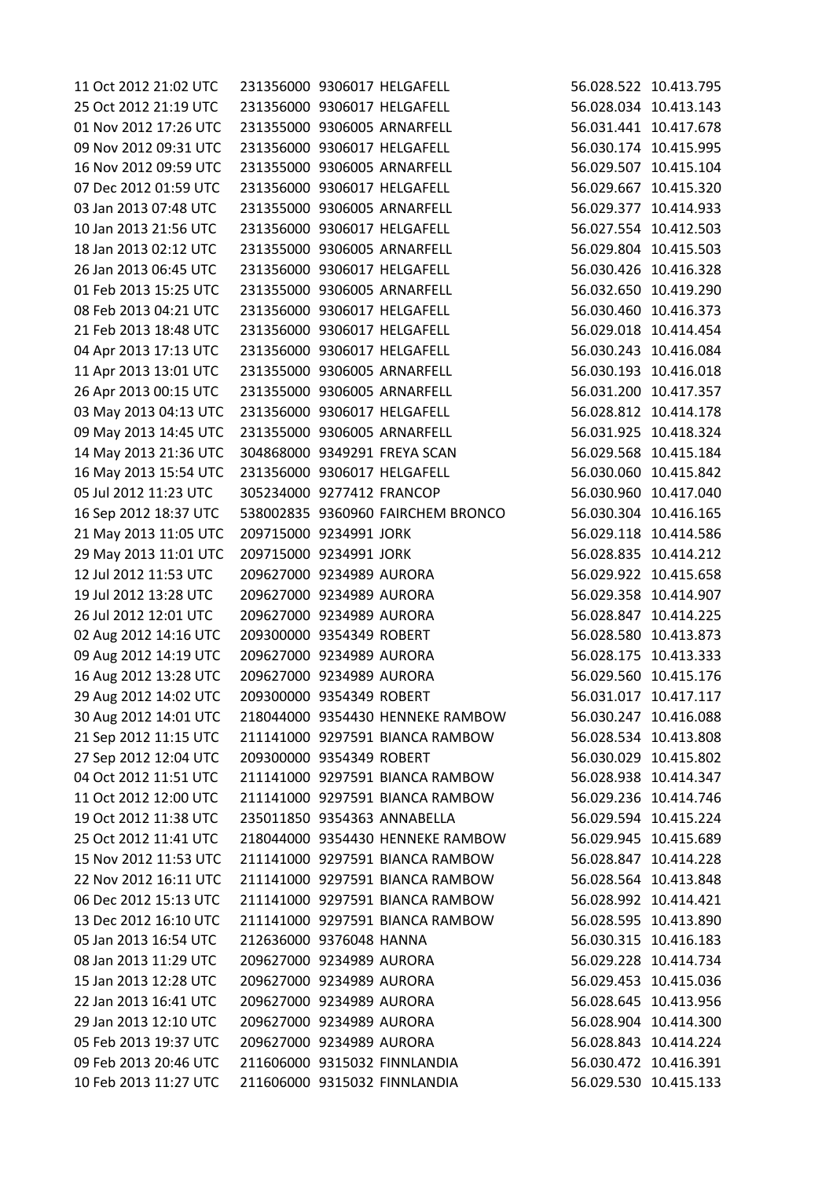| | | | | | |
|---|---|---|---|---|---|
| 11 Oct 2012 21:02 UTC | 231356000 | 9306017 | HELGAFELL | 56.028.522 | 10.413.795 |
| 25 Oct 2012 21:19 UTC | 231356000 | 9306017 | HELGAFELL | 56.028.034 | 10.413.143 |
| 01 Nov 2012 17:26 UTC | 231355000 | 9306005 | ARNARFELL | 56.031.441 | 10.417.678 |
| 09 Nov 2012 09:31 UTC | 231356000 | 9306017 | HELGAFELL | 56.030.174 | 10.415.995 |
| 16 Nov 2012 09:59 UTC | 231355000 | 9306005 | ARNARFELL | 56.029.507 | 10.415.104 |
| 07 Dec 2012 01:59 UTC | 231356000 | 9306017 | HELGAFELL | 56.029.667 | 10.415.320 |
| 03 Jan 2013 07:48 UTC | 231355000 | 9306005 | ARNARFELL | 56.029.377 | 10.414.933 |
| 10 Jan 2013 21:56 UTC | 231356000 | 9306017 | HELGAFELL | 56.027.554 | 10.412.503 |
| 18 Jan 2013 02:12 UTC | 231355000 | 9306005 | ARNARFELL | 56.029.804 | 10.415.503 |
| 26 Jan 2013 06:45 UTC | 231356000 | 9306017 | HELGAFELL | 56.030.426 | 10.416.328 |
| 01 Feb 2013 15:25 UTC | 231355000 | 9306005 | ARNARFELL | 56.032.650 | 10.419.290 |
| 08 Feb 2013 04:21 UTC | 231356000 | 9306017 | HELGAFELL | 56.030.460 | 10.416.373 |
| 21 Feb 2013 18:48 UTC | 231356000 | 9306017 | HELGAFELL | 56.029.018 | 10.414.454 |
| 04 Apr 2013 17:13 UTC | 231356000 | 9306017 | HELGAFELL | 56.030.243 | 10.416.084 |
| 11 Apr 2013 13:01 UTC | 231355000 | 9306005 | ARNARFELL | 56.030.193 | 10.416.018 |
| 26 Apr 2013 00:15 UTC | 231355000 | 9306005 | ARNARFELL | 56.031.200 | 10.417.357 |
| 03 May 2013 04:13 UTC | 231356000 | 9306017 | HELGAFELL | 56.028.812 | 10.414.178 |
| 09 May 2013 14:45 UTC | 231355000 | 9306005 | ARNARFELL | 56.031.925 | 10.418.324 |
| 14 May 2013 21:36 UTC | 304868000 | 9349291 | FREYA SCAN | 56.029.568 | 10.415.184 |
| 16 May 2013 15:54 UTC | 231356000 | 9306017 | HELGAFELL | 56.030.060 | 10.415.842 |
| 05 Jul 2012 11:23 UTC | 305234000 | 9277412 | FRANCOP | 56.030.960 | 10.417.040 |
| 16 Sep 2012 18:37 UTC | 538002835 | 9360960 | FAIRCHEM BRONCO | 56.030.304 | 10.416.165 |
| 21 May 2013 11:05 UTC | 209715000 | 9234991 | JORK | 56.029.118 | 10.414.586 |
| 29 May 2013 11:01 UTC | 209715000 | 9234991 | JORK | 56.028.835 | 10.414.212 |
| 12 Jul 2012 11:53 UTC | 209627000 | 9234989 | AURORA | 56.029.922 | 10.415.658 |
| 19 Jul 2012 13:28 UTC | 209627000 | 9234989 | AURORA | 56.029.358 | 10.414.907 |
| 26 Jul 2012 12:01 UTC | 209627000 | 9234989 | AURORA | 56.028.847 | 10.414.225 |
| 02 Aug 2012 14:16 UTC | 209300000 | 9354349 | ROBERT | 56.028.580 | 10.413.873 |
| 09 Aug 2012 14:19 UTC | 209627000 | 9234989 | AURORA | 56.028.175 | 10.413.333 |
| 16 Aug 2012 13:28 UTC | 209627000 | 9234989 | AURORA | 56.029.560 | 10.415.176 |
| 29 Aug 2012 14:02 UTC | 209300000 | 9354349 | ROBERT | 56.031.017 | 10.417.117 |
| 30 Aug 2012 14:01 UTC | 218044000 | 9354430 | HENNEKE RAMBOW | 56.030.247 | 10.416.088 |
| 21 Sep 2012 11:15 UTC | 211141000 | 9297591 | BIANCA RAMBOW | 56.028.534 | 10.413.808 |
| 27 Sep 2012 12:04 UTC | 209300000 | 9354349 | ROBERT | 56.030.029 | 10.415.802 |
| 04 Oct 2012 11:51 UTC | 211141000 | 9297591 | BIANCA RAMBOW | 56.028.938 | 10.414.347 |
| 11 Oct 2012 12:00 UTC | 211141000 | 9297591 | BIANCA RAMBOW | 56.029.236 | 10.414.746 |
| 19 Oct 2012 11:38 UTC | 235011850 | 9354363 | ANNABELLA | 56.029.594 | 10.415.224 |
| 25 Oct 2012 11:41 UTC | 218044000 | 9354430 | HENNEKE RAMBOW | 56.029.945 | 10.415.689 |
| 15 Nov 2012 11:53 UTC | 211141000 | 9297591 | BIANCA RAMBOW | 56.028.847 | 10.414.228 |
| 22 Nov 2012 16:11 UTC | 211141000 | 9297591 | BIANCA RAMBOW | 56.028.564 | 10.413.848 |
| 06 Dec 2012 15:13 UTC | 211141000 | 9297591 | BIANCA RAMBOW | 56.028.992 | 10.414.421 |
| 13 Dec 2012 16:10 UTC | 211141000 | 9297591 | BIANCA RAMBOW | 56.028.595 | 10.413.890 |
| 05 Jan 2013 16:54 UTC | 212636000 | 9376048 | HANNA | 56.030.315 | 10.416.183 |
| 08 Jan 2013 11:29 UTC | 209627000 | 9234989 | AURORA | 56.029.228 | 10.414.734 |
| 15 Jan 2013 12:28 UTC | 209627000 | 9234989 | AURORA | 56.029.453 | 10.415.036 |
| 22 Jan 2013 16:41 UTC | 209627000 | 9234989 | AURORA | 56.028.645 | 10.413.956 |
| 29 Jan 2013 12:10 UTC | 209627000 | 9234989 | AURORA | 56.028.904 | 10.414.300 |
| 05 Feb 2013 19:37 UTC | 209627000 | 9234989 | AURORA | 56.028.843 | 10.414.224 |
| 09 Feb 2013 20:46 UTC | 211606000 | 9315032 | FINNLANDIA | 56.030.472 | 10.416.391 |
| 10 Feb 2013 11:27 UTC | 211606000 | 9315032 | FINNLANDIA | 56.029.530 | 10.415.133 |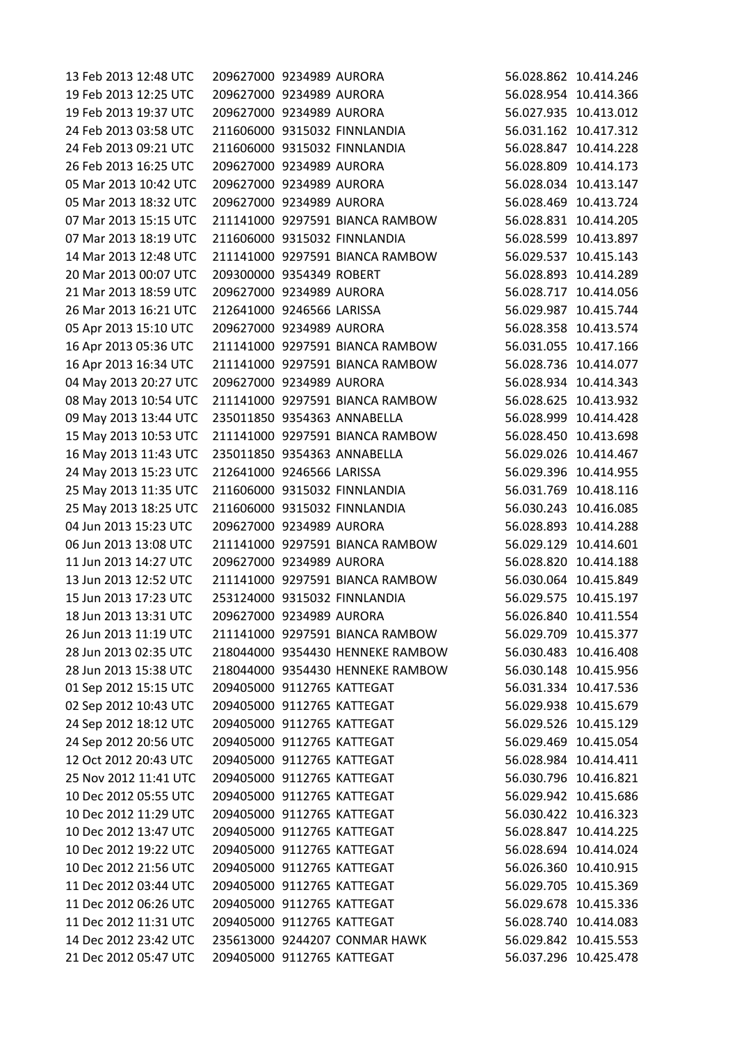| | | | | | |
|---|---|---|---|---|---|
| 13 Feb 2013 12:48 UTC | 209627000 | 9234989 | AURORA | 56.028.862 | 10.414.246 |
| 19 Feb 2013 12:25 UTC | 209627000 | 9234989 | AURORA | 56.028.954 | 10.414.366 |
| 19 Feb 2013 19:37 UTC | 209627000 | 9234989 | AURORA | 56.027.935 | 10.413.012 |
| 24 Feb 2013 03:58 UTC | 211606000 | 9315032 | FINNLANDIA | 56.031.162 | 10.417.312 |
| 24 Feb 2013 09:21 UTC | 211606000 | 9315032 | FINNLANDIA | 56.028.847 | 10.414.228 |
| 26 Feb 2013 16:25 UTC | 209627000 | 9234989 | AURORA | 56.028.809 | 10.414.173 |
| 05 Mar 2013 10:42 UTC | 209627000 | 9234989 | AURORA | 56.028.034 | 10.413.147 |
| 05 Mar 2013 18:32 UTC | 209627000 | 9234989 | AURORA | 56.028.469 | 10.413.724 |
| 07 Mar 2013 15:15 UTC | 211141000 | 9297591 | BIANCA RAMBOW | 56.028.831 | 10.414.205 |
| 07 Mar 2013 18:19 UTC | 211606000 | 9315032 | FINNLANDIA | 56.028.599 | 10.413.897 |
| 14 Mar 2013 12:48 UTC | 211141000 | 9297591 | BIANCA RAMBOW | 56.029.537 | 10.415.143 |
| 20 Mar 2013 00:07 UTC | 209300000 | 9354349 | ROBERT | 56.028.893 | 10.414.289 |
| 21 Mar 2013 18:59 UTC | 209627000 | 9234989 | AURORA | 56.028.717 | 10.414.056 |
| 26 Mar 2013 16:21 UTC | 212641000 | 9246566 | LARISSA | 56.029.987 | 10.415.744 |
| 05 Apr 2013 15:10 UTC | 209627000 | 9234989 | AURORA | 56.028.358 | 10.413.574 |
| 16 Apr 2013 05:36 UTC | 211141000 | 9297591 | BIANCA RAMBOW | 56.031.055 | 10.417.166 |
| 16 Apr 2013 16:34 UTC | 211141000 | 9297591 | BIANCA RAMBOW | 56.028.736 | 10.414.077 |
| 04 May 2013 20:27 UTC | 209627000 | 9234989 | AURORA | 56.028.934 | 10.414.343 |
| 08 May 2013 10:54 UTC | 211141000 | 9297591 | BIANCA RAMBOW | 56.028.625 | 10.413.932 |
| 09 May 2013 13:44 UTC | 235011850 | 9354363 | ANNABELLA | 56.028.999 | 10.414.428 |
| 15 May 2013 10:53 UTC | 211141000 | 9297591 | BIANCA RAMBOW | 56.028.450 | 10.413.698 |
| 16 May 2013 11:43 UTC | 235011850 | 9354363 | ANNABELLA | 56.029.026 | 10.414.467 |
| 24 May 2013 15:23 UTC | 212641000 | 9246566 | LARISSA | 56.029.396 | 10.414.955 |
| 25 May 2013 11:35 UTC | 211606000 | 9315032 | FINNLANDIA | 56.031.769 | 10.418.116 |
| 25 May 2013 18:25 UTC | 211606000 | 9315032 | FINNLANDIA | 56.030.243 | 10.416.085 |
| 04 Jun 2013 15:23 UTC | 209627000 | 9234989 | AURORA | 56.028.893 | 10.414.288 |
| 06 Jun 2013 13:08 UTC | 211141000 | 9297591 | BIANCA RAMBOW | 56.029.129 | 10.414.601 |
| 11 Jun 2013 14:27 UTC | 209627000 | 9234989 | AURORA | 56.028.820 | 10.414.188 |
| 13 Jun 2013 12:52 UTC | 211141000 | 9297591 | BIANCA RAMBOW | 56.030.064 | 10.415.849 |
| 15 Jun 2013 17:23 UTC | 253124000 | 9315032 | FINNLANDIA | 56.029.575 | 10.415.197 |
| 18 Jun 2013 13:31 UTC | 209627000 | 9234989 | AURORA | 56.026.840 | 10.411.554 |
| 26 Jun 2013 11:19 UTC | 211141000 | 9297591 | BIANCA RAMBOW | 56.029.709 | 10.415.377 |
| 28 Jun 2013 02:35 UTC | 218044000 | 9354430 | HENNEKE RAMBOW | 56.030.483 | 10.416.408 |
| 28 Jun 2013 15:38 UTC | 218044000 | 9354430 | HENNEKE RAMBOW | 56.030.148 | 10.415.956 |
| 01 Sep 2012 15:15 UTC | 209405000 | 9112765 | KATTEGAT | 56.031.334 | 10.417.536 |
| 02 Sep 2012 10:43 UTC | 209405000 | 9112765 | KATTEGAT | 56.029.938 | 10.415.679 |
| 24 Sep 2012 18:12 UTC | 209405000 | 9112765 | KATTEGAT | 56.029.526 | 10.415.129 |
| 24 Sep 2012 20:56 UTC | 209405000 | 9112765 | KATTEGAT | 56.029.469 | 10.415.054 |
| 12 Oct 2012 20:43 UTC | 209405000 | 9112765 | KATTEGAT | 56.028.984 | 10.414.411 |
| 25 Nov 2012 11:41 UTC | 209405000 | 9112765 | KATTEGAT | 56.030.796 | 10.416.821 |
| 10 Dec 2012 05:55 UTC | 209405000 | 9112765 | KATTEGAT | 56.029.942 | 10.415.686 |
| 10 Dec 2012 11:29 UTC | 209405000 | 9112765 | KATTEGAT | 56.030.422 | 10.416.323 |
| 10 Dec 2012 13:47 UTC | 209405000 | 9112765 | KATTEGAT | 56.028.847 | 10.414.225 |
| 10 Dec 2012 19:22 UTC | 209405000 | 9112765 | KATTEGAT | 56.028.694 | 10.414.024 |
| 10 Dec 2012 21:56 UTC | 209405000 | 9112765 | KATTEGAT | 56.026.360 | 10.410.915 |
| 11 Dec 2012 03:44 UTC | 209405000 | 9112765 | KATTEGAT | 56.029.705 | 10.415.369 |
| 11 Dec 2012 06:26 UTC | 209405000 | 9112765 | KATTEGAT | 56.029.678 | 10.415.336 |
| 11 Dec 2012 11:31 UTC | 209405000 | 9112765 | KATTEGAT | 56.028.740 | 10.414.083 |
| 14 Dec 2012 23:42 UTC | 235613000 | 9244207 | CONMAR HAWK | 56.029.842 | 10.415.553 |
| 21 Dec 2012 05:47 UTC | 209405000 | 9112765 | KATTEGAT | 56.037.296 | 10.425.478 |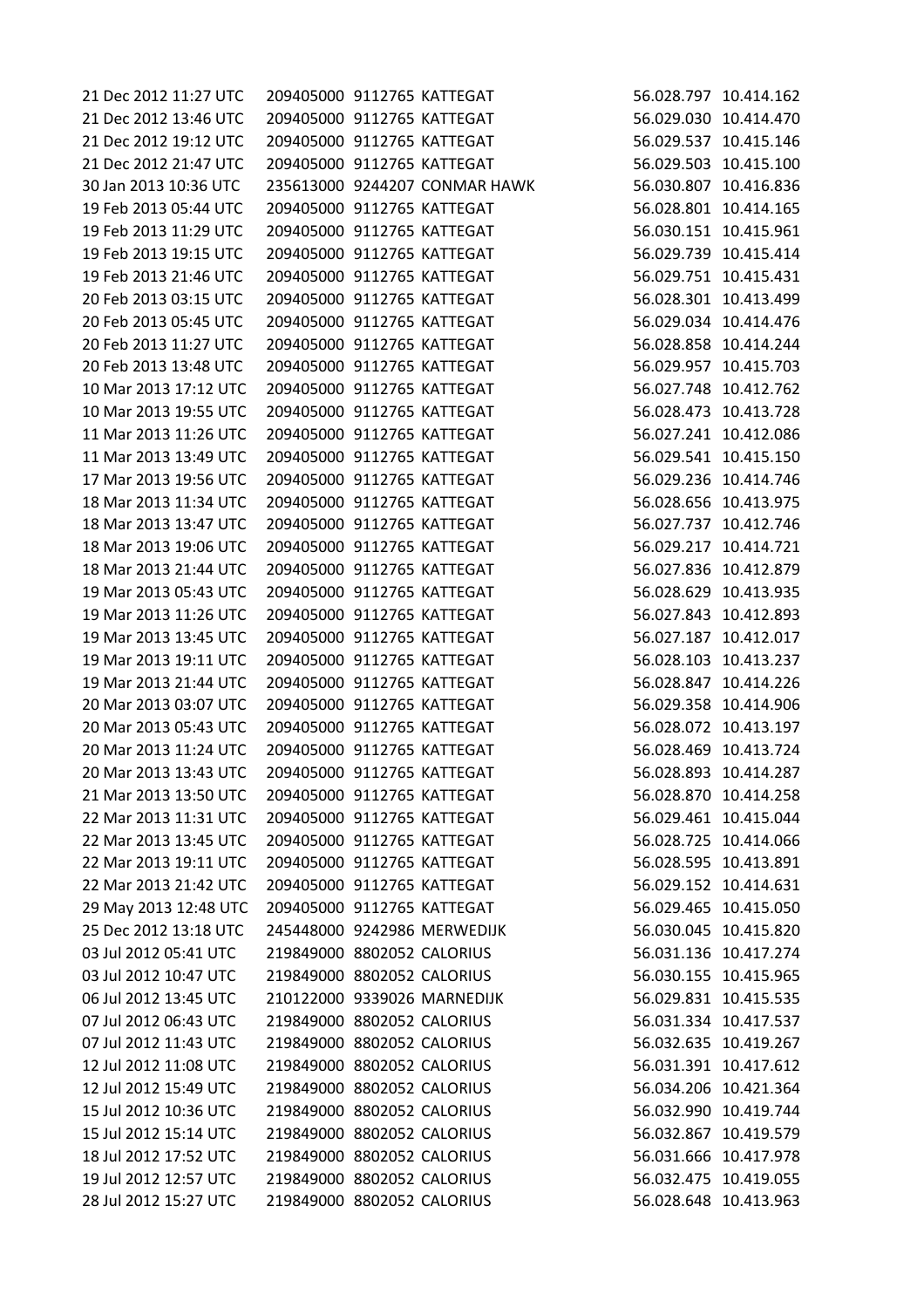| | | | | | |
|---|---|---|---|---|---|
| 21 Dec 2012 11:27 UTC | 209405000 | 9112765 | KATTEGAT | 56.028.797 | 10.414.162 |
| 21 Dec 2012 13:46 UTC | 209405000 | 9112765 | KATTEGAT | 56.029.030 | 10.414.470 |
| 21 Dec 2012 19:12 UTC | 209405000 | 9112765 | KATTEGAT | 56.029.537 | 10.415.146 |
| 21 Dec 2012 21:47 UTC | 209405000 | 9112765 | KATTEGAT | 56.029.503 | 10.415.100 |
| 30 Jan 2013 10:36 UTC | 235613000 | 9244207 | CONMAR HAWK | 56.030.807 | 10.416.836 |
| 19 Feb 2013 05:44 UTC | 209405000 | 9112765 | KATTEGAT | 56.028.801 | 10.414.165 |
| 19 Feb 2013 11:29 UTC | 209405000 | 9112765 | KATTEGAT | 56.030.151 | 10.415.961 |
| 19 Feb 2013 19:15 UTC | 209405000 | 9112765 | KATTEGAT | 56.029.739 | 10.415.414 |
| 19 Feb 2013 21:46 UTC | 209405000 | 9112765 | KATTEGAT | 56.029.751 | 10.415.431 |
| 20 Feb 2013 03:15 UTC | 209405000 | 9112765 | KATTEGAT | 56.028.301 | 10.413.499 |
| 20 Feb 2013 05:45 UTC | 209405000 | 9112765 | KATTEGAT | 56.029.034 | 10.414.476 |
| 20 Feb 2013 11:27 UTC | 209405000 | 9112765 | KATTEGAT | 56.028.858 | 10.414.244 |
| 20 Feb 2013 13:48 UTC | 209405000 | 9112765 | KATTEGAT | 56.029.957 | 10.415.703 |
| 10 Mar 2013 17:12 UTC | 209405000 | 9112765 | KATTEGAT | 56.027.748 | 10.412.762 |
| 10 Mar 2013 19:55 UTC | 209405000 | 9112765 | KATTEGAT | 56.028.473 | 10.413.728 |
| 11 Mar 2013 11:26 UTC | 209405000 | 9112765 | KATTEGAT | 56.027.241 | 10.412.086 |
| 11 Mar 2013 13:49 UTC | 209405000 | 9112765 | KATTEGAT | 56.029.541 | 10.415.150 |
| 17 Mar 2013 19:56 UTC | 209405000 | 9112765 | KATTEGAT | 56.029.236 | 10.414.746 |
| 18 Mar 2013 11:34 UTC | 209405000 | 9112765 | KATTEGAT | 56.028.656 | 10.413.975 |
| 18 Mar 2013 13:47 UTC | 209405000 | 9112765 | KATTEGAT | 56.027.737 | 10.412.746 |
| 18 Mar 2013 19:06 UTC | 209405000 | 9112765 | KATTEGAT | 56.029.217 | 10.414.721 |
| 18 Mar 2013 21:44 UTC | 209405000 | 9112765 | KATTEGAT | 56.027.836 | 10.412.879 |
| 19 Mar 2013 05:43 UTC | 209405000 | 9112765 | KATTEGAT | 56.028.629 | 10.413.935 |
| 19 Mar 2013 11:26 UTC | 209405000 | 9112765 | KATTEGAT | 56.027.843 | 10.412.893 |
| 19 Mar 2013 13:45 UTC | 209405000 | 9112765 | KATTEGAT | 56.027.187 | 10.412.017 |
| 19 Mar 2013 19:11 UTC | 209405000 | 9112765 | KATTEGAT | 56.028.103 | 10.413.237 |
| 19 Mar 2013 21:44 UTC | 209405000 | 9112765 | KATTEGAT | 56.028.847 | 10.414.226 |
| 20 Mar 2013 03:07 UTC | 209405000 | 9112765 | KATTEGAT | 56.029.358 | 10.414.906 |
| 20 Mar 2013 05:43 UTC | 209405000 | 9112765 | KATTEGAT | 56.028.072 | 10.413.197 |
| 20 Mar 2013 11:24 UTC | 209405000 | 9112765 | KATTEGAT | 56.028.469 | 10.413.724 |
| 20 Mar 2013 13:43 UTC | 209405000 | 9112765 | KATTEGAT | 56.028.893 | 10.414.287 |
| 21 Mar 2013 13:50 UTC | 209405000 | 9112765 | KATTEGAT | 56.028.870 | 10.414.258 |
| 22 Mar 2013 11:31 UTC | 209405000 | 9112765 | KATTEGAT | 56.029.461 | 10.415.044 |
| 22 Mar 2013 13:45 UTC | 209405000 | 9112765 | KATTEGAT | 56.028.725 | 10.414.066 |
| 22 Mar 2013 19:11 UTC | 209405000 | 9112765 | KATTEGAT | 56.028.595 | 10.413.891 |
| 22 Mar 2013 21:42 UTC | 209405000 | 9112765 | KATTEGAT | 56.029.152 | 10.414.631 |
| 29 May 2013 12:48 UTC | 209405000 | 9112765 | KATTEGAT | 56.029.465 | 10.415.050 |
| 25 Dec 2012 13:18 UTC | 245448000 | 9242986 | MERWEDIJK | 56.030.045 | 10.415.820 |
| 03 Jul 2012 05:41 UTC | 219849000 | 8802052 | CALORIUS | 56.031.136 | 10.417.274 |
| 03 Jul 2012 10:47 UTC | 219849000 | 8802052 | CALORIUS | 56.030.155 | 10.415.965 |
| 06 Jul 2012 13:45 UTC | 210122000 | 9339026 | MARNEDIJK | 56.029.831 | 10.415.535 |
| 07 Jul 2012 06:43 UTC | 219849000 | 8802052 | CALORIUS | 56.031.334 | 10.417.537 |
| 07 Jul 2012 11:43 UTC | 219849000 | 8802052 | CALORIUS | 56.032.635 | 10.419.267 |
| 12 Jul 2012 11:08 UTC | 219849000 | 8802052 | CALORIUS | 56.031.391 | 10.417.612 |
| 12 Jul 2012 15:49 UTC | 219849000 | 8802052 | CALORIUS | 56.034.206 | 10.421.364 |
| 15 Jul 2012 10:36 UTC | 219849000 | 8802052 | CALORIUS | 56.032.990 | 10.419.744 |
| 15 Jul 2012 15:14 UTC | 219849000 | 8802052 | CALORIUS | 56.032.867 | 10.419.579 |
| 18 Jul 2012 17:52 UTC | 219849000 | 8802052 | CALORIUS | 56.031.666 | 10.417.978 |
| 19 Jul 2012 12:57 UTC | 219849000 | 8802052 | CALORIUS | 56.032.475 | 10.419.055 |
| 28 Jul 2012 15:27 UTC | 219849000 | 8802052 | CALORIUS | 56.028.648 | 10.413.963 |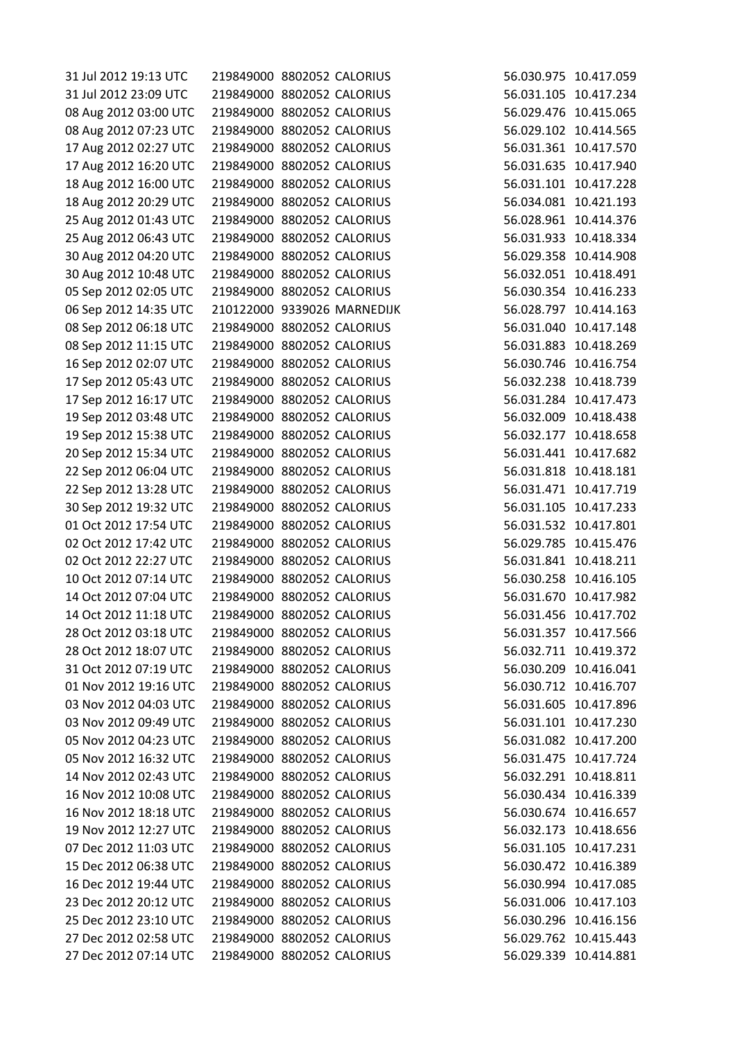| | | | | | |
|---|---|---|---|---|---|
| 31 Jul 2012 19:13 UTC | 219849000 | 8802052 | CALORIUS | 56.030.975 | 10.417.059 |
| 31 Jul 2012 23:09 UTC | 219849000 | 8802052 | CALORIUS | 56.031.105 | 10.417.234 |
| 08 Aug 2012 03:00 UTC | 219849000 | 8802052 | CALORIUS | 56.029.476 | 10.415.065 |
| 08 Aug 2012 07:23 UTC | 219849000 | 8802052 | CALORIUS | 56.029.102 | 10.414.565 |
| 17 Aug 2012 02:27 UTC | 219849000 | 8802052 | CALORIUS | 56.031.361 | 10.417.570 |
| 17 Aug 2012 16:20 UTC | 219849000 | 8802052 | CALORIUS | 56.031.635 | 10.417.940 |
| 18 Aug 2012 16:00 UTC | 219849000 | 8802052 | CALORIUS | 56.031.101 | 10.417.228 |
| 18 Aug 2012 20:29 UTC | 219849000 | 8802052 | CALORIUS | 56.034.081 | 10.421.193 |
| 25 Aug 2012 01:43 UTC | 219849000 | 8802052 | CALORIUS | 56.028.961 | 10.414.376 |
| 25 Aug 2012 06:43 UTC | 219849000 | 8802052 | CALORIUS | 56.031.933 | 10.418.334 |
| 30 Aug 2012 04:20 UTC | 219849000 | 8802052 | CALORIUS | 56.029.358 | 10.414.908 |
| 30 Aug 2012 10:48 UTC | 219849000 | 8802052 | CALORIUS | 56.032.051 | 10.418.491 |
| 05 Sep 2012 02:05 UTC | 219849000 | 8802052 | CALORIUS | 56.030.354 | 10.416.233 |
| 06 Sep 2012 14:35 UTC | 210122000 | 9339026 | MARNEDIJK | 56.028.797 | 10.414.163 |
| 08 Sep 2012 06:18 UTC | 219849000 | 8802052 | CALORIUS | 56.031.040 | 10.417.148 |
| 08 Sep 2012 11:15 UTC | 219849000 | 8802052 | CALORIUS | 56.031.883 | 10.418.269 |
| 16 Sep 2012 02:07 UTC | 219849000 | 8802052 | CALORIUS | 56.030.746 | 10.416.754 |
| 17 Sep 2012 05:43 UTC | 219849000 | 8802052 | CALORIUS | 56.032.238 | 10.418.739 |
| 17 Sep 2012 16:17 UTC | 219849000 | 8802052 | CALORIUS | 56.031.284 | 10.417.473 |
| 19 Sep 2012 03:48 UTC | 219849000 | 8802052 | CALORIUS | 56.032.009 | 10.418.438 |
| 19 Sep 2012 15:38 UTC | 219849000 | 8802052 | CALORIUS | 56.032.177 | 10.418.658 |
| 20 Sep 2012 15:34 UTC | 219849000 | 8802052 | CALORIUS | 56.031.441 | 10.417.682 |
| 22 Sep 2012 06:04 UTC | 219849000 | 8802052 | CALORIUS | 56.031.818 | 10.418.181 |
| 22 Sep 2012 13:28 UTC | 219849000 | 8802052 | CALORIUS | 56.031.471 | 10.417.719 |
| 30 Sep 2012 19:32 UTC | 219849000 | 8802052 | CALORIUS | 56.031.105 | 10.417.233 |
| 01 Oct 2012 17:54 UTC | 219849000 | 8802052 | CALORIUS | 56.031.532 | 10.417.801 |
| 02 Oct 2012 17:42 UTC | 219849000 | 8802052 | CALORIUS | 56.029.785 | 10.415.476 |
| 02 Oct 2012 22:27 UTC | 219849000 | 8802052 | CALORIUS | 56.031.841 | 10.418.211 |
| 10 Oct 2012 07:14 UTC | 219849000 | 8802052 | CALORIUS | 56.030.258 | 10.416.105 |
| 14 Oct 2012 07:04 UTC | 219849000 | 8802052 | CALORIUS | 56.031.670 | 10.417.982 |
| 14 Oct 2012 11:18 UTC | 219849000 | 8802052 | CALORIUS | 56.031.456 | 10.417.702 |
| 28 Oct 2012 03:18 UTC | 219849000 | 8802052 | CALORIUS | 56.031.357 | 10.417.566 |
| 28 Oct 2012 18:07 UTC | 219849000 | 8802052 | CALORIUS | 56.032.711 | 10.419.372 |
| 31 Oct 2012 07:19 UTC | 219849000 | 8802052 | CALORIUS | 56.030.209 | 10.416.041 |
| 01 Nov 2012 19:16 UTC | 219849000 | 8802052 | CALORIUS | 56.030.712 | 10.416.707 |
| 03 Nov 2012 04:03 UTC | 219849000 | 8802052 | CALORIUS | 56.031.605 | 10.417.896 |
| 03 Nov 2012 09:49 UTC | 219849000 | 8802052 | CALORIUS | 56.031.101 | 10.417.230 |
| 05 Nov 2012 04:23 UTC | 219849000 | 8802052 | CALORIUS | 56.031.082 | 10.417.200 |
| 05 Nov 2012 16:32 UTC | 219849000 | 8802052 | CALORIUS | 56.031.475 | 10.417.724 |
| 14 Nov 2012 02:43 UTC | 219849000 | 8802052 | CALORIUS | 56.032.291 | 10.418.811 |
| 16 Nov 2012 10:08 UTC | 219849000 | 8802052 | CALORIUS | 56.030.434 | 10.416.339 |
| 16 Nov 2012 18:18 UTC | 219849000 | 8802052 | CALORIUS | 56.030.674 | 10.416.657 |
| 19 Nov 2012 12:27 UTC | 219849000 | 8802052 | CALORIUS | 56.032.173 | 10.418.656 |
| 07 Dec 2012 11:03 UTC | 219849000 | 8802052 | CALORIUS | 56.031.105 | 10.417.231 |
| 15 Dec 2012 06:38 UTC | 219849000 | 8802052 | CALORIUS | 56.030.472 | 10.416.389 |
| 16 Dec 2012 19:44 UTC | 219849000 | 8802052 | CALORIUS | 56.030.994 | 10.417.085 |
| 23 Dec 2012 20:12 UTC | 219849000 | 8802052 | CALORIUS | 56.031.006 | 10.417.103 |
| 25 Dec 2012 23:10 UTC | 219849000 | 8802052 | CALORIUS | 56.030.296 | 10.416.156 |
| 27 Dec 2012 02:58 UTC | 219849000 | 8802052 | CALORIUS | 56.029.762 | 10.415.443 |
| 27 Dec 2012 07:14 UTC | 219849000 | 8802052 | CALORIUS | 56.029.339 | 10.414.881 |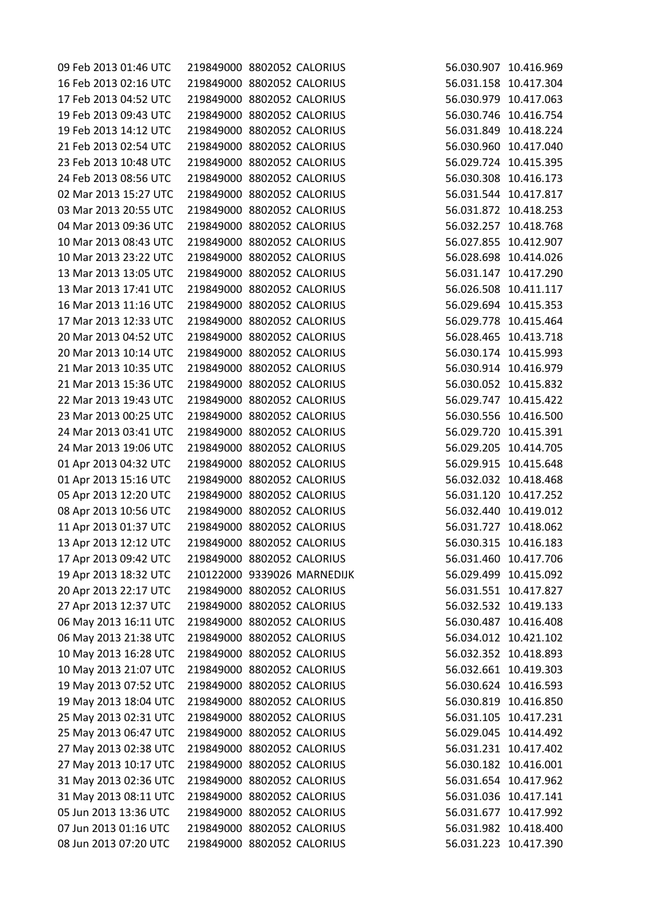| | | | | | |
|---|---|---|---|---|---|
| 09 Feb 2013 01:46 UTC | 219849000 | 8802052 | CALORIUS | 56.030.907 | 10.416.969 |
| 16 Feb 2013 02:16 UTC | 219849000 | 8802052 | CALORIUS | 56.031.158 | 10.417.304 |
| 17 Feb 2013 04:52 UTC | 219849000 | 8802052 | CALORIUS | 56.030.979 | 10.417.063 |
| 19 Feb 2013 09:43 UTC | 219849000 | 8802052 | CALORIUS | 56.030.746 | 10.416.754 |
| 19 Feb 2013 14:12 UTC | 219849000 | 8802052 | CALORIUS | 56.031.849 | 10.418.224 |
| 21 Feb 2013 02:54 UTC | 219849000 | 8802052 | CALORIUS | 56.030.960 | 10.417.040 |
| 23 Feb 2013 10:48 UTC | 219849000 | 8802052 | CALORIUS | 56.029.724 | 10.415.395 |
| 24 Feb 2013 08:56 UTC | 219849000 | 8802052 | CALORIUS | 56.030.308 | 10.416.173 |
| 02 Mar 2013 15:27 UTC | 219849000 | 8802052 | CALORIUS | 56.031.544 | 10.417.817 |
| 03 Mar 2013 20:55 UTC | 219849000 | 8802052 | CALORIUS | 56.031.872 | 10.418.253 |
| 04 Mar 2013 09:36 UTC | 219849000 | 8802052 | CALORIUS | 56.032.257 | 10.418.768 |
| 10 Mar 2013 08:43 UTC | 219849000 | 8802052 | CALORIUS | 56.027.855 | 10.412.907 |
| 10 Mar 2013 23:22 UTC | 219849000 | 8802052 | CALORIUS | 56.028.698 | 10.414.026 |
| 13 Mar 2013 13:05 UTC | 219849000 | 8802052 | CALORIUS | 56.031.147 | 10.417.290 |
| 13 Mar 2013 17:41 UTC | 219849000 | 8802052 | CALORIUS | 56.026.508 | 10.411.117 |
| 16 Mar 2013 11:16 UTC | 219849000 | 8802052 | CALORIUS | 56.029.694 | 10.415.353 |
| 17 Mar 2013 12:33 UTC | 219849000 | 8802052 | CALORIUS | 56.029.778 | 10.415.464 |
| 20 Mar 2013 04:52 UTC | 219849000 | 8802052 | CALORIUS | 56.028.465 | 10.413.718 |
| 20 Mar 2013 10:14 UTC | 219849000 | 8802052 | CALORIUS | 56.030.174 | 10.415.993 |
| 21 Mar 2013 10:35 UTC | 219849000 | 8802052 | CALORIUS | 56.030.914 | 10.416.979 |
| 21 Mar 2013 15:36 UTC | 219849000 | 8802052 | CALORIUS | 56.030.052 | 10.415.832 |
| 22 Mar 2013 19:43 UTC | 219849000 | 8802052 | CALORIUS | 56.029.747 | 10.415.422 |
| 23 Mar 2013 00:25 UTC | 219849000 | 8802052 | CALORIUS | 56.030.556 | 10.416.500 |
| 24 Mar 2013 03:41 UTC | 219849000 | 8802052 | CALORIUS | 56.029.720 | 10.415.391 |
| 24 Mar 2013 19:06 UTC | 219849000 | 8802052 | CALORIUS | 56.029.205 | 10.414.705 |
| 01 Apr 2013 04:32 UTC | 219849000 | 8802052 | CALORIUS | 56.029.915 | 10.415.648 |
| 01 Apr 2013 15:16 UTC | 219849000 | 8802052 | CALORIUS | 56.032.032 | 10.418.468 |
| 05 Apr 2013 12:20 UTC | 219849000 | 8802052 | CALORIUS | 56.031.120 | 10.417.252 |
| 08 Apr 2013 10:56 UTC | 219849000 | 8802052 | CALORIUS | 56.032.440 | 10.419.012 |
| 11 Apr 2013 01:37 UTC | 219849000 | 8802052 | CALORIUS | 56.031.727 | 10.418.062 |
| 13 Apr 2013 12:12 UTC | 219849000 | 8802052 | CALORIUS | 56.030.315 | 10.416.183 |
| 17 Apr 2013 09:42 UTC | 219849000 | 8802052 | CALORIUS | 56.031.460 | 10.417.706 |
| 19 Apr 2013 18:32 UTC | 210122000 | 9339026 | MARNEDIJK | 56.029.499 | 10.415.092 |
| 20 Apr 2013 22:17 UTC | 219849000 | 8802052 | CALORIUS | 56.031.551 | 10.417.827 |
| 27 Apr 2013 12:37 UTC | 219849000 | 8802052 | CALORIUS | 56.032.532 | 10.419.133 |
| 06 May 2013 16:11 UTC | 219849000 | 8802052 | CALORIUS | 56.030.487 | 10.416.408 |
| 06 May 2013 21:38 UTC | 219849000 | 8802052 | CALORIUS | 56.034.012 | 10.421.102 |
| 10 May 2013 16:28 UTC | 219849000 | 8802052 | CALORIUS | 56.032.352 | 10.418.893 |
| 10 May 2013 21:07 UTC | 219849000 | 8802052 | CALORIUS | 56.032.661 | 10.419.303 |
| 19 May 2013 07:52 UTC | 219849000 | 8802052 | CALORIUS | 56.030.624 | 10.416.593 |
| 19 May 2013 18:04 UTC | 219849000 | 8802052 | CALORIUS | 56.030.819 | 10.416.850 |
| 25 May 2013 02:31 UTC | 219849000 | 8802052 | CALORIUS | 56.031.105 | 10.417.231 |
| 25 May 2013 06:47 UTC | 219849000 | 8802052 | CALORIUS | 56.029.045 | 10.414.492 |
| 27 May 2013 02:38 UTC | 219849000 | 8802052 | CALORIUS | 56.031.231 | 10.417.402 |
| 27 May 2013 10:17 UTC | 219849000 | 8802052 | CALORIUS | 56.030.182 | 10.416.001 |
| 31 May 2013 02:36 UTC | 219849000 | 8802052 | CALORIUS | 56.031.654 | 10.417.962 |
| 31 May 2013 08:11 UTC | 219849000 | 8802052 | CALORIUS | 56.031.036 | 10.417.141 |
| 05 Jun 2013 13:36 UTC | 219849000 | 8802052 | CALORIUS | 56.031.677 | 10.417.992 |
| 07 Jun 2013 01:16 UTC | 219849000 | 8802052 | CALORIUS | 56.031.982 | 10.418.400 |
| 08 Jun 2013 07:20 UTC | 219849000 | 8802052 | CALORIUS | 56.031.223 | 10.417.390 |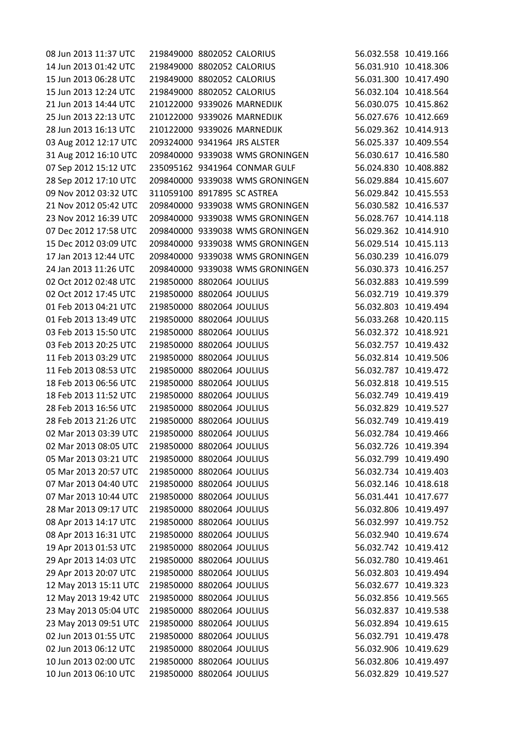| | | | | | |
|---|---|---|---|---|---|
| 08 Jun 2013 11:37 UTC | 219849000 | 8802052 | CALORIUS | 56.032.558 | 10.419.166 |
| 14 Jun 2013 01:42 UTC | 219849000 | 8802052 | CALORIUS | 56.031.910 | 10.418.306 |
| 15 Jun 2013 06:28 UTC | 219849000 | 8802052 | CALORIUS | 56.031.300 | 10.417.490 |
| 15 Jun 2013 12:24 UTC | 219849000 | 8802052 | CALORIUS | 56.032.104 | 10.418.564 |
| 21 Jun 2013 14:44 UTC | 210122000 | 9339026 | MARNEDIJK | 56.030.075 | 10.415.862 |
| 25 Jun 2013 22:13 UTC | 210122000 | 9339026 | MARNEDIJK | 56.027.676 | 10.412.669 |
| 28 Jun 2013 16:13 UTC | 210122000 | 9339026 | MARNEDIJK | 56.029.362 | 10.414.913 |
| 03 Aug 2012 12:17 UTC | 209324000 | 9341964 | JRS ALSTER | 56.025.337 | 10.409.554 |
| 31 Aug 2012 16:10 UTC | 209840000 | 9339038 | WMS GRONINGEN | 56.030.617 | 10.416.580 |
| 07 Sep 2012 15:12 UTC | 235095162 | 9341964 | CONMAR GULF | 56.024.830 | 10.408.882 |
| 28 Sep 2012 17:10 UTC | 209840000 | 9339038 | WMS GRONINGEN | 56.029.884 | 10.415.607 |
| 09 Nov 2012 03:32 UTC | 311059100 | 8917895 | SC ASTREA | 56.029.842 | 10.415.553 |
| 21 Nov 2012 05:42 UTC | 209840000 | 9339038 | WMS GRONINGEN | 56.030.582 | 10.416.537 |
| 23 Nov 2012 16:39 UTC | 209840000 | 9339038 | WMS GRONINGEN | 56.028.767 | 10.414.118 |
| 07 Dec 2012 17:58 UTC | 209840000 | 9339038 | WMS GRONINGEN | 56.029.362 | 10.414.910 |
| 15 Dec 2012 03:09 UTC | 209840000 | 9339038 | WMS GRONINGEN | 56.029.514 | 10.415.113 |
| 17 Jan 2013 12:44 UTC | 209840000 | 9339038 | WMS GRONINGEN | 56.030.239 | 10.416.079 |
| 24 Jan 2013 11:26 UTC | 209840000 | 9339038 | WMS GRONINGEN | 56.030.373 | 10.416.257 |
| 02 Oct 2012 02:48 UTC | 219850000 | 8802064 | JOULIUS | 56.032.883 | 10.419.599 |
| 02 Oct 2012 17:45 UTC | 219850000 | 8802064 | JOULIUS | 56.032.719 | 10.419.379 |
| 01 Feb 2013 04:21 UTC | 219850000 | 8802064 | JOULIUS | 56.032.803 | 10.419.494 |
| 01 Feb 2013 13:49 UTC | 219850000 | 8802064 | JOULIUS | 56.033.268 | 10.420.115 |
| 03 Feb 2013 15:50 UTC | 219850000 | 8802064 | JOULIUS | 56.032.372 | 10.418.921 |
| 03 Feb 2013 20:25 UTC | 219850000 | 8802064 | JOULIUS | 56.032.757 | 10.419.432 |
| 11 Feb 2013 03:29 UTC | 219850000 | 8802064 | JOULIUS | 56.032.814 | 10.419.506 |
| 11 Feb 2013 08:53 UTC | 219850000 | 8802064 | JOULIUS | 56.032.787 | 10.419.472 |
| 18 Feb 2013 06:56 UTC | 219850000 | 8802064 | JOULIUS | 56.032.818 | 10.419.515 |
| 18 Feb 2013 11:52 UTC | 219850000 | 8802064 | JOULIUS | 56.032.749 | 10.419.419 |
| 28 Feb 2013 16:56 UTC | 219850000 | 8802064 | JOULIUS | 56.032.829 | 10.419.527 |
| 28 Feb 2013 21:26 UTC | 219850000 | 8802064 | JOULIUS | 56.032.749 | 10.419.419 |
| 02 Mar 2013 03:39 UTC | 219850000 | 8802064 | JOULIUS | 56.032.784 | 10.419.466 |
| 02 Mar 2013 08:05 UTC | 219850000 | 8802064 | JOULIUS | 56.032.726 | 10.419.394 |
| 05 Mar 2013 03:21 UTC | 219850000 | 8802064 | JOULIUS | 56.032.799 | 10.419.490 |
| 05 Mar 2013 20:57 UTC | 219850000 | 8802064 | JOULIUS | 56.032.734 | 10.419.403 |
| 07 Mar 2013 04:40 UTC | 219850000 | 8802064 | JOULIUS | 56.032.146 | 10.418.618 |
| 07 Mar 2013 10:44 UTC | 219850000 | 8802064 | JOULIUS | 56.031.441 | 10.417.677 |
| 28 Mar 2013 09:17 UTC | 219850000 | 8802064 | JOULIUS | 56.032.806 | 10.419.497 |
| 08 Apr 2013 14:17 UTC | 219850000 | 8802064 | JOULIUS | 56.032.997 | 10.419.752 |
| 08 Apr 2013 16:31 UTC | 219850000 | 8802064 | JOULIUS | 56.032.940 | 10.419.674 |
| 19 Apr 2013 01:53 UTC | 219850000 | 8802064 | JOULIUS | 56.032.742 | 10.419.412 |
| 29 Apr 2013 14:03 UTC | 219850000 | 8802064 | JOULIUS | 56.032.780 | 10.419.461 |
| 29 Apr 2013 20:07 UTC | 219850000 | 8802064 | JOULIUS | 56.032.803 | 10.419.494 |
| 12 May 2013 15:11 UTC | 219850000 | 8802064 | JOULIUS | 56.032.677 | 10.419.323 |
| 12 May 2013 19:42 UTC | 219850000 | 8802064 | JOULIUS | 56.032.856 | 10.419.565 |
| 23 May 2013 05:04 UTC | 219850000 | 8802064 | JOULIUS | 56.032.837 | 10.419.538 |
| 23 May 2013 09:51 UTC | 219850000 | 8802064 | JOULIUS | 56.032.894 | 10.419.615 |
| 02 Jun 2013 01:55 UTC | 219850000 | 8802064 | JOULIUS | 56.032.791 | 10.419.478 |
| 02 Jun 2013 06:12 UTC | 219850000 | 8802064 | JOULIUS | 56.032.906 | 10.419.629 |
| 10 Jun 2013 02:00 UTC | 219850000 | 8802064 | JOULIUS | 56.032.806 | 10.419.497 |
| 10 Jun 2013 06:10 UTC | 219850000 | 8802064 | JOULIUS | 56.032.829 | 10.419.527 |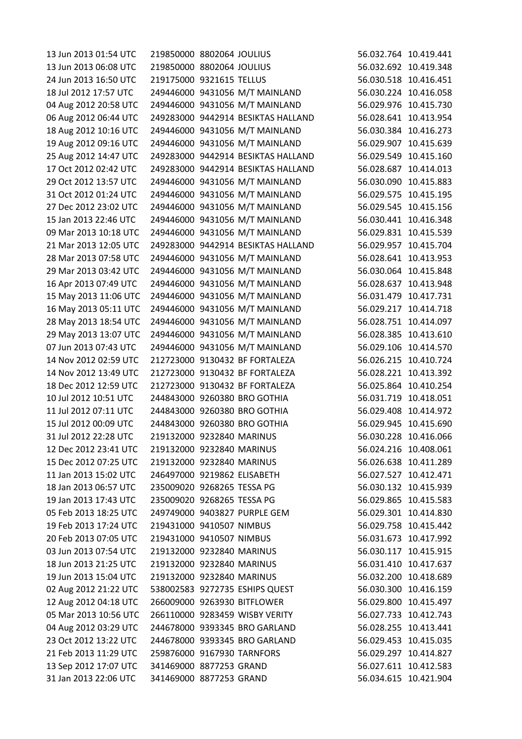| | | | | | |
|---|---|---|---|---|---|
| 13 Jun 2013 01:54 UTC | 219850000 | 8802064 | JOULIUS | 56.032.764 | 10.419.441 |
| 13 Jun 2013 06:08 UTC | 219850000 | 8802064 | JOULIUS | 56.032.692 | 10.419.348 |
| 24 Jun 2013 16:50 UTC | 219175000 | 9321615 | TELLUS | 56.030.518 | 10.416.451 |
| 18 Jul 2012 17:57 UTC | 249446000 | 9431056 | M/T MAINLAND | 56.030.224 | 10.416.058 |
| 04 Aug 2012 20:58 UTC | 249446000 | 9431056 | M/T MAINLAND | 56.029.976 | 10.415.730 |
| 06 Aug 2012 06:44 UTC | 249283000 | 9442914 | BESIKTAS HALLAND | 56.028.641 | 10.413.954 |
| 18 Aug 2012 10:16 UTC | 249446000 | 9431056 | M/T MAINLAND | 56.030.384 | 10.416.273 |
| 19 Aug 2012 09:16 UTC | 249446000 | 9431056 | M/T MAINLAND | 56.029.907 | 10.415.639 |
| 25 Aug 2012 14:47 UTC | 249283000 | 9442914 | BESIKTAS HALLAND | 56.029.549 | 10.415.160 |
| 17 Oct 2012 02:42 UTC | 249283000 | 9442914 | BESIKTAS HALLAND | 56.028.687 | 10.414.013 |
| 29 Oct 2012 13:57 UTC | 249446000 | 9431056 | M/T MAINLAND | 56.030.090 | 10.415.883 |
| 31 Oct 2012 01:24 UTC | 249446000 | 9431056 | M/T MAINLAND | 56.029.575 | 10.415.195 |
| 27 Dec 2012 23:02 UTC | 249446000 | 9431056 | M/T MAINLAND | 56.029.545 | 10.415.156 |
| 15 Jan 2013 22:46 UTC | 249446000 | 9431056 | M/T MAINLAND | 56.030.441 | 10.416.348 |
| 09 Mar 2013 10:18 UTC | 249446000 | 9431056 | M/T MAINLAND | 56.029.831 | 10.415.539 |
| 21 Mar 2013 12:05 UTC | 249283000 | 9442914 | BESIKTAS HALLAND | 56.029.957 | 10.415.704 |
| 28 Mar 2013 07:58 UTC | 249446000 | 9431056 | M/T MAINLAND | 56.028.641 | 10.413.953 |
| 29 Mar 2013 03:42 UTC | 249446000 | 9431056 | M/T MAINLAND | 56.030.064 | 10.415.848 |
| 16 Apr 2013 07:49 UTC | 249446000 | 9431056 | M/T MAINLAND | 56.028.637 | 10.413.948 |
| 15 May 2013 11:06 UTC | 249446000 | 9431056 | M/T MAINLAND | 56.031.479 | 10.417.731 |
| 16 May 2013 05:11 UTC | 249446000 | 9431056 | M/T MAINLAND | 56.029.217 | 10.414.718 |
| 28 May 2013 18:54 UTC | 249446000 | 9431056 | M/T MAINLAND | 56.028.751 | 10.414.097 |
| 29 May 2013 13:07 UTC | 249446000 | 9431056 | M/T MAINLAND | 56.028.385 | 10.413.610 |
| 07 Jun 2013 07:43 UTC | 249446000 | 9431056 | M/T MAINLAND | 56.029.106 | 10.414.570 |
| 14 Nov 2012 02:59 UTC | 212723000 | 9130432 | BF FORTALEZA | 56.026.215 | 10.410.724 |
| 14 Nov 2012 13:49 UTC | 212723000 | 9130432 | BF FORTALEZA | 56.028.221 | 10.413.392 |
| 18 Dec 2012 12:59 UTC | 212723000 | 9130432 | BF FORTALEZA | 56.025.864 | 10.410.254 |
| 10 Jul 2012 10:51 UTC | 244843000 | 9260380 | BRO GOTHIA | 56.031.719 | 10.418.051 |
| 11 Jul 2012 07:11 UTC | 244843000 | 9260380 | BRO GOTHIA | 56.029.408 | 10.414.972 |
| 15 Jul 2012 00:09 UTC | 244843000 | 9260380 | BRO GOTHIA | 56.029.945 | 10.415.690 |
| 31 Jul 2012 22:28 UTC | 219132000 | 9232840 | MARINUS | 56.030.228 | 10.416.066 |
| 12 Dec 2012 23:41 UTC | 219132000 | 9232840 | MARINUS | 56.024.216 | 10.408.061 |
| 15 Dec 2012 07:25 UTC | 219132000 | 9232840 | MARINUS | 56.026.638 | 10.411.289 |
| 11 Jan 2013 15:02 UTC | 246497000 | 9219862 | ELISABETH | 56.027.527 | 10.412.471 |
| 18 Jan 2013 06:57 UTC | 235009020 | 9268265 | TESSA PG | 56.030.132 | 10.415.939 |
| 19 Jan 2013 17:43 UTC | 235009020 | 9268265 | TESSA PG | 56.029.865 | 10.415.583 |
| 05 Feb 2013 18:25 UTC | 249749000 | 9403827 | PURPLE GEM | 56.029.301 | 10.414.830 |
| 19 Feb 2013 17:24 UTC | 219431000 | 9410507 | NIMBUS | 56.029.758 | 10.415.442 |
| 20 Feb 2013 07:05 UTC | 219431000 | 9410507 | NIMBUS | 56.031.673 | 10.417.992 |
| 03 Jun 2013 07:54 UTC | 219132000 | 9232840 | MARINUS | 56.030.117 | 10.415.915 |
| 18 Jun 2013 21:25 UTC | 219132000 | 9232840 | MARINUS | 56.031.410 | 10.417.637 |
| 19 Jun 2013 15:04 UTC | 219132000 | 9232840 | MARINUS | 56.032.200 | 10.418.689 |
| 02 Aug 2012 21:22 UTC | 538002583 | 9272735 | ESHIPS QUEST | 56.030.300 | 10.416.159 |
| 12 Aug 2012 04:18 UTC | 266009000 | 9263930 | BITFLOWER | 56.029.800 | 10.415.497 |
| 05 Mar 2013 10:56 UTC | 266110000 | 9283459 | WISBY VERITY | 56.027.733 | 10.412.743 |
| 04 Aug 2012 03:29 UTC | 244678000 | 9393345 | BRO GARLAND | 56.028.255 | 10.413.441 |
| 23 Oct 2012 13:22 UTC | 244678000 | 9393345 | BRO GARLAND | 56.029.453 | 10.415.035 |
| 21 Feb 2013 11:29 UTC | 259876000 | 9167930 | TARNFORS | 56.029.297 | 10.414.827 |
| 13 Sep 2012 17:07 UTC | 341469000 | 8877253 | GRAND | 56.027.611 | 10.412.583 |
| 31 Jan 2013 22:06 UTC | 341469000 | 8877253 | GRAND | 56.034.615 | 10.421.904 |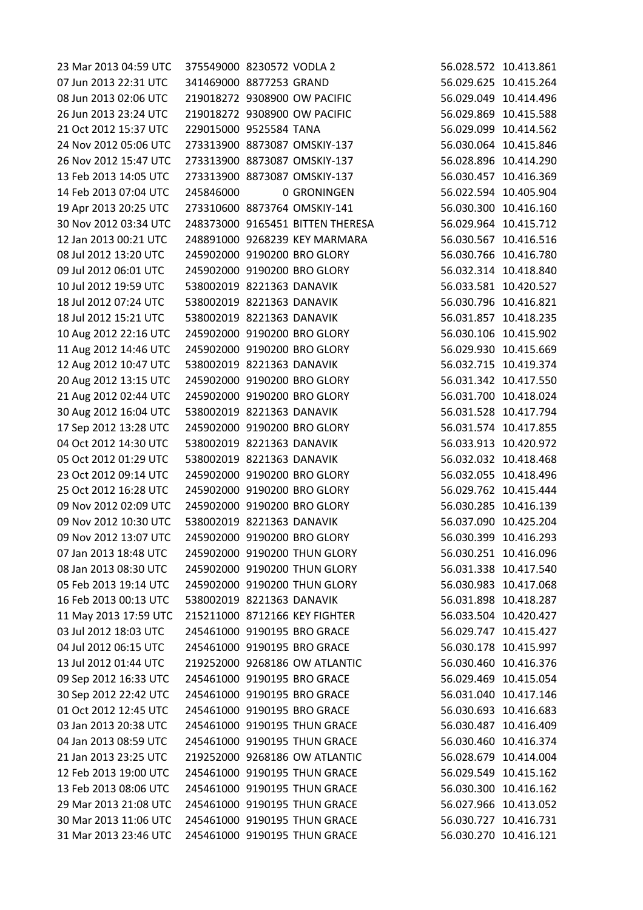| | | | | | |
|---|---|---|---|---|---|
| 23 Mar 2013 04:59 UTC | 375549000 | 8230572 | VODLA 2 | 56.028.572 | 10.413.861 |
| 07 Jun 2013 22:31 UTC | 341469000 | 8877253 | GRAND | 56.029.625 | 10.415.264 |
| 08 Jun 2013 02:06 UTC | 219018272 | 9308900 | OW PACIFIC | 56.029.049 | 10.414.496 |
| 26 Jun 2013 23:24 UTC | 219018272 | 9308900 | OW PACIFIC | 56.029.869 | 10.415.588 |
| 21 Oct 2012 15:37 UTC | 229015000 | 9525584 | TANA | 56.029.099 | 10.414.562 |
| 24 Nov 2012 05:06 UTC | 273313900 | 8873087 | OMSKIY-137 | 56.030.064 | 10.415.846 |
| 26 Nov 2012 15:47 UTC | 273313900 | 8873087 | OMSKIY-137 | 56.028.896 | 10.414.290 |
| 13 Feb 2013 14:05 UTC | 273313900 | 8873087 | OMSKIY-137 | 56.030.457 | 10.416.369 |
| 14 Feb 2013 07:04 UTC | 245846000 | 0 | GRONINGEN | 56.022.594 | 10.405.904 |
| 19 Apr 2013 20:25 UTC | 273310600 | 8873764 | OMSKIY-141 | 56.030.300 | 10.416.160 |
| 30 Nov 2012 03:34 UTC | 248373000 | 9165451 | BITTEN THERESA | 56.029.964 | 10.415.712 |
| 12 Jan 2013 00:21 UTC | 248891000 | 9268239 | KEY MARMARA | 56.030.567 | 10.416.516 |
| 08 Jul 2012 13:20 UTC | 245902000 | 9190200 | BRO GLORY | 56.030.766 | 10.416.780 |
| 09 Jul 2012 06:01 UTC | 245902000 | 9190200 | BRO GLORY | 56.032.314 | 10.418.840 |
| 10 Jul 2012 19:59 UTC | 538002019 | 8221363 | DANAVIK | 56.033.581 | 10.420.527 |
| 18 Jul 2012 07:24 UTC | 538002019 | 8221363 | DANAVIK | 56.030.796 | 10.416.821 |
| 18 Jul 2012 15:21 UTC | 538002019 | 8221363 | DANAVIK | 56.031.857 | 10.418.235 |
| 10 Aug 2012 22:16 UTC | 245902000 | 9190200 | BRO GLORY | 56.030.106 | 10.415.902 |
| 11 Aug 2012 14:46 UTC | 245902000 | 9190200 | BRO GLORY | 56.029.930 | 10.415.669 |
| 12 Aug 2012 10:47 UTC | 538002019 | 8221363 | DANAVIK | 56.032.715 | 10.419.374 |
| 20 Aug 2012 13:15 UTC | 245902000 | 9190200 | BRO GLORY | 56.031.342 | 10.417.550 |
| 21 Aug 2012 02:44 UTC | 245902000 | 9190200 | BRO GLORY | 56.031.700 | 10.418.024 |
| 30 Aug 2012 16:04 UTC | 538002019 | 8221363 | DANAVIK | 56.031.528 | 10.417.794 |
| 17 Sep 2012 13:28 UTC | 245902000 | 9190200 | BRO GLORY | 56.031.574 | 10.417.855 |
| 04 Oct 2012 14:30 UTC | 538002019 | 8221363 | DANAVIK | 56.033.913 | 10.420.972 |
| 05 Oct 2012 01:29 UTC | 538002019 | 8221363 | DANAVIK | 56.032.032 | 10.418.468 |
| 23 Oct 2012 09:14 UTC | 245902000 | 9190200 | BRO GLORY | 56.032.055 | 10.418.496 |
| 25 Oct 2012 16:28 UTC | 245902000 | 9190200 | BRO GLORY | 56.029.762 | 10.415.444 |
| 09 Nov 2012 02:09 UTC | 245902000 | 9190200 | BRO GLORY | 56.030.285 | 10.416.139 |
| 09 Nov 2012 10:30 UTC | 538002019 | 8221363 | DANAVIK | 56.037.090 | 10.425.204 |
| 09 Nov 2012 13:07 UTC | 245902000 | 9190200 | BRO GLORY | 56.030.399 | 10.416.293 |
| 07 Jan 2013 18:48 UTC | 245902000 | 9190200 | THUN GLORY | 56.030.251 | 10.416.096 |
| 08 Jan 2013 08:30 UTC | 245902000 | 9190200 | THUN GLORY | 56.031.338 | 10.417.540 |
| 05 Feb 2013 19:14 UTC | 245902000 | 9190200 | THUN GLORY | 56.030.983 | 10.417.068 |
| 16 Feb 2013 00:13 UTC | 538002019 | 8221363 | DANAVIK | 56.031.898 | 10.418.287 |
| 11 May 2013 17:59 UTC | 215211000 | 8712166 | KEY FIGHTER | 56.033.504 | 10.420.427 |
| 03 Jul 2012 18:03 UTC | 245461000 | 9190195 | BRO GRACE | 56.029.747 | 10.415.427 |
| 04 Jul 2012 06:15 UTC | 245461000 | 9190195 | BRO GRACE | 56.030.178 | 10.415.997 |
| 13 Jul 2012 01:44 UTC | 219252000 | 9268186 | OW ATLANTIC | 56.030.460 | 10.416.376 |
| 09 Sep 2012 16:33 UTC | 245461000 | 9190195 | BRO GRACE | 56.029.469 | 10.415.054 |
| 30 Sep 2012 22:42 UTC | 245461000 | 9190195 | BRO GRACE | 56.031.040 | 10.417.146 |
| 01 Oct 2012 12:45 UTC | 245461000 | 9190195 | BRO GRACE | 56.030.693 | 10.416.683 |
| 03 Jan 2013 20:38 UTC | 245461000 | 9190195 | THUN GRACE | 56.030.487 | 10.416.409 |
| 04 Jan 2013 08:59 UTC | 245461000 | 9190195 | THUN GRACE | 56.030.460 | 10.416.374 |
| 21 Jan 2013 23:25 UTC | 219252000 | 9268186 | OW ATLANTIC | 56.028.679 | 10.414.004 |
| 12 Feb 2013 19:00 UTC | 245461000 | 9190195 | THUN GRACE | 56.029.549 | 10.415.162 |
| 13 Feb 2013 08:06 UTC | 245461000 | 9190195 | THUN GRACE | 56.030.300 | 10.416.162 |
| 29 Mar 2013 21:08 UTC | 245461000 | 9190195 | THUN GRACE | 56.027.966 | 10.413.052 |
| 30 Mar 2013 11:06 UTC | 245461000 | 9190195 | THUN GRACE | 56.030.727 | 10.416.731 |
| 31 Mar 2013 23:46 UTC | 245461000 | 9190195 | THUN GRACE | 56.030.270 | 10.416.121 |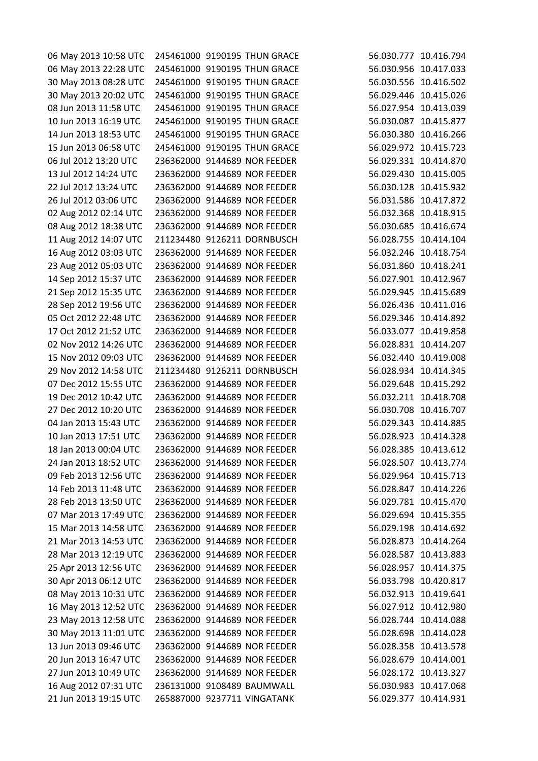| | | | | | |
|---|---|---|---|---|---|
| 06 May 2013 10:58 UTC | 245461000 | 9190195 | THUN GRACE | 56.030.777 | 10.416.794 |
| 06 May 2013 22:28 UTC | 245461000 | 9190195 | THUN GRACE | 56.030.956 | 10.417.033 |
| 30 May 2013 08:28 UTC | 245461000 | 9190195 | THUN GRACE | 56.030.556 | 10.416.502 |
| 30 May 2013 20:02 UTC | 245461000 | 9190195 | THUN GRACE | 56.029.446 | 10.415.026 |
| 08 Jun 2013 11:58 UTC | 245461000 | 9190195 | THUN GRACE | 56.027.954 | 10.413.039 |
| 10 Jun 2013 16:19 UTC | 245461000 | 9190195 | THUN GRACE | 56.030.087 | 10.415.877 |
| 14 Jun 2013 18:53 UTC | 245461000 | 9190195 | THUN GRACE | 56.030.380 | 10.416.266 |
| 15 Jun 2013 06:58 UTC | 245461000 | 9190195 | THUN GRACE | 56.029.972 | 10.415.723 |
| 06 Jul 2012 13:20 UTC | 236362000 | 9144689 | NOR FEEDER | 56.029.331 | 10.414.870 |
| 13 Jul 2012 14:24 UTC | 236362000 | 9144689 | NOR FEEDER | 56.029.430 | 10.415.005 |
| 22 Jul 2012 13:24 UTC | 236362000 | 9144689 | NOR FEEDER | 56.030.128 | 10.415.932 |
| 26 Jul 2012 03:06 UTC | 236362000 | 9144689 | NOR FEEDER | 56.031.586 | 10.417.872 |
| 02 Aug 2012 02:14 UTC | 236362000 | 9144689 | NOR FEEDER | 56.032.368 | 10.418.915 |
| 08 Aug 2012 18:38 UTC | 236362000 | 9144689 | NOR FEEDER | 56.030.685 | 10.416.674 |
| 11 Aug 2012 14:07 UTC | 211234480 | 9126211 | DORNBUSCH | 56.028.755 | 10.414.104 |
| 16 Aug 2012 03:03 UTC | 236362000 | 9144689 | NOR FEEDER | 56.032.246 | 10.418.754 |
| 23 Aug 2012 05:03 UTC | 236362000 | 9144689 | NOR FEEDER | 56.031.860 | 10.418.241 |
| 14 Sep 2012 15:37 UTC | 236362000 | 9144689 | NOR FEEDER | 56.027.901 | 10.412.967 |
| 21 Sep 2012 15:35 UTC | 236362000 | 9144689 | NOR FEEDER | 56.029.945 | 10.415.689 |
| 28 Sep 2012 19:56 UTC | 236362000 | 9144689 | NOR FEEDER | 56.026.436 | 10.411.016 |
| 05 Oct 2012 22:48 UTC | 236362000 | 9144689 | NOR FEEDER | 56.029.346 | 10.414.892 |
| 17 Oct 2012 21:52 UTC | 236362000 | 9144689 | NOR FEEDER | 56.033.077 | 10.419.858 |
| 02 Nov 2012 14:26 UTC | 236362000 | 9144689 | NOR FEEDER | 56.028.831 | 10.414.207 |
| 15 Nov 2012 09:03 UTC | 236362000 | 9144689 | NOR FEEDER | 56.032.440 | 10.419.008 |
| 29 Nov 2012 14:58 UTC | 211234480 | 9126211 | DORNBUSCH | 56.028.934 | 10.414.345 |
| 07 Dec 2012 15:55 UTC | 236362000 | 9144689 | NOR FEEDER | 56.029.648 | 10.415.292 |
| 19 Dec 2012 10:42 UTC | 236362000 | 9144689 | NOR FEEDER | 56.032.211 | 10.418.708 |
| 27 Dec 2012 10:20 UTC | 236362000 | 9144689 | NOR FEEDER | 56.030.708 | 10.416.707 |
| 04 Jan 2013 15:43 UTC | 236362000 | 9144689 | NOR FEEDER | 56.029.343 | 10.414.885 |
| 10 Jan 2013 17:51 UTC | 236362000 | 9144689 | NOR FEEDER | 56.028.923 | 10.414.328 |
| 18 Jan 2013 00:04 UTC | 236362000 | 9144689 | NOR FEEDER | 56.028.385 | 10.413.612 |
| 24 Jan 2013 18:52 UTC | 236362000 | 9144689 | NOR FEEDER | 56.028.507 | 10.413.774 |
| 09 Feb 2013 12:56 UTC | 236362000 | 9144689 | NOR FEEDER | 56.029.964 | 10.415.713 |
| 14 Feb 2013 11:48 UTC | 236362000 | 9144689 | NOR FEEDER | 56.028.847 | 10.414.226 |
| 28 Feb 2013 13:50 UTC | 236362000 | 9144689 | NOR FEEDER | 56.029.781 | 10.415.470 |
| 07 Mar 2013 17:49 UTC | 236362000 | 9144689 | NOR FEEDER | 56.029.694 | 10.415.355 |
| 15 Mar 2013 14:58 UTC | 236362000 | 9144689 | NOR FEEDER | 56.029.198 | 10.414.692 |
| 21 Mar 2013 14:53 UTC | 236362000 | 9144689 | NOR FEEDER | 56.028.873 | 10.414.264 |
| 28 Mar 2013 12:19 UTC | 236362000 | 9144689 | NOR FEEDER | 56.028.587 | 10.413.883 |
| 25 Apr 2013 12:56 UTC | 236362000 | 9144689 | NOR FEEDER | 56.028.957 | 10.414.375 |
| 30 Apr 2013 06:12 UTC | 236362000 | 9144689 | NOR FEEDER | 56.033.798 | 10.420.817 |
| 08 May 2013 10:31 UTC | 236362000 | 9144689 | NOR FEEDER | 56.032.913 | 10.419.641 |
| 16 May 2013 12:52 UTC | 236362000 | 9144689 | NOR FEEDER | 56.027.912 | 10.412.980 |
| 23 May 2013 12:58 UTC | 236362000 | 9144689 | NOR FEEDER | 56.028.744 | 10.414.088 |
| 30 May 2013 11:01 UTC | 236362000 | 9144689 | NOR FEEDER | 56.028.698 | 10.414.028 |
| 13 Jun 2013 09:46 UTC | 236362000 | 9144689 | NOR FEEDER | 56.028.358 | 10.413.578 |
| 20 Jun 2013 16:47 UTC | 236362000 | 9144689 | NOR FEEDER | 56.028.679 | 10.414.001 |
| 27 Jun 2013 10:49 UTC | 236362000 | 9144689 | NOR FEEDER | 56.028.172 | 10.413.327 |
| 16 Aug 2012 07:31 UTC | 236131000 | 9108489 | BAUMWALL | 56.030.983 | 10.417.068 |
| 21 Jun 2013 19:15 UTC | 265887000 | 9237711 | VINGATANK | 56.029.377 | 10.414.931 |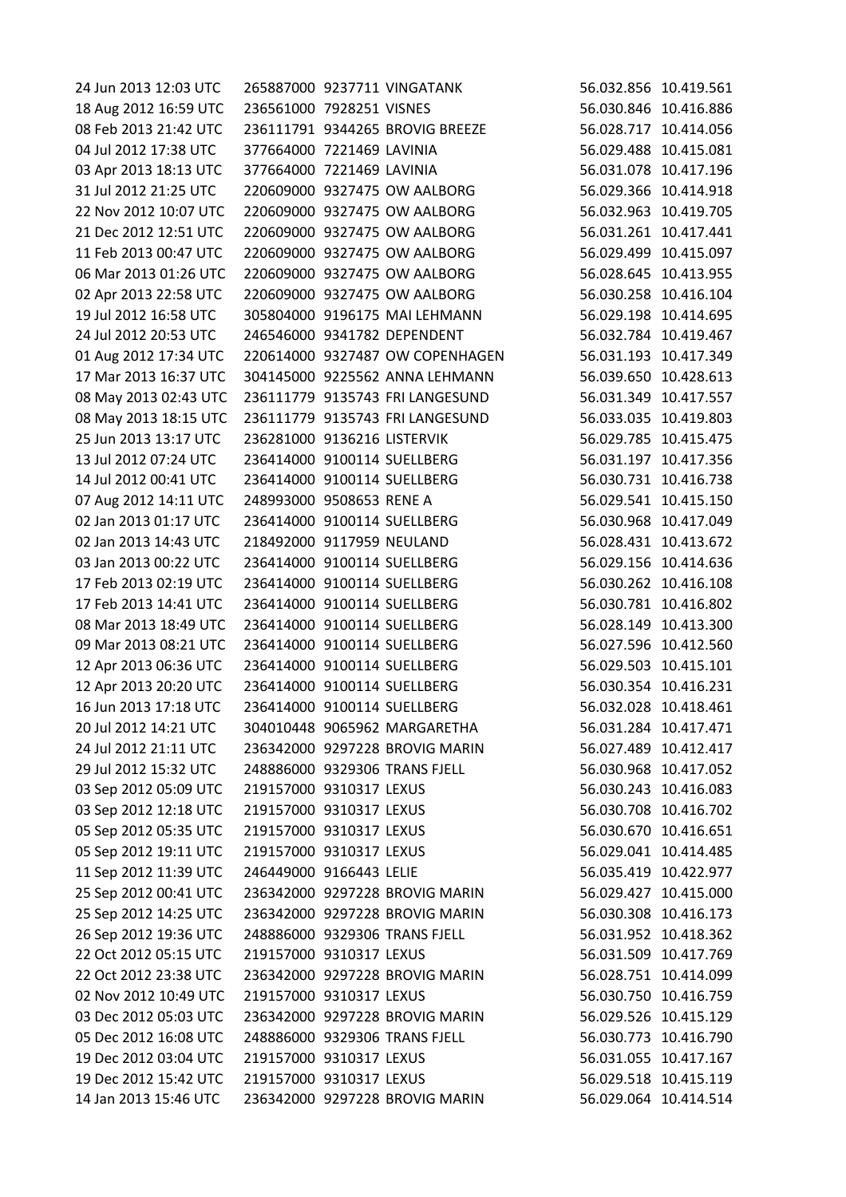| | | | | | |
|---|---|---|---|---|---|
| 24 Jun 2013 12:03 UTC | 265887000 | 9237711 | VINGATANK | 56.032.856 | 10.419.561 |
| 18 Aug 2012 16:59 UTC | 236561000 | 7928251 | VISNES | 56.030.846 | 10.416.886 |
| 08 Feb 2013 21:42 UTC | 236111791 | 9344265 | BROVIG BREEZE | 56.028.717 | 10.414.056 |
| 04 Jul 2012 17:38 UTC | 377664000 | 7221469 | LAVINIA | 56.029.488 | 10.415.081 |
| 03 Apr 2013 18:13 UTC | 377664000 | 7221469 | LAVINIA | 56.031.078 | 10.417.196 |
| 31 Jul 2012 21:25 UTC | 220609000 | 9327475 | OW AALBORG | 56.029.366 | 10.414.918 |
| 22 Nov 2012 10:07 UTC | 220609000 | 9327475 | OW AALBORG | 56.032.963 | 10.419.705 |
| 21 Dec 2012 12:51 UTC | 220609000 | 9327475 | OW AALBORG | 56.031.261 | 10.417.441 |
| 11 Feb 2013 00:47 UTC | 220609000 | 9327475 | OW AALBORG | 56.029.499 | 10.415.097 |
| 06 Mar 2013 01:26 UTC | 220609000 | 9327475 | OW AALBORG | 56.028.645 | 10.413.955 |
| 02 Apr 2013 22:58 UTC | 220609000 | 9327475 | OW AALBORG | 56.030.258 | 10.416.104 |
| 19 Jul 2012 16:58 UTC | 305804000 | 9196175 | MAI LEHMANN | 56.029.198 | 10.414.695 |
| 24 Jul 2012 20:53 UTC | 246546000 | 9341782 | DEPENDENT | 56.032.784 | 10.419.467 |
| 01 Aug 2012 17:34 UTC | 220614000 | 9327487 | OW COPENHAGEN | 56.031.193 | 10.417.349 |
| 17 Mar 2013 16:37 UTC | 304145000 | 9225562 | ANNA LEHMANN | 56.039.650 | 10.428.613 |
| 08 May 2013 02:43 UTC | 236111779 | 9135743 | FRI LANGESUND | 56.031.349 | 10.417.557 |
| 08 May 2013 18:15 UTC | 236111779 | 9135743 | FRI LANGESUND | 56.033.035 | 10.419.803 |
| 25 Jun 2013 13:17 UTC | 236281000 | 9136216 | LISTERVIK | 56.029.785 | 10.415.475 |
| 13 Jul 2012 07:24 UTC | 236414000 | 9100114 | SUELLBERG | 56.031.197 | 10.417.356 |
| 14 Jul 2012 00:41 UTC | 236414000 | 9100114 | SUELLBERG | 56.030.731 | 10.416.738 |
| 07 Aug 2012 14:11 UTC | 248993000 | 9508653 | RENE A | 56.029.541 | 10.415.150 |
| 02 Jan 2013 01:17 UTC | 236414000 | 9100114 | SUELLBERG | 56.030.968 | 10.417.049 |
| 02 Jan 2013 14:43 UTC | 218492000 | 9117959 | NEULAND | 56.028.431 | 10.413.672 |
| 03 Jan 2013 00:22 UTC | 236414000 | 9100114 | SUELLBERG | 56.029.156 | 10.414.636 |
| 17 Feb 2013 02:19 UTC | 236414000 | 9100114 | SUELLBERG | 56.030.262 | 10.416.108 |
| 17 Feb 2013 14:41 UTC | 236414000 | 9100114 | SUELLBERG | 56.030.781 | 10.416.802 |
| 08 Mar 2013 18:49 UTC | 236414000 | 9100114 | SUELLBERG | 56.028.149 | 10.413.300 |
| 09 Mar 2013 08:21 UTC | 236414000 | 9100114 | SUELLBERG | 56.027.596 | 10.412.560 |
| 12 Apr 2013 06:36 UTC | 236414000 | 9100114 | SUELLBERG | 56.029.503 | 10.415.101 |
| 12 Apr 2013 20:20 UTC | 236414000 | 9100114 | SUELLBERG | 56.030.354 | 10.416.231 |
| 16 Jun 2013 17:18 UTC | 236414000 | 9100114 | SUELLBERG | 56.032.028 | 10.418.461 |
| 20 Jul 2012 14:21 UTC | 304010448 | 9065962 | MARGARETHA | 56.031.284 | 10.417.471 |
| 24 Jul 2012 21:11 UTC | 236342000 | 9297228 | BROVIG MARIN | 56.027.489 | 10.412.417 |
| 29 Jul 2012 15:32 UTC | 248886000 | 9329306 | TRANS FJELL | 56.030.968 | 10.417.052 |
| 03 Sep 2012 05:09 UTC | 219157000 | 9310317 | LEXUS | 56.030.243 | 10.416.083 |
| 03 Sep 2012 12:18 UTC | 219157000 | 9310317 | LEXUS | 56.030.708 | 10.416.702 |
| 05 Sep 2012 05:35 UTC | 219157000 | 9310317 | LEXUS | 56.030.670 | 10.416.651 |
| 05 Sep 2012 19:11 UTC | 219157000 | 9310317 | LEXUS | 56.029.041 | 10.414.485 |
| 11 Sep 2012 11:39 UTC | 246449000 | 9166443 | LELIE | 56.035.419 | 10.422.977 |
| 25 Sep 2012 00:41 UTC | 236342000 | 9297228 | BROVIG MARIN | 56.029.427 | 10.415.000 |
| 25 Sep 2012 14:25 UTC | 236342000 | 9297228 | BROVIG MARIN | 56.030.308 | 10.416.173 |
| 26 Sep 2012 19:36 UTC | 248886000 | 9329306 | TRANS FJELL | 56.031.952 | 10.418.362 |
| 22 Oct 2012 05:15 UTC | 219157000 | 9310317 | LEXUS | 56.031.509 | 10.417.769 |
| 22 Oct 2012 23:38 UTC | 236342000 | 9297228 | BROVIG MARIN | 56.028.751 | 10.414.099 |
| 02 Nov 2012 10:49 UTC | 219157000 | 9310317 | LEXUS | 56.030.750 | 10.416.759 |
| 03 Dec 2012 05:03 UTC | 236342000 | 9297228 | BROVIG MARIN | 56.029.526 | 10.415.129 |
| 05 Dec 2012 16:08 UTC | 248886000 | 9329306 | TRANS FJELL | 56.030.773 | 10.416.790 |
| 19 Dec 2012 03:04 UTC | 219157000 | 9310317 | LEXUS | 56.031.055 | 10.417.167 |
| 19 Dec 2012 15:42 UTC | 219157000 | 9310317 | LEXUS | 56.029.518 | 10.415.119 |
| 14 Jan 2013 15:46 UTC | 236342000 | 9297228 | BROVIG MARIN | 56.029.064 | 10.414.514 |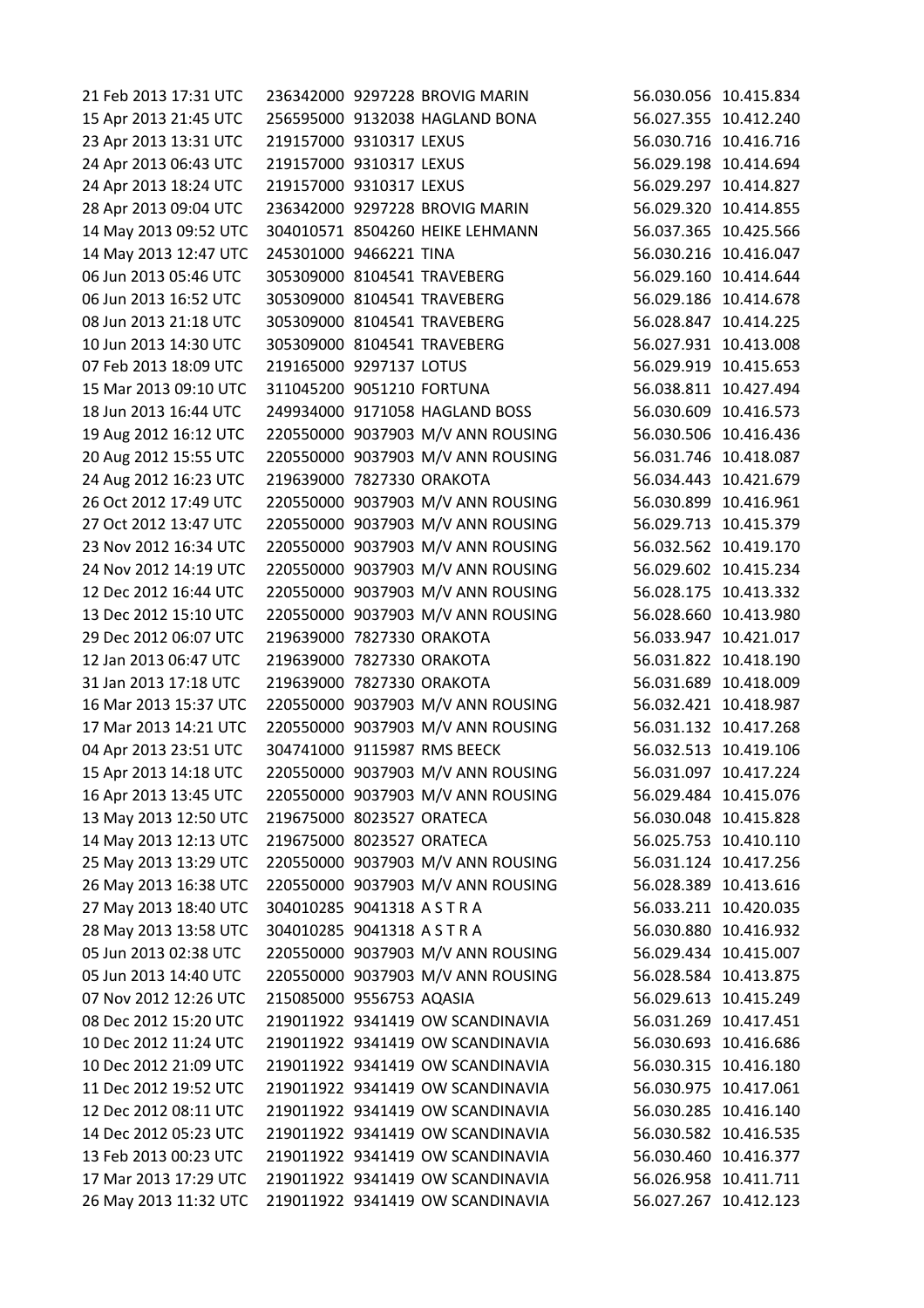| | | | | | |
|---|---|---|---|---|---|
| 21 Feb 2013 17:31 UTC | 236342000 | 9297228 | BROVIG MARIN | 56.030.056 | 10.415.834 |
| 15 Apr 2013 21:45 UTC | 256595000 | 9132038 | HAGLAND BONA | 56.027.355 | 10.412.240 |
| 23 Apr 2013 13:31 UTC | 219157000 | 9310317 | LEXUS | 56.030.716 | 10.416.716 |
| 24 Apr 2013 06:43 UTC | 219157000 | 9310317 | LEXUS | 56.029.198 | 10.414.694 |
| 24 Apr 2013 18:24 UTC | 219157000 | 9310317 | LEXUS | 56.029.297 | 10.414.827 |
| 28 Apr 2013 09:04 UTC | 236342000 | 9297228 | BROVIG MARIN | 56.029.320 | 10.414.855 |
| 14 May 2013 09:52 UTC | 304010571 | 8504260 | HEIKE LEHMANN | 56.037.365 | 10.425.566 |
| 14 May 2013 12:47 UTC | 245301000 | 9466221 | TINA | 56.030.216 | 10.416.047 |
| 06 Jun 2013 05:46 UTC | 305309000 | 8104541 | TRAVEBERG | 56.029.160 | 10.414.644 |
| 06 Jun 2013 16:52 UTC | 305309000 | 8104541 | TRAVEBERG | 56.029.186 | 10.414.678 |
| 08 Jun 2013 21:18 UTC | 305309000 | 8104541 | TRAVEBERG | 56.028.847 | 10.414.225 |
| 10 Jun 2013 14:30 UTC | 305309000 | 8104541 | TRAVEBERG | 56.027.931 | 10.413.008 |
| 07 Feb 2013 18:09 UTC | 219165000 | 9297137 | LOTUS | 56.029.919 | 10.415.653 |
| 15 Mar 2013 09:10 UTC | 311045200 | 9051210 | FORTUNA | 56.038.811 | 10.427.494 |
| 18 Jun 2013 16:44 UTC | 249934000 | 9171058 | HAGLAND BOSS | 56.030.609 | 10.416.573 |
| 19 Aug 2012 16:12 UTC | 220550000 | 9037903 | M/V ANN ROUSING | 56.030.506 | 10.416.436 |
| 20 Aug 2012 15:55 UTC | 220550000 | 9037903 | M/V ANN ROUSING | 56.031.746 | 10.418.087 |
| 24 Aug 2012 16:23 UTC | 219639000 | 7827330 | ORAKOTA | 56.034.443 | 10.421.679 |
| 26 Oct 2012 17:49 UTC | 220550000 | 9037903 | M/V ANN ROUSING | 56.030.899 | 10.416.961 |
| 27 Oct 2012 13:47 UTC | 220550000 | 9037903 | M/V ANN ROUSING | 56.029.713 | 10.415.379 |
| 23 Nov 2012 16:34 UTC | 220550000 | 9037903 | M/V ANN ROUSING | 56.032.562 | 10.419.170 |
| 24 Nov 2012 14:19 UTC | 220550000 | 9037903 | M/V ANN ROUSING | 56.029.602 | 10.415.234 |
| 12 Dec 2012 16:44 UTC | 220550000 | 9037903 | M/V ANN ROUSING | 56.028.175 | 10.413.332 |
| 13 Dec 2012 15:10 UTC | 220550000 | 9037903 | M/V ANN ROUSING | 56.028.660 | 10.413.980 |
| 29 Dec 2012 06:07 UTC | 219639000 | 7827330 | ORAKOTA | 56.033.947 | 10.421.017 |
| 12 Jan 2013 06:47 UTC | 219639000 | 7827330 | ORAKOTA | 56.031.822 | 10.418.190 |
| 31 Jan 2013 17:18 UTC | 219639000 | 7827330 | ORAKOTA | 56.031.689 | 10.418.009 |
| 16 Mar 2013 15:37 UTC | 220550000 | 9037903 | M/V ANN ROUSING | 56.032.421 | 10.418.987 |
| 17 Mar 2013 14:21 UTC | 220550000 | 9037903 | M/V ANN ROUSING | 56.031.132 | 10.417.268 |
| 04 Apr 2013 23:51 UTC | 304741000 | 9115987 | RMS BEECK | 56.032.513 | 10.419.106 |
| 15 Apr 2013 14:18 UTC | 220550000 | 9037903 | M/V ANN ROUSING | 56.031.097 | 10.417.224 |
| 16 Apr 2013 13:45 UTC | 220550000 | 9037903 | M/V ANN ROUSING | 56.029.484 | 10.415.076 |
| 13 May 2013 12:50 UTC | 219675000 | 8023527 | ORATECA | 56.030.048 | 10.415.828 |
| 14 May 2013 12:13 UTC | 219675000 | 8023527 | ORATECA | 56.025.753 | 10.410.110 |
| 25 May 2013 13:29 UTC | 220550000 | 9037903 | M/V ANN ROUSING | 56.031.124 | 10.417.256 |
| 26 May 2013 16:38 UTC | 220550000 | 9037903 | M/V ANN ROUSING | 56.028.389 | 10.413.616 |
| 27 May 2013 18:40 UTC | 304010285 | 9041318 | A S T R A | 56.033.211 | 10.420.035 |
| 28 May 2013 13:58 UTC | 304010285 | 9041318 | A S T R A | 56.030.880 | 10.416.932 |
| 05 Jun 2013 02:38 UTC | 220550000 | 9037903 | M/V ANN ROUSING | 56.029.434 | 10.415.007 |
| 05 Jun 2013 14:40 UTC | 220550000 | 9037903 | M/V ANN ROUSING | 56.028.584 | 10.413.875 |
| 07 Nov 2012 12:26 UTC | 215085000 | 9556753 | AQASIA | 56.029.613 | 10.415.249 |
| 08 Dec 2012 15:20 UTC | 219011922 | 9341419 | OW SCANDINAVIA | 56.031.269 | 10.417.451 |
| 10 Dec 2012 11:24 UTC | 219011922 | 9341419 | OW SCANDINAVIA | 56.030.693 | 10.416.686 |
| 10 Dec 2012 21:09 UTC | 219011922 | 9341419 | OW SCANDINAVIA | 56.030.315 | 10.416.180 |
| 11 Dec 2012 19:52 UTC | 219011922 | 9341419 | OW SCANDINAVIA | 56.030.975 | 10.417.061 |
| 12 Dec 2012 08:11 UTC | 219011922 | 9341419 | OW SCANDINAVIA | 56.030.285 | 10.416.140 |
| 14 Dec 2012 05:23 UTC | 219011922 | 9341419 | OW SCANDINAVIA | 56.030.582 | 10.416.535 |
| 13 Feb 2013 00:23 UTC | 219011922 | 9341419 | OW SCANDINAVIA | 56.030.460 | 10.416.377 |
| 17 Mar 2013 17:29 UTC | 219011922 | 9341419 | OW SCANDINAVIA | 56.026.958 | 10.411.711 |
| 26 May 2013 11:32 UTC | 219011922 | 9341419 | OW SCANDINAVIA | 56.027.267 | 10.412.123 |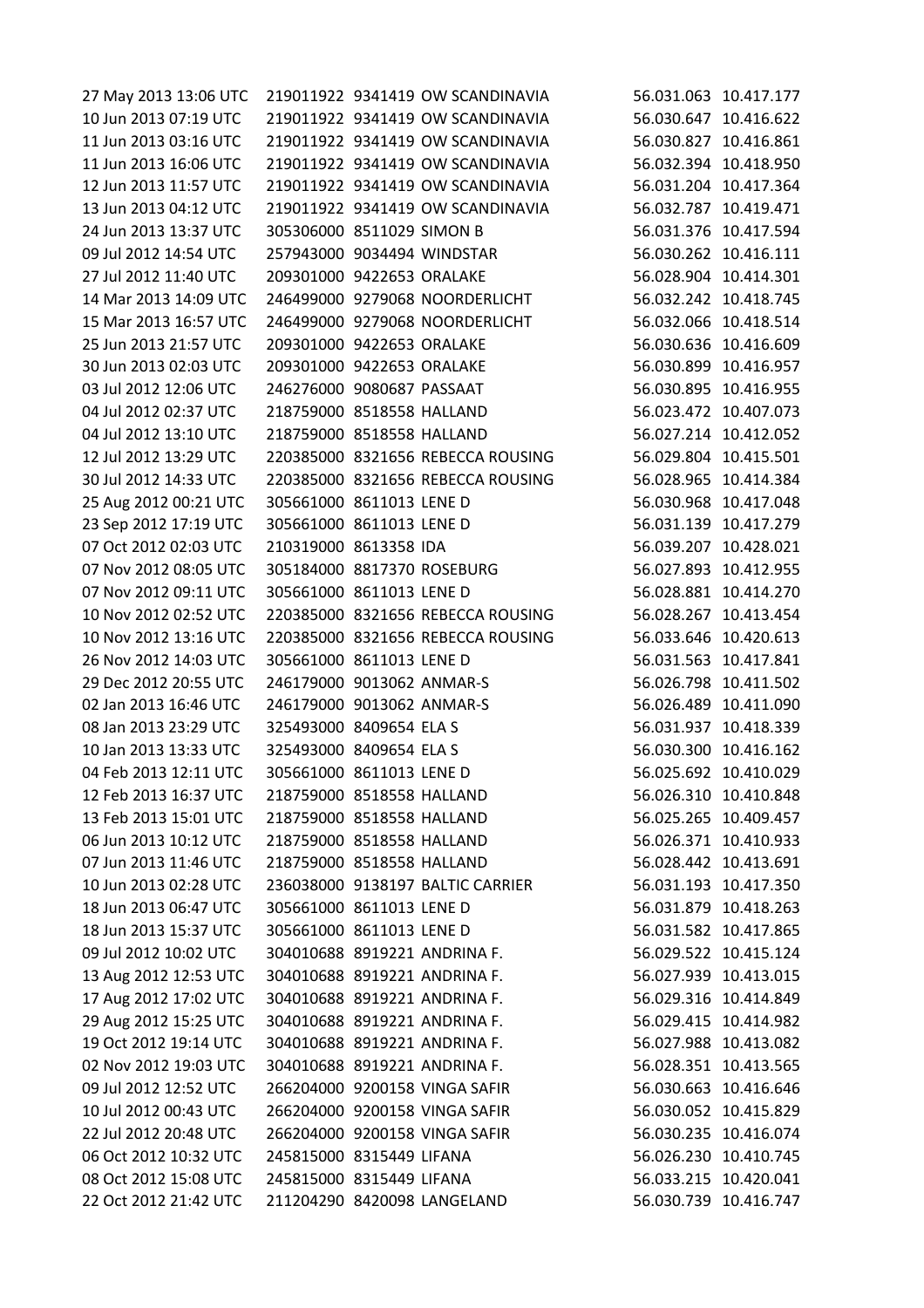| | | | | | |
|---|---|---|---|---|---|
| 27 May 2013 13:06 UTC | 219011922 | 9341419 | OW SCANDINAVIA | 56.031.063 | 10.417.177 |
| 10 Jun 2013 07:19 UTC | 219011922 | 9341419 | OW SCANDINAVIA | 56.030.647 | 10.416.622 |
| 11 Jun 2013 03:16 UTC | 219011922 | 9341419 | OW SCANDINAVIA | 56.030.827 | 10.416.861 |
| 11 Jun 2013 16:06 UTC | 219011922 | 9341419 | OW SCANDINAVIA | 56.032.394 | 10.418.950 |
| 12 Jun 2013 11:57 UTC | 219011922 | 9341419 | OW SCANDINAVIA | 56.031.204 | 10.417.364 |
| 13 Jun 2013 04:12 UTC | 219011922 | 9341419 | OW SCANDINAVIA | 56.032.787 | 10.419.471 |
| 24 Jun 2013 13:37 UTC | 305306000 | 8511029 | SIMON B | 56.031.376 | 10.417.594 |
| 09 Jul 2012 14:54 UTC | 257943000 | 9034494 | WINDSTAR | 56.030.262 | 10.416.111 |
| 27 Jul 2012 11:40 UTC | 209301000 | 9422653 | ORALAKE | 56.028.904 | 10.414.301 |
| 14 Mar 2013 14:09 UTC | 246499000 | 9279068 | NOORDERLICHT | 56.032.242 | 10.418.745 |
| 15 Mar 2013 16:57 UTC | 246499000 | 9279068 | NOORDERLICHT | 56.032.066 | 10.418.514 |
| 25 Jun 2013 21:57 UTC | 209301000 | 9422653 | ORALAKE | 56.030.636 | 10.416.609 |
| 30 Jun 2013 02:03 UTC | 209301000 | 9422653 | ORALAKE | 56.030.899 | 10.416.957 |
| 03 Jul 2012 12:06 UTC | 246276000 | 9080687 | PASSAAT | 56.030.895 | 10.416.955 |
| 04 Jul 2012 02:37 UTC | 218759000 | 8518558 | HALLAND | 56.023.472 | 10.407.073 |
| 04 Jul 2012 13:10 UTC | 218759000 | 8518558 | HALLAND | 56.027.214 | 10.412.052 |
| 12 Jul 2012 13:29 UTC | 220385000 | 8321656 | REBECCA ROUSING | 56.029.804 | 10.415.501 |
| 30 Jul 2012 14:33 UTC | 220385000 | 8321656 | REBECCA ROUSING | 56.028.965 | 10.414.384 |
| 25 Aug 2012 00:21 UTC | 305661000 | 8611013 | LENE D | 56.030.968 | 10.417.048 |
| 23 Sep 2012 17:19 UTC | 305661000 | 8611013 | LENE D | 56.031.139 | 10.417.279 |
| 07 Oct 2012 02:03 UTC | 210319000 | 8613358 | IDA | 56.039.207 | 10.428.021 |
| 07 Nov 2012 08:05 UTC | 305184000 | 8817370 | ROSEBURG | 56.027.893 | 10.412.955 |
| 07 Nov 2012 09:11 UTC | 305661000 | 8611013 | LENE D | 56.028.881 | 10.414.270 |
| 10 Nov 2012 02:52 UTC | 220385000 | 8321656 | REBECCA ROUSING | 56.028.267 | 10.413.454 |
| 10 Nov 2012 13:16 UTC | 220385000 | 8321656 | REBECCA ROUSING | 56.033.646 | 10.420.613 |
| 26 Nov 2012 14:03 UTC | 305661000 | 8611013 | LENE D | 56.031.563 | 10.417.841 |
| 29 Dec 2012 20:55 UTC | 246179000 | 9013062 | ANMAR-S | 56.026.798 | 10.411.502 |
| 02 Jan 2013 16:46 UTC | 246179000 | 9013062 | ANMAR-S | 56.026.489 | 10.411.090 |
| 08 Jan 2013 23:29 UTC | 325493000 | 8409654 | ELA S | 56.031.937 | 10.418.339 |
| 10 Jan 2013 13:33 UTC | 325493000 | 8409654 | ELA S | 56.030.300 | 10.416.162 |
| 04 Feb 2013 12:11 UTC | 305661000 | 8611013 | LENE D | 56.025.692 | 10.410.029 |
| 12 Feb 2013 16:37 UTC | 218759000 | 8518558 | HALLAND | 56.026.310 | 10.410.848 |
| 13 Feb 2013 15:01 UTC | 218759000 | 8518558 | HALLAND | 56.025.265 | 10.409.457 |
| 06 Jun 2013 10:12 UTC | 218759000 | 8518558 | HALLAND | 56.026.371 | 10.410.933 |
| 07 Jun 2013 11:46 UTC | 218759000 | 8518558 | HALLAND | 56.028.442 | 10.413.691 |
| 10 Jun 2013 02:28 UTC | 236038000 | 9138197 | BALTIC CARRIER | 56.031.193 | 10.417.350 |
| 18 Jun 2013 06:47 UTC | 305661000 | 8611013 | LENE D | 56.031.879 | 10.418.263 |
| 18 Jun 2013 15:37 UTC | 305661000 | 8611013 | LENE D | 56.031.582 | 10.417.865 |
| 09 Jul 2012 10:02 UTC | 304010688 | 8919221 | ANDRINA F. | 56.029.522 | 10.415.124 |
| 13 Aug 2012 12:53 UTC | 304010688 | 8919221 | ANDRINA F. | 56.027.939 | 10.413.015 |
| 17 Aug 2012 17:02 UTC | 304010688 | 8919221 | ANDRINA F. | 56.029.316 | 10.414.849 |
| 29 Aug 2012 15:25 UTC | 304010688 | 8919221 | ANDRINA F. | 56.029.415 | 10.414.982 |
| 19 Oct 2012 19:14 UTC | 304010688 | 8919221 | ANDRINA F. | 56.027.988 | 10.413.082 |
| 02 Nov 2012 19:03 UTC | 304010688 | 8919221 | ANDRINA F. | 56.028.351 | 10.413.565 |
| 09 Jul 2012 12:52 UTC | 266204000 | 9200158 | VINGA SAFIR | 56.030.663 | 10.416.646 |
| 10 Jul 2012 00:43 UTC | 266204000 | 9200158 | VINGA SAFIR | 56.030.052 | 10.415.829 |
| 22 Jul 2012 20:48 UTC | 266204000 | 9200158 | VINGA SAFIR | 56.030.235 | 10.416.074 |
| 06 Oct 2012 10:32 UTC | 245815000 | 8315449 | LIFANA | 56.026.230 | 10.410.745 |
| 08 Oct 2012 15:08 UTC | 245815000 | 8315449 | LIFANA | 56.033.215 | 10.420.041 |
| 22 Oct 2012 21:42 UTC | 211204290 | 8420098 | LANGELAND | 56.030.739 | 10.416.747 |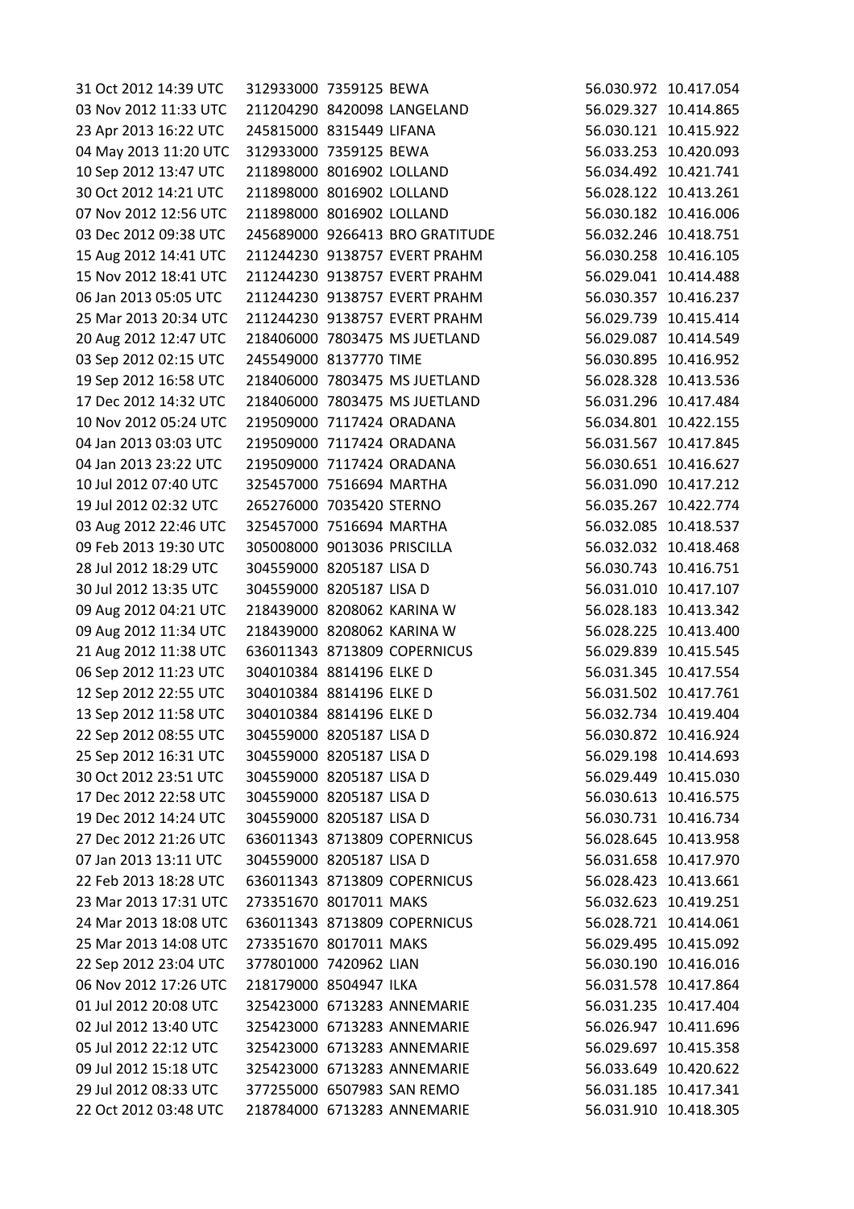| | | | | | |
|---|---|---|---|---|---|
| 31 Oct 2012 14:39 UTC | 312933000 | 7359125 | BEWA | 56.030.972 | 10.417.054 |
| 03 Nov 2012 11:33 UTC | 211204290 | 8420098 | LANGELAND | 56.029.327 | 10.414.865 |
| 23 Apr 2013 16:22 UTC | 245815000 | 8315449 | LIFANA | 56.030.121 | 10.415.922 |
| 04 May 2013 11:20 UTC | 312933000 | 7359125 | BEWA | 56.033.253 | 10.420.093 |
| 10 Sep 2012 13:47 UTC | 211898000 | 8016902 | LOLLAND | 56.034.492 | 10.421.741 |
| 30 Oct 2012 14:21 UTC | 211898000 | 8016902 | LOLLAND | 56.028.122 | 10.413.261 |
| 07 Nov 2012 12:56 UTC | 211898000 | 8016902 | LOLLAND | 56.030.182 | 10.416.006 |
| 03 Dec 2012 09:38 UTC | 245689000 | 9266413 | BRO GRATITUDE | 56.032.246 | 10.418.751 |
| 15 Aug 2012 14:41 UTC | 211244230 | 9138757 | EVERT PRAHM | 56.030.258 | 10.416.105 |
| 15 Nov 2012 18:41 UTC | 211244230 | 9138757 | EVERT PRAHM | 56.029.041 | 10.414.488 |
| 06 Jan 2013 05:05 UTC | 211244230 | 9138757 | EVERT PRAHM | 56.030.357 | 10.416.237 |
| 25 Mar 2013 20:34 UTC | 211244230 | 9138757 | EVERT PRAHM | 56.029.739 | 10.415.414 |
| 20 Aug 2012 12:47 UTC | 218406000 | 7803475 | MS JUETLAND | 56.029.087 | 10.414.549 |
| 03 Sep 2012 02:15 UTC | 245549000 | 8137770 | TIME | 56.030.895 | 10.416.952 |
| 19 Sep 2012 16:58 UTC | 218406000 | 7803475 | MS JUETLAND | 56.028.328 | 10.413.536 |
| 17 Dec 2012 14:32 UTC | 218406000 | 7803475 | MS JUETLAND | 56.031.296 | 10.417.484 |
| 10 Nov 2012 05:24 UTC | 219509000 | 7117424 | ORADANA | 56.034.801 | 10.422.155 |
| 04 Jan 2013 03:03 UTC | 219509000 | 7117424 | ORADANA | 56.031.567 | 10.417.845 |
| 04 Jan 2013 23:22 UTC | 219509000 | 7117424 | ORADANA | 56.030.651 | 10.416.627 |
| 10 Jul 2012 07:40 UTC | 325457000 | 7516694 | MARTHA | 56.031.090 | 10.417.212 |
| 19 Jul 2012 02:32 UTC | 265276000 | 7035420 | STERNO | 56.035.267 | 10.422.774 |
| 03 Aug 2012 22:46 UTC | 325457000 | 7516694 | MARTHA | 56.032.085 | 10.418.537 |
| 09 Feb 2013 19:30 UTC | 305008000 | 9013036 | PRISCILLA | 56.032.032 | 10.418.468 |
| 28 Jul 2012 18:29 UTC | 304559000 | 8205187 | LISA D | 56.030.743 | 10.416.751 |
| 30 Jul 2012 13:35 UTC | 304559000 | 8205187 | LISA D | 56.031.010 | 10.417.107 |
| 09 Aug 2012 04:21 UTC | 218439000 | 8208062 | KARINA W | 56.028.183 | 10.413.342 |
| 09 Aug 2012 11:34 UTC | 218439000 | 8208062 | KARINA W | 56.028.225 | 10.413.400 |
| 21 Aug 2012 11:38 UTC | 636011343 | 8713809 | COPERNICUS | 56.029.839 | 10.415.545 |
| 06 Sep 2012 11:23 UTC | 304010384 | 8814196 | ELKE D | 56.031.345 | 10.417.554 |
| 12 Sep 2012 22:55 UTC | 304010384 | 8814196 | ELKE D | 56.031.502 | 10.417.761 |
| 13 Sep 2012 11:58 UTC | 304010384 | 8814196 | ELKE D | 56.032.734 | 10.419.404 |
| 22 Sep 2012 08:55 UTC | 304559000 | 8205187 | LISA D | 56.030.872 | 10.416.924 |
| 25 Sep 2012 16:31 UTC | 304559000 | 8205187 | LISA D | 56.029.198 | 10.414.693 |
| 30 Oct 2012 23:51 UTC | 304559000 | 8205187 | LISA D | 56.029.449 | 10.415.030 |
| 17 Dec 2012 22:58 UTC | 304559000 | 8205187 | LISA D | 56.030.613 | 10.416.575 |
| 19 Dec 2012 14:24 UTC | 304559000 | 8205187 | LISA D | 56.030.731 | 10.416.734 |
| 27 Dec 2012 21:26 UTC | 636011343 | 8713809 | COPERNICUS | 56.028.645 | 10.413.958 |
| 07 Jan 2013 13:11 UTC | 304559000 | 8205187 | LISA D | 56.031.658 | 10.417.970 |
| 22 Feb 2013 18:28 UTC | 636011343 | 8713809 | COPERNICUS | 56.028.423 | 10.413.661 |
| 23 Mar 2013 17:31 UTC | 273351670 | 8017011 | MAKS | 56.032.623 | 10.419.251 |
| 24 Mar 2013 18:08 UTC | 636011343 | 8713809 | COPERNICUS | 56.028.721 | 10.414.061 |
| 25 Mar 2013 14:08 UTC | 273351670 | 8017011 | MAKS | 56.029.495 | 10.415.092 |
| 22 Sep 2012 23:04 UTC | 377801000 | 7420962 | LIAN | 56.030.190 | 10.416.016 |
| 06 Nov 2012 17:26 UTC | 218179000 | 8504947 | ILKA | 56.031.578 | 10.417.864 |
| 01 Jul 2012 20:08 UTC | 325423000 | 6713283 | ANNEMARIE | 56.031.235 | 10.417.404 |
| 02 Jul 2012 13:40 UTC | 325423000 | 6713283 | ANNEMARIE | 56.026.947 | 10.411.696 |
| 05 Jul 2012 22:12 UTC | 325423000 | 6713283 | ANNEMARIE | 56.029.697 | 10.415.358 |
| 09 Jul 2012 15:18 UTC | 325423000 | 6713283 | ANNEMARIE | 56.033.649 | 10.420.622 |
| 29 Jul 2012 08:33 UTC | 377255000 | 6507983 | SAN REMO | 56.031.185 | 10.417.341 |
| 22 Oct 2012 03:48 UTC | 218784000 | 6713283 | ANNEMARIE | 56.031.910 | 10.418.305 |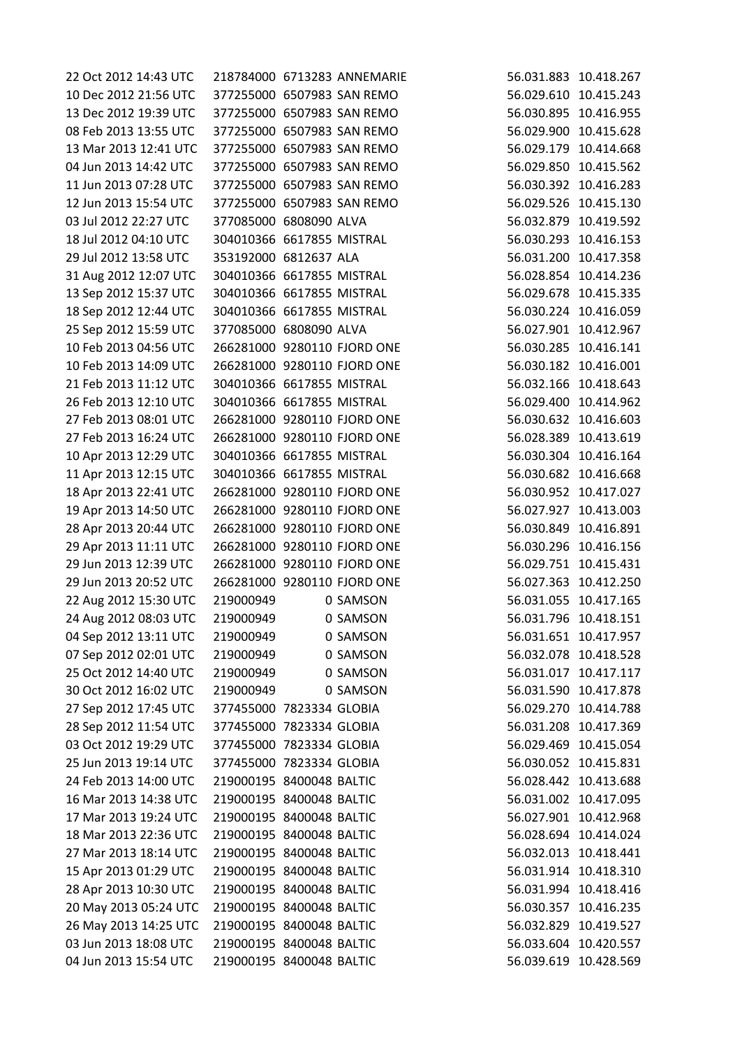| | | | | | |
|---|---|---|---|---|---|
| 22 Oct 2012 14:43 UTC | 218784000 | 6713283 | ANNEMARIE | 56.031.883 | 10.418.267 |
| 10 Dec 2012 21:56 UTC | 377255000 | 6507983 | SAN REMO | 56.029.610 | 10.415.243 |
| 13 Dec 2012 19:39 UTC | 377255000 | 6507983 | SAN REMO | 56.030.895 | 10.416.955 |
| 08 Feb 2013 13:55 UTC | 377255000 | 6507983 | SAN REMO | 56.029.900 | 10.415.628 |
| 13 Mar 2013 12:41 UTC | 377255000 | 6507983 | SAN REMO | 56.029.179 | 10.414.668 |
| 04 Jun 2013 14:42 UTC | 377255000 | 6507983 | SAN REMO | 56.029.850 | 10.415.562 |
| 11 Jun 2013 07:28 UTC | 377255000 | 6507983 | SAN REMO | 56.030.392 | 10.416.283 |
| 12 Jun 2013 15:54 UTC | 377255000 | 6507983 | SAN REMO | 56.029.526 | 10.415.130 |
| 03 Jul 2012 22:27 UTC | 377085000 | 6808090 | ALVA | 56.032.879 | 10.419.592 |
| 18 Jul 2012 04:10 UTC | 304010366 | 6617855 | MISTRAL | 56.030.293 | 10.416.153 |
| 29 Jul 2012 13:58 UTC | 353192000 | 6812637 | ALA | 56.031.200 | 10.417.358 |
| 31 Aug 2012 12:07 UTC | 304010366 | 6617855 | MISTRAL | 56.028.854 | 10.414.236 |
| 13 Sep 2012 15:37 UTC | 304010366 | 6617855 | MISTRAL | 56.029.678 | 10.415.335 |
| 18 Sep 2012 12:44 UTC | 304010366 | 6617855 | MISTRAL | 56.030.224 | 10.416.059 |
| 25 Sep 2012 15:59 UTC | 377085000 | 6808090 | ALVA | 56.027.901 | 10.412.967 |
| 10 Feb 2013 04:56 UTC | 266281000 | 9280110 | FJORD ONE | 56.030.285 | 10.416.141 |
| 10 Feb 2013 14:09 UTC | 266281000 | 9280110 | FJORD ONE | 56.030.182 | 10.416.001 |
| 21 Feb 2013 11:12 UTC | 304010366 | 6617855 | MISTRAL | 56.032.166 | 10.418.643 |
| 26 Feb 2013 12:10 UTC | 304010366 | 6617855 | MISTRAL | 56.029.400 | 10.414.962 |
| 27 Feb 2013 08:01 UTC | 266281000 | 9280110 | FJORD ONE | 56.030.632 | 10.416.603 |
| 27 Feb 2013 16:24 UTC | 266281000 | 9280110 | FJORD ONE | 56.028.389 | 10.413.619 |
| 10 Apr 2013 12:29 UTC | 304010366 | 6617855 | MISTRAL | 56.030.304 | 10.416.164 |
| 11 Apr 2013 12:15 UTC | 304010366 | 6617855 | MISTRAL | 56.030.682 | 10.416.668 |
| 18 Apr 2013 22:41 UTC | 266281000 | 9280110 | FJORD ONE | 56.030.952 | 10.417.027 |
| 19 Apr 2013 14:50 UTC | 266281000 | 9280110 | FJORD ONE | 56.027.927 | 10.413.003 |
| 28 Apr 2013 20:44 UTC | 266281000 | 9280110 | FJORD ONE | 56.030.849 | 10.416.891 |
| 29 Apr 2013 11:11 UTC | 266281000 | 9280110 | FJORD ONE | 56.030.296 | 10.416.156 |
| 29 Jun 2013 12:39 UTC | 266281000 | 9280110 | FJORD ONE | 56.029.751 | 10.415.431 |
| 29 Jun 2013 20:52 UTC | 266281000 | 9280110 | FJORD ONE | 56.027.363 | 10.412.250 |
| 22 Aug 2012 15:30 UTC | 219000949 | 0 | SAMSON | 56.031.055 | 10.417.165 |
| 24 Aug 2012 08:03 UTC | 219000949 | 0 | SAMSON | 56.031.796 | 10.418.151 |
| 04 Sep 2012 13:11 UTC | 219000949 | 0 | SAMSON | 56.031.651 | 10.417.957 |
| 07 Sep 2012 02:01 UTC | 219000949 | 0 | SAMSON | 56.032.078 | 10.418.528 |
| 25 Oct 2012 14:40 UTC | 219000949 | 0 | SAMSON | 56.031.017 | 10.417.117 |
| 30 Oct 2012 16:02 UTC | 219000949 | 0 | SAMSON | 56.031.590 | 10.417.878 |
| 27 Sep 2012 17:45 UTC | 377455000 | 7823334 | GLOBIA | 56.029.270 | 10.414.788 |
| 28 Sep 2012 11:54 UTC | 377455000 | 7823334 | GLOBIA | 56.031.208 | 10.417.369 |
| 03 Oct 2012 19:29 UTC | 377455000 | 7823334 | GLOBIA | 56.029.469 | 10.415.054 |
| 25 Jun 2013 19:14 UTC | 377455000 | 7823334 | GLOBIA | 56.030.052 | 10.415.831 |
| 24 Feb 2013 14:00 UTC | 219000195 | 8400048 | BALTIC | 56.028.442 | 10.413.688 |
| 16 Mar 2013 14:38 UTC | 219000195 | 8400048 | BALTIC | 56.031.002 | 10.417.095 |
| 17 Mar 2013 19:24 UTC | 219000195 | 8400048 | BALTIC | 56.027.901 | 10.412.968 |
| 18 Mar 2013 22:36 UTC | 219000195 | 8400048 | BALTIC | 56.028.694 | 10.414.024 |
| 27 Mar 2013 18:14 UTC | 219000195 | 8400048 | BALTIC | 56.032.013 | 10.418.441 |
| 15 Apr 2013 01:29 UTC | 219000195 | 8400048 | BALTIC | 56.031.914 | 10.418.310 |
| 28 Apr 2013 10:30 UTC | 219000195 | 8400048 | BALTIC | 56.031.994 | 10.418.416 |
| 20 May 2013 05:24 UTC | 219000195 | 8400048 | BALTIC | 56.030.357 | 10.416.235 |
| 26 May 2013 14:25 UTC | 219000195 | 8400048 | BALTIC | 56.032.829 | 10.419.527 |
| 03 Jun 2013 18:08 UTC | 219000195 | 8400048 | BALTIC | 56.033.604 | 10.420.557 |
| 04 Jun 2013 15:54 UTC | 219000195 | 8400048 | BALTIC | 56.039.619 | 10.428.569 |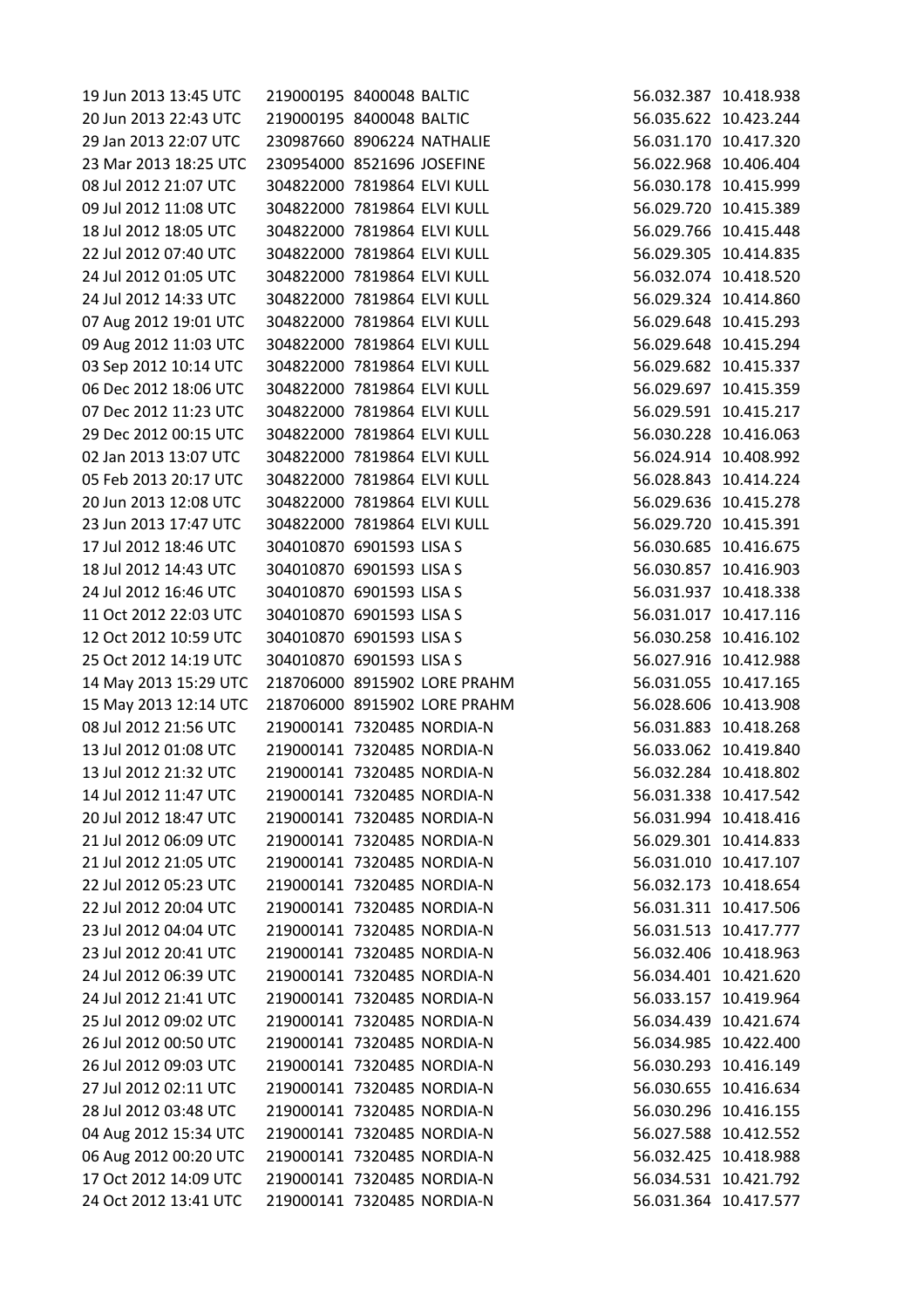| | | | | | |
|---|---|---|---|---|---|
| 19 Jun 2013 13:45 UTC | 219000195 | 8400048 | BALTIC | 56.032.387 | 10.418.938 |
| 20 Jun 2013 22:43 UTC | 219000195 | 8400048 | BALTIC | 56.035.622 | 10.423.244 |
| 29 Jan 2013 22:07 UTC | 230987660 | 8906224 | NATHALIE | 56.031.170 | 10.417.320 |
| 23 Mar 2013 18:25 UTC | 230954000 | 8521696 | JOSEFINE | 56.022.968 | 10.406.404 |
| 08 Jul 2012 21:07 UTC | 304822000 | 7819864 | ELVI KULL | 56.030.178 | 10.415.999 |
| 09 Jul 2012 11:08 UTC | 304822000 | 7819864 | ELVI KULL | 56.029.720 | 10.415.389 |
| 18 Jul 2012 18:05 UTC | 304822000 | 7819864 | ELVI KULL | 56.029.766 | 10.415.448 |
| 22 Jul 2012 07:40 UTC | 304822000 | 7819864 | ELVI KULL | 56.029.305 | 10.414.835 |
| 24 Jul 2012 01:05 UTC | 304822000 | 7819864 | ELVI KULL | 56.032.074 | 10.418.520 |
| 24 Jul 2012 14:33 UTC | 304822000 | 7819864 | ELVI KULL | 56.029.324 | 10.414.860 |
| 07 Aug 2012 19:01 UTC | 304822000 | 7819864 | ELVI KULL | 56.029.648 | 10.415.293 |
| 09 Aug 2012 11:03 UTC | 304822000 | 7819864 | ELVI KULL | 56.029.648 | 10.415.294 |
| 03 Sep 2012 10:14 UTC | 304822000 | 7819864 | ELVI KULL | 56.029.682 | 10.415.337 |
| 06 Dec 2012 18:06 UTC | 304822000 | 7819864 | ELVI KULL | 56.029.697 | 10.415.359 |
| 07 Dec 2012 11:23 UTC | 304822000 | 7819864 | ELVI KULL | 56.029.591 | 10.415.217 |
| 29 Dec 2012 00:15 UTC | 304822000 | 7819864 | ELVI KULL | 56.030.228 | 10.416.063 |
| 02 Jan 2013 13:07 UTC | 304822000 | 7819864 | ELVI KULL | 56.024.914 | 10.408.992 |
| 05 Feb 2013 20:17 UTC | 304822000 | 7819864 | ELVI KULL | 56.028.843 | 10.414.224 |
| 20 Jun 2013 12:08 UTC | 304822000 | 7819864 | ELVI KULL | 56.029.636 | 10.415.278 |
| 23 Jun 2013 17:47 UTC | 304822000 | 7819864 | ELVI KULL | 56.029.720 | 10.415.391 |
| 17 Jul 2012 18:46 UTC | 304010870 | 6901593 | LISA S | 56.030.685 | 10.416.675 |
| 18 Jul 2012 14:43 UTC | 304010870 | 6901593 | LISA S | 56.030.857 | 10.416.903 |
| 24 Jul 2012 16:46 UTC | 304010870 | 6901593 | LISA S | 56.031.937 | 10.418.338 |
| 11 Oct 2012 22:03 UTC | 304010870 | 6901593 | LISA S | 56.031.017 | 10.417.116 |
| 12 Oct 2012 10:59 UTC | 304010870 | 6901593 | LISA S | 56.030.258 | 10.416.102 |
| 25 Oct 2012 14:19 UTC | 304010870 | 6901593 | LISA S | 56.027.916 | 10.412.988 |
| 14 May 2013 15:29 UTC | 218706000 | 8915902 | LORE PRAHM | 56.031.055 | 10.417.165 |
| 15 May 2013 12:14 UTC | 218706000 | 8915902 | LORE PRAHM | 56.028.606 | 10.413.908 |
| 08 Jul 2012 21:56 UTC | 219000141 | 7320485 | NORDIA-N | 56.031.883 | 10.418.268 |
| 13 Jul 2012 01:08 UTC | 219000141 | 7320485 | NORDIA-N | 56.033.062 | 10.419.840 |
| 13 Jul 2012 21:32 UTC | 219000141 | 7320485 | NORDIA-N | 56.032.284 | 10.418.802 |
| 14 Jul 2012 11:47 UTC | 219000141 | 7320485 | NORDIA-N | 56.031.338 | 10.417.542 |
| 20 Jul 2012 18:47 UTC | 219000141 | 7320485 | NORDIA-N | 56.031.994 | 10.418.416 |
| 21 Jul 2012 06:09 UTC | 219000141 | 7320485 | NORDIA-N | 56.029.301 | 10.414.833 |
| 21 Jul 2012 21:05 UTC | 219000141 | 7320485 | NORDIA-N | 56.031.010 | 10.417.107 |
| 22 Jul 2012 05:23 UTC | 219000141 | 7320485 | NORDIA-N | 56.032.173 | 10.418.654 |
| 22 Jul 2012 20:04 UTC | 219000141 | 7320485 | NORDIA-N | 56.031.311 | 10.417.506 |
| 23 Jul 2012 04:04 UTC | 219000141 | 7320485 | NORDIA-N | 56.031.513 | 10.417.777 |
| 23 Jul 2012 20:41 UTC | 219000141 | 7320485 | NORDIA-N | 56.032.406 | 10.418.963 |
| 24 Jul 2012 06:39 UTC | 219000141 | 7320485 | NORDIA-N | 56.034.401 | 10.421.620 |
| 24 Jul 2012 21:41 UTC | 219000141 | 7320485 | NORDIA-N | 56.033.157 | 10.419.964 |
| 25 Jul 2012 09:02 UTC | 219000141 | 7320485 | NORDIA-N | 56.034.439 | 10.421.674 |
| 26 Jul 2012 00:50 UTC | 219000141 | 7320485 | NORDIA-N | 56.034.985 | 10.422.400 |
| 26 Jul 2012 09:03 UTC | 219000141 | 7320485 | NORDIA-N | 56.030.293 | 10.416.149 |
| 27 Jul 2012 02:11 UTC | 219000141 | 7320485 | NORDIA-N | 56.030.655 | 10.416.634 |
| 28 Jul 2012 03:48 UTC | 219000141 | 7320485 | NORDIA-N | 56.030.296 | 10.416.155 |
| 04 Aug 2012 15:34 UTC | 219000141 | 7320485 | NORDIA-N | 56.027.588 | 10.412.552 |
| 06 Aug 2012 00:20 UTC | 219000141 | 7320485 | NORDIA-N | 56.032.425 | 10.418.988 |
| 17 Oct 2012 14:09 UTC | 219000141 | 7320485 | NORDIA-N | 56.034.531 | 10.421.792 |
| 24 Oct 2012 13:41 UTC | 219000141 | 7320485 | NORDIA-N | 56.031.364 | 10.417.577 |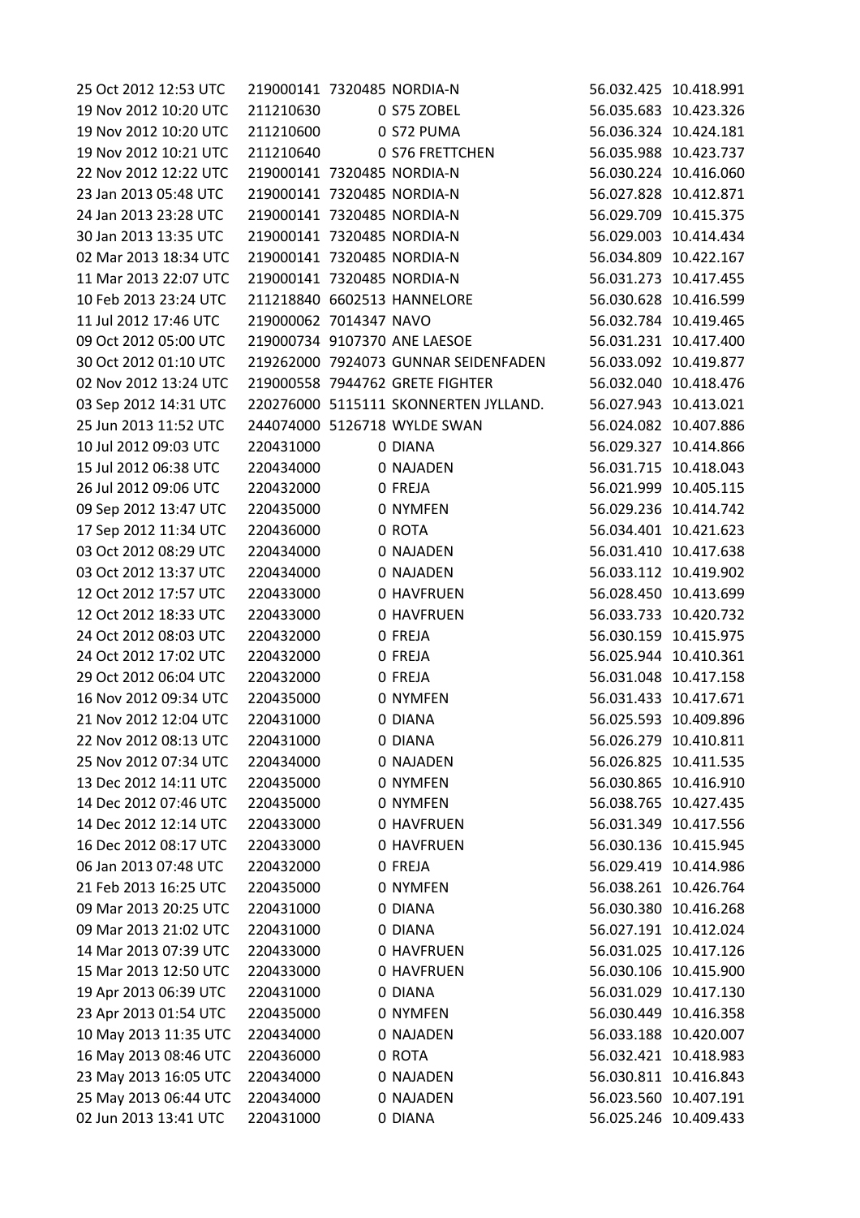| | | | | | |
|---|---|---|---|---|---|
| 25 Oct 2012 12:53 UTC | 219000141 | 7320485 | NORDIA-N | 56.032.425 | 10.418.991 |
| 19 Nov 2012 10:20 UTC | 211210630 | 0 | S75 ZOBEL | 56.035.683 | 10.423.326 |
| 19 Nov 2012 10:20 UTC | 211210600 | 0 | S72 PUMA | 56.036.324 | 10.424.181 |
| 19 Nov 2012 10:21 UTC | 211210640 | 0 | S76 FRETTCHEN | 56.035.988 | 10.423.737 |
| 22 Nov 2012 12:22 UTC | 219000141 | 7320485 | NORDIA-N | 56.030.224 | 10.416.060 |
| 23 Jan 2013 05:48 UTC | 219000141 | 7320485 | NORDIA-N | 56.027.828 | 10.412.871 |
| 24 Jan 2013 23:28 UTC | 219000141 | 7320485 | NORDIA-N | 56.029.709 | 10.415.375 |
| 30 Jan 2013 13:35 UTC | 219000141 | 7320485 | NORDIA-N | 56.029.003 | 10.414.434 |
| 02 Mar 2013 18:34 UTC | 219000141 | 7320485 | NORDIA-N | 56.034.809 | 10.422.167 |
| 11 Mar 2013 22:07 UTC | 219000141 | 7320485 | NORDIA-N | 56.031.273 | 10.417.455 |
| 10 Feb 2013 23:24 UTC | 211218840 | 6602513 | HANNELORE | 56.030.628 | 10.416.599 |
| 11 Jul 2012 17:46 UTC | 219000062 | 7014347 | NAVO | 56.032.784 | 10.419.465 |
| 09 Oct 2012 05:00 UTC | 219000734 | 9107370 | ANE LAESOE | 56.031.231 | 10.417.400 |
| 30 Oct 2012 01:10 UTC | 219262000 | 7924073 | GUNNAR SEIDENFADEN | 56.033.092 | 10.419.877 |
| 02 Nov 2012 13:24 UTC | 219000558 | 7944762 | GRETE FIGHTER | 56.032.040 | 10.418.476 |
| 03 Sep 2012 14:31 UTC | 220276000 | 5115111 | SKONNERTEN JYLLAND. | 56.027.943 | 10.413.021 |
| 25 Jun 2013 11:52 UTC | 244074000 | 5126718 | WYLDE SWAN | 56.024.082 | 10.407.886 |
| 10 Jul 2012 09:03 UTC | 220431000 | 0 | DIANA | 56.029.327 | 10.414.866 |
| 15 Jul 2012 06:38 UTC | 220434000 | 0 | NAJADEN | 56.031.715 | 10.418.043 |
| 26 Jul 2012 09:06 UTC | 220432000 | 0 | FREJA | 56.021.999 | 10.405.115 |
| 09 Sep 2012 13:47 UTC | 220435000 | 0 | NYMFEN | 56.029.236 | 10.414.742 |
| 17 Sep 2012 11:34 UTC | 220436000 | 0 | ROTA | 56.034.401 | 10.421.623 |
| 03 Oct 2012 08:29 UTC | 220434000 | 0 | NAJADEN | 56.031.410 | 10.417.638 |
| 03 Oct 2012 13:37 UTC | 220434000 | 0 | NAJADEN | 56.033.112 | 10.419.902 |
| 12 Oct 2012 17:57 UTC | 220433000 | 0 | HAVFRUEN | 56.028.450 | 10.413.699 |
| 12 Oct 2012 18:33 UTC | 220433000 | 0 | HAVFRUEN | 56.033.733 | 10.420.732 |
| 24 Oct 2012 08:03 UTC | 220432000 | 0 | FREJA | 56.030.159 | 10.415.975 |
| 24 Oct 2012 17:02 UTC | 220432000 | 0 | FREJA | 56.025.944 | 10.410.361 |
| 29 Oct 2012 06:04 UTC | 220432000 | 0 | FREJA | 56.031.048 | 10.417.158 |
| 16 Nov 2012 09:34 UTC | 220435000 | 0 | NYMFEN | 56.031.433 | 10.417.671 |
| 21 Nov 2012 12:04 UTC | 220431000 | 0 | DIANA | 56.025.593 | 10.409.896 |
| 22 Nov 2012 08:13 UTC | 220431000 | 0 | DIANA | 56.026.279 | 10.410.811 |
| 25 Nov 2012 07:34 UTC | 220434000 | 0 | NAJADEN | 56.026.825 | 10.411.535 |
| 13 Dec 2012 14:11 UTC | 220435000 | 0 | NYMFEN | 56.030.865 | 10.416.910 |
| 14 Dec 2012 07:46 UTC | 220435000 | 0 | NYMFEN | 56.038.765 | 10.427.435 |
| 14 Dec 2012 12:14 UTC | 220433000 | 0 | HAVFRUEN | 56.031.349 | 10.417.556 |
| 16 Dec 2012 08:17 UTC | 220433000 | 0 | HAVFRUEN | 56.030.136 | 10.415.945 |
| 06 Jan 2013 07:48 UTC | 220432000 | 0 | FREJA | 56.029.419 | 10.414.986 |
| 21 Feb 2013 16:25 UTC | 220435000 | 0 | NYMFEN | 56.038.261 | 10.426.764 |
| 09 Mar 2013 20:25 UTC | 220431000 | 0 | DIANA | 56.030.380 | 10.416.268 |
| 09 Mar 2013 21:02 UTC | 220431000 | 0 | DIANA | 56.027.191 | 10.412.024 |
| 14 Mar 2013 07:39 UTC | 220433000 | 0 | HAVFRUEN | 56.031.025 | 10.417.126 |
| 15 Mar 2013 12:50 UTC | 220433000 | 0 | HAVFRUEN | 56.030.106 | 10.415.900 |
| 19 Apr 2013 06:39 UTC | 220431000 | 0 | DIANA | 56.031.029 | 10.417.130 |
| 23 Apr 2013 01:54 UTC | 220435000 | 0 | NYMFEN | 56.030.449 | 10.416.358 |
| 10 May 2013 11:35 UTC | 220434000 | 0 | NAJADEN | 56.033.188 | 10.420.007 |
| 16 May 2013 08:46 UTC | 220436000 | 0 | ROTA | 56.032.421 | 10.418.983 |
| 23 May 2013 16:05 UTC | 220434000 | 0 | NAJADEN | 56.030.811 | 10.416.843 |
| 25 May 2013 06:44 UTC | 220434000 | 0 | NAJADEN | 56.023.560 | 10.407.191 |
| 02 Jun 2013 13:41 UTC | 220431000 | 0 | DIANA | 56.025.246 | 10.409.433 |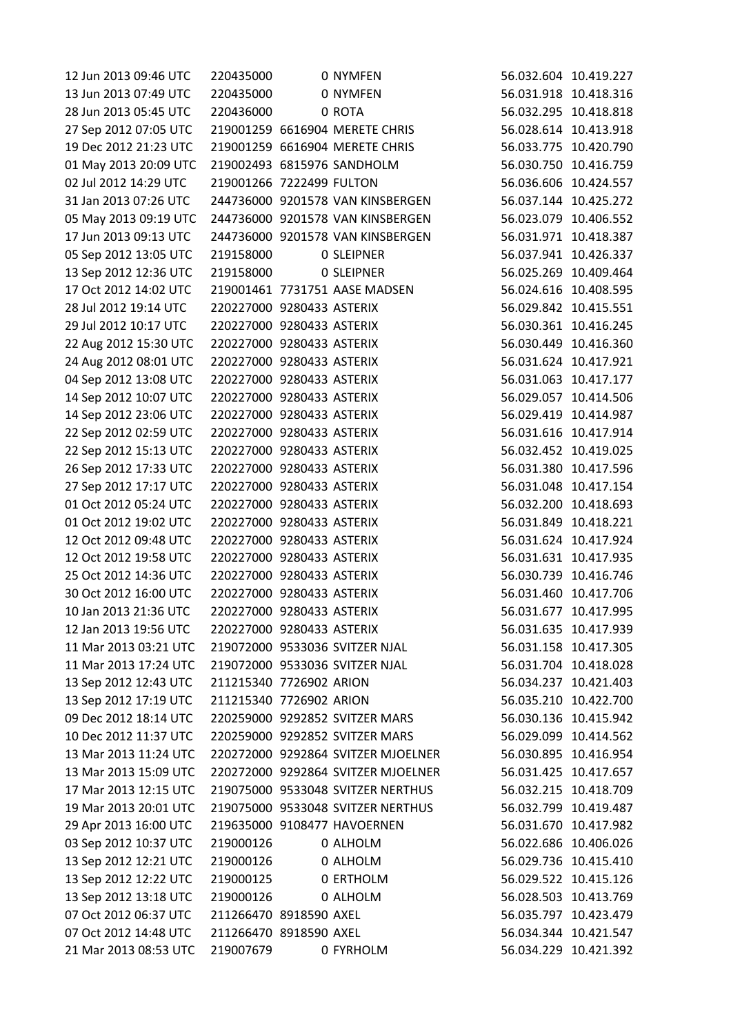| | | | | | |
|---|---|---|---|---|---|
| 12 Jun 2013 09:46 UTC | 220435000 | 0 | NYMFEN | 56.032.604 | 10.419.227 |
| 13 Jun 2013 07:49 UTC | 220435000 | 0 | NYMFEN | 56.031.918 | 10.418.316 |
| 28 Jun 2013 05:45 UTC | 220436000 | 0 | ROTA | 56.032.295 | 10.418.818 |
| 27 Sep 2012 07:05 UTC | 219001259 | 6616904 | MERETE CHRIS | 56.028.614 | 10.413.918 |
| 19 Dec 2012 21:23 UTC | 219001259 | 6616904 | MERETE CHRIS | 56.033.775 | 10.420.790 |
| 01 May 2013 20:09 UTC | 219002493 | 6815976 | SANDHOLM | 56.030.750 | 10.416.759 |
| 02 Jul 2012 14:29 UTC | 219001266 | 7222499 | FULTON | 56.036.606 | 10.424.557 |
| 31 Jan 2013 07:26 UTC | 244736000 | 9201578 | VAN KINSBERGEN | 56.037.144 | 10.425.272 |
| 05 May 2013 09:19 UTC | 244736000 | 9201578 | VAN KINSBERGEN | 56.023.079 | 10.406.552 |
| 17 Jun 2013 09:13 UTC | 244736000 | 9201578 | VAN KINSBERGEN | 56.031.971 | 10.418.387 |
| 05 Sep 2012 13:05 UTC | 219158000 | 0 | SLEIPNER | 56.037.941 | 10.426.337 |
| 13 Sep 2012 12:36 UTC | 219158000 | 0 | SLEIPNER | 56.025.269 | 10.409.464 |
| 17 Oct 2012 14:02 UTC | 219001461 | 7731751 | AASE MADSEN | 56.024.616 | 10.408.595 |
| 28 Jul 2012 19:14 UTC | 220227000 | 9280433 | ASTERIX | 56.029.842 | 10.415.551 |
| 29 Jul 2012 10:17 UTC | 220227000 | 9280433 | ASTERIX | 56.030.361 | 10.416.245 |
| 22 Aug 2012 15:30 UTC | 220227000 | 9280433 | ASTERIX | 56.030.449 | 10.416.360 |
| 24 Aug 2012 08:01 UTC | 220227000 | 9280433 | ASTERIX | 56.031.624 | 10.417.921 |
| 04 Sep 2012 13:08 UTC | 220227000 | 9280433 | ASTERIX | 56.031.063 | 10.417.177 |
| 14 Sep 2012 10:07 UTC | 220227000 | 9280433 | ASTERIX | 56.029.057 | 10.414.506 |
| 14 Sep 2012 23:06 UTC | 220227000 | 9280433 | ASTERIX | 56.029.419 | 10.414.987 |
| 22 Sep 2012 02:59 UTC | 220227000 | 9280433 | ASTERIX | 56.031.616 | 10.417.914 |
| 22 Sep 2012 15:13 UTC | 220227000 | 9280433 | ASTERIX | 56.032.452 | 10.419.025 |
| 26 Sep 2012 17:33 UTC | 220227000 | 9280433 | ASTERIX | 56.031.380 | 10.417.596 |
| 27 Sep 2012 17:17 UTC | 220227000 | 9280433 | ASTERIX | 56.031.048 | 10.417.154 |
| 01 Oct 2012 05:24 UTC | 220227000 | 9280433 | ASTERIX | 56.032.200 | 10.418.693 |
| 01 Oct 2012 19:02 UTC | 220227000 | 9280433 | ASTERIX | 56.031.849 | 10.418.221 |
| 12 Oct 2012 09:48 UTC | 220227000 | 9280433 | ASTERIX | 56.031.624 | 10.417.924 |
| 12 Oct 2012 19:58 UTC | 220227000 | 9280433 | ASTERIX | 56.031.631 | 10.417.935 |
| 25 Oct 2012 14:36 UTC | 220227000 | 9280433 | ASTERIX | 56.030.739 | 10.416.746 |
| 30 Oct 2012 16:00 UTC | 220227000 | 9280433 | ASTERIX | 56.031.460 | 10.417.706 |
| 10 Jan 2013 21:36 UTC | 220227000 | 9280433 | ASTERIX | 56.031.677 | 10.417.995 |
| 12 Jan 2013 19:56 UTC | 220227000 | 9280433 | ASTERIX | 56.031.635 | 10.417.939 |
| 11 Mar 2013 03:21 UTC | 219072000 | 9533036 | SVITZER NJAL | 56.031.158 | 10.417.305 |
| 11 Mar 2013 17:24 UTC | 219072000 | 9533036 | SVITZER NJAL | 56.031.704 | 10.418.028 |
| 13 Sep 2012 12:43 UTC | 211215340 | 7726902 | ARION | 56.034.237 | 10.421.403 |
| 13 Sep 2012 17:19 UTC | 211215340 | 7726902 | ARION | 56.035.210 | 10.422.700 |
| 09 Dec 2012 18:14 UTC | 220259000 | 9292852 | SVITZER MARS | 56.030.136 | 10.415.942 |
| 10 Dec 2012 11:37 UTC | 220259000 | 9292852 | SVITZER MARS | 56.029.099 | 10.414.562 |
| 13 Mar 2013 11:24 UTC | 220272000 | 9292864 | SVITZER MJOELNER | 56.030.895 | 10.416.954 |
| 13 Mar 2013 15:09 UTC | 220272000 | 9292864 | SVITZER MJOELNER | 56.031.425 | 10.417.657 |
| 17 Mar 2013 12:15 UTC | 219075000 | 9533048 | SVITZER NERTHUS | 56.032.215 | 10.418.709 |
| 19 Mar 2013 20:01 UTC | 219075000 | 9533048 | SVITZER NERTHUS | 56.032.799 | 10.419.487 |
| 29 Apr 2013 16:00 UTC | 219635000 | 9108477 | HAVOERNEN | 56.031.670 | 10.417.982 |
| 03 Sep 2012 10:37 UTC | 219000126 | 0 | ALHOLM | 56.022.686 | 10.406.026 |
| 13 Sep 2012 12:21 UTC | 219000126 | 0 | ALHOLM | 56.029.736 | 10.415.410 |
| 13 Sep 2012 12:22 UTC | 219000125 | 0 | ERTHOLM | 56.029.522 | 10.415.126 |
| 13 Sep 2012 13:18 UTC | 219000126 | 0 | ALHOLM | 56.028.503 | 10.413.769 |
| 07 Oct 2012 06:37 UTC | 211266470 | 8918590 | AXEL | 56.035.797 | 10.423.479 |
| 07 Oct 2012 14:48 UTC | 211266470 | 8918590 | AXEL | 56.034.344 | 10.421.547 |
| 21 Mar 2013 08:53 UTC | 219007679 | 0 | FYRHOLM | 56.034.229 | 10.421.392 |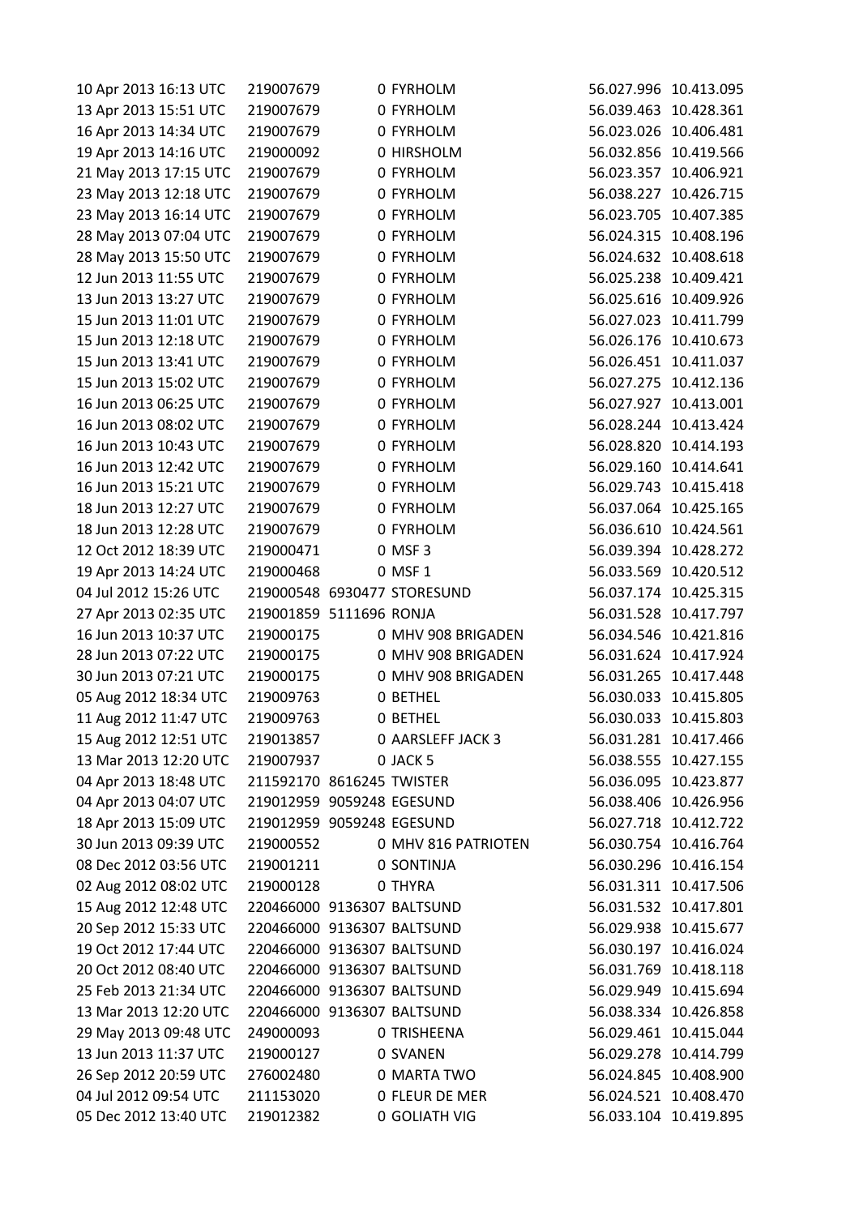| | | | | | |
|---|---|---|---|---|---|
| 10 Apr 2013 16:13 UTC | 219007679 | 0 | FYRHOLM | 56.027.996 | 10.413.095 |
| 13 Apr 2013 15:51 UTC | 219007679 | 0 | FYRHOLM | 56.039.463 | 10.428.361 |
| 16 Apr 2013 14:34 UTC | 219007679 | 0 | FYRHOLM | 56.023.026 | 10.406.481 |
| 19 Apr 2013 14:16 UTC | 219000092 | 0 | HIRSHOLM | 56.032.856 | 10.419.566 |
| 21 May 2013 17:15 UTC | 219007679 | 0 | FYRHOLM | 56.023.357 | 10.406.921 |
| 23 May 2013 12:18 UTC | 219007679 | 0 | FYRHOLM | 56.038.227 | 10.426.715 |
| 23 May 2013 16:14 UTC | 219007679 | 0 | FYRHOLM | 56.023.705 | 10.407.385 |
| 28 May 2013 07:04 UTC | 219007679 | 0 | FYRHOLM | 56.024.315 | 10.408.196 |
| 28 May 2013 15:50 UTC | 219007679 | 0 | FYRHOLM | 56.024.632 | 10.408.618 |
| 12 Jun 2013 11:55 UTC | 219007679 | 0 | FYRHOLM | 56.025.238 | 10.409.421 |
| 13 Jun 2013 13:27 UTC | 219007679 | 0 | FYRHOLM | 56.025.616 | 10.409.926 |
| 15 Jun 2013 11:01 UTC | 219007679 | 0 | FYRHOLM | 56.027.023 | 10.411.799 |
| 15 Jun 2013 12:18 UTC | 219007679 | 0 | FYRHOLM | 56.026.176 | 10.410.673 |
| 15 Jun 2013 13:41 UTC | 219007679 | 0 | FYRHOLM | 56.026.451 | 10.411.037 |
| 15 Jun 2013 15:02 UTC | 219007679 | 0 | FYRHOLM | 56.027.275 | 10.412.136 |
| 16 Jun 2013 06:25 UTC | 219007679 | 0 | FYRHOLM | 56.027.927 | 10.413.001 |
| 16 Jun 2013 08:02 UTC | 219007679 | 0 | FYRHOLM | 56.028.244 | 10.413.424 |
| 16 Jun 2013 10:43 UTC | 219007679 | 0 | FYRHOLM | 56.028.820 | 10.414.193 |
| 16 Jun 2013 12:42 UTC | 219007679 | 0 | FYRHOLM | 56.029.160 | 10.414.641 |
| 16 Jun 2013 15:21 UTC | 219007679 | 0 | FYRHOLM | 56.029.743 | 10.415.418 |
| 18 Jun 2013 12:27 UTC | 219007679 | 0 | FYRHOLM | 56.037.064 | 10.425.165 |
| 18 Jun 2013 12:28 UTC | 219007679 | 0 | FYRHOLM | 56.036.610 | 10.424.561 |
| 12 Oct 2012 18:39 UTC | 219000471 | 0 | MSF 3 | 56.039.394 | 10.428.272 |
| 19 Apr 2013 14:24 UTC | 219000468 | 0 | MSF 1 | 56.033.569 | 10.420.512 |
| 04 Jul 2012 15:26 UTC | 219000548 | 6930477 | STORESUND | 56.037.174 | 10.425.315 |
| 27 Apr 2013 02:35 UTC | 219001859 | 5111696 | RONJA | 56.031.528 | 10.417.797 |
| 16 Jun 2013 10:37 UTC | 219000175 | 0 | MHV 908 BRIGADEN | 56.034.546 | 10.421.816 |
| 28 Jun 2013 07:22 UTC | 219000175 | 0 | MHV 908 BRIGADEN | 56.031.624 | 10.417.924 |
| 30 Jun 2013 07:21 UTC | 219000175 | 0 | MHV 908 BRIGADEN | 56.031.265 | 10.417.448 |
| 05 Aug 2012 18:34 UTC | 219009763 | 0 | BETHEL | 56.030.033 | 10.415.805 |
| 11 Aug 2012 11:47 UTC | 219009763 | 0 | BETHEL | 56.030.033 | 10.415.803 |
| 15 Aug 2012 12:51 UTC | 219013857 | 0 | AARSLEFF JACK 3 | 56.031.281 | 10.417.466 |
| 13 Mar 2013 12:20 UTC | 219007937 | 0 | JACK 5 | 56.038.555 | 10.427.155 |
| 04 Apr 2013 18:48 UTC | 211592170 | 8616245 | TWISTER | 56.036.095 | 10.423.877 |
| 04 Apr 2013 04:07 UTC | 219012959 | 9059248 | EGESUND | 56.038.406 | 10.426.956 |
| 18 Apr 2013 15:09 UTC | 219012959 | 9059248 | EGESUND | 56.027.718 | 10.412.722 |
| 30 Jun 2013 09:39 UTC | 219000552 | 0 | MHV 816 PATRIOTEN | 56.030.754 | 10.416.764 |
| 08 Dec 2012 03:56 UTC | 219001211 | 0 | SONTINJA | 56.030.296 | 10.416.154 |
| 02 Aug 2012 08:02 UTC | 219000128 | 0 | THYRA | 56.031.311 | 10.417.506 |
| 15 Aug 2012 12:48 UTC | 220466000 | 9136307 | BALTSUND | 56.031.532 | 10.417.801 |
| 20 Sep 2012 15:33 UTC | 220466000 | 9136307 | BALTSUND | 56.029.938 | 10.415.677 |
| 19 Oct 2012 17:44 UTC | 220466000 | 9136307 | BALTSUND | 56.030.197 | 10.416.024 |
| 20 Oct 2012 08:40 UTC | 220466000 | 9136307 | BALTSUND | 56.031.769 | 10.418.118 |
| 25 Feb 2013 21:34 UTC | 220466000 | 9136307 | BALTSUND | 56.029.949 | 10.415.694 |
| 13 Mar 2013 12:20 UTC | 220466000 | 9136307 | BALTSUND | 56.038.334 | 10.426.858 |
| 29 May 2013 09:48 UTC | 249000093 | 0 | TRISHEENA | 56.029.461 | 10.415.044 |
| 13 Jun 2013 11:37 UTC | 219000127 | 0 | SVANEN | 56.029.278 | 10.414.799 |
| 26 Sep 2012 20:59 UTC | 276002480 | 0 | MARTA TWO | 56.024.845 | 10.408.900 |
| 04 Jul 2012 09:54 UTC | 211153020 | 0 | FLEUR DE MER | 56.024.521 | 10.408.470 |
| 05 Dec 2012 13:40 UTC | 219012382 | 0 | GOLIATH VIG | 56.033.104 | 10.419.895 |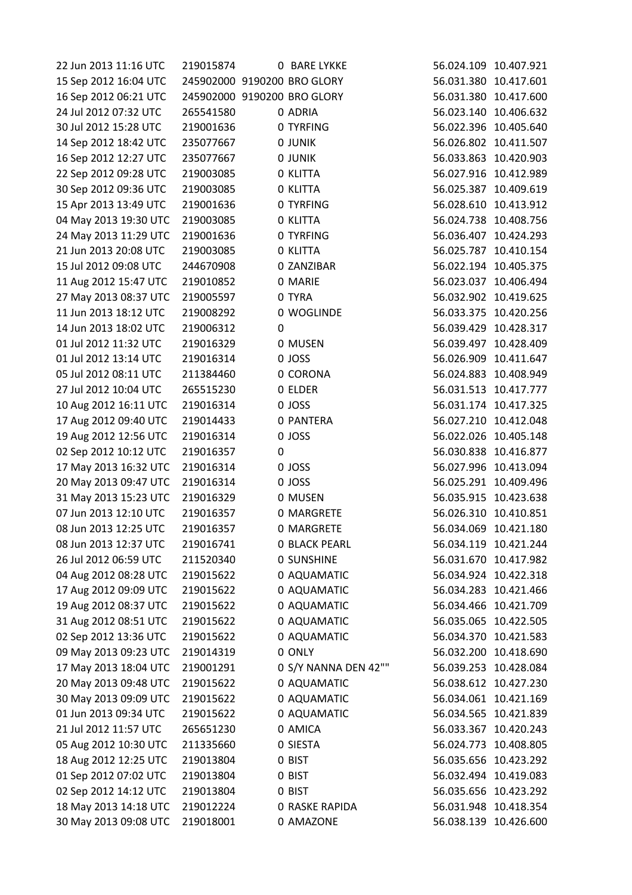| | | | | | |
|---|---|---|---|---|---|
| 22 Jun 2013 11:16 UTC | 219015874 | 0 | BARE LYKKE | 56.024.109 | 10.407.921 |
| 15 Sep 2012 16:04 UTC | 245902000 | 9190200 | BRO GLORY | 56.031.380 | 10.417.601 |
| 16 Sep 2012 06:21 UTC | 245902000 | 9190200 | BRO GLORY | 56.031.380 | 10.417.600 |
| 24 Jul 2012 07:32 UTC | 265541580 | 0 | ADRIA | 56.023.140 | 10.406.632 |
| 30 Jul 2012 15:28 UTC | 219001636 | 0 | TYRFING | 56.022.396 | 10.405.640 |
| 14 Sep 2012 18:42 UTC | 235077667 | 0 | JUNIK | 56.026.802 | 10.411.507 |
| 16 Sep 2012 12:27 UTC | 235077667 | 0 | JUNIK | 56.033.863 | 10.420.903 |
| 22 Sep 2012 09:28 UTC | 219003085 | 0 | KLITTA | 56.027.916 | 10.412.989 |
| 30 Sep 2012 09:36 UTC | 219003085 | 0 | KLITTA | 56.025.387 | 10.409.619 |
| 15 Apr 2013 13:49 UTC | 219001636 | 0 | TYRFING | 56.028.610 | 10.413.912 |
| 04 May 2013 19:30 UTC | 219003085 | 0 | KLITTA | 56.024.738 | 10.408.756 |
| 24 May 2013 11:29 UTC | 219001636 | 0 | TYRFING | 56.036.407 | 10.424.293 |
| 21 Jun 2013 20:08 UTC | 219003085 | 0 | KLITTA | 56.025.787 | 10.410.154 |
| 15 Jul 2012 09:08 UTC | 244670908 | 0 | ZANZIBAR | 56.022.194 | 10.405.375 |
| 11 Aug 2012 15:47 UTC | 219010852 | 0 | MARIE | 56.023.037 | 10.406.494 |
| 27 May 2013 08:37 UTC | 219005597 | 0 | TYRA | 56.032.902 | 10.419.625 |
| 11 Jun 2013 18:12 UTC | 219008292 | 0 | WOGLINDE | 56.033.375 | 10.420.256 |
| 14 Jun 2013 18:02 UTC | 219006312 | 0 | | 56.039.429 | 10.428.317 |
| 01 Jul 2012 11:32 UTC | 219016329 | 0 | MUSEN | 56.039.497 | 10.428.409 |
| 01 Jul 2012 13:14 UTC | 219016314 | 0 | JOSS | 56.026.909 | 10.411.647 |
| 05 Jul 2012 08:11 UTC | 211384460 | 0 | CORONA | 56.024.883 | 10.408.949 |
| 27 Jul 2012 10:04 UTC | 265515230 | 0 | ELDER | 56.031.513 | 10.417.777 |
| 10 Aug 2012 16:11 UTC | 219016314 | 0 | JOSS | 56.031.174 | 10.417.325 |
| 17 Aug 2012 09:40 UTC | 219014433 | 0 | PANTERA | 56.027.210 | 10.412.048 |
| 19 Aug 2012 12:56 UTC | 219016314 | 0 | JOSS | 56.022.026 | 10.405.148 |
| 02 Sep 2012 10:12 UTC | 219016357 | 0 | | 56.030.838 | 10.416.877 |
| 17 May 2013 16:32 UTC | 219016314 | 0 | JOSS | 56.027.996 | 10.413.094 |
| 20 May 2013 09:47 UTC | 219016314 | 0 | JOSS | 56.025.291 | 10.409.496 |
| 31 May 2013 15:23 UTC | 219016329 | 0 | MUSEN | 56.035.915 | 10.423.638 |
| 07 Jun 2013 12:10 UTC | 219016357 | 0 | MARGRETE | 56.026.310 | 10.410.851 |
| 08 Jun 2013 12:25 UTC | 219016357 | 0 | MARGRETE | 56.034.069 | 10.421.180 |
| 08 Jun 2013 12:37 UTC | 219016741 | 0 | BLACK PEARL | 56.034.119 | 10.421.244 |
| 26 Jul 2012 06:59 UTC | 211520340 | 0 | SUNSHINE | 56.031.670 | 10.417.982 |
| 04 Aug 2012 08:28 UTC | 219015622 | 0 | AQUAMATIC | 56.034.924 | 10.422.318 |
| 17 Aug 2012 09:09 UTC | 219015622 | 0 | AQUAMATIC | 56.034.283 | 10.421.466 |
| 19 Aug 2012 08:37 UTC | 219015622 | 0 | AQUAMATIC | 56.034.466 | 10.421.709 |
| 31 Aug 2012 08:51 UTC | 219015622 | 0 | AQUAMATIC | 56.035.065 | 10.422.505 |
| 02 Sep 2012 13:36 UTC | 219015622 | 0 | AQUAMATIC | 56.034.370 | 10.421.583 |
| 09 May 2013 09:23 UTC | 219014319 | 0 | ONLY | 56.032.200 | 10.418.690 |
| 17 May 2013 18:04 UTC | 219001291 | 0 | S/Y NANNA DEN 42"" | 56.039.253 | 10.428.084 |
| 20 May 2013 09:48 UTC | 219015622 | 0 | AQUAMATIC | 56.038.612 | 10.427.230 |
| 30 May 2013 09:09 UTC | 219015622 | 0 | AQUAMATIC | 56.034.061 | 10.421.169 |
| 01 Jun 2013 09:34 UTC | 219015622 | 0 | AQUAMATIC | 56.034.565 | 10.421.839 |
| 21 Jul 2012 11:57 UTC | 265651230 | 0 | AMICA | 56.033.367 | 10.420.243 |
| 05 Aug 2012 10:30 UTC | 211335660 | 0 | SIESTA | 56.024.773 | 10.408.805 |
| 18 Aug 2012 12:25 UTC | 219013804 | 0 | BIST | 56.035.656 | 10.423.292 |
| 01 Sep 2012 07:02 UTC | 219013804 | 0 | BIST | 56.032.494 | 10.419.083 |
| 02 Sep 2012 14:12 UTC | 219013804 | 0 | BIST | 56.035.656 | 10.423.292 |
| 18 May 2013 14:18 UTC | 219012224 | 0 | RASKE RAPIDA | 56.031.948 | 10.418.354 |
| 30 May 2013 09:08 UTC | 219018001 | 0 | AMAZONE | 56.038.139 | 10.426.600 |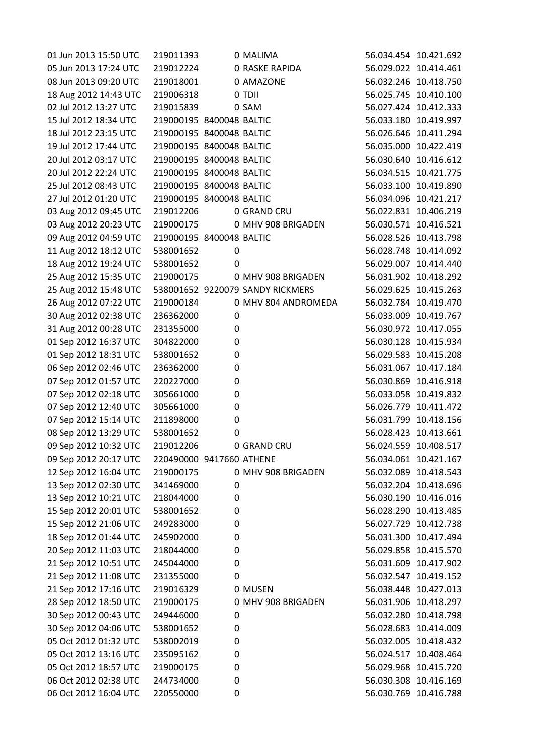| | | | | | |
|---|---|---|---|---|---|
| 01 Jun 2013 15:50 UTC | 219011393 | 0 | MALIMA | 56.034.454 | 10.421.692 |
| 05 Jun 2013 17:24 UTC | 219012224 | 0 | RASKE RAPIDA | 56.029.022 | 10.414.461 |
| 08 Jun 2013 09:20 UTC | 219018001 | 0 | AMAZONE | 56.032.246 | 10.418.750 |
| 18 Aug 2012 14:43 UTC | 219006318 | 0 | TDII | 56.025.745 | 10.410.100 |
| 02 Jul 2012 13:27 UTC | 219015839 | 0 | SAM | 56.027.424 | 10.412.333 |
| 15 Jul 2012 18:34 UTC | 219000195 | 8400048 | BALTIC | 56.033.180 | 10.419.997 |
| 18 Jul 2012 23:15 UTC | 219000195 | 8400048 | BALTIC | 56.026.646 | 10.411.294 |
| 19 Jul 2012 17:44 UTC | 219000195 | 8400048 | BALTIC | 56.035.000 | 10.422.419 |
| 20 Jul 2012 03:17 UTC | 219000195 | 8400048 | BALTIC | 56.030.640 | 10.416.612 |
| 20 Jul 2012 22:24 UTC | 219000195 | 8400048 | BALTIC | 56.034.515 | 10.421.775 |
| 25 Jul 2012 08:43 UTC | 219000195 | 8400048 | BALTIC | 56.033.100 | 10.419.890 |
| 27 Jul 2012 01:20 UTC | 219000195 | 8400048 | BALTIC | 56.034.096 | 10.421.217 |
| 03 Aug 2012 09:45 UTC | 219012206 | 0 | GRAND CRU | 56.022.831 | 10.406.219 |
| 03 Aug 2012 20:23 UTC | 219000175 | 0 | MHV 908 BRIGADEN | 56.030.571 | 10.416.521 |
| 09 Aug 2012 04:59 UTC | 219000195 | 8400048 | BALTIC | 56.028.526 | 10.413.798 |
| 11 Aug 2012 18:12 UTC | 538001652 | 0 | | 56.028.748 | 10.414.092 |
| 18 Aug 2012 19:24 UTC | 538001652 | 0 | | 56.029.007 | 10.414.440 |
| 25 Aug 2012 15:35 UTC | 219000175 | 0 | MHV 908 BRIGADEN | 56.031.902 | 10.418.292 |
| 25 Aug 2012 15:48 UTC | 538001652 | 9220079 | SANDY RICKMERS | 56.029.625 | 10.415.263 |
| 26 Aug 2012 07:22 UTC | 219000184 | 0 | MHV 804 ANDROMEDA | 56.032.784 | 10.419.470 |
| 30 Aug 2012 02:38 UTC | 236362000 | 0 | | 56.033.009 | 10.419.767 |
| 31 Aug 2012 00:28 UTC | 231355000 | 0 | | 56.030.972 | 10.417.055 |
| 01 Sep 2012 16:37 UTC | 304822000 | 0 | | 56.030.128 | 10.415.934 |
| 01 Sep 2012 18:31 UTC | 538001652 | 0 | | 56.029.583 | 10.415.208 |
| 06 Sep 2012 02:46 UTC | 236362000 | 0 | | 56.031.067 | 10.417.184 |
| 07 Sep 2012 01:57 UTC | 220227000 | 0 | | 56.030.869 | 10.416.918 |
| 07 Sep 2012 02:18 UTC | 305661000 | 0 | | 56.033.058 | 10.419.832 |
| 07 Sep 2012 12:40 UTC | 305661000 | 0 | | 56.026.779 | 10.411.472 |
| 07 Sep 2012 15:14 UTC | 211898000 | 0 | | 56.031.799 | 10.418.156 |
| 08 Sep 2012 13:29 UTC | 538001652 | 0 | | 56.028.423 | 10.413.661 |
| 09 Sep 2012 10:32 UTC | 219012206 | 0 | GRAND CRU | 56.024.559 | 10.408.517 |
| 09 Sep 2012 20:17 UTC | 220490000 | 9417660 | ATHENE | 56.034.061 | 10.421.167 |
| 12 Sep 2012 16:04 UTC | 219000175 | 0 | MHV 908 BRIGADEN | 56.032.089 | 10.418.543 |
| 13 Sep 2012 02:30 UTC | 341469000 | 0 | | 56.032.204 | 10.418.696 |
| 13 Sep 2012 10:21 UTC | 218044000 | 0 | | 56.030.190 | 10.416.016 |
| 15 Sep 2012 20:01 UTC | 538001652 | 0 | | 56.028.290 | 10.413.485 |
| 15 Sep 2012 21:06 UTC | 249283000 | 0 | | 56.027.729 | 10.412.738 |
| 18 Sep 2012 01:44 UTC | 245902000 | 0 | | 56.031.300 | 10.417.494 |
| 20 Sep 2012 11:03 UTC | 218044000 | 0 | | 56.029.858 | 10.415.570 |
| 21 Sep 2012 10:51 UTC | 245044000 | 0 | | 56.031.609 | 10.417.902 |
| 21 Sep 2012 11:08 UTC | 231355000 | 0 | | 56.032.547 | 10.419.152 |
| 21 Sep 2012 17:16 UTC | 219016329 | 0 | MUSEN | 56.038.448 | 10.427.013 |
| 28 Sep 2012 18:50 UTC | 219000175 | 0 | MHV 908 BRIGADEN | 56.031.906 | 10.418.297 |
| 30 Sep 2012 00:43 UTC | 249446000 | 0 | | 56.032.280 | 10.418.798 |
| 30 Sep 2012 04:06 UTC | 538001652 | 0 | | 56.028.683 | 10.414.009 |
| 05 Oct 2012 01:32 UTC | 538002019 | 0 | | 56.032.005 | 10.418.432 |
| 05 Oct 2012 13:16 UTC | 235095162 | 0 | | 56.024.517 | 10.408.464 |
| 05 Oct 2012 18:57 UTC | 219000175 | 0 | | 56.029.968 | 10.415.720 |
| 06 Oct 2012 02:38 UTC | 244734000 | 0 | | 56.030.308 | 10.416.169 |
| 06 Oct 2012 16:04 UTC | 220550000 | 0 | | 56.030.769 | 10.416.788 |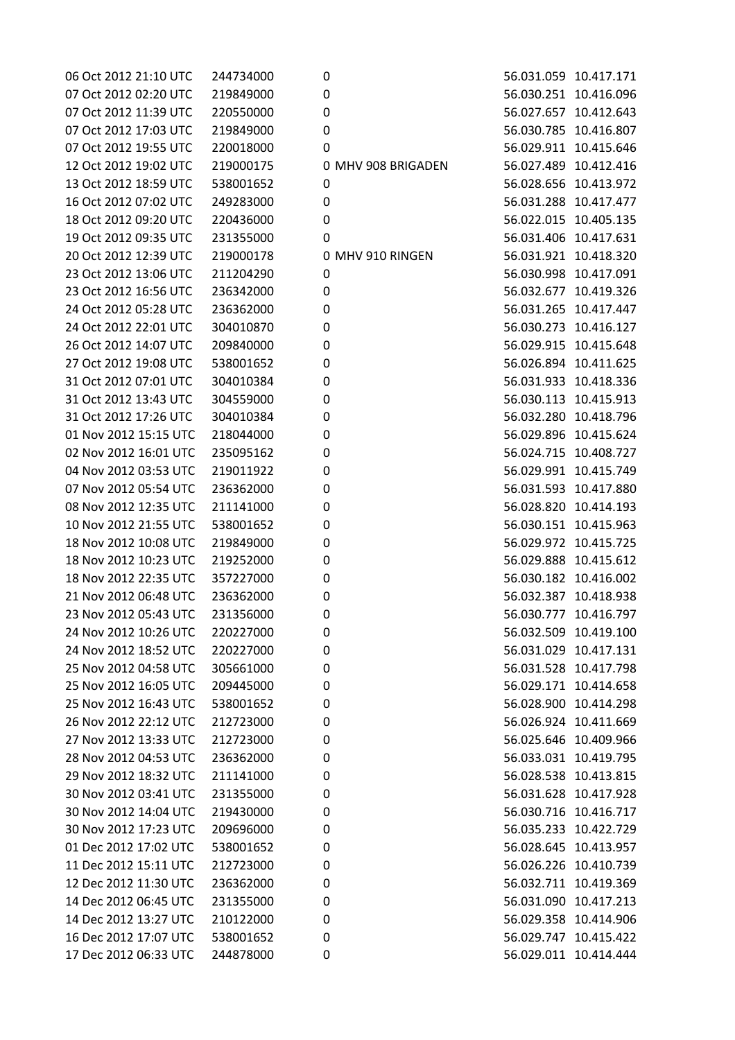| | | | | |
|---|---|---|---|---|
| 06 Oct 2012 21:10 UTC | 244734000 | 0 | 56.031.059 | 10.417.171 |
| 07 Oct 2012 02:20 UTC | 219849000 | 0 | 56.030.251 | 10.416.096 |
| 07 Oct 2012 11:39 UTC | 220550000 | 0 | 56.027.657 | 10.412.643 |
| 07 Oct 2012 17:03 UTC | 219849000 | 0 | 56.030.785 | 10.416.807 |
| 07 Oct 2012 19:55 UTC | 220018000 | 0 | 56.029.911 | 10.415.646 |
| 12 Oct 2012 19:02 UTC | 219000175 | 0 MHV 908 BRIGADEN | 56.027.489 | 10.412.416 |
| 13 Oct 2012 18:59 UTC | 538001652 | 0 | 56.028.656 | 10.413.972 |
| 16 Oct 2012 07:02 UTC | 249283000 | 0 | 56.031.288 | 10.417.477 |
| 18 Oct 2012 09:20 UTC | 220436000 | 0 | 56.022.015 | 10.405.135 |
| 19 Oct 2012 09:35 UTC | 231355000 | 0 | 56.031.406 | 10.417.631 |
| 20 Oct 2012 12:39 UTC | 219000178 | 0 MHV 910 RINGEN | 56.031.921 | 10.418.320 |
| 23 Oct 2012 13:06 UTC | 211204290 | 0 | 56.030.998 | 10.417.091 |
| 23 Oct 2012 16:56 UTC | 236342000 | 0 | 56.032.677 | 10.419.326 |
| 24 Oct 2012 05:28 UTC | 236362000 | 0 | 56.031.265 | 10.417.447 |
| 24 Oct 2012 22:01 UTC | 304010870 | 0 | 56.030.273 | 10.416.127 |
| 26 Oct 2012 14:07 UTC | 209840000 | 0 | 56.029.915 | 10.415.648 |
| 27 Oct 2012 19:08 UTC | 538001652 | 0 | 56.026.894 | 10.411.625 |
| 31 Oct 2012 07:01 UTC | 304010384 | 0 | 56.031.933 | 10.418.336 |
| 31 Oct 2012 13:43 UTC | 304559000 | 0 | 56.030.113 | 10.415.913 |
| 31 Oct 2012 17:26 UTC | 304010384 | 0 | 56.032.280 | 10.418.796 |
| 01 Nov 2012 15:15 UTC | 218044000 | 0 | 56.029.896 | 10.415.624 |
| 02 Nov 2012 16:01 UTC | 235095162 | 0 | 56.024.715 | 10.408.727 |
| 04 Nov 2012 03:53 UTC | 219011922 | 0 | 56.029.991 | 10.415.749 |
| 07 Nov 2012 05:54 UTC | 236362000 | 0 | 56.031.593 | 10.417.880 |
| 08 Nov 2012 12:35 UTC | 211141000 | 0 | 56.028.820 | 10.414.193 |
| 10 Nov 2012 21:55 UTC | 538001652 | 0 | 56.030.151 | 10.415.963 |
| 18 Nov 2012 10:08 UTC | 219849000 | 0 | 56.029.972 | 10.415.725 |
| 18 Nov 2012 10:23 UTC | 219252000 | 0 | 56.029.888 | 10.415.612 |
| 18 Nov 2012 22:35 UTC | 357227000 | 0 | 56.030.182 | 10.416.002 |
| 21 Nov 2012 06:48 UTC | 236362000 | 0 | 56.032.387 | 10.418.938 |
| 23 Nov 2012 05:43 UTC | 231356000 | 0 | 56.030.777 | 10.416.797 |
| 24 Nov 2012 10:26 UTC | 220227000 | 0 | 56.032.509 | 10.419.100 |
| 24 Nov 2012 18:52 UTC | 220227000 | 0 | 56.031.029 | 10.417.131 |
| 25 Nov 2012 04:58 UTC | 305661000 | 0 | 56.031.528 | 10.417.798 |
| 25 Nov 2012 16:05 UTC | 209445000 | 0 | 56.029.171 | 10.414.658 |
| 25 Nov 2012 16:43 UTC | 538001652 | 0 | 56.028.900 | 10.414.298 |
| 26 Nov 2012 22:12 UTC | 212723000 | 0 | 56.026.924 | 10.411.669 |
| 27 Nov 2012 13:33 UTC | 212723000 | 0 | 56.025.646 | 10.409.966 |
| 28 Nov 2012 04:53 UTC | 236362000 | 0 | 56.033.031 | 10.419.795 |
| 29 Nov 2012 18:32 UTC | 211141000 | 0 | 56.028.538 | 10.413.815 |
| 30 Nov 2012 03:41 UTC | 231355000 | 0 | 56.031.628 | 10.417.928 |
| 30 Nov 2012 14:04 UTC | 219430000 | 0 | 56.030.716 | 10.416.717 |
| 30 Nov 2012 17:23 UTC | 209696000 | 0 | 56.035.233 | 10.422.729 |
| 01 Dec 2012 17:02 UTC | 538001652 | 0 | 56.028.645 | 10.413.957 |
| 11 Dec 2012 15:11 UTC | 212723000 | 0 | 56.026.226 | 10.410.739 |
| 12 Dec 2012 11:30 UTC | 236362000 | 0 | 56.032.711 | 10.419.369 |
| 14 Dec 2012 06:45 UTC | 231355000 | 0 | 56.031.090 | 10.417.213 |
| 14 Dec 2012 13:27 UTC | 210122000 | 0 | 56.029.358 | 10.414.906 |
| 16 Dec 2012 17:07 UTC | 538001652 | 0 | 56.029.747 | 10.415.422 |
| 17 Dec 2012 06:33 UTC | 244878000 | 0 | 56.029.011 | 10.414.444 |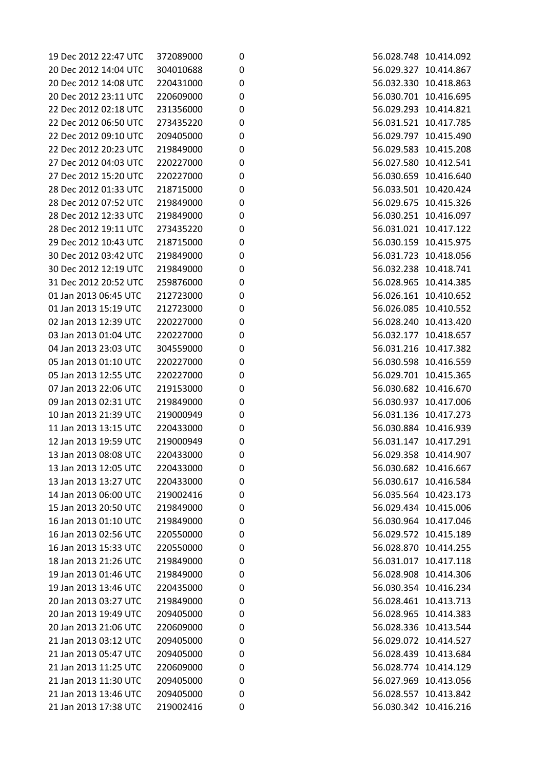| | | | | |
|---|---|---|---|---|
| 19 Dec 2012 22:47 UTC | 372089000 | 0 | 56.028.748 | 10.414.092 |
| 20 Dec 2012 14:04 UTC | 304010688 | 0 | 56.029.327 | 10.414.867 |
| 20 Dec 2012 14:08 UTC | 220431000 | 0 | 56.032.330 | 10.418.863 |
| 20 Dec 2012 23:11 UTC | 220609000 | 0 | 56.030.701 | 10.416.695 |
| 22 Dec 2012 02:18 UTC | 231356000 | 0 | 56.029.293 | 10.414.821 |
| 22 Dec 2012 06:50 UTC | 273435220 | 0 | 56.031.521 | 10.417.785 |
| 22 Dec 2012 09:10 UTC | 209405000 | 0 | 56.029.797 | 10.415.490 |
| 22 Dec 2012 20:23 UTC | 219849000 | 0 | 56.029.583 | 10.415.208 |
| 27 Dec 2012 04:03 UTC | 220227000 | 0 | 56.027.580 | 10.412.541 |
| 27 Dec 2012 15:20 UTC | 220227000 | 0 | 56.030.659 | 10.416.640 |
| 28 Dec 2012 01:33 UTC | 218715000 | 0 | 56.033.501 | 10.420.424 |
| 28 Dec 2012 07:52 UTC | 219849000 | 0 | 56.029.675 | 10.415.326 |
| 28 Dec 2012 12:33 UTC | 219849000 | 0 | 56.030.251 | 10.416.097 |
| 28 Dec 2012 19:11 UTC | 273435220 | 0 | 56.031.021 | 10.417.122 |
| 29 Dec 2012 10:43 UTC | 218715000 | 0 | 56.030.159 | 10.415.975 |
| 30 Dec 2012 03:42 UTC | 219849000 | 0 | 56.031.723 | 10.418.056 |
| 30 Dec 2012 12:19 UTC | 219849000 | 0 | 56.032.238 | 10.418.741 |
| 31 Dec 2012 20:52 UTC | 259876000 | 0 | 56.028.965 | 10.414.385 |
| 01 Jan 2013 06:45 UTC | 212723000 | 0 | 56.026.161 | 10.410.652 |
| 01 Jan 2013 15:19 UTC | 212723000 | 0 | 56.026.085 | 10.410.552 |
| 02 Jan 2013 12:39 UTC | 220227000 | 0 | 56.028.240 | 10.413.420 |
| 03 Jan 2013 01:04 UTC | 220227000 | 0 | 56.032.177 | 10.418.657 |
| 04 Jan 2013 23:03 UTC | 304559000 | 0 | 56.031.216 | 10.417.382 |
| 05 Jan 2013 01:10 UTC | 220227000 | 0 | 56.030.598 | 10.416.559 |
| 05 Jan 2013 12:55 UTC | 220227000 | 0 | 56.029.701 | 10.415.365 |
| 07 Jan 2013 22:06 UTC | 219153000 | 0 | 56.030.682 | 10.416.670 |
| 09 Jan 2013 02:31 UTC | 219849000 | 0 | 56.030.937 | 10.417.006 |
| 10 Jan 2013 21:39 UTC | 219000949 | 0 | 56.031.136 | 10.417.273 |
| 11 Jan 2013 13:15 UTC | 220433000 | 0 | 56.030.884 | 10.416.939 |
| 12 Jan 2013 19:59 UTC | 219000949 | 0 | 56.031.147 | 10.417.291 |
| 13 Jan 2013 08:08 UTC | 220433000 | 0 | 56.029.358 | 10.414.907 |
| 13 Jan 2013 12:05 UTC | 220433000 | 0 | 56.030.682 | 10.416.667 |
| 13 Jan 2013 13:27 UTC | 220433000 | 0 | 56.030.617 | 10.416.584 |
| 14 Jan 2013 06:00 UTC | 219002416 | 0 | 56.035.564 | 10.423.173 |
| 15 Jan 2013 20:50 UTC | 219849000 | 0 | 56.029.434 | 10.415.006 |
| 16 Jan 2013 01:10 UTC | 219849000 | 0 | 56.030.964 | 10.417.046 |
| 16 Jan 2013 02:56 UTC | 220550000 | 0 | 56.029.572 | 10.415.189 |
| 16 Jan 2013 15:33 UTC | 220550000 | 0 | 56.028.870 | 10.414.255 |
| 18 Jan 2013 21:26 UTC | 219849000 | 0 | 56.031.017 | 10.417.118 |
| 19 Jan 2013 01:46 UTC | 219849000 | 0 | 56.028.908 | 10.414.306 |
| 19 Jan 2013 13:46 UTC | 220435000 | 0 | 56.030.354 | 10.416.234 |
| 20 Jan 2013 03:27 UTC | 219849000 | 0 | 56.028.461 | 10.413.713 |
| 20 Jan 2013 19:49 UTC | 209405000 | 0 | 56.028.965 | 10.414.383 |
| 20 Jan 2013 21:06 UTC | 220609000 | 0 | 56.028.336 | 10.413.544 |
| 21 Jan 2013 03:12 UTC | 209405000 | 0 | 56.029.072 | 10.414.527 |
| 21 Jan 2013 05:47 UTC | 209405000 | 0 | 56.028.439 | 10.413.684 |
| 21 Jan 2013 11:25 UTC | 220609000 | 0 | 56.028.774 | 10.414.129 |
| 21 Jan 2013 11:30 UTC | 209405000 | 0 | 56.027.969 | 10.413.056 |
| 21 Jan 2013 13:46 UTC | 209405000 | 0 | 56.028.557 | 10.413.842 |
| 21 Jan 2013 17:38 UTC | 219002416 | 0 | 56.030.342 | 10.416.216 |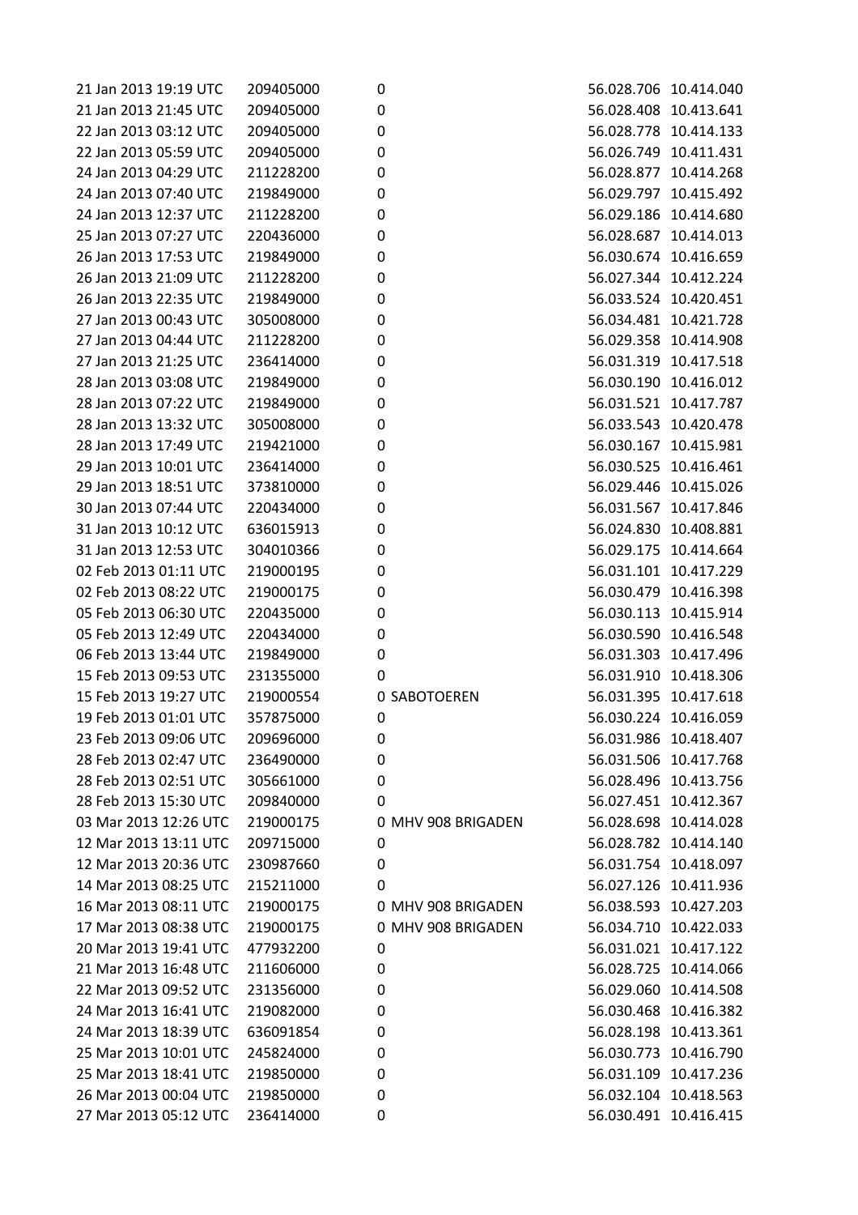| | | | | |
|---|---|---|---|---|
| 21 Jan 2013 19:19 UTC | 209405000 | 0 | 56.028.706 | 10.414.040 |
| 21 Jan 2013 21:45 UTC | 209405000 | 0 | 56.028.408 | 10.413.641 |
| 22 Jan 2013 03:12 UTC | 209405000 | 0 | 56.028.778 | 10.414.133 |
| 22 Jan 2013 05:59 UTC | 209405000 | 0 | 56.026.749 | 10.411.431 |
| 24 Jan 2013 04:29 UTC | 211228200 | 0 | 56.028.877 | 10.414.268 |
| 24 Jan 2013 07:40 UTC | 219849000 | 0 | 56.029.797 | 10.415.492 |
| 24 Jan 2013 12:37 UTC | 211228200 | 0 | 56.029.186 | 10.414.680 |
| 25 Jan 2013 07:27 UTC | 220436000 | 0 | 56.028.687 | 10.414.013 |
| 26 Jan 2013 17:53 UTC | 219849000 | 0 | 56.030.674 | 10.416.659 |
| 26 Jan 2013 21:09 UTC | 211228200 | 0 | 56.027.344 | 10.412.224 |
| 26 Jan 2013 22:35 UTC | 219849000 | 0 | 56.033.524 | 10.420.451 |
| 27 Jan 2013 00:43 UTC | 305008000 | 0 | 56.034.481 | 10.421.728 |
| 27 Jan 2013 04:44 UTC | 211228200 | 0 | 56.029.358 | 10.414.908 |
| 27 Jan 2013 21:25 UTC | 236414000 | 0 | 56.031.319 | 10.417.518 |
| 28 Jan 2013 03:08 UTC | 219849000 | 0 | 56.030.190 | 10.416.012 |
| 28 Jan 2013 07:22 UTC | 219849000 | 0 | 56.031.521 | 10.417.787 |
| 28 Jan 2013 13:32 UTC | 305008000 | 0 | 56.033.543 | 10.420.478 |
| 28 Jan 2013 17:49 UTC | 219421000 | 0 | 56.030.167 | 10.415.981 |
| 29 Jan 2013 10:01 UTC | 236414000 | 0 | 56.030.525 | 10.416.461 |
| 29 Jan 2013 18:51 UTC | 373810000 | 0 | 56.029.446 | 10.415.026 |
| 30 Jan 2013 07:44 UTC | 220434000 | 0 | 56.031.567 | 10.417.846 |
| 31 Jan 2013 10:12 UTC | 636015913 | 0 | 56.024.830 | 10.408.881 |
| 31 Jan 2013 12:53 UTC | 304010366 | 0 | 56.029.175 | 10.414.664 |
| 02 Feb 2013 01:11 UTC | 219000195 | 0 | 56.031.101 | 10.417.229 |
| 02 Feb 2013 08:22 UTC | 219000175 | 0 | 56.030.479 | 10.416.398 |
| 05 Feb 2013 06:30 UTC | 220435000 | 0 | 56.030.113 | 10.415.914 |
| 05 Feb 2013 12:49 UTC | 220434000 | 0 | 56.030.590 | 10.416.548 |
| 06 Feb 2013 13:44 UTC | 219849000 | 0 | 56.031.303 | 10.417.496 |
| 15 Feb 2013 09:53 UTC | 231355000 | 0 | 56.031.910 | 10.418.306 |
| 15 Feb 2013 19:27 UTC | 219000554 | 0 SABOTOEREN | 56.031.395 | 10.417.618 |
| 19 Feb 2013 01:01 UTC | 357875000 | 0 | 56.030.224 | 10.416.059 |
| 23 Feb 2013 09:06 UTC | 209696000 | 0 | 56.031.986 | 10.418.407 |
| 28 Feb 2013 02:47 UTC | 236490000 | 0 | 56.031.506 | 10.417.768 |
| 28 Feb 2013 02:51 UTC | 305661000 | 0 | 56.028.496 | 10.413.756 |
| 28 Feb 2013 15:30 UTC | 209840000 | 0 | 56.027.451 | 10.412.367 |
| 03 Mar 2013 12:26 UTC | 219000175 | 0 MHV 908 BRIGADEN | 56.028.698 | 10.414.028 |
| 12 Mar 2013 13:11 UTC | 209715000 | 0 | 56.028.782 | 10.414.140 |
| 12 Mar 2013 20:36 UTC | 230987660 | 0 | 56.031.754 | 10.418.097 |
| 14 Mar 2013 08:25 UTC | 215211000 | 0 | 56.027.126 | 10.411.936 |
| 16 Mar 2013 08:11 UTC | 219000175 | 0 MHV 908 BRIGADEN | 56.038.593 | 10.427.203 |
| 17 Mar 2013 08:38 UTC | 219000175 | 0 MHV 908 BRIGADEN | 56.034.710 | 10.422.033 |
| 20 Mar 2013 19:41 UTC | 477932200 | 0 | 56.031.021 | 10.417.122 |
| 21 Mar 2013 16:48 UTC | 211606000 | 0 | 56.028.725 | 10.414.066 |
| 22 Mar 2013 09:52 UTC | 231356000 | 0 | 56.029.060 | 10.414.508 |
| 24 Mar 2013 16:41 UTC | 219082000 | 0 | 56.030.468 | 10.416.382 |
| 24 Mar 2013 18:39 UTC | 636091854 | 0 | 56.028.198 | 10.413.361 |
| 25 Mar 2013 10:01 UTC | 245824000 | 0 | 56.030.773 | 10.416.790 |
| 25 Mar 2013 18:41 UTC | 219850000 | 0 | 56.031.109 | 10.417.236 |
| 26 Mar 2013 00:04 UTC | 219850000 | 0 | 56.032.104 | 10.418.563 |
| 27 Mar 2013 05:12 UTC | 236414000 | 0 | 56.030.491 | 10.416.415 |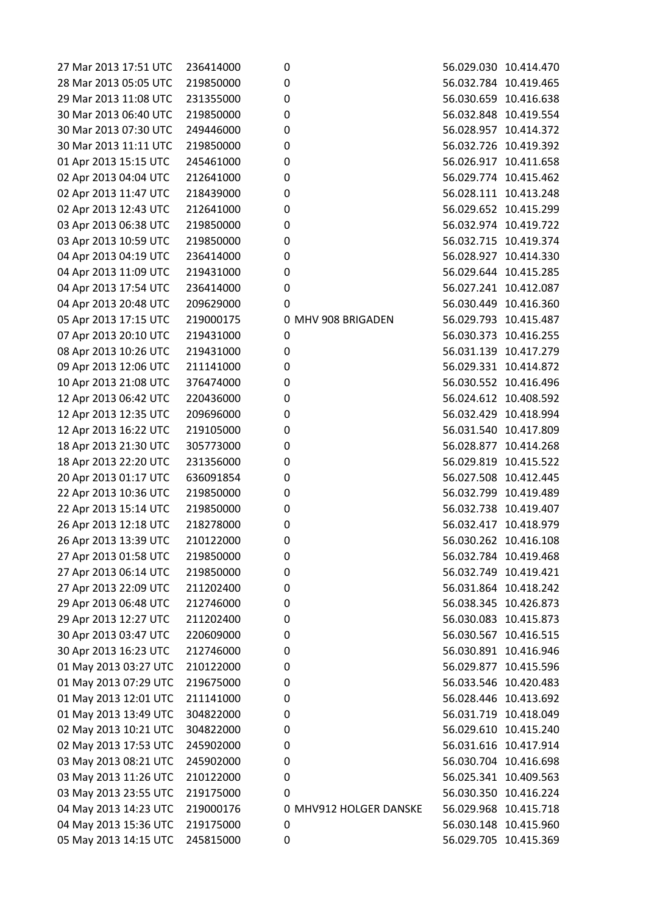| | | | | | |
|---|---|---|---|---|---|
| 27 Mar 2013 17:51 UTC | 236414000 | 0 | | 56.029.030 | 10.414.470 |
| 28 Mar 2013 05:05 UTC | 219850000 | 0 | | 56.032.784 | 10.419.465 |
| 29 Mar 2013 11:08 UTC | 231355000 | 0 | | 56.030.659 | 10.416.638 |
| 30 Mar 2013 06:40 UTC | 219850000 | 0 | | 56.032.848 | 10.419.554 |
| 30 Mar 2013 07:30 UTC | 249446000 | 0 | | 56.028.957 | 10.414.372 |
| 30 Mar 2013 11:11 UTC | 219850000 | 0 | | 56.032.726 | 10.419.392 |
| 01 Apr 2013 15:15 UTC | 245461000 | 0 | | 56.026.917 | 10.411.658 |
| 02 Apr 2013 04:04 UTC | 212641000 | 0 | | 56.029.774 | 10.415.462 |
| 02 Apr 2013 11:47 UTC | 218439000 | 0 | | 56.028.111 | 10.413.248 |
| 02 Apr 2013 12:43 UTC | 212641000 | 0 | | 56.029.652 | 10.415.299 |
| 03 Apr 2013 06:38 UTC | 219850000 | 0 | | 56.032.974 | 10.419.722 |
| 03 Apr 2013 10:59 UTC | 219850000 | 0 | | 56.032.715 | 10.419.374 |
| 04 Apr 2013 04:19 UTC | 236414000 | 0 | | 56.028.927 | 10.414.330 |
| 04 Apr 2013 11:09 UTC | 219431000 | 0 | | 56.029.644 | 10.415.285 |
| 04 Apr 2013 17:54 UTC | 236414000 | 0 | | 56.027.241 | 10.412.087 |
| 04 Apr 2013 20:48 UTC | 209629000 | 0 | | 56.030.449 | 10.416.360 |
| 05 Apr 2013 17:15 UTC | 219000175 | 0 | MHV 908 BRIGADEN | 56.029.793 | 10.415.487 |
| 07 Apr 2013 20:10 UTC | 219431000 | 0 | | 56.030.373 | 10.416.255 |
| 08 Apr 2013 10:26 UTC | 219431000 | 0 | | 56.031.139 | 10.417.279 |
| 09 Apr 2013 12:06 UTC | 211141000 | 0 | | 56.029.331 | 10.414.872 |
| 10 Apr 2013 21:08 UTC | 376474000 | 0 | | 56.030.552 | 10.416.496 |
| 12 Apr 2013 06:42 UTC | 220436000 | 0 | | 56.024.612 | 10.408.592 |
| 12 Apr 2013 12:35 UTC | 209696000 | 0 | | 56.032.429 | 10.418.994 |
| 12 Apr 2013 16:22 UTC | 219105000 | 0 | | 56.031.540 | 10.417.809 |
| 18 Apr 2013 21:30 UTC | 305773000 | 0 | | 56.028.877 | 10.414.268 |
| 18 Apr 2013 22:20 UTC | 231356000 | 0 | | 56.029.819 | 10.415.522 |
| 20 Apr 2013 01:17 UTC | 636091854 | 0 | | 56.027.508 | 10.412.445 |
| 22 Apr 2013 10:36 UTC | 219850000 | 0 | | 56.032.799 | 10.419.489 |
| 22 Apr 2013 15:14 UTC | 219850000 | 0 | | 56.032.738 | 10.419.407 |
| 26 Apr 2013 12:18 UTC | 218278000 | 0 | | 56.032.417 | 10.418.979 |
| 26 Apr 2013 13:39 UTC | 210122000 | 0 | | 56.030.262 | 10.416.108 |
| 27 Apr 2013 01:58 UTC | 219850000 | 0 | | 56.032.784 | 10.419.468 |
| 27 Apr 2013 06:14 UTC | 219850000 | 0 | | 56.032.749 | 10.419.421 |
| 27 Apr 2013 22:09 UTC | 211202400 | 0 | | 56.031.864 | 10.418.242 |
| 29 Apr 2013 06:48 UTC | 212746000 | 0 | | 56.038.345 | 10.426.873 |
| 29 Apr 2013 12:27 UTC | 211202400 | 0 | | 56.030.083 | 10.415.873 |
| 30 Apr 2013 03:47 UTC | 220609000 | 0 | | 56.030.567 | 10.416.515 |
| 30 Apr 2013 16:23 UTC | 212746000 | 0 | | 56.030.891 | 10.416.946 |
| 01 May 2013 03:27 UTC | 210122000 | 0 | | 56.029.877 | 10.415.596 |
| 01 May 2013 07:29 UTC | 219675000 | 0 | | 56.033.546 | 10.420.483 |
| 01 May 2013 12:01 UTC | 211141000 | 0 | | 56.028.446 | 10.413.692 |
| 01 May 2013 13:49 UTC | 304822000 | 0 | | 56.031.719 | 10.418.049 |
| 02 May 2013 10:21 UTC | 304822000 | 0 | | 56.029.610 | 10.415.240 |
| 02 May 2013 17:53 UTC | 245902000 | 0 | | 56.031.616 | 10.417.914 |
| 03 May 2013 08:21 UTC | 245902000 | 0 | | 56.030.704 | 10.416.698 |
| 03 May 2013 11:26 UTC | 210122000 | 0 | | 56.025.341 | 10.409.563 |
| 03 May 2013 23:55 UTC | 219175000 | 0 | | 56.030.350 | 10.416.224 |
| 04 May 2013 14:23 UTC | 219000176 | 0 | MHV912 HOLGER DANSKE | 56.029.968 | 10.415.718 |
| 04 May 2013 15:36 UTC | 219175000 | 0 | | 56.030.148 | 10.415.960 |
| 05 May 2013 14:15 UTC | 245815000 | 0 | | 56.029.705 | 10.415.369 |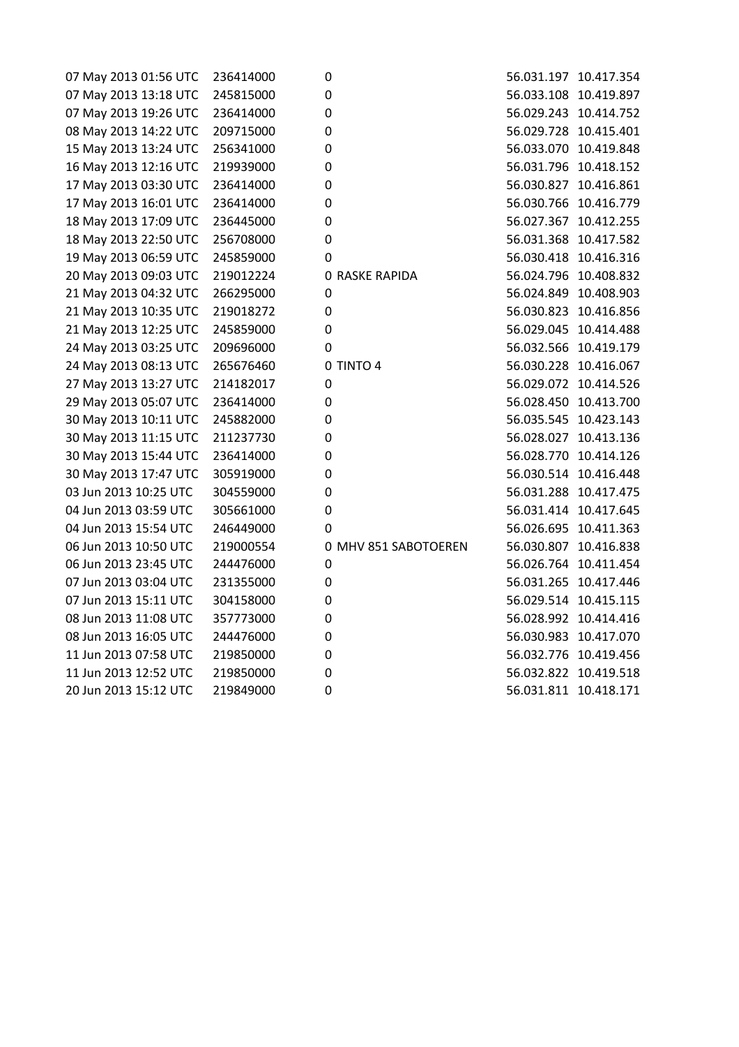| | | | | |
|---|---|---|---|---|
| 07 May 2013 01:56 UTC | 236414000 | 0 | 56.031.197 | 10.417.354 |
| 07 May 2013 13:18 UTC | 245815000 | 0 | 56.033.108 | 10.419.897 |
| 07 May 2013 19:26 UTC | 236414000 | 0 | 56.029.243 | 10.414.752 |
| 08 May 2013 14:22 UTC | 209715000 | 0 | 56.029.728 | 10.415.401 |
| 15 May 2013 13:24 UTC | 256341000 | 0 | 56.033.070 | 10.419.848 |
| 16 May 2013 12:16 UTC | 219939000 | 0 | 56.031.796 | 10.418.152 |
| 17 May 2013 03:30 UTC | 236414000 | 0 | 56.030.827 | 10.416.861 |
| 17 May 2013 16:01 UTC | 236414000 | 0 | 56.030.766 | 10.416.779 |
| 18 May 2013 17:09 UTC | 236445000 | 0 | 56.027.367 | 10.412.255 |
| 18 May 2013 22:50 UTC | 256708000 | 0 | 56.031.368 | 10.417.582 |
| 19 May 2013 06:59 UTC | 245859000 | 0 | 56.030.418 | 10.416.316 |
| 20 May 2013 09:03 UTC | 219012224 | 0 RASKE RAPIDA | 56.024.796 | 10.408.832 |
| 21 May 2013 04:32 UTC | 266295000 | 0 | 56.024.849 | 10.408.903 |
| 21 May 2013 10:35 UTC | 219018272 | 0 | 56.030.823 | 10.416.856 |
| 21 May 2013 12:25 UTC | 245859000 | 0 | 56.029.045 | 10.414.488 |
| 24 May 2013 03:25 UTC | 209696000 | 0 | 56.032.566 | 10.419.179 |
| 24 May 2013 08:13 UTC | 265676460 | 0 TINTO 4 | 56.030.228 | 10.416.067 |
| 27 May 2013 13:27 UTC | 214182017 | 0 | 56.029.072 | 10.414.526 |
| 29 May 2013 05:07 UTC | 236414000 | 0 | 56.028.450 | 10.413.700 |
| 30 May 2013 10:11 UTC | 245882000 | 0 | 56.035.545 | 10.423.143 |
| 30 May 2013 11:15 UTC | 211237730 | 0 | 56.028.027 | 10.413.136 |
| 30 May 2013 15:44 UTC | 236414000 | 0 | 56.028.770 | 10.414.126 |
| 30 May 2013 17:47 UTC | 305919000 | 0 | 56.030.514 | 10.416.448 |
| 03 Jun 2013 10:25 UTC | 304559000 | 0 | 56.031.288 | 10.417.475 |
| 04 Jun 2013 03:59 UTC | 305661000 | 0 | 56.031.414 | 10.417.645 |
| 04 Jun 2013 15:54 UTC | 246449000 | 0 | 56.026.695 | 10.411.363 |
| 06 Jun 2013 10:50 UTC | 219000554 | 0 MHV 851 SABOTOEREN | 56.030.807 | 10.416.838 |
| 06 Jun 2013 23:45 UTC | 244476000 | 0 | 56.026.764 | 10.411.454 |
| 07 Jun 2013 03:04 UTC | 231355000 | 0 | 56.031.265 | 10.417.446 |
| 07 Jun 2013 15:11 UTC | 304158000 | 0 | 56.029.514 | 10.415.115 |
| 08 Jun 2013 11:08 UTC | 357773000 | 0 | 56.028.992 | 10.414.416 |
| 08 Jun 2013 16:05 UTC | 244476000 | 0 | 56.030.983 | 10.417.070 |
| 11 Jun 2013 07:58 UTC | 219850000 | 0 | 56.032.776 | 10.419.456 |
| 11 Jun 2013 12:52 UTC | 219850000 | 0 | 56.032.822 | 10.419.518 |
| 20 Jun 2013 15:12 UTC | 219849000 | 0 | 56.031.811 | 10.418.171 |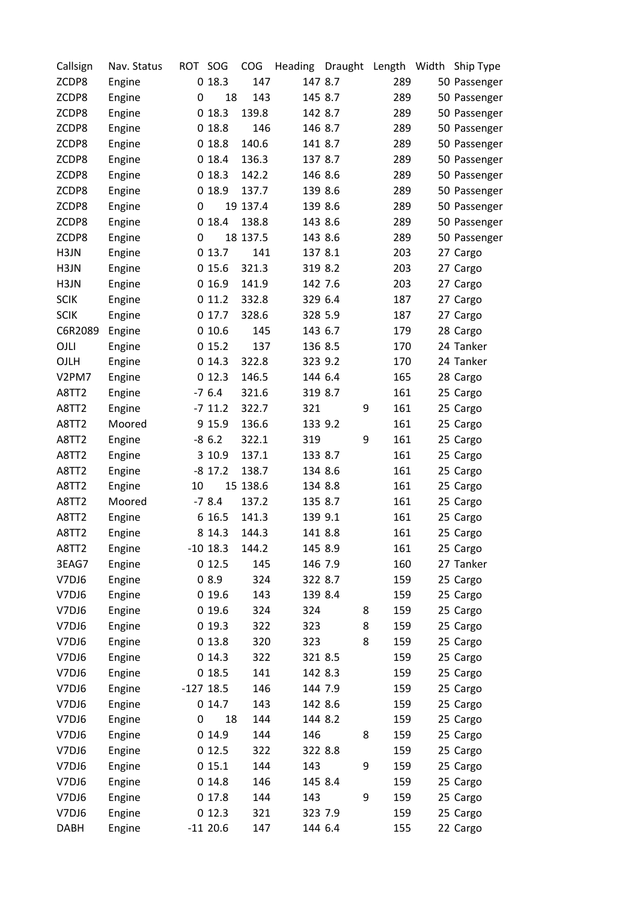| Callsign | Nav. Status | ROT | SOG | COG | Heading | Draught | Length | Width | Ship Type |
|---|---|---|---|---|---|---|---|---|---|
| ZCDP8 | Engine | 0 | 18.3 | 147 | 147 | 8.7 | 289 | 50 | Passenger |
| ZCDP8 | Engine | 0 | 18 | 143 | 145 | 8.7 | 289 | 50 | Passenger |
| ZCDP8 | Engine | 0 | 18.3 | 139.8 | 142 | 8.7 | 289 | 50 | Passenger |
| ZCDP8 | Engine | 0 | 18.8 | 146 | 146 | 8.7 | 289 | 50 | Passenger |
| ZCDP8 | Engine | 0 | 18.8 | 140.6 | 141 | 8.7 | 289 | 50 | Passenger |
| ZCDP8 | Engine | 0 | 18.4 | 136.3 | 137 | 8.7 | 289 | 50 | Passenger |
| ZCDP8 | Engine | 0 | 18.3 | 142.2 | 146 | 8.6 | 289 | 50 | Passenger |
| ZCDP8 | Engine | 0 | 18.9 | 137.7 | 139 | 8.6 | 289 | 50 | Passenger |
| ZCDP8 | Engine | 0 | 19 | 137.4 | 139 | 8.6 | 289 | 50 | Passenger |
| ZCDP8 | Engine | 0 | 18.4 | 138.8 | 143 | 8.6 | 289 | 50 | Passenger |
| ZCDP8 | Engine | 0 | 18 | 137.5 | 143 | 8.6 | 289 | 50 | Passenger |
| H3JN | Engine | 0 | 13.7 | 141 | 137 | 8.1 | 203 | 27 | Cargo |
| H3JN | Engine | 0 | 15.6 | 321.3 | 319 | 8.2 | 203 | 27 | Cargo |
| H3JN | Engine | 0 | 16.9 | 141.9 | 142 | 7.6 | 203 | 27 | Cargo |
| SCIK | Engine | 0 | 11.2 | 332.8 | 329 | 6.4 | 187 | 27 | Cargo |
| SCIK | Engine | 0 | 17.7 | 328.6 | 328 | 5.9 | 187 | 27 | Cargo |
| C6R2089 | Engine | 0 | 10.6 | 145 | 143 | 6.7 | 179 | 28 | Cargo |
| OJLI | Engine | 0 | 15.2 | 137 | 136 | 8.5 | 170 | 24 | Tanker |
| OJLH | Engine | 0 | 14.3 | 322.8 | 323 | 9.2 | 170 | 24 | Tanker |
| V2PM7 | Engine | 0 | 12.3 | 146.5 | 144 | 6.4 | 165 | 28 | Cargo |
| A8TT2 | Engine | -7 | 6.4 | 321.6 | 319 | 8.7 | 161 | 25 | Cargo |
| A8TT2 | Engine | -7 | 11.2 | 322.7 | 321 | 9 | 161 | 25 | Cargo |
| A8TT2 | Moored | 9 | 15.9 | 136.6 | 133 | 9.2 | 161 | 25 | Cargo |
| A8TT2 | Engine | -8 | 6.2 | 322.1 | 319 | 9 | 161 | 25 | Cargo |
| A8TT2 | Engine | 3 | 10.9 | 137.1 | 133 | 8.7 | 161 | 25 | Cargo |
| A8TT2 | Engine | -8 | 17.2 | 138.7 | 134 | 8.6 | 161 | 25 | Cargo |
| A8TT2 | Engine | 10 | 15 | 138.6 | 134 | 8.8 | 161 | 25 | Cargo |
| A8TT2 | Moored | -7 | 8.4 | 137.2 | 135 | 8.7 | 161 | 25 | Cargo |
| A8TT2 | Engine | 6 | 16.5 | 141.3 | 139 | 9.1 | 161 | 25 | Cargo |
| A8TT2 | Engine | 8 | 14.3 | 144.3 | 141 | 8.8 | 161 | 25 | Cargo |
| A8TT2 | Engine | -10 | 18.3 | 144.2 | 145 | 8.9 | 161 | 25 | Cargo |
| 3EAG7 | Engine | 0 | 12.5 | 145 | 146 | 7.9 | 160 | 27 | Tanker |
| V7DJ6 | Engine | 0 | 8.9 | 324 | 322 | 8.7 | 159 | 25 | Cargo |
| V7DJ6 | Engine | 0 | 19.6 | 143 | 139 | 8.4 | 159 | 25 | Cargo |
| V7DJ6 | Engine | 0 | 19.6 | 324 | 324 | 8 | 159 | 25 | Cargo |
| V7DJ6 | Engine | 0 | 19.3 | 322 | 323 | 8 | 159 | 25 | Cargo |
| V7DJ6 | Engine | 0 | 13.8 | 320 | 323 | 8 | 159 | 25 | Cargo |
| V7DJ6 | Engine | 0 | 14.3 | 322 | 321 | 8.5 | 159 | 25 | Cargo |
| V7DJ6 | Engine | 0 | 18.5 | 141 | 142 | 8.3 | 159 | 25 | Cargo |
| V7DJ6 | Engine | -127 | 18.5 | 146 | 144 | 7.9 | 159 | 25 | Cargo |
| V7DJ6 | Engine | 0 | 14.7 | 143 | 142 | 8.6 | 159 | 25 | Cargo |
| V7DJ6 | Engine | 0 | 18 | 144 | 144 | 8.2 | 159 | 25 | Cargo |
| V7DJ6 | Engine | 0 | 14.9 | 144 | 146 | 8 | 159 | 25 | Cargo |
| V7DJ6 | Engine | 0 | 12.5 | 322 | 322 | 8.8 | 159 | 25 | Cargo |
| V7DJ6 | Engine | 0 | 15.1 | 144 | 143 | 9 | 159 | 25 | Cargo |
| V7DJ6 | Engine | 0 | 14.8 | 146 | 145 | 8.4 | 159 | 25 | Cargo |
| V7DJ6 | Engine | 0 | 17.8 | 144 | 143 | 9 | 159 | 25 | Cargo |
| V7DJ6 | Engine | 0 | 12.3 | 321 | 323 | 7.9 | 159 | 25 | Cargo |
| DABH | Engine | -11 | 20.6 | 147 | 144 | 6.4 | 155 | 22 | Cargo |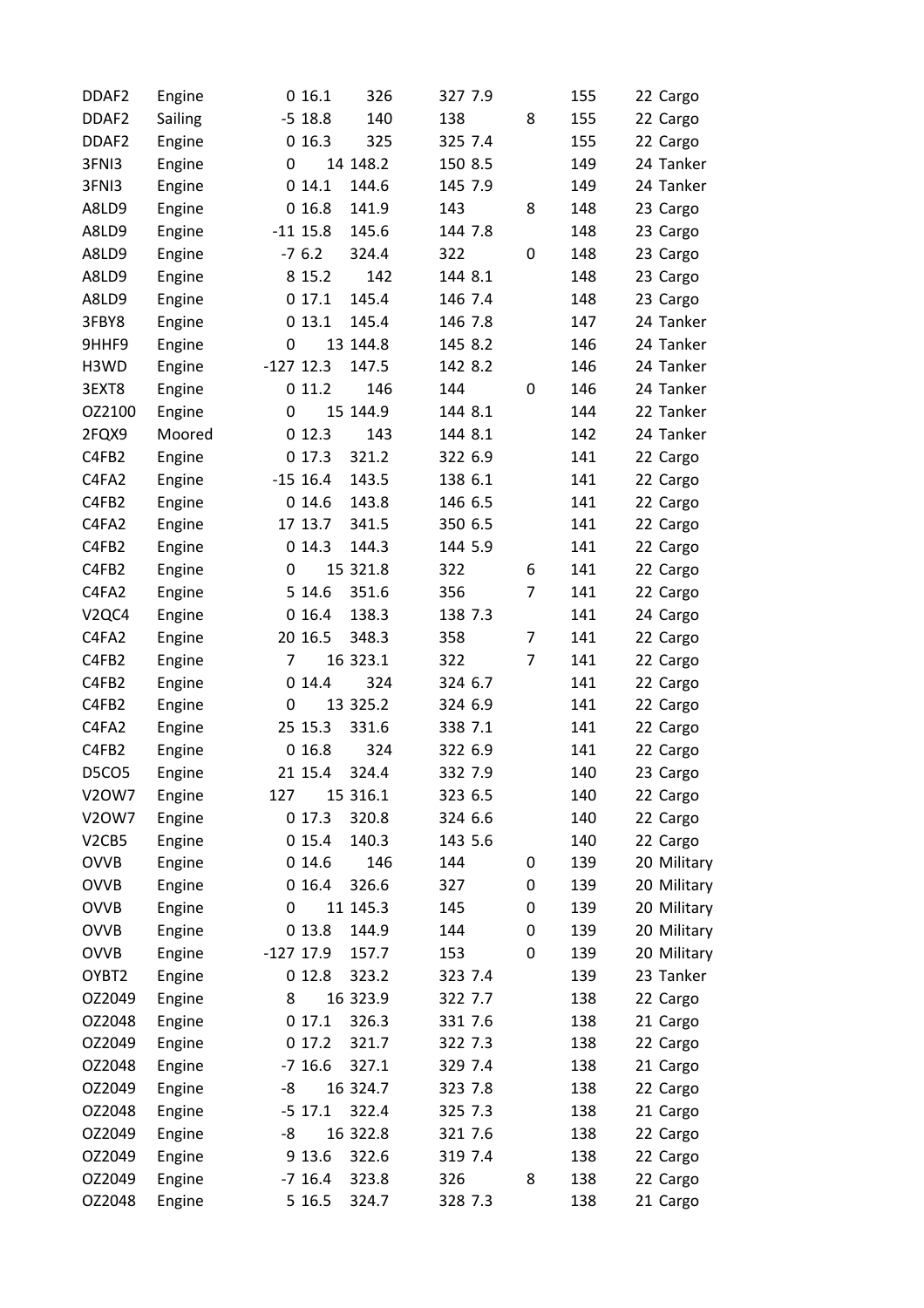| | | | | | | | | | | |
|---|---|---|---|---|---|---|---|---|---|---|
| DDAF2 | Engine | 0 | 16.1 | 326 | 327 | 7.9 | | 155 | 22 | Cargo |
| DDAF2 | Sailing | -5 | 18.8 | 140 | 138 | | 8 | 155 | 22 | Cargo |
| DDAF2 | Engine | 0 | 16.3 | 325 | 325 | 7.4 | | 155 | 22 | Cargo |
| 3FNI3 | Engine | 0 | 14 | 148.2 | 150 | 8.5 | | 149 | 24 | Tanker |
| 3FNI3 | Engine | 0 | 14.1 | 144.6 | 145 | 7.9 | | 149 | 24 | Tanker |
| A8LD9 | Engine | 0 | 16.8 | 141.9 | 143 | | 8 | 148 | 23 | Cargo |
| A8LD9 | Engine | -11 | 15.8 | 145.6 | 144 | 7.8 | | 148 | 23 | Cargo |
| A8LD9 | Engine | -7 | 6.2 | 324.4 | 322 | | 0 | 148 | 23 | Cargo |
| A8LD9 | Engine | 8 | 15.2 | 142 | 144 | 8.1 | | 148 | 23 | Cargo |
| A8LD9 | Engine | 0 | 17.1 | 145.4 | 146 | 7.4 | | 148 | 23 | Cargo |
| 3FBY8 | Engine | 0 | 13.1 | 145.4 | 146 | 7.8 | | 147 | 24 | Tanker |
| 9HHF9 | Engine | 0 | 13 | 144.8 | 145 | 8.2 | | 146 | 24 | Tanker |
| H3WD | Engine | -127 | 12.3 | 147.5 | 142 | 8.2 | | 146 | 24 | Tanker |
| 3EXT8 | Engine | 0 | 11.2 | 146 | 144 | | 0 | 146 | 24 | Tanker |
| OZ2100 | Engine | 0 | 15 | 144.9 | 144 | 8.1 | | 144 | 22 | Tanker |
| 2FQX9 | Moored | 0 | 12.3 | 143 | 144 | 8.1 | | 142 | 24 | Tanker |
| C4FB2 | Engine | 0 | 17.3 | 321.2 | 322 | 6.9 | | 141 | 22 | Cargo |
| C4FA2 | Engine | -15 | 16.4 | 143.5 | 138 | 6.1 | | 141 | 22 | Cargo |
| C4FB2 | Engine | 0 | 14.6 | 143.8 | 146 | 6.5 | | 141 | 22 | Cargo |
| C4FA2 | Engine | 17 | 13.7 | 341.5 | 350 | 6.5 | | 141 | 22 | Cargo |
| C4FB2 | Engine | 0 | 14.3 | 144.3 | 144 | 5.9 | | 141 | 22 | Cargo |
| C4FB2 | Engine | 0 | 15 | 321.8 | 322 | | 6 | 141 | 22 | Cargo |
| C4FA2 | Engine | 5 | 14.6 | 351.6 | 356 | | 7 | 141 | 22 | Cargo |
| V2QC4 | Engine | 0 | 16.4 | 138.3 | 138 | 7.3 | | 141 | 24 | Cargo |
| C4FA2 | Engine | 20 | 16.5 | 348.3 | 358 | | 7 | 141 | 22 | Cargo |
| C4FB2 | Engine | 7 | 16 | 323.1 | 322 | | 7 | 141 | 22 | Cargo |
| C4FB2 | Engine | 0 | 14.4 | 324 | 324 | 6.7 | | 141 | 22 | Cargo |
| C4FB2 | Engine | 0 | 13 | 325.2 | 324 | 6.9 | | 141 | 22 | Cargo |
| C4FA2 | Engine | 25 | 15.3 | 331.6 | 338 | 7.1 | | 141 | 22 | Cargo |
| C4FB2 | Engine | 0 | 16.8 | 324 | 322 | 6.9 | | 141 | 22 | Cargo |
| D5CO5 | Engine | 21 | 15.4 | 324.4 | 332 | 7.9 | | 140 | 23 | Cargo |
| V2OW7 | Engine | 127 | 15 | 316.1 | 323 | 6.5 | | 140 | 22 | Cargo |
| V2OW7 | Engine | 0 | 17.3 | 320.8 | 324 | 6.6 | | 140 | 22 | Cargo |
| V2CB5 | Engine | 0 | 15.4 | 140.3 | 143 | 5.6 | | 140 | 22 | Cargo |
| OVVB | Engine | 0 | 14.6 | 146 | 144 | | 0 | 139 | 20 | Military |
| OVVB | Engine | 0 | 16.4 | 326.6 | 327 | | 0 | 139 | 20 | Military |
| OVVB | Engine | 0 | 11 | 145.3 | 145 | | 0 | 139 | 20 | Military |
| OVVB | Engine | 0 | 13.8 | 144.9 | 144 | | 0 | 139 | 20 | Military |
| OVVB | Engine | -127 | 17.9 | 157.7 | 153 | | 0 | 139 | 20 | Military |
| OYBT2 | Engine | 0 | 12.8 | 323.2 | 323 | 7.4 | | 139 | 23 | Tanker |
| OZ2049 | Engine | 8 | 16 | 323.9 | 322 | 7.7 | | 138 | 22 | Cargo |
| OZ2048 | Engine | 0 | 17.1 | 326.3 | 331 | 7.6 | | 138 | 21 | Cargo |
| OZ2049 | Engine | 0 | 17.2 | 321.7 | 322 | 7.3 | | 138 | 22 | Cargo |
| OZ2048 | Engine | -7 | 16.6 | 327.1 | 329 | 7.4 | | 138 | 21 | Cargo |
| OZ2049 | Engine | -8 | 16 | 324.7 | 323 | 7.8 | | 138 | 22 | Cargo |
| OZ2048 | Engine | -5 | 17.1 | 322.4 | 325 | 7.3 | | 138 | 21 | Cargo |
| OZ2049 | Engine | -8 | 16 | 322.8 | 321 | 7.6 | | 138 | 22 | Cargo |
| OZ2049 | Engine | 9 | 13.6 | 322.6 | 319 | 7.4 | | 138 | 22 | Cargo |
| OZ2049 | Engine | -7 | 16.4 | 323.8 | 326 | | 8 | 138 | 22 | Cargo |
| OZ2048 | Engine | 5 | 16.5 | 324.7 | 328 | 7.3 | | 138 | 21 | Cargo |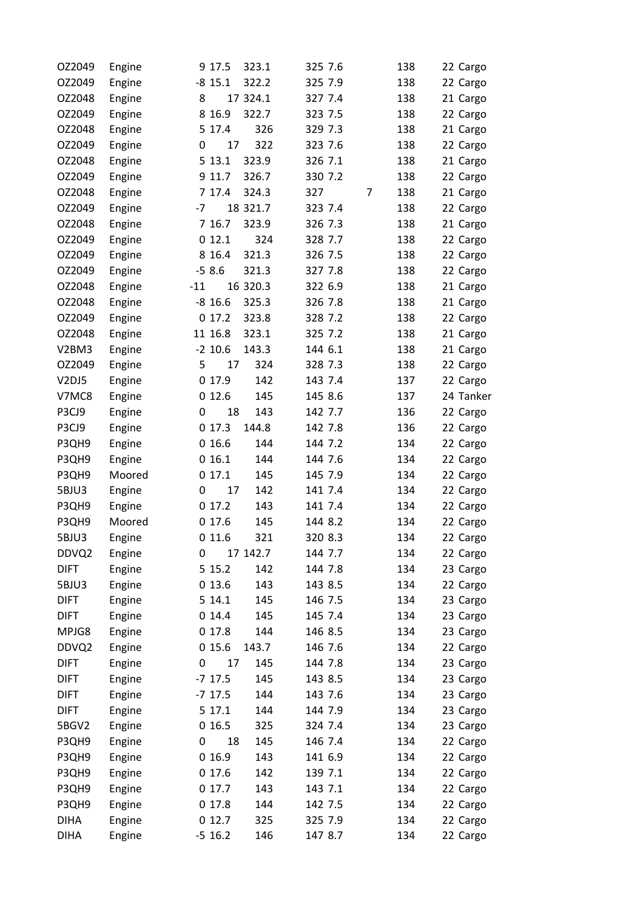| | | | | | | | | | | |
|---|---|---|---|---|---|---|---|---|---|---|
| OZ2049 | Engine | 9 | 17.5 | 323.1 | 325 | 7.6 | | 138 | 22 | Cargo |
| OZ2049 | Engine | -8 | 15.1 | 322.2 | 325 | 7.9 | | 138 | 22 | Cargo |
| OZ2048 | Engine | 8 | 17 | 324.1 | 327 | 7.4 | | 138 | 21 | Cargo |
| OZ2049 | Engine | 8 | 16.9 | 322.7 | 323 | 7.5 | | 138 | 22 | Cargo |
| OZ2048 | Engine | 5 | 17.4 | 326 | 329 | 7.3 | | 138 | 21 | Cargo |
| OZ2049 | Engine | 0 | 17 | 322 | 323 | 7.6 | | 138 | 22 | Cargo |
| OZ2048 | Engine | 5 | 13.1 | 323.9 | 326 | 7.1 | | 138 | 21 | Cargo |
| OZ2049 | Engine | 9 | 11.7 | 326.7 | 330 | 7.2 | | 138 | 22 | Cargo |
| OZ2048 | Engine | 7 | 17.4 | 324.3 | 327 | | 7 | 138 | 21 | Cargo |
| OZ2049 | Engine | -7 | 18 | 321.7 | 323 | 7.4 | | 138 | 22 | Cargo |
| OZ2048 | Engine | 7 | 16.7 | 323.9 | 326 | 7.3 | | 138 | 21 | Cargo |
| OZ2049 | Engine | 0 | 12.1 | 324 | 328 | 7.7 | | 138 | 22 | Cargo |
| OZ2049 | Engine | 8 | 16.4 | 321.3 | 326 | 7.5 | | 138 | 22 | Cargo |
| OZ2049 | Engine | -5 | 8.6 | 321.3 | 327 | 7.8 | | 138 | 22 | Cargo |
| OZ2048 | Engine | -11 | 16 | 320.3 | 322 | 6.9 | | 138 | 21 | Cargo |
| OZ2048 | Engine | -8 | 16.6 | 325.3 | 326 | 7.8 | | 138 | 21 | Cargo |
| OZ2049 | Engine | 0 | 17.2 | 323.8 | 328 | 7.2 | | 138 | 22 | Cargo |
| OZ2048 | Engine | 11 | 16.8 | 323.1 | 325 | 7.2 | | 138 | 21 | Cargo |
| V2BM3 | Engine | -2 | 10.6 | 143.3 | 144 | 6.1 | | 138 | 21 | Cargo |
| OZ2049 | Engine | 5 | 17 | 324 | 328 | 7.3 | | 138 | 22 | Cargo |
| V2DJ5 | Engine | 0 | 17.9 | 142 | 143 | 7.4 | | 137 | 22 | Cargo |
| V7MC8 | Engine | 0 | 12.6 | 145 | 145 | 8.6 | | 137 | 24 | Tanker |
| P3CJ9 | Engine | 0 | 18 | 143 | 142 | 7.7 | | 136 | 22 | Cargo |
| P3CJ9 | Engine | 0 | 17.3 | 144.8 | 142 | 7.8 | | 136 | 22 | Cargo |
| P3QH9 | Engine | 0 | 16.6 | 144 | 144 | 7.2 | | 134 | 22 | Cargo |
| P3QH9 | Engine | 0 | 16.1 | 144 | 144 | 7.6 | | 134 | 22 | Cargo |
| P3QH9 | Moored | 0 | 17.1 | 145 | 145 | 7.9 | | 134 | 22 | Cargo |
| 5BJU3 | Engine | 0 | 17 | 142 | 141 | 7.4 | | 134 | 22 | Cargo |
| P3QH9 | Engine | 0 | 17.2 | 143 | 141 | 7.4 | | 134 | 22 | Cargo |
| P3QH9 | Moored | 0 | 17.6 | 145 | 144 | 8.2 | | 134 | 22 | Cargo |
| 5BJU3 | Engine | 0 | 11.6 | 321 | 320 | 8.3 | | 134 | 22 | Cargo |
| DDVQ2 | Engine | 0 | 17 | 142.7 | 144 | 7.7 | | 134 | 22 | Cargo |
| DIFT | Engine | 5 | 15.2 | 142 | 144 | 7.8 | | 134 | 23 | Cargo |
| 5BJU3 | Engine | 0 | 13.6 | 143 | 143 | 8.5 | | 134 | 22 | Cargo |
| DIFT | Engine | 5 | 14.1 | 145 | 146 | 7.5 | | 134 | 23 | Cargo |
| DIFT | Engine | 0 | 14.4 | 145 | 145 | 7.4 | | 134 | 23 | Cargo |
| MPJG8 | Engine | 0 | 17.8 | 144 | 146 | 8.5 | | 134 | 23 | Cargo |
| DDVQ2 | Engine | 0 | 15.6 | 143.7 | 146 | 7.6 | | 134 | 22 | Cargo |
| DIFT | Engine | 0 | 17 | 145 | 144 | 7.8 | | 134 | 23 | Cargo |
| DIFT | Engine | -7 | 17.5 | 145 | 143 | 8.5 | | 134 | 23 | Cargo |
| DIFT | Engine | -7 | 17.5 | 144 | 143 | 7.6 | | 134 | 23 | Cargo |
| DIFT | Engine | 5 | 17.1 | 144 | 144 | 7.9 | | 134 | 23 | Cargo |
| 5BGV2 | Engine | 0 | 16.5 | 325 | 324 | 7.4 | | 134 | 23 | Cargo |
| P3QH9 | Engine | 0 | 18 | 145 | 146 | 7.4 | | 134 | 22 | Cargo |
| P3QH9 | Engine | 0 | 16.9 | 143 | 141 | 6.9 | | 134 | 22 | Cargo |
| P3QH9 | Engine | 0 | 17.6 | 142 | 139 | 7.1 | | 134 | 22 | Cargo |
| P3QH9 | Engine | 0 | 17.7 | 143 | 143 | 7.1 | | 134 | 22 | Cargo |
| P3QH9 | Engine | 0 | 17.8 | 144 | 142 | 7.5 | | 134 | 22 | Cargo |
| DIHA | Engine | 0 | 12.7 | 325 | 325 | 7.9 | | 134 | 22 | Cargo |
| DIHA | Engine | -5 | 16.2 | 146 | 147 | 8.7 | | 134 | 22 | Cargo |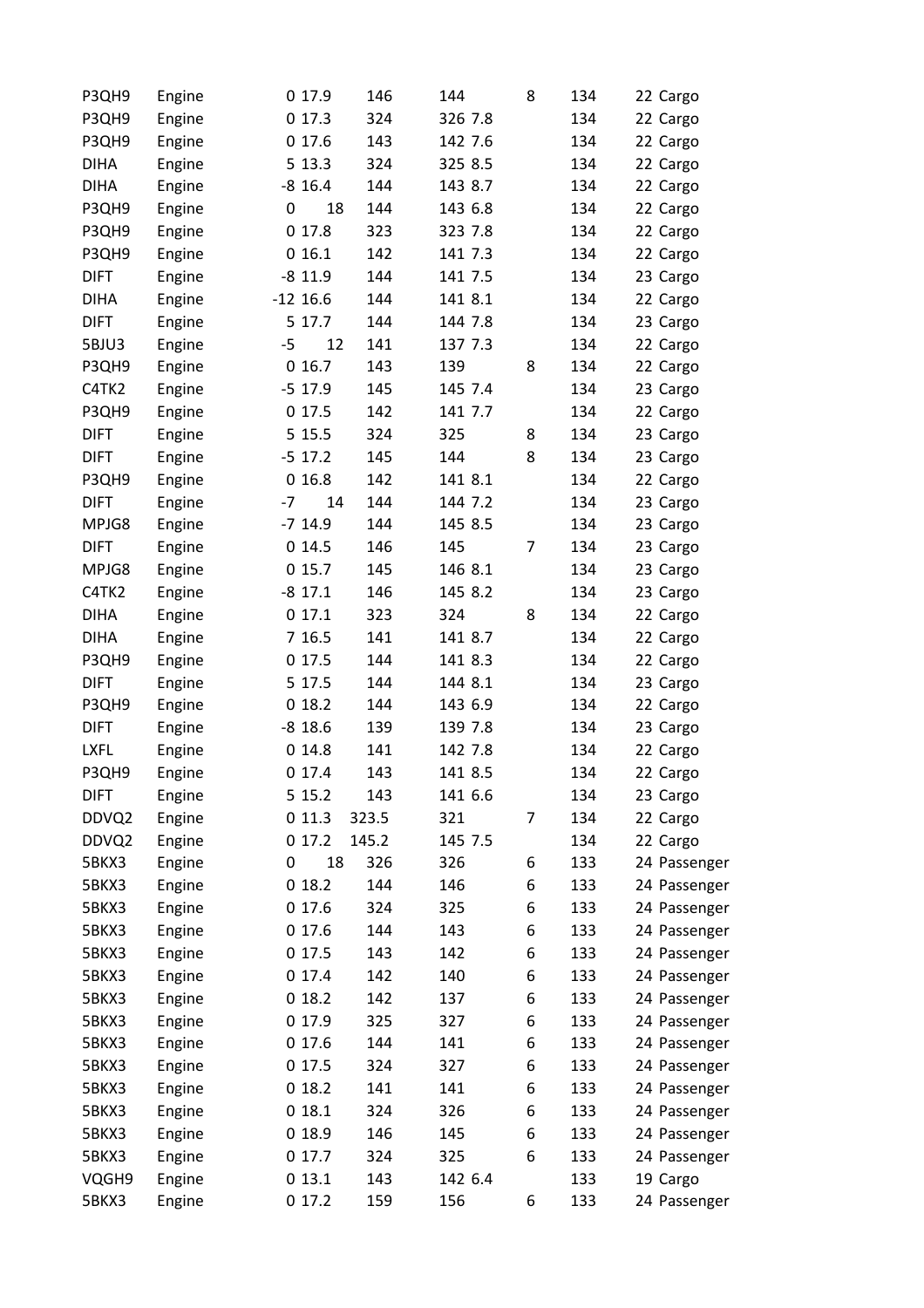| | | | | | | | | | |
|---|---|---|---|---|---|---|---|---|---|
| P3QH9 | Engine | 0 | 17.9 | 146 | 144 | 8 | 134 | 22 | Cargo |
| P3QH9 | Engine | 0 | 17.3 | 324 | 326 | 7.8 | 134 | 22 | Cargo |
| P3QH9 | Engine | 0 | 17.6 | 143 | 142 | 7.6 | 134 | 22 | Cargo |
| DIHA | Engine | 5 | 13.3 | 324 | 325 | 8.5 | 134 | 22 | Cargo |
| DIHA | Engine | -8 | 16.4 | 144 | 143 | 8.7 | 134 | 22 | Cargo |
| P3QH9 | Engine | 0 | 18 | 144 | 143 | 6.8 | 134 | 22 | Cargo |
| P3QH9 | Engine | 0 | 17.8 | 323 | 323 | 7.8 | 134 | 22 | Cargo |
| P3QH9 | Engine | 0 | 16.1 | 142 | 141 | 7.3 | 134 | 22 | Cargo |
| DIFT | Engine | -8 | 11.9 | 144 | 141 | 7.5 | 134 | 23 | Cargo |
| DIHA | Engine | -12 | 16.6 | 144 | 141 | 8.1 | 134 | 22 | Cargo |
| DIFT | Engine | 5 | 17.7 | 144 | 144 | 7.8 | 134 | 23 | Cargo |
| 5BJU3 | Engine | -5 | 12 | 141 | 137 | 7.3 | 134 | 22 | Cargo |
| P3QH9 | Engine | 0 | 16.7 | 143 | 139 | 8 | 134 | 22 | Cargo |
| C4TK2 | Engine | -5 | 17.9 | 145 | 145 | 7.4 | 134 | 23 | Cargo |
| P3QH9 | Engine | 0 | 17.5 | 142 | 141 | 7.7 | 134 | 22 | Cargo |
| DIFT | Engine | 5 | 15.5 | 324 | 325 | 8 | 134 | 23 | Cargo |
| DIFT | Engine | -5 | 17.2 | 145 | 144 | 8 | 134 | 23 | Cargo |
| P3QH9 | Engine | 0 | 16.8 | 142 | 141 | 8.1 | 134 | 22 | Cargo |
| DIFT | Engine | -7 | 14 | 144 | 144 | 7.2 | 134 | 23 | Cargo |
| MPJG8 | Engine | -7 | 14.9 | 144 | 145 | 8.5 | 134 | 23 | Cargo |
| DIFT | Engine | 0 | 14.5 | 146 | 145 | 7 | 134 | 23 | Cargo |
| MPJG8 | Engine | 0 | 15.7 | 145 | 146 | 8.1 | 134 | 23 | Cargo |
| C4TK2 | Engine | -8 | 17.1 | 146 | 145 | 8.2 | 134 | 23 | Cargo |
| DIHA | Engine | 0 | 17.1 | 323 | 324 | 8 | 134 | 22 | Cargo |
| DIHA | Engine | 7 | 16.5 | 141 | 141 | 8.7 | 134 | 22 | Cargo |
| P3QH9 | Engine | 0 | 17.5 | 144 | 141 | 8.3 | 134 | 22 | Cargo |
| DIFT | Engine | 5 | 17.5 | 144 | 144 | 8.1 | 134 | 23 | Cargo |
| P3QH9 | Engine | 0 | 18.2 | 144 | 143 | 6.9 | 134 | 22 | Cargo |
| DIFT | Engine | -8 | 18.6 | 139 | 139 | 7.8 | 134 | 23 | Cargo |
| LXFL | Engine | 0 | 14.8 | 141 | 142 | 7.8 | 134 | 22 | Cargo |
| P3QH9 | Engine | 0 | 17.4 | 143 | 141 | 8.5 | 134 | 22 | Cargo |
| DIFT | Engine | 5 | 15.2 | 143 | 141 | 6.6 | 134 | 23 | Cargo |
| DDVQ2 | Engine | 0 | 11.3 | 323.5 | 321 | 7 | 134 | 22 | Cargo |
| DDVQ2 | Engine | 0 | 17.2 | 145.2 | 145 | 7.5 | 134 | 22 | Cargo |
| 5BKX3 | Engine | 0 | 18 | 326 | 326 | 6 | 133 | 24 | Passenger |
| 5BKX3 | Engine | 0 | 18.2 | 144 | 146 | 6 | 133 | 24 | Passenger |
| 5BKX3 | Engine | 0 | 17.6 | 324 | 325 | 6 | 133 | 24 | Passenger |
| 5BKX3 | Engine | 0 | 17.6 | 144 | 143 | 6 | 133 | 24 | Passenger |
| 5BKX3 | Engine | 0 | 17.5 | 143 | 142 | 6 | 133 | 24 | Passenger |
| 5BKX3 | Engine | 0 | 17.4 | 142 | 140 | 6 | 133 | 24 | Passenger |
| 5BKX3 | Engine | 0 | 18.2 | 142 | 137 | 6 | 133 | 24 | Passenger |
| 5BKX3 | Engine | 0 | 17.9 | 325 | 327 | 6 | 133 | 24 | Passenger |
| 5BKX3 | Engine | 0 | 17.6 | 144 | 141 | 6 | 133 | 24 | Passenger |
| 5BKX3 | Engine | 0 | 17.5 | 324 | 327 | 6 | 133 | 24 | Passenger |
| 5BKX3 | Engine | 0 | 18.2 | 141 | 141 | 6 | 133 | 24 | Passenger |
| 5BKX3 | Engine | 0 | 18.1 | 324 | 326 | 6 | 133 | 24 | Passenger |
| 5BKX3 | Engine | 0 | 18.9 | 146 | 145 | 6 | 133 | 24 | Passenger |
| 5BKX3 | Engine | 0 | 17.7 | 324 | 325 | 6 | 133 | 24 | Passenger |
| VQGH9 | Engine | 0 | 13.1 | 143 | 142 | 6.4 | 133 | 19 | Cargo |
| 5BKX3 | Engine | 0 | 17.2 | 159 | 156 | 6 | 133 | 24 | Passenger |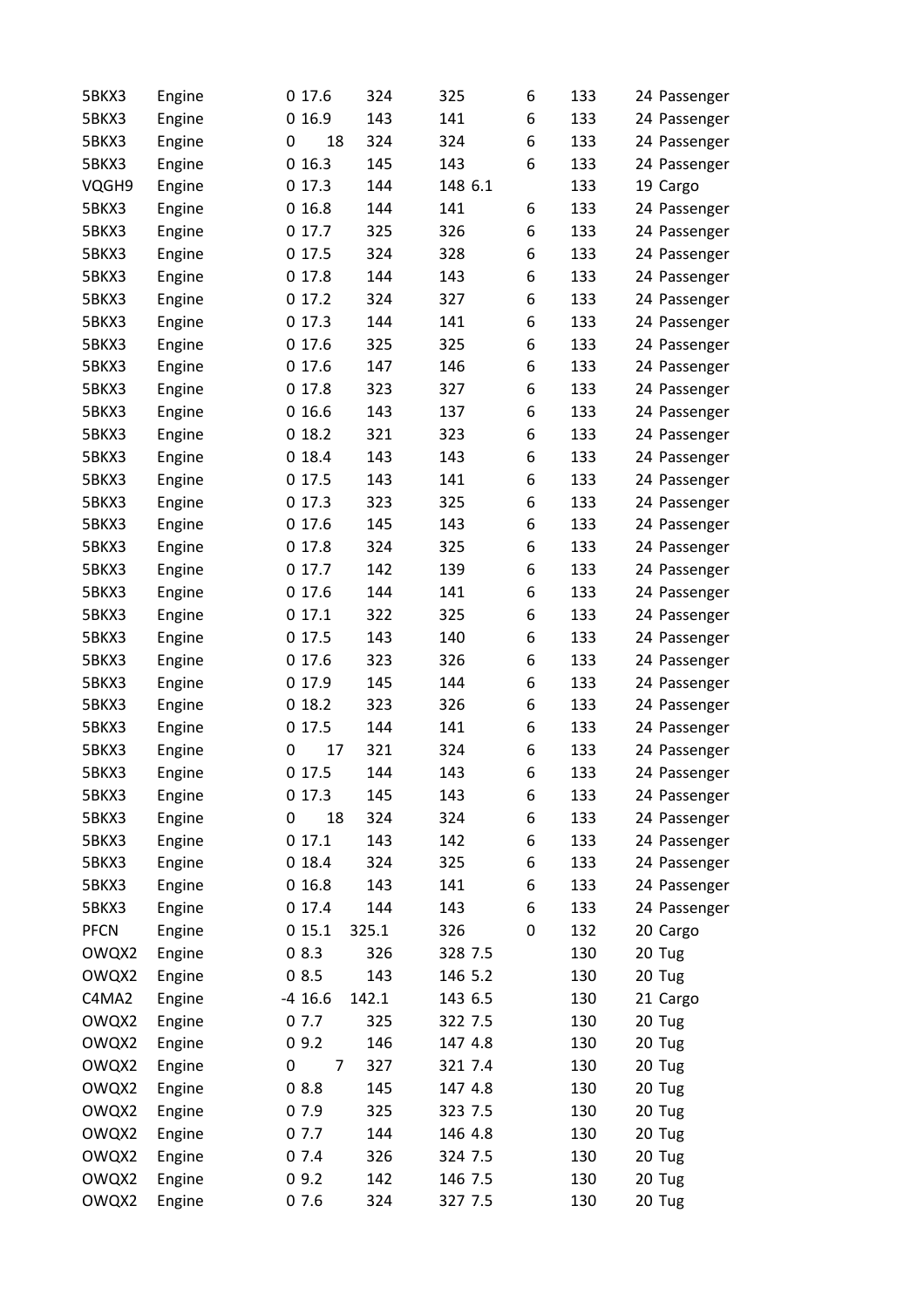| | | | | | | | | | |
|---|---|---|---|---|---|---|---|---|---|
| 5BKX3 | Engine | 0 | 17.6 | 324 | 325 | 6 | 133 | 24 | Passenger |
| 5BKX3 | Engine | 0 | 16.9 | 143 | 141 | 6 | 133 | 24 | Passenger |
| 5BKX3 | Engine | 0 | 18 | 324 | 324 | 6 | 133 | 24 | Passenger |
| 5BKX3 | Engine | 0 | 16.3 | 145 | 143 | 6 | 133 | 24 | Passenger |
| VQGH9 | Engine | 0 | 17.3 | 144 | 148 | 6.1 | 133 | 19 | Cargo |
| 5BKX3 | Engine | 0 | 16.8 | 144 | 141 | 6 | 133 | 24 | Passenger |
| 5BKX3 | Engine | 0 | 17.7 | 325 | 326 | 6 | 133 | 24 | Passenger |
| 5BKX3 | Engine | 0 | 17.5 | 324 | 328 | 6 | 133 | 24 | Passenger |
| 5BKX3 | Engine | 0 | 17.8 | 144 | 143 | 6 | 133 | 24 | Passenger |
| 5BKX3 | Engine | 0 | 17.2 | 324 | 327 | 6 | 133 | 24 | Passenger |
| 5BKX3 | Engine | 0 | 17.3 | 144 | 141 | 6 | 133 | 24 | Passenger |
| 5BKX3 | Engine | 0 | 17.6 | 325 | 325 | 6 | 133 | 24 | Passenger |
| 5BKX3 | Engine | 0 | 17.6 | 147 | 146 | 6 | 133 | 24 | Passenger |
| 5BKX3 | Engine | 0 | 17.8 | 323 | 327 | 6 | 133 | 24 | Passenger |
| 5BKX3 | Engine | 0 | 16.6 | 143 | 137 | 6 | 133 | 24 | Passenger |
| 5BKX3 | Engine | 0 | 18.2 | 321 | 323 | 6 | 133 | 24 | Passenger |
| 5BKX3 | Engine | 0 | 18.4 | 143 | 143 | 6 | 133 | 24 | Passenger |
| 5BKX3 | Engine | 0 | 17.5 | 143 | 141 | 6 | 133 | 24 | Passenger |
| 5BKX3 | Engine | 0 | 17.3 | 323 | 325 | 6 | 133 | 24 | Passenger |
| 5BKX3 | Engine | 0 | 17.6 | 145 | 143 | 6 | 133 | 24 | Passenger |
| 5BKX3 | Engine | 0 | 17.8 | 324 | 325 | 6 | 133 | 24 | Passenger |
| 5BKX3 | Engine | 0 | 17.7 | 142 | 139 | 6 | 133 | 24 | Passenger |
| 5BKX3 | Engine | 0 | 17.6 | 144 | 141 | 6 | 133 | 24 | Passenger |
| 5BKX3 | Engine | 0 | 17.1 | 322 | 325 | 6 | 133 | 24 | Passenger |
| 5BKX3 | Engine | 0 | 17.5 | 143 | 140 | 6 | 133 | 24 | Passenger |
| 5BKX3 | Engine | 0 | 17.6 | 323 | 326 | 6 | 133 | 24 | Passenger |
| 5BKX3 | Engine | 0 | 17.9 | 145 | 144 | 6 | 133 | 24 | Passenger |
| 5BKX3 | Engine | 0 | 18.2 | 323 | 326 | 6 | 133 | 24 | Passenger |
| 5BKX3 | Engine | 0 | 17.5 | 144 | 141 | 6 | 133 | 24 | Passenger |
| 5BKX3 | Engine | 0 | 17 | 321 | 324 | 6 | 133 | 24 | Passenger |
| 5BKX3 | Engine | 0 | 17.5 | 144 | 143 | 6 | 133 | 24 | Passenger |
| 5BKX3 | Engine | 0 | 17.3 | 145 | 143 | 6 | 133 | 24 | Passenger |
| 5BKX3 | Engine | 0 | 18 | 324 | 324 | 6 | 133 | 24 | Passenger |
| 5BKX3 | Engine | 0 | 17.1 | 143 | 142 | 6 | 133 | 24 | Passenger |
| 5BKX3 | Engine | 0 | 18.4 | 324 | 325 | 6 | 133 | 24 | Passenger |
| 5BKX3 | Engine | 0 | 16.8 | 143 | 141 | 6 | 133 | 24 | Passenger |
| 5BKX3 | Engine | 0 | 17.4 | 144 | 143 | 6 | 133 | 24 | Passenger |
| PFCN | Engine | 0 | 15.1 | 325.1 | 326 | 0 | 132 | 20 | Cargo |
| OWQX2 | Engine | 0 | 8.3 | 326 | 328 | 7.5 | 130 | 20 | Tug |
| OWQX2 | Engine | 0 | 8.5 | 143 | 146 | 5.2 | 130 | 20 | Tug |
| C4MA2 | Engine | -4 | 16.6 | 142.1 | 143 | 6.5 | 130 | 21 | Cargo |
| OWQX2 | Engine | 0 | 7.7 | 325 | 322 | 7.5 | 130 | 20 | Tug |
| OWQX2 | Engine | 0 | 9.2 | 146 | 147 | 4.8 | 130 | 20 | Tug |
| OWQX2 | Engine | 0 | 7 | 327 | 321 | 7.4 | 130 | 20 | Tug |
| OWQX2 | Engine | 0 | 8.8 | 145 | 147 | 4.8 | 130 | 20 | Tug |
| OWQX2 | Engine | 0 | 7.9 | 325 | 323 | 7.5 | 130 | 20 | Tug |
| OWQX2 | Engine | 0 | 7.7 | 144 | 146 | 4.8 | 130 | 20 | Tug |
| OWQX2 | Engine | 0 | 7.4 | 326 | 324 | 7.5 | 130 | 20 | Tug |
| OWQX2 | Engine | 0 | 9.2 | 142 | 146 | 7.5 | 130 | 20 | Tug |
| OWQX2 | Engine | 0 | 7.6 | 324 | 327 | 7.5 | 130 | 20 | Tug |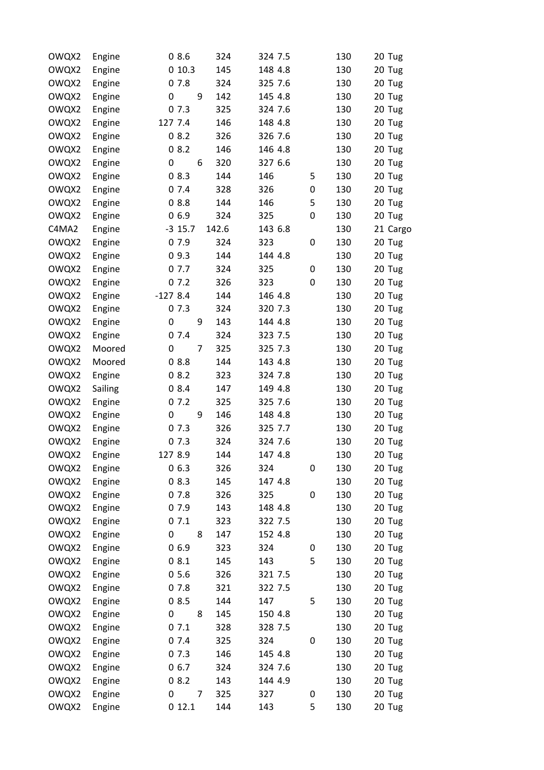| | | | | | | | | | |
|---|---|---|---|---|---|---|---|---|---|
| OWQX2 | Engine | 0 | 8.6 | 324 | 324 | 7.5 | 130 | 20 | Tug |
| OWQX2 | Engine | 0 | 10.3 | 145 | 148 | 4.8 | 130 | 20 | Tug |
| OWQX2 | Engine | 0 | 7.8 | 324 | 325 | 7.6 | 130 | 20 | Tug |
| OWQX2 | Engine | 0 | 9 | 142 | 145 | 4.8 | 130 | 20 | Tug |
| OWQX2 | Engine | 0 | 7.3 | 325 | 324 | 7.6 | 130 | 20 | Tug |
| OWQX2 | Engine | 127 | 7.4 | 146 | 148 | 4.8 | 130 | 20 | Tug |
| OWQX2 | Engine | 0 | 8.2 | 326 | 326 | 7.6 | 130 | 20 | Tug |
| OWQX2 | Engine | 0 | 8.2 | 146 | 146 | 4.8 | 130 | 20 | Tug |
| OWQX2 | Engine | 0 | 6 | 320 | 327 | 6.6 | 130 | 20 | Tug |
| OWQX2 | Engine | 0 | 8.3 | 144 | 146 | 5 | 130 | 20 | Tug |
| OWQX2 | Engine | 0 | 7.4 | 328 | 326 | 0 | 130 | 20 | Tug |
| OWQX2 | Engine | 0 | 8.8 | 144 | 146 | 5 | 130 | 20 | Tug |
| OWQX2 | Engine | 0 | 6.9 | 324 | 325 | 0 | 130 | 20 | Tug |
| C4MA2 | Engine | -3 | 15.7 | 142.6 | 143 | 6.8 | 130 | 21 | Cargo |
| OWQX2 | Engine | 0 | 7.9 | 324 | 323 | 0 | 130 | 20 | Tug |
| OWQX2 | Engine | 0 | 9.3 | 144 | 144 | 4.8 | 130 | 20 | Tug |
| OWQX2 | Engine | 0 | 7.7 | 324 | 325 | 0 | 130 | 20 | Tug |
| OWQX2 | Engine | 0 | 7.2 | 326 | 323 | 0 | 130 | 20 | Tug |
| OWQX2 | Engine | -127 | 8.4 | 144 | 146 | 4.8 | 130 | 20 | Tug |
| OWQX2 | Engine | 0 | 7.3 | 324 | 320 | 7.3 | 130 | 20 | Tug |
| OWQX2 | Engine | 0 | 9 | 143 | 144 | 4.8 | 130 | 20 | Tug |
| OWQX2 | Engine | 0 | 7.4 | 324 | 323 | 7.5 | 130 | 20 | Tug |
| OWQX2 | Moored | 0 | 7 | 325 | 325 | 7.3 | 130 | 20 | Tug |
| OWQX2 | Moored | 0 | 8.8 | 144 | 143 | 4.8 | 130 | 20 | Tug |
| OWQX2 | Engine | 0 | 8.2 | 323 | 324 | 7.8 | 130 | 20 | Tug |
| OWQX2 | Sailing | 0 | 8.4 | 147 | 149 | 4.8 | 130 | 20 | Tug |
| OWQX2 | Engine | 0 | 7.2 | 325 | 325 | 7.6 | 130 | 20 | Tug |
| OWQX2 | Engine | 0 | 9 | 146 | 148 | 4.8 | 130 | 20 | Tug |
| OWQX2 | Engine | 0 | 7.3 | 326 | 325 | 7.7 | 130 | 20 | Tug |
| OWQX2 | Engine | 0 | 7.3 | 324 | 324 | 7.6 | 130 | 20 | Tug |
| OWQX2 | Engine | 127 | 8.9 | 144 | 147 | 4.8 | 130 | 20 | Tug |
| OWQX2 | Engine | 0 | 6.3 | 326 | 324 | 0 | 130 | 20 | Tug |
| OWQX2 | Engine | 0 | 8.3 | 145 | 147 | 4.8 | 130 | 20 | Tug |
| OWQX2 | Engine | 0 | 7.8 | 326 | 325 | 0 | 130 | 20 | Tug |
| OWQX2 | Engine | 0 | 7.9 | 143 | 148 | 4.8 | 130 | 20 | Tug |
| OWQX2 | Engine | 0 | 7.1 | 323 | 322 | 7.5 | 130 | 20 | Tug |
| OWQX2 | Engine | 0 | 8 | 147 | 152 | 4.8 | 130 | 20 | Tug |
| OWQX2 | Engine | 0 | 6.9 | 323 | 324 | 0 | 130 | 20 | Tug |
| OWQX2 | Engine | 0 | 8.1 | 145 | 143 | 5 | 130 | 20 | Tug |
| OWQX2 | Engine | 0 | 5.6 | 326 | 321 | 7.5 | 130 | 20 | Tug |
| OWQX2 | Engine | 0 | 7.8 | 321 | 322 | 7.5 | 130 | 20 | Tug |
| OWQX2 | Engine | 0 | 8.5 | 144 | 147 | 5 | 130 | 20 | Tug |
| OWQX2 | Engine | 0 | 8 | 145 | 150 | 4.8 | 130 | 20 | Tug |
| OWQX2 | Engine | 0 | 7.1 | 328 | 328 | 7.5 | 130 | 20 | Tug |
| OWQX2 | Engine | 0 | 7.4 | 325 | 324 | 0 | 130 | 20 | Tug |
| OWQX2 | Engine | 0 | 7.3 | 146 | 145 | 4.8 | 130 | 20 | Tug |
| OWQX2 | Engine | 0 | 6.7 | 324 | 324 | 7.6 | 130 | 20 | Tug |
| OWQX2 | Engine | 0 | 8.2 | 143 | 144 | 4.9 | 130 | 20 | Tug |
| OWQX2 | Engine | 0 | 7 | 325 | 327 | 0 | 130 | 20 | Tug |
| OWQX2 | Engine | 0 | 12.1 | 144 | 143 | 5 | 130 | 20 | Tug |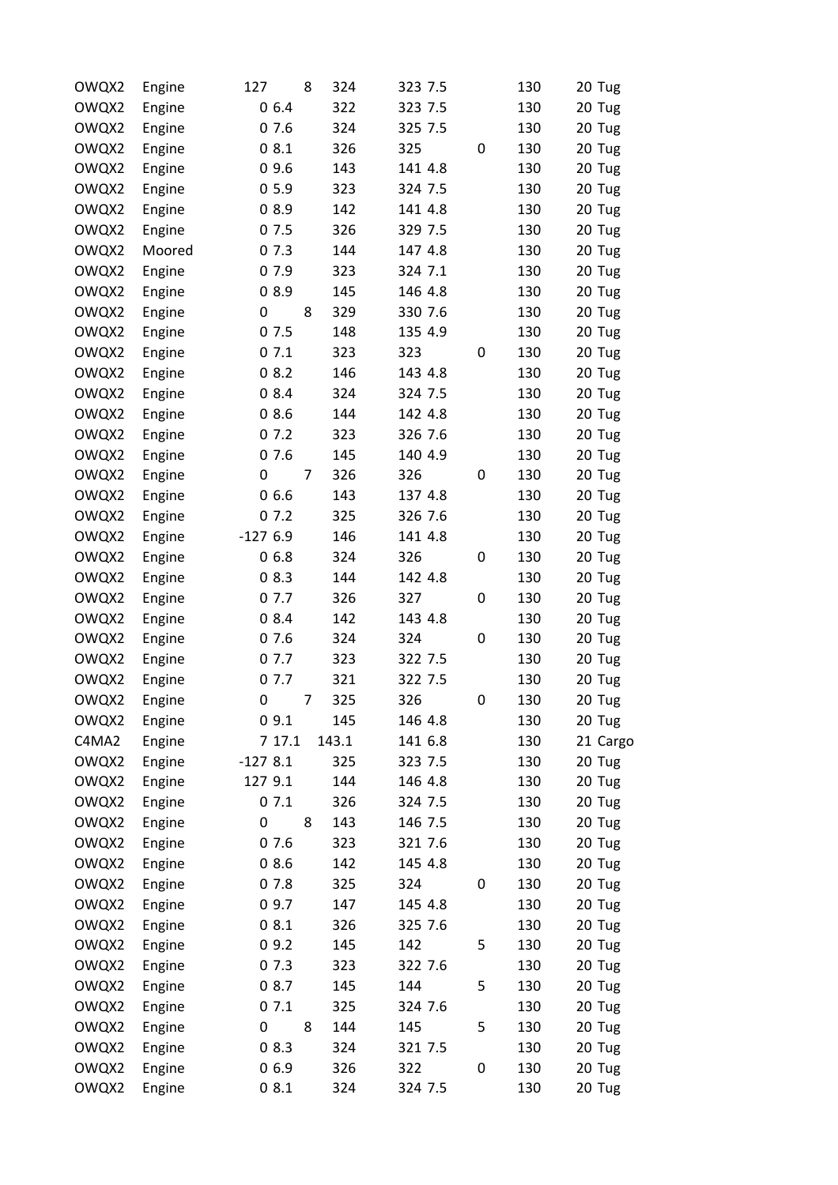| | | | | | | | | | |
|---|---|---|---|---|---|---|---|---|---|
| OWQX2 | Engine | 127 | 8 | 324 | 323 | 7.5 | 130 | 20 | Tug |
| OWQX2 | Engine | 0 | 6.4 | 322 | 323 | 7.5 | 130 | 20 | Tug |
| OWQX2 | Engine | 0 | 7.6 | 324 | 325 | 7.5 | 130 | 20 | Tug |
| OWQX2 | Engine | 0 | 8.1 | 326 | 325 | 0 | 130 | 20 | Tug |
| OWQX2 | Engine | 0 | 9.6 | 143 | 141 | 4.8 | 130 | 20 | Tug |
| OWQX2 | Engine | 0 | 5.9 | 323 | 324 | 7.5 | 130 | 20 | Tug |
| OWQX2 | Engine | 0 | 8.9 | 142 | 141 | 4.8 | 130 | 20 | Tug |
| OWQX2 | Engine | 0 | 7.5 | 326 | 329 | 7.5 | 130 | 20 | Tug |
| OWQX2 | Moored | 0 | 7.3 | 144 | 147 | 4.8 | 130 | 20 | Tug |
| OWQX2 | Engine | 0 | 7.9 | 323 | 324 | 7.1 | 130 | 20 | Tug |
| OWQX2 | Engine | 0 | 8.9 | 145 | 146 | 4.8 | 130 | 20 | Tug |
| OWQX2 | Engine | 0 | 8 | 329 | 330 | 7.6 | 130 | 20 | Tug |
| OWQX2 | Engine | 0 | 7.5 | 148 | 135 | 4.9 | 130 | 20 | Tug |
| OWQX2 | Engine | 0 | 7.1 | 323 | 323 | 0 | 130 | 20 | Tug |
| OWQX2 | Engine | 0 | 8.2 | 146 | 143 | 4.8 | 130 | 20 | Tug |
| OWQX2 | Engine | 0 | 8.4 | 324 | 324 | 7.5 | 130 | 20 | Tug |
| OWQX2 | Engine | 0 | 8.6 | 144 | 142 | 4.8 | 130 | 20 | Tug |
| OWQX2 | Engine | 0 | 7.2 | 323 | 326 | 7.6 | 130 | 20 | Tug |
| OWQX2 | Engine | 0 | 7.6 | 145 | 140 | 4.9 | 130 | 20 | Tug |
| OWQX2 | Engine | 0 | 7 | 326 | 326 | 0 | 130 | 20 | Tug |
| OWQX2 | Engine | 0 | 6.6 | 143 | 137 | 4.8 | 130 | 20 | Tug |
| OWQX2 | Engine | 0 | 7.2 | 325 | 326 | 7.6 | 130 | 20 | Tug |
| OWQX2 | Engine | -127 | 6.9 | 146 | 141 | 4.8 | 130 | 20 | Tug |
| OWQX2 | Engine | 0 | 6.8 | 324 | 326 | 0 | 130 | 20 | Tug |
| OWQX2 | Engine | 0 | 8.3 | 144 | 142 | 4.8 | 130 | 20 | Tug |
| OWQX2 | Engine | 0 | 7.7 | 326 | 327 | 0 | 130 | 20 | Tug |
| OWQX2 | Engine | 0 | 8.4 | 142 | 143 | 4.8 | 130 | 20 | Tug |
| OWQX2 | Engine | 0 | 7.6 | 324 | 324 | 0 | 130 | 20 | Tug |
| OWQX2 | Engine | 0 | 7.7 | 323 | 322 | 7.5 | 130 | 20 | Tug |
| OWQX2 | Engine | 0 | 7.7 | 321 | 322 | 7.5 | 130 | 20 | Tug |
| OWQX2 | Engine | 0 | 7 | 325 | 326 | 0 | 130 | 20 | Tug |
| OWQX2 | Engine | 0 | 9.1 | 145 | 146 | 4.8 | 130 | 20 | Tug |
| C4MA2 | Engine | 7 | 17.1 | 143.1 | 141 | 6.8 | 130 | 21 | Cargo |
| OWQX2 | Engine | -127 | 8.1 | 325 | 323 | 7.5 | 130 | 20 | Tug |
| OWQX2 | Engine | 127 | 9.1 | 144 | 146 | 4.8 | 130 | 20 | Tug |
| OWQX2 | Engine | 0 | 7.1 | 326 | 324 | 7.5 | 130 | 20 | Tug |
| OWQX2 | Engine | 0 | 8 | 143 | 146 | 7.5 | 130 | 20 | Tug |
| OWQX2 | Engine | 0 | 7.6 | 323 | 321 | 7.6 | 130 | 20 | Tug |
| OWQX2 | Engine | 0 | 8.6 | 142 | 145 | 4.8 | 130 | 20 | Tug |
| OWQX2 | Engine | 0 | 7.8 | 325 | 324 | 0 | 130 | 20 | Tug |
| OWQX2 | Engine | 0 | 9.7 | 147 | 145 | 4.8 | 130 | 20 | Tug |
| OWQX2 | Engine | 0 | 8.1 | 326 | 325 | 7.6 | 130 | 20 | Tug |
| OWQX2 | Engine | 0 | 9.2 | 145 | 142 | 5 | 130 | 20 | Tug |
| OWQX2 | Engine | 0 | 7.3 | 323 | 322 | 7.6 | 130 | 20 | Tug |
| OWQX2 | Engine | 0 | 8.7 | 145 | 144 | 5 | 130 | 20 | Tug |
| OWQX2 | Engine | 0 | 7.1 | 325 | 324 | 7.6 | 130 | 20 | Tug |
| OWQX2 | Engine | 0 | 8 | 144 | 145 | 5 | 130 | 20 | Tug |
| OWQX2 | Engine | 0 | 8.3 | 324 | 321 | 7.5 | 130 | 20 | Tug |
| OWQX2 | Engine | 0 | 6.9 | 326 | 322 | 0 | 130 | 20 | Tug |
| OWQX2 | Engine | 0 | 8.1 | 324 | 324 | 7.5 | 130 | 20 | Tug |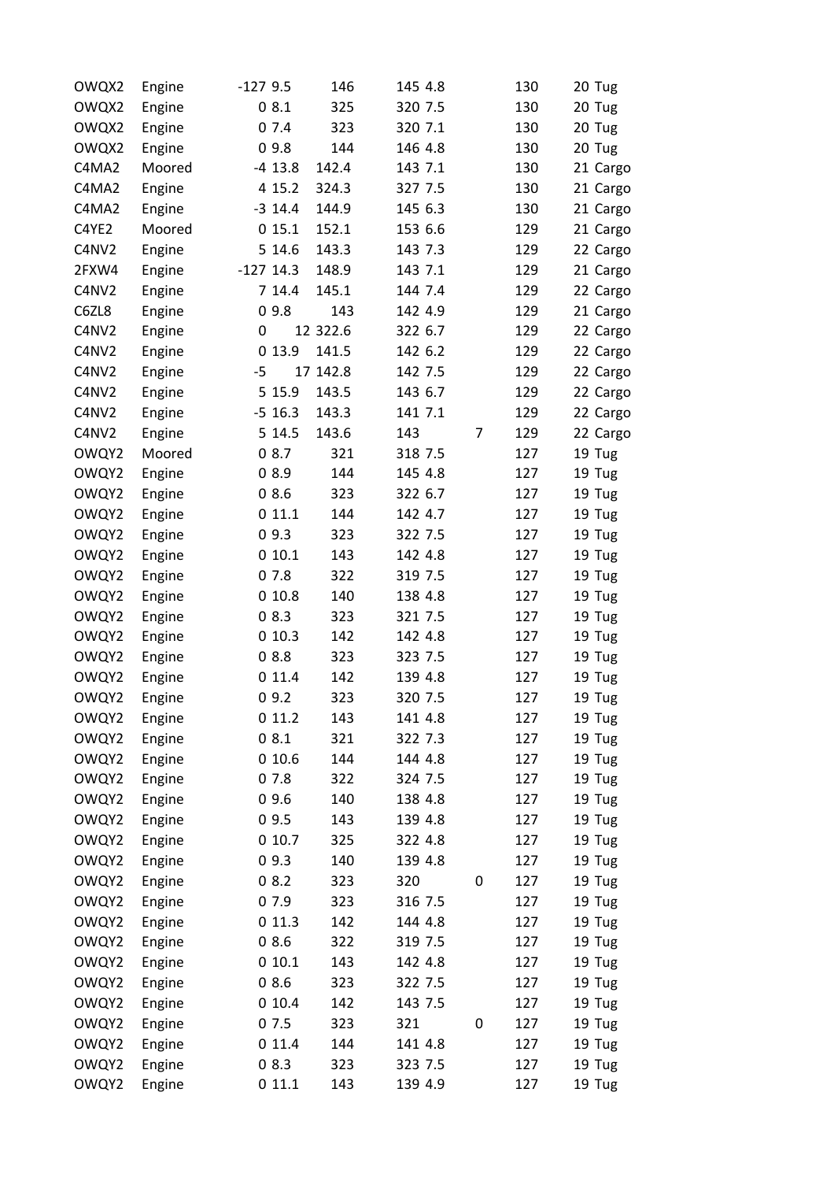| | | | | | | | | | | |
|---|---|---|---|---|---|---|---|---|---|---|
| OWQX2 | Engine | -127 | 9.5 | 146 | 145 | 4.8 | | 130 | 20 | Tug |
| OWQX2 | Engine | 0 | 8.1 | 325 | 320 | 7.5 | | 130 | 20 | Tug |
| OWQX2 | Engine | 0 | 7.4 | 323 | 320 | 7.1 | | 130 | 20 | Tug |
| OWQX2 | Engine | 0 | 9.8 | 144 | 146 | 4.8 | | 130 | 20 | Tug |
| C4MA2 | Moored | -4 | 13.8 | 142.4 | 143 | 7.1 | | 130 | 21 | Cargo |
| C4MA2 | Engine | 4 | 15.2 | 324.3 | 327 | 7.5 | | 130 | 21 | Cargo |
| C4MA2 | Engine | -3 | 14.4 | 144.9 | 145 | 6.3 | | 130 | 21 | Cargo |
| C4YE2 | Moored | 0 | 15.1 | 152.1 | 153 | 6.6 | | 129 | 21 | Cargo |
| C4NV2 | Engine | 5 | 14.6 | 143.3 | 143 | 7.3 | | 129 | 22 | Cargo |
| 2FXW4 | Engine | -127 | 14.3 | 148.9 | 143 | 7.1 | | 129 | 21 | Cargo |
| C4NV2 | Engine | 7 | 14.4 | 145.1 | 144 | 7.4 | | 129 | 22 | Cargo |
| C6ZL8 | Engine | 0 | 9.8 | 143 | 142 | 4.9 | | 129 | 21 | Cargo |
| C4NV2 | Engine | 0 | 12 | 322.6 | 322 | 6.7 | | 129 | 22 | Cargo |
| C4NV2 | Engine | 0 | 13.9 | 141.5 | 142 | 6.2 | | 129 | 22 | Cargo |
| C4NV2 | Engine | -5 | 17 | 142.8 | 142 | 7.5 | | 129 | 22 | Cargo |
| C4NV2 | Engine | 5 | 15.9 | 143.5 | 143 | 6.7 | | 129 | 22 | Cargo |
| C4NV2 | Engine | -5 | 16.3 | 143.3 | 141 | 7.1 | | 129 | 22 | Cargo |
| C4NV2 | Engine | 5 | 14.5 | 143.6 | 143 | | 7 | 129 | 22 | Cargo |
| OWQY2 | Moored | 0 | 8.7 | 321 | 318 | 7.5 | | 127 | 19 | Tug |
| OWQY2 | Engine | 0 | 8.9 | 144 | 145 | 4.8 | | 127 | 19 | Tug |
| OWQY2 | Engine | 0 | 8.6 | 323 | 322 | 6.7 | | 127 | 19 | Tug |
| OWQY2 | Engine | 0 | 11.1 | 144 | 142 | 4.7 | | 127 | 19 | Tug |
| OWQY2 | Engine | 0 | 9.3 | 323 | 322 | 7.5 | | 127 | 19 | Tug |
| OWQY2 | Engine | 0 | 10.1 | 143 | 142 | 4.8 | | 127 | 19 | Tug |
| OWQY2 | Engine | 0 | 7.8 | 322 | 319 | 7.5 | | 127 | 19 | Tug |
| OWQY2 | Engine | 0 | 10.8 | 140 | 138 | 4.8 | | 127 | 19 | Tug |
| OWQY2 | Engine | 0 | 8.3 | 323 | 321 | 7.5 | | 127 | 19 | Tug |
| OWQY2 | Engine | 0 | 10.3 | 142 | 142 | 4.8 | | 127 | 19 | Tug |
| OWQY2 | Engine | 0 | 8.8 | 323 | 323 | 7.5 | | 127 | 19 | Tug |
| OWQY2 | Engine | 0 | 11.4 | 142 | 139 | 4.8 | | 127 | 19 | Tug |
| OWQY2 | Engine | 0 | 9.2 | 323 | 320 | 7.5 | | 127 | 19 | Tug |
| OWQY2 | Engine | 0 | 11.2 | 143 | 141 | 4.8 | | 127 | 19 | Tug |
| OWQY2 | Engine | 0 | 8.1 | 321 | 322 | 7.3 | | 127 | 19 | Tug |
| OWQY2 | Engine | 0 | 10.6 | 144 | 144 | 4.8 | | 127 | 19 | Tug |
| OWQY2 | Engine | 0 | 7.8 | 322 | 324 | 7.5 | | 127 | 19 | Tug |
| OWQY2 | Engine | 0 | 9.6 | 140 | 138 | 4.8 | | 127 | 19 | Tug |
| OWQY2 | Engine | 0 | 9.5 | 143 | 139 | 4.8 | | 127 | 19 | Tug |
| OWQY2 | Engine | 0 | 10.7 | 325 | 322 | 4.8 | | 127 | 19 | Tug |
| OWQY2 | Engine | 0 | 9.3 | 140 | 139 | 4.8 | | 127 | 19 | Tug |
| OWQY2 | Engine | 0 | 8.2 | 323 | 320 | | 0 | 127 | 19 | Tug |
| OWQY2 | Engine | 0 | 7.9 | 323 | 316 | 7.5 | | 127 | 19 | Tug |
| OWQY2 | Engine | 0 | 11.3 | 142 | 144 | 4.8 | | 127 | 19 | Tug |
| OWQY2 | Engine | 0 | 8.6 | 322 | 319 | 7.5 | | 127 | 19 | Tug |
| OWQY2 | Engine | 0 | 10.1 | 143 | 142 | 4.8 | | 127 | 19 | Tug |
| OWQY2 | Engine | 0 | 8.6 | 323 | 322 | 7.5 | | 127 | 19 | Tug |
| OWQY2 | Engine | 0 | 10.4 | 142 | 143 | 7.5 | | 127 | 19 | Tug |
| OWQY2 | Engine | 0 | 7.5 | 323 | 321 | | 0 | 127 | 19 | Tug |
| OWQY2 | Engine | 0 | 11.4 | 144 | 141 | 4.8 | | 127 | 19 | Tug |
| OWQY2 | Engine | 0 | 8.3 | 323 | 323 | 7.5 | | 127 | 19 | Tug |
| OWQY2 | Engine | 0 | 11.1 | 143 | 139 | 4.9 | | 127 | 19 | Tug |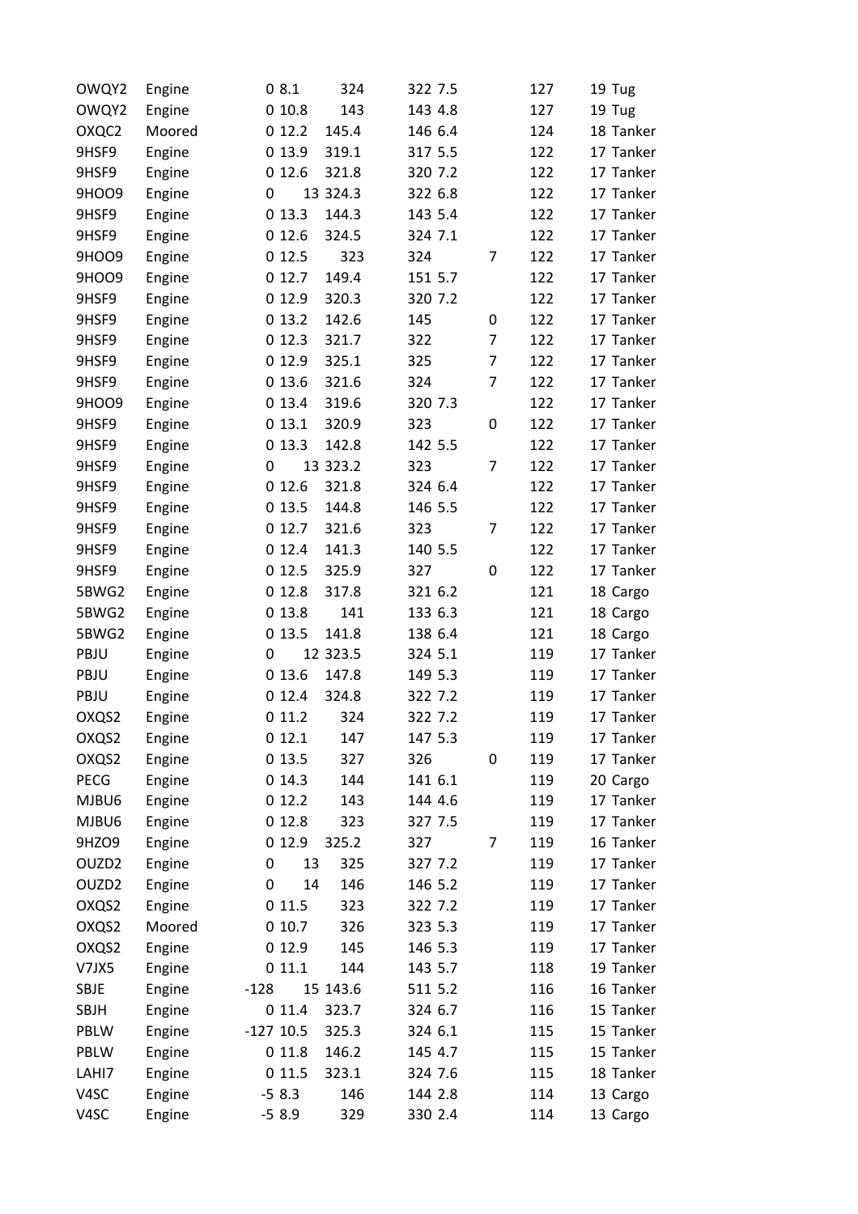| | | | | | | | | | |
|---|---|---|---|---|---|---|---|---|---|
| OWQY2 | Engine | 0 | 8.1 | 324 | 322 | 7.5 | 127 | 19 | Tug |
| OWQY2 | Engine | 0 | 10.8 | 143 | 143 | 4.8 | 127 | 19 | Tug |
| OXQC2 | Moored | 0 | 12.2 | 145.4 | 146 | 6.4 | 124 | 18 | Tanker |
| 9HSF9 | Engine | 0 | 13.9 | 319.1 | 317 | 5.5 | 122 | 17 | Tanker |
| 9HSF9 | Engine | 0 | 12.6 | 321.8 | 320 | 7.2 | 122 | 17 | Tanker |
| 9HOO9 | Engine | 0 | 13 | 324.3 | 322 | 6.8 | 122 | 17 | Tanker |
| 9HSF9 | Engine | 0 | 13.3 | 144.3 | 143 | 5.4 | 122 | 17 | Tanker |
| 9HSF9 | Engine | 0 | 12.6 | 324.5 | 324 | 7.1 | 122 | 17 | Tanker |
| 9HOO9 | Engine | 0 | 12.5 | 323 | 324 | 7 | 122 | 17 | Tanker |
| 9HOO9 | Engine | 0 | 12.7 | 149.4 | 151 | 5.7 | 122 | 17 | Tanker |
| 9HSF9 | Engine | 0 | 12.9 | 320.3 | 320 | 7.2 | 122 | 17 | Tanker |
| 9HSF9 | Engine | 0 | 13.2 | 142.6 | 145 | 0 | 122 | 17 | Tanker |
| 9HSF9 | Engine | 0 | 12.3 | 321.7 | 322 | 7 | 122 | 17 | Tanker |
| 9HSF9 | Engine | 0 | 12.9 | 325.1 | 325 | 7 | 122 | 17 | Tanker |
| 9HSF9 | Engine | 0 | 13.6 | 321.6 | 324 | 7 | 122 | 17 | Tanker |
| 9HOO9 | Engine | 0 | 13.4 | 319.6 | 320 | 7.3 | 122 | 17 | Tanker |
| 9HSF9 | Engine | 0 | 13.1 | 320.9 | 323 | 0 | 122 | 17 | Tanker |
| 9HSF9 | Engine | 0 | 13.3 | 142.8 | 142 | 5.5 | 122 | 17 | Tanker |
| 9HSF9 | Engine | 0 | 13 | 323.2 | 323 | 7 | 122 | 17 | Tanker |
| 9HSF9 | Engine | 0 | 12.6 | 321.8 | 324 | 6.4 | 122 | 17 | Tanker |
| 9HSF9 | Engine | 0 | 13.5 | 144.8 | 146 | 5.5 | 122 | 17 | Tanker |
| 9HSF9 | Engine | 0 | 12.7 | 321.6 | 323 | 7 | 122 | 17 | Tanker |
| 9HSF9 | Engine | 0 | 12.4 | 141.3 | 140 | 5.5 | 122 | 17 | Tanker |
| 9HSF9 | Engine | 0 | 12.5 | 325.9 | 327 | 0 | 122 | 17 | Tanker |
| 5BWG2 | Engine | 0 | 12.8 | 317.8 | 321 | 6.2 | 121 | 18 | Cargo |
| 5BWG2 | Engine | 0 | 13.8 | 141 | 133 | 6.3 | 121 | 18 | Cargo |
| 5BWG2 | Engine | 0 | 13.5 | 141.8 | 138 | 6.4 | 121 | 18 | Cargo |
| PBJU | Engine | 0 | 12 | 323.5 | 324 | 5.1 | 119 | 17 | Tanker |
| PBJU | Engine | 0 | 13.6 | 147.8 | 149 | 5.3 | 119 | 17 | Tanker |
| PBJU | Engine | 0 | 12.4 | 324.8 | 322 | 7.2 | 119 | 17 | Tanker |
| OXQS2 | Engine | 0 | 11.2 | 324 | 322 | 7.2 | 119 | 17 | Tanker |
| OXQS2 | Engine | 0 | 12.1 | 147 | 147 | 5.3 | 119 | 17 | Tanker |
| OXQS2 | Engine | 0 | 13.5 | 327 | 326 | 0 | 119 | 17 | Tanker |
| PECG | Engine | 0 | 14.3 | 144 | 141 | 6.1 | 119 | 20 | Cargo |
| MJBU6 | Engine | 0 | 12.2 | 143 | 144 | 4.6 | 119 | 17 | Tanker |
| MJBU6 | Engine | 0 | 12.8 | 323 | 327 | 7.5 | 119 | 17 | Tanker |
| 9HZO9 | Engine | 0 | 12.9 | 325.2 | 327 | 7 | 119 | 16 | Tanker |
| OUZD2 | Engine | 0 | 13 | 325 | 327 | 7.2 | 119 | 17 | Tanker |
| OUZD2 | Engine | 0 | 14 | 146 | 146 | 5.2 | 119 | 17 | Tanker |
| OXQS2 | Engine | 0 | 11.5 | 323 | 322 | 7.2 | 119 | 17 | Tanker |
| OXQS2 | Moored | 0 | 10.7 | 326 | 323 | 5.3 | 119 | 17 | Tanker |
| OXQS2 | Engine | 0 | 12.9 | 145 | 146 | 5.3 | 119 | 17 | Tanker |
| V7JX5 | Engine | 0 | 11.1 | 144 | 143 | 5.7 | 118 | 19 | Tanker |
| SBJE | Engine | -128 | 15 | 143.6 | 511 | 5.2 | 116 | 16 | Tanker |
| SBJH | Engine | 0 | 11.4 | 323.7 | 324 | 6.7 | 116 | 15 | Tanker |
| PBLW | Engine | -127 | 10.5 | 325.3 | 324 | 6.1 | 115 | 15 | Tanker |
| PBLW | Engine | 0 | 11.8 | 146.2 | 145 | 4.7 | 115 | 15 | Tanker |
| LAHI7 | Engine | 0 | 11.5 | 323.1 | 324 | 7.6 | 115 | 18 | Tanker |
| V4SC | Engine | -5 | 8.3 | 146 | 144 | 2.8 | 114 | 13 | Cargo |
| V4SC | Engine | -5 | 8.9 | 329 | 330 | 2.4 | 114 | 13 | Cargo |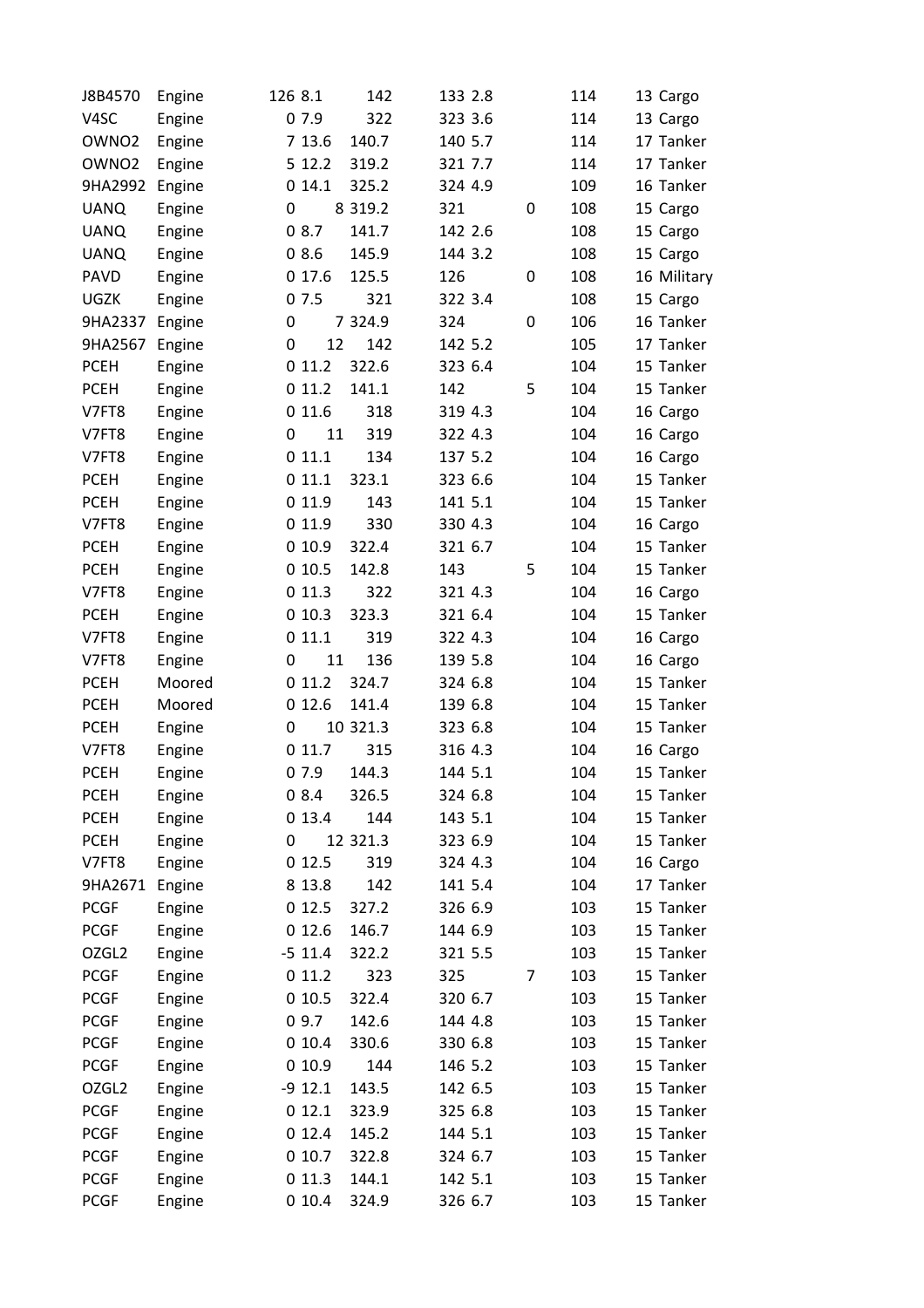| | | | | | | | | | | |
|---|---|---|---|---|---|---|---|---|---|---|
| J8B4570 | Engine | 126 | 8.1 | 142 | 133 | 2.8 | | 114 | 13 | Cargo |
| V4SC | Engine | 0 | 7.9 | 322 | 323 | 3.6 | | 114 | 13 | Cargo |
| OWNO2 | Engine | 7 | 13.6 | 140.7 | 140 | 5.7 | | 114 | 17 | Tanker |
| OWNO2 | Engine | 5 | 12.2 | 319.2 | 321 | 7.7 | | 114 | 17 | Tanker |
| 9HA2992 | Engine | 0 | 14.1 | 325.2 | 324 | 4.9 | | 109 | 16 | Tanker |
| UANQ | Engine | 0 | 8 | 319.2 | 321 | | 0 | 108 | 15 | Cargo |
| UANQ | Engine | 0 | 8.7 | 141.7 | 142 | 2.6 | | 108 | 15 | Cargo |
| UANQ | Engine | 0 | 8.6 | 145.9 | 144 | 3.2 | | 108 | 15 | Cargo |
| PAVD | Engine | 0 | 17.6 | 125.5 | 126 | | 0 | 108 | 16 | Military |
| UGZK | Engine | 0 | 7.5 | 321 | 322 | 3.4 | | 108 | 15 | Cargo |
| 9HA2337 | Engine | 0 | 7 | 324.9 | 324 | | 0 | 106 | 16 | Tanker |
| 9HA2567 | Engine | 0 | 12 | 142 | 142 | 5.2 | | 105 | 17 | Tanker |
| PCEH | Engine | 0 | 11.2 | 322.6 | 323 | 6.4 | | 104 | 15 | Tanker |
| PCEH | Engine | 0 | 11.2 | 141.1 | 142 | | 5 | 104 | 15 | Tanker |
| V7FT8 | Engine | 0 | 11.6 | 318 | 319 | 4.3 | | 104 | 16 | Cargo |
| V7FT8 | Engine | 0 | 11 | 319 | 322 | 4.3 | | 104 | 16 | Cargo |
| V7FT8 | Engine | 0 | 11.1 | 134 | 137 | 5.2 | | 104 | 16 | Cargo |
| PCEH | Engine | 0 | 11.1 | 323.1 | 323 | 6.6 | | 104 | 15 | Tanker |
| PCEH | Engine | 0 | 11.9 | 143 | 141 | 5.1 | | 104 | 15 | Tanker |
| V7FT8 | Engine | 0 | 11.9 | 330 | 330 | 4.3 | | 104 | 16 | Cargo |
| PCEH | Engine | 0 | 10.9 | 322.4 | 321 | 6.7 | | 104 | 15 | Tanker |
| PCEH | Engine | 0 | 10.5 | 142.8 | 143 | | 5 | 104 | 15 | Tanker |
| V7FT8 | Engine | 0 | 11.3 | 322 | 321 | 4.3 | | 104 | 16 | Cargo |
| PCEH | Engine | 0 | 10.3 | 323.3 | 321 | 6.4 | | 104 | 15 | Tanker |
| V7FT8 | Engine | 0 | 11.1 | 319 | 322 | 4.3 | | 104 | 16 | Cargo |
| V7FT8 | Engine | 0 | 11 | 136 | 139 | 5.8 | | 104 | 16 | Cargo |
| PCEH | Moored | 0 | 11.2 | 324.7 | 324 | 6.8 | | 104 | 15 | Tanker |
| PCEH | Moored | 0 | 12.6 | 141.4 | 139 | 6.8 | | 104 | 15 | Tanker |
| PCEH | Engine | 0 | 10 | 321.3 | 323 | 6.8 | | 104 | 15 | Tanker |
| V7FT8 | Engine | 0 | 11.7 | 315 | 316 | 4.3 | | 104 | 16 | Cargo |
| PCEH | Engine | 0 | 7.9 | 144.3 | 144 | 5.1 | | 104 | 15 | Tanker |
| PCEH | Engine | 0 | 8.4 | 326.5 | 324 | 6.8 | | 104 | 15 | Tanker |
| PCEH | Engine | 0 | 13.4 | 144 | 143 | 5.1 | | 104 | 15 | Tanker |
| PCEH | Engine | 0 | 12 | 321.3 | 323 | 6.9 | | 104 | 15 | Tanker |
| V7FT8 | Engine | 0 | 12.5 | 319 | 324 | 4.3 | | 104 | 16 | Cargo |
| 9HA2671 | Engine | 8 | 13.8 | 142 | 141 | 5.4 | | 104 | 17 | Tanker |
| PCGF | Engine | 0 | 12.5 | 327.2 | 326 | 6.9 | | 103 | 15 | Tanker |
| PCGF | Engine | 0 | 12.6 | 146.7 | 144 | 6.9 | | 103 | 15 | Tanker |
| OZGL2 | Engine | -5 | 11.4 | 322.2 | 321 | 5.5 | | 103 | 15 | Tanker |
| PCGF | Engine | 0 | 11.2 | 323 | 325 | | 7 | 103 | 15 | Tanker |
| PCGF | Engine | 0 | 10.5 | 322.4 | 320 | 6.7 | | 103 | 15 | Tanker |
| PCGF | Engine | 0 | 9.7 | 142.6 | 144 | 4.8 | | 103 | 15 | Tanker |
| PCGF | Engine | 0 | 10.4 | 330.6 | 330 | 6.8 | | 103 | 15 | Tanker |
| PCGF | Engine | 0 | 10.9 | 144 | 146 | 5.2 | | 103 | 15 | Tanker |
| OZGL2 | Engine | -9 | 12.1 | 143.5 | 142 | 6.5 | | 103 | 15 | Tanker |
| PCGF | Engine | 0 | 12.1 | 323.9 | 325 | 6.8 | | 103 | 15 | Tanker |
| PCGF | Engine | 0 | 12.4 | 145.2 | 144 | 5.1 | | 103 | 15 | Tanker |
| PCGF | Engine | 0 | 10.7 | 322.8 | 324 | 6.7 | | 103 | 15 | Tanker |
| PCGF | Engine | 0 | 11.3 | 144.1 | 142 | 5.1 | | 103 | 15 | Tanker |
| PCGF | Engine | 0 | 10.4 | 324.9 | 326 | 6.7 | | 103 | 15 | Tanker |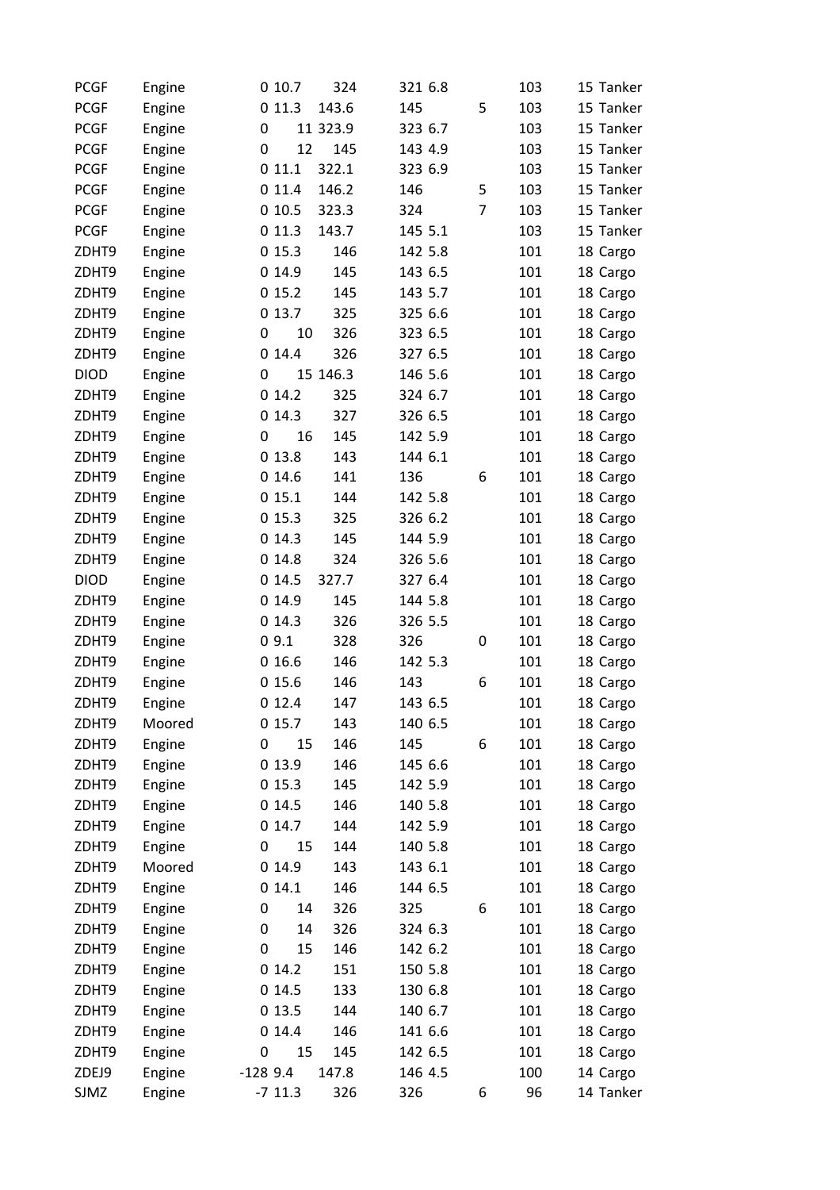| | | | | | | | | | | |
|---|---|---|---|---|---|---|---|---|---|---|
| PCGF | Engine | 0 | 10.7 | 324 | 321 | 6.8 | | 103 | 15 | Tanker |
| PCGF | Engine | 0 | 11.3 | 143.6 | 145 | | 5 | 103 | 15 | Tanker |
| PCGF | Engine | 0 | 11 | 323.9 | 323 | 6.7 | | 103 | 15 | Tanker |
| PCGF | Engine | 0 | 12 | 145 | 143 | 4.9 | | 103 | 15 | Tanker |
| PCGF | Engine | 0 | 11.1 | 322.1 | 323 | 6.9 | | 103 | 15 | Tanker |
| PCGF | Engine | 0 | 11.4 | 146.2 | 146 | | 5 | 103 | 15 | Tanker |
| PCGF | Engine | 0 | 10.5 | 323.3 | 324 | | 7 | 103 | 15 | Tanker |
| PCGF | Engine | 0 | 11.3 | 143.7 | 145 | 5.1 | | 103 | 15 | Tanker |
| ZDHT9 | Engine | 0 | 15.3 | 146 | 142 | 5.8 | | 101 | 18 | Cargo |
| ZDHT9 | Engine | 0 | 14.9 | 145 | 143 | 6.5 | | 101 | 18 | Cargo |
| ZDHT9 | Engine | 0 | 15.2 | 145 | 143 | 5.7 | | 101 | 18 | Cargo |
| ZDHT9 | Engine | 0 | 13.7 | 325 | 325 | 6.6 | | 101 | 18 | Cargo |
| ZDHT9 | Engine | 0 | 10 | 326 | 323 | 6.5 | | 101 | 18 | Cargo |
| ZDHT9 | Engine | 0 | 14.4 | 326 | 327 | 6.5 | | 101 | 18 | Cargo |
| DIOD | Engine | 0 | 15 | 146.3 | 146 | 5.6 | | 101 | 18 | Cargo |
| ZDHT9 | Engine | 0 | 14.2 | 325 | 324 | 6.7 | | 101 | 18 | Cargo |
| ZDHT9 | Engine | 0 | 14.3 | 327 | 326 | 6.5 | | 101 | 18 | Cargo |
| ZDHT9 | Engine | 0 | 16 | 145 | 142 | 5.9 | | 101 | 18 | Cargo |
| ZDHT9 | Engine | 0 | 13.8 | 143 | 144 | 6.1 | | 101 | 18 | Cargo |
| ZDHT9 | Engine | 0 | 14.6 | 141 | 136 | | 6 | 101 | 18 | Cargo |
| ZDHT9 | Engine | 0 | 15.1 | 144 | 142 | 5.8 | | 101 | 18 | Cargo |
| ZDHT9 | Engine | 0 | 15.3 | 325 | 326 | 6.2 | | 101 | 18 | Cargo |
| ZDHT9 | Engine | 0 | 14.3 | 145 | 144 | 5.9 | | 101 | 18 | Cargo |
| ZDHT9 | Engine | 0 | 14.8 | 324 | 326 | 5.6 | | 101 | 18 | Cargo |
| DIOD | Engine | 0 | 14.5 | 327.7 | 327 | 6.4 | | 101 | 18 | Cargo |
| ZDHT9 | Engine | 0 | 14.9 | 145 | 144 | 5.8 | | 101 | 18 | Cargo |
| ZDHT9 | Engine | 0 | 14.3 | 326 | 326 | 5.5 | | 101 | 18 | Cargo |
| ZDHT9 | Engine | 0 | 9.1 | 328 | 326 | | 0 | 101 | 18 | Cargo |
| ZDHT9 | Engine | 0 | 16.6 | 146 | 142 | 5.3 | | 101 | 18 | Cargo |
| ZDHT9 | Engine | 0 | 15.6 | 146 | 143 | | 6 | 101 | 18 | Cargo |
| ZDHT9 | Engine | 0 | 12.4 | 147 | 143 | 6.5 | | 101 | 18 | Cargo |
| ZDHT9 | Moored | 0 | 15.7 | 143 | 140 | 6.5 | | 101 | 18 | Cargo |
| ZDHT9 | Engine | 0 | 15 | 146 | 145 | | 6 | 101 | 18 | Cargo |
| ZDHT9 | Engine | 0 | 13.9 | 146 | 145 | 6.6 | | 101 | 18 | Cargo |
| ZDHT9 | Engine | 0 | 15.3 | 145 | 142 | 5.9 | | 101 | 18 | Cargo |
| ZDHT9 | Engine | 0 | 14.5 | 146 | 140 | 5.8 | | 101 | 18 | Cargo |
| ZDHT9 | Engine | 0 | 14.7 | 144 | 142 | 5.9 | | 101 | 18 | Cargo |
| ZDHT9 | Engine | 0 | 15 | 144 | 140 | 5.8 | | 101 | 18 | Cargo |
| ZDHT9 | Moored | 0 | 14.9 | 143 | 143 | 6.1 | | 101 | 18 | Cargo |
| ZDHT9 | Engine | 0 | 14.1 | 146 | 144 | 6.5 | | 101 | 18 | Cargo |
| ZDHT9 | Engine | 0 | 14 | 326 | 325 | | 6 | 101 | 18 | Cargo |
| ZDHT9 | Engine | 0 | 14 | 326 | 324 | 6.3 | | 101 | 18 | Cargo |
| ZDHT9 | Engine | 0 | 15 | 146 | 142 | 6.2 | | 101 | 18 | Cargo |
| ZDHT9 | Engine | 0 | 14.2 | 151 | 150 | 5.8 | | 101 | 18 | Cargo |
| ZDHT9 | Engine | 0 | 14.5 | 133 | 130 | 6.8 | | 101 | 18 | Cargo |
| ZDHT9 | Engine | 0 | 13.5 | 144 | 140 | 6.7 | | 101 | 18 | Cargo |
| ZDHT9 | Engine | 0 | 14.4 | 146 | 141 | 6.6 | | 101 | 18 | Cargo |
| ZDHT9 | Engine | 0 | 15 | 145 | 142 | 6.5 | | 101 | 18 | Cargo |
| ZDEJ9 | Engine | -128 | 9.4 | 147.8 | 146 | 4.5 | | 100 | 14 | Cargo |
| SJMZ | Engine | -7 | 11.3 | 326 | 326 | | 6 | 96 | 14 | Tanker |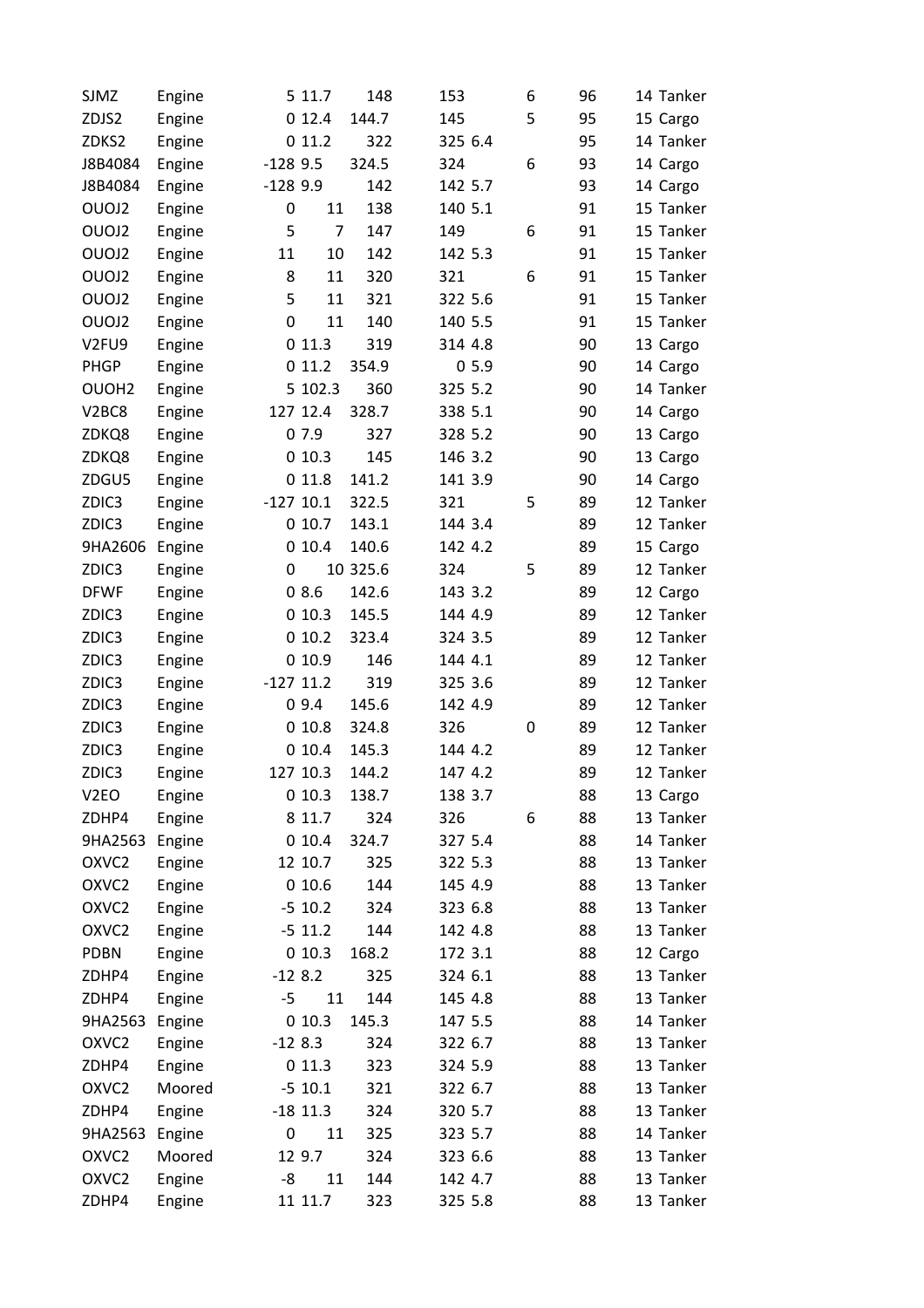| | | | | | | | | | | |
|---|---|---|---|---|---|---|---|---|---|---|
| SJMZ | Engine | 5 | 11.7 | 148 | 153 | | 6 | 96 | 14 | Tanker |
| ZDJS2 | Engine | 0 | 12.4 | 144.7 | 145 | | 5 | 95 | 15 | Cargo |
| ZDKS2 | Engine | 0 | 11.2 | 322 | 325 | 6.4 | | 95 | 14 | Tanker |
| J8B4084 | Engine | -128 | 9.5 | 324.5 | 324 | | 6 | 93 | 14 | Cargo |
| J8B4084 | Engine | -128 | 9.9 | 142 | 142 | 5.7 | | 93 | 14 | Cargo |
| OUOJ2 | Engine | 0 | 11 | 138 | 140 | 5.1 | | 91 | 15 | Tanker |
| OUOJ2 | Engine | 5 | 7 | 147 | 149 | | 6 | 91 | 15 | Tanker |
| OUOJ2 | Engine | 11 | 10 | 142 | 142 | 5.3 | | 91 | 15 | Tanker |
| OUOJ2 | Engine | 8 | 11 | 320 | 321 | | 6 | 91 | 15 | Tanker |
| OUOJ2 | Engine | 5 | 11 | 321 | 322 | 5.6 | | 91 | 15 | Tanker |
| OUOJ2 | Engine | 0 | 11 | 140 | 140 | 5.5 | | 91 | 15 | Tanker |
| V2FU9 | Engine | 0 | 11.3 | 319 | 314 | 4.8 | | 90 | 13 | Cargo |
| PHGP | Engine | 0 | 11.2 | 354.9 | 0 | 5.9 | | 90 | 14 | Cargo |
| OUOH2 | Engine | 5 | 102.3 | 360 | 325 | 5.2 | | 90 | 14 | Tanker |
| V2BC8 | Engine | 127 | 12.4 | 328.7 | 338 | 5.1 | | 90 | 14 | Cargo |
| ZDKQ8 | Engine | 0 | 7.9 | 327 | 328 | 5.2 | | 90 | 13 | Cargo |
| ZDKQ8 | Engine | 0 | 10.3 | 145 | 146 | 3.2 | | 90 | 13 | Cargo |
| ZDGU5 | Engine | 0 | 11.8 | 141.2 | 141 | 3.9 | | 90 | 14 | Cargo |
| ZDIC3 | Engine | -127 | 10.1 | 322.5 | 321 | | 5 | 89 | 12 | Tanker |
| ZDIC3 | Engine | 0 | 10.7 | 143.1 | 144 | 3.4 | | 89 | 12 | Tanker |
| 9HA2606 | Engine | 0 | 10.4 | 140.6 | 142 | 4.2 | | 89 | 15 | Cargo |
| ZDIC3 | Engine | 0 | 10 | 325.6 | 324 | | 5 | 89 | 12 | Tanker |
| DFWF | Engine | 0 | 8.6 | 142.6 | 143 | 3.2 | | 89 | 12 | Cargo |
| ZDIC3 | Engine | 0 | 10.3 | 145.5 | 144 | 4.9 | | 89 | 12 | Tanker |
| ZDIC3 | Engine | 0 | 10.2 | 323.4 | 324 | 3.5 | | 89 | 12 | Tanker |
| ZDIC3 | Engine | 0 | 10.9 | 146 | 144 | 4.1 | | 89 | 12 | Tanker |
| ZDIC3 | Engine | -127 | 11.2 | 319 | 325 | 3.6 | | 89 | 12 | Tanker |
| ZDIC3 | Engine | 0 | 9.4 | 145.6 | 142 | 4.9 | | 89 | 12 | Tanker |
| ZDIC3 | Engine | 0 | 10.8 | 324.8 | 326 | | 0 | 89 | 12 | Tanker |
| ZDIC3 | Engine | 0 | 10.4 | 145.3 | 144 | 4.2 | | 89 | 12 | Tanker |
| ZDIC3 | Engine | 127 | 10.3 | 144.2 | 147 | 4.2 | | 89 | 12 | Tanker |
| V2EO | Engine | 0 | 10.3 | 138.7 | 138 | 3.7 | | 88 | 13 | Cargo |
| ZDHP4 | Engine | 8 | 11.7 | 324 | 326 | | 6 | 88 | 13 | Tanker |
| 9HA2563 | Engine | 0 | 10.4 | 324.7 | 327 | 5.4 | | 88 | 14 | Tanker |
| OXVC2 | Engine | 12 | 10.7 | 325 | 322 | 5.3 | | 88 | 13 | Tanker |
| OXVC2 | Engine | 0 | 10.6 | 144 | 145 | 4.9 | | 88 | 13 | Tanker |
| OXVC2 | Engine | -5 | 10.2 | 324 | 323 | 6.8 | | 88 | 13 | Tanker |
| OXVC2 | Engine | -5 | 11.2 | 144 | 142 | 4.8 | | 88 | 13 | Tanker |
| PDBN | Engine | 0 | 10.3 | 168.2 | 172 | 3.1 | | 88 | 12 | Cargo |
| ZDHP4 | Engine | -12 | 8.2 | 325 | 324 | 6.1 | | 88 | 13 | Tanker |
| ZDHP4 | Engine | -5 | 11 | 144 | 145 | 4.8 | | 88 | 13 | Tanker |
| 9HA2563 | Engine | 0 | 10.3 | 145.3 | 147 | 5.5 | | 88 | 14 | Tanker |
| OXVC2 | Engine | -12 | 8.3 | 324 | 322 | 6.7 | | 88 | 13 | Tanker |
| ZDHP4 | Engine | 0 | 11.3 | 323 | 324 | 5.9 | | 88 | 13 | Tanker |
| OXVC2 | Moored | -5 | 10.1 | 321 | 322 | 6.7 | | 88 | 13 | Tanker |
| ZDHP4 | Engine | -18 | 11.3 | 324 | 320 | 5.7 | | 88 | 13 | Tanker |
| 9HA2563 | Engine | 0 | 11 | 325 | 323 | 5.7 | | 88 | 14 | Tanker |
| OXVC2 | Moored | 12 | 9.7 | 324 | 323 | 6.6 | | 88 | 13 | Tanker |
| OXVC2 | Engine | -8 | 11 | 144 | 142 | 4.7 | | 88 | 13 | Tanker |
| ZDHP4 | Engine | 11 | 11.7 | 323 | 325 | 5.8 | | 88 | 13 | Tanker |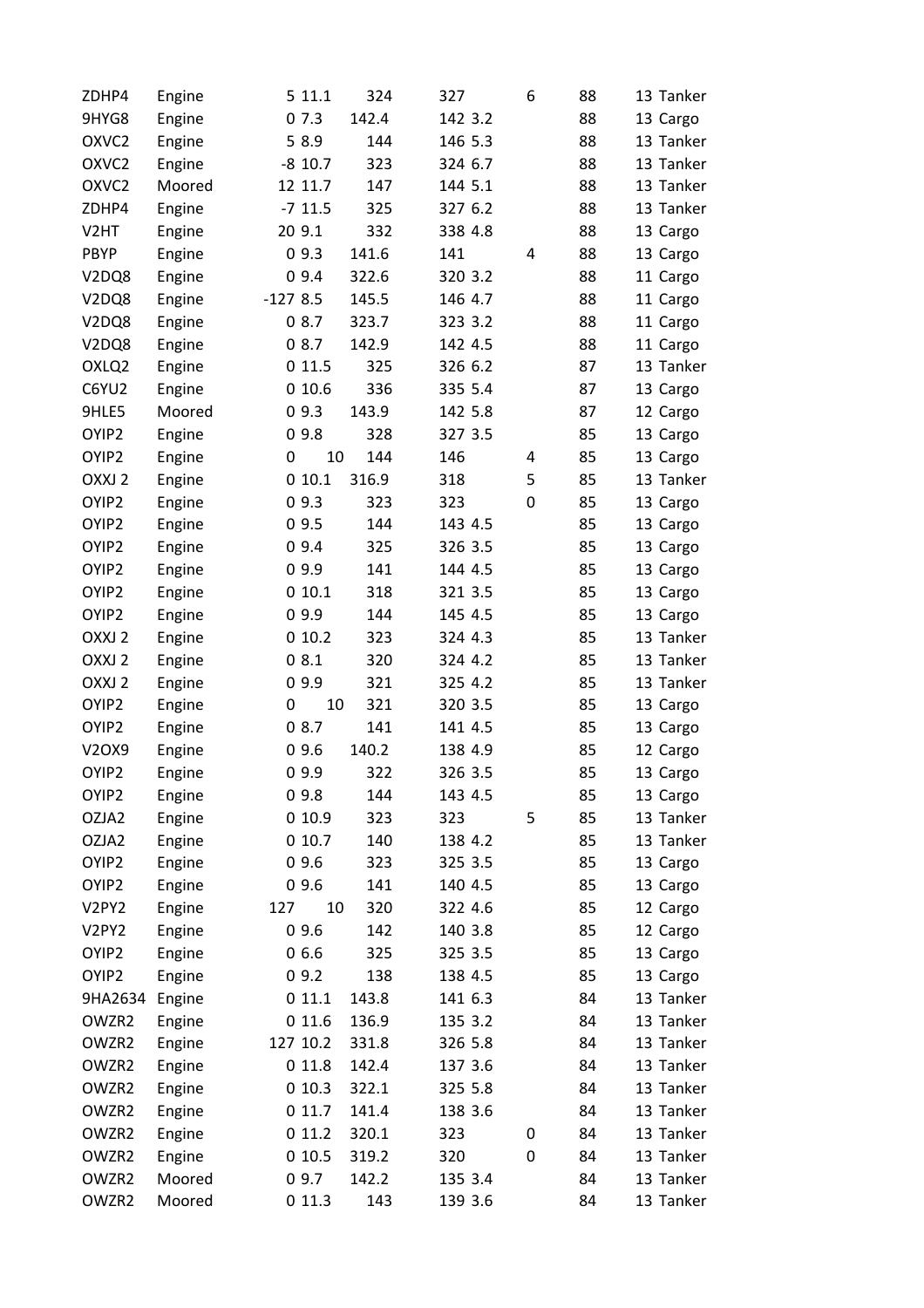| | | | | | | | | | | |
|---|---|---|---|---|---|---|---|---|---|---|
| ZDHP4 | Engine | 5 | 11.1 | 324 | 327 | | 6 | 88 | 13 | Tanker |
| 9HYG8 | Engine | 0 | 7.3 | 142.4 | 142 | 3.2 | | 88 | 13 | Cargo |
| OXVC2 | Engine | 5 | 8.9 | 144 | 146 | 5.3 | | 88 | 13 | Tanker |
| OXVC2 | Engine | -8 | 10.7 | 323 | 324 | 6.7 | | 88 | 13 | Tanker |
| OXVC2 | Moored | 12 | 11.7 | 147 | 144 | 5.1 | | 88 | 13 | Tanker |
| ZDHP4 | Engine | -7 | 11.5 | 325 | 327 | 6.2 | | 88 | 13 | Tanker |
| V2HT | Engine | 20 | 9.1 | 332 | 338 | 4.8 | | 88 | 13 | Cargo |
| PBYP | Engine | 0 | 9.3 | 141.6 | 141 | | 4 | 88 | 13 | Cargo |
| V2DQ8 | Engine | 0 | 9.4 | 322.6 | 320 | 3.2 | | 88 | 11 | Cargo |
| V2DQ8 | Engine | -127 | 8.5 | 145.5 | 146 | 4.7 | | 88 | 11 | Cargo |
| V2DQ8 | Engine | 0 | 8.7 | 323.7 | 323 | 3.2 | | 88 | 11 | Cargo |
| V2DQ8 | Engine | 0 | 8.7 | 142.9 | 142 | 4.5 | | 88 | 11 | Cargo |
| OXLQ2 | Engine | 0 | 11.5 | 325 | 326 | 6.2 | | 87 | 13 | Tanker |
| C6YU2 | Engine | 0 | 10.6 | 336 | 335 | 5.4 | | 87 | 13 | Cargo |
| 9HLE5 | Moored | 0 | 9.3 | 143.9 | 142 | 5.8 | | 87 | 12 | Cargo |
| OYIP2 | Engine | 0 | 9.8 | 328 | 327 | 3.5 | | 85 | 13 | Cargo |
| OYIP2 | Engine | 0 | 10 | 144 | 146 | | 4 | 85 | 13 | Cargo |
| OXXJ 2 | Engine | 0 | 10.1 | 316.9 | 318 | | 5 | 85 | 13 | Tanker |
| OYIP2 | Engine | 0 | 9.3 | 323 | 323 | | 0 | 85 | 13 | Cargo |
| OYIP2 | Engine | 0 | 9.5 | 144 | 143 | 4.5 | | 85 | 13 | Cargo |
| OYIP2 | Engine | 0 | 9.4 | 325 | 326 | 3.5 | | 85 | 13 | Cargo |
| OYIP2 | Engine | 0 | 9.9 | 141 | 144 | 4.5 | | 85 | 13 | Cargo |
| OYIP2 | Engine | 0 | 10.1 | 318 | 321 | 3.5 | | 85 | 13 | Cargo |
| OYIP2 | Engine | 0 | 9.9 | 144 | 145 | 4.5 | | 85 | 13 | Cargo |
| OXXJ 2 | Engine | 0 | 10.2 | 323 | 324 | 4.3 | | 85 | 13 | Tanker |
| OXXJ 2 | Engine | 0 | 8.1 | 320 | 324 | 4.2 | | 85 | 13 | Tanker |
| OXXJ 2 | Engine | 0 | 9.9 | 321 | 325 | 4.2 | | 85 | 13 | Tanker |
| OYIP2 | Engine | 0 | 10 | 321 | 320 | 3.5 | | 85 | 13 | Cargo |
| OYIP2 | Engine | 0 | 8.7 | 141 | 141 | 4.5 | | 85 | 13 | Cargo |
| V2OX9 | Engine | 0 | 9.6 | 140.2 | 138 | 4.9 | | 85 | 12 | Cargo |
| OYIP2 | Engine | 0 | 9.9 | 322 | 326 | 3.5 | | 85 | 13 | Cargo |
| OYIP2 | Engine | 0 | 9.8 | 144 | 143 | 4.5 | | 85 | 13 | Cargo |
| OZJA2 | Engine | 0 | 10.9 | 323 | 323 | | 5 | 85 | 13 | Tanker |
| OZJA2 | Engine | 0 | 10.7 | 140 | 138 | 4.2 | | 85 | 13 | Tanker |
| OYIP2 | Engine | 0 | 9.6 | 323 | 325 | 3.5 | | 85 | 13 | Cargo |
| OYIP2 | Engine | 0 | 9.6 | 141 | 140 | 4.5 | | 85 | 13 | Cargo |
| V2PY2 | Engine | 127 | 10 | 320 | 322 | 4.6 | | 85 | 12 | Cargo |
| V2PY2 | Engine | 0 | 9.6 | 142 | 140 | 3.8 | | 85 | 12 | Cargo |
| OYIP2 | Engine | 0 | 6.6 | 325 | 325 | 3.5 | | 85 | 13 | Cargo |
| OYIP2 | Engine | 0 | 9.2 | 138 | 138 | 4.5 | | 85 | 13 | Cargo |
| 9HA2634 | Engine | 0 | 11.1 | 143.8 | 141 | 6.3 | | 84 | 13 | Tanker |
| OWZR2 | Engine | 0 | 11.6 | 136.9 | 135 | 3.2 | | 84 | 13 | Tanker |
| OWZR2 | Engine | 127 | 10.2 | 331.8 | 326 | 5.8 | | 84 | 13 | Tanker |
| OWZR2 | Engine | 0 | 11.8 | 142.4 | 137 | 3.6 | | 84 | 13 | Tanker |
| OWZR2 | Engine | 0 | 10.3 | 322.1 | 325 | 5.8 | | 84 | 13 | Tanker |
| OWZR2 | Engine | 0 | 11.7 | 141.4 | 138 | 3.6 | | 84 | 13 | Tanker |
| OWZR2 | Engine | 0 | 11.2 | 320.1 | 323 | | 0 | 84 | 13 | Tanker |
| OWZR2 | Engine | 0 | 10.5 | 319.2 | 320 | | 0 | 84 | 13 | Tanker |
| OWZR2 | Moored | 0 | 9.7 | 142.2 | 135 | 3.4 | | 84 | 13 | Tanker |
| OWZR2 | Moored | 0 | 11.3 | 143 | 139 | 3.6 | | 84 | 13 | Tanker |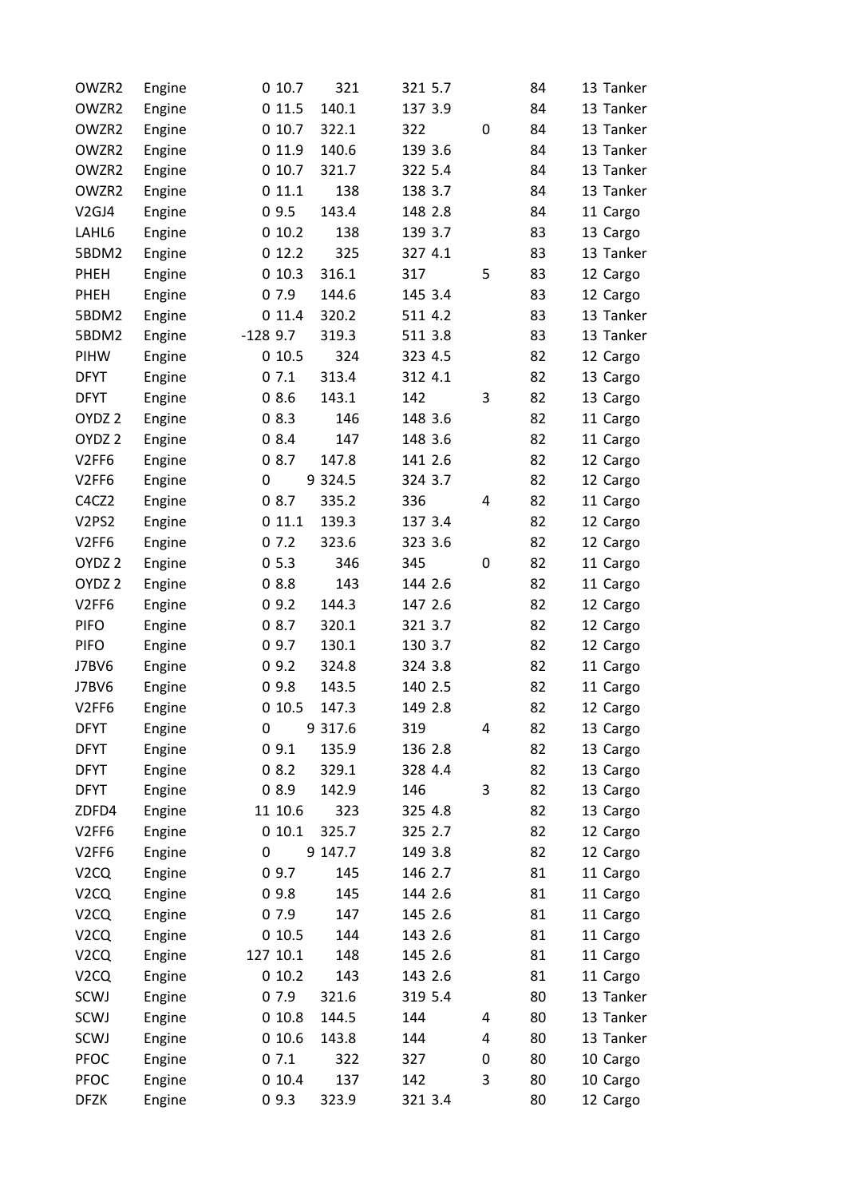| | | | | | | | | | | |
|---|---|---|---|---|---|---|---|---|---|---|
| OWZR2 | Engine | 0 | 10.7 | 321 | 321 | 5.7 | | 84 | 13 | Tanker |
| OWZR2 | Engine | 0 | 11.5 | 140.1 | 137 | 3.9 | | 84 | 13 | Tanker |
| OWZR2 | Engine | 0 | 10.7 | 322.1 | 322 | | 0 | 84 | 13 | Tanker |
| OWZR2 | Engine | 0 | 11.9 | 140.6 | 139 | 3.6 | | 84 | 13 | Tanker |
| OWZR2 | Engine | 0 | 10.7 | 321.7 | 322 | 5.4 | | 84 | 13 | Tanker |
| OWZR2 | Engine | 0 | 11.1 | 138 | 138 | 3.7 | | 84 | 13 | Tanker |
| V2GJ4 | Engine | 0 | 9.5 | 143.4 | 148 | 2.8 | | 84 | 11 | Cargo |
| LAHL6 | Engine | 0 | 10.2 | 138 | 139 | 3.7 | | 83 | 13 | Cargo |
| 5BDM2 | Engine | 0 | 12.2 | 325 | 327 | 4.1 | | 83 | 13 | Tanker |
| PHEH | Engine | 0 | 10.3 | 316.1 | 317 | | 5 | 83 | 12 | Cargo |
| PHEH | Engine | 0 | 7.9 | 144.6 | 145 | 3.4 | | 83 | 12 | Cargo |
| 5BDM2 | Engine | 0 | 11.4 | 320.2 | 511 | 4.2 | | 83 | 13 | Tanker |
| 5BDM2 | Engine | -128 | 9.7 | 319.3 | 511 | 3.8 | | 83 | 13 | Tanker |
| PIHW | Engine | 0 | 10.5 | 324 | 323 | 4.5 | | 82 | 12 | Cargo |
| DFYT | Engine | 0 | 7.1 | 313.4 | 312 | 4.1 | | 82 | 13 | Cargo |
| DFYT | Engine | 0 | 8.6 | 143.1 | 142 | | 3 | 82 | 13 | Cargo |
| OYDZ 2 | Engine | 0 | 8.3 | 146 | 148 | 3.6 | | 82 | 11 | Cargo |
| OYDZ 2 | Engine | 0 | 8.4 | 147 | 148 | 3.6 | | 82 | 11 | Cargo |
| V2FF6 | Engine | 0 | 8.7 | 147.8 | 141 | 2.6 | | 82 | 12 | Cargo |
| V2FF6 | Engine | 0 | 9 | 324.5 | 324 | 3.7 | | 82 | 12 | Cargo |
| C4CZ2 | Engine | 0 | 8.7 | 335.2 | 336 | | 4 | 82 | 11 | Cargo |
| V2PS2 | Engine | 0 | 11.1 | 139.3 | 137 | 3.4 | | 82 | 12 | Cargo |
| V2FF6 | Engine | 0 | 7.2 | 323.6 | 323 | 3.6 | | 82 | 12 | Cargo |
| OYDZ 2 | Engine | 0 | 5.3 | 346 | 345 | | 0 | 82 | 11 | Cargo |
| OYDZ 2 | Engine | 0 | 8.8 | 143 | 144 | 2.6 | | 82 | 11 | Cargo |
| V2FF6 | Engine | 0 | 9.2 | 144.3 | 147 | 2.6 | | 82 | 12 | Cargo |
| PIFO | Engine | 0 | 8.7 | 320.1 | 321 | 3.7 | | 82 | 12 | Cargo |
| PIFO | Engine | 0 | 9.7 | 130.1 | 130 | 3.7 | | 82 | 12 | Cargo |
| J7BV6 | Engine | 0 | 9.2 | 324.8 | 324 | 3.8 | | 82 | 11 | Cargo |
| J7BV6 | Engine | 0 | 9.8 | 143.5 | 140 | 2.5 | | 82 | 11 | Cargo |
| V2FF6 | Engine | 0 | 10.5 | 147.3 | 149 | 2.8 | | 82 | 12 | Cargo |
| DFYT | Engine | 0 | 9 | 317.6 | 319 | | 4 | 82 | 13 | Cargo |
| DFYT | Engine | 0 | 9.1 | 135.9 | 136 | 2.8 | | 82 | 13 | Cargo |
| DFYT | Engine | 0 | 8.2 | 329.1 | 328 | 4.4 | | 82 | 13 | Cargo |
| DFYT | Engine | 0 | 8.9 | 142.9 | 146 | | 3 | 82 | 13 | Cargo |
| ZDFD4 | Engine | 11 | 10.6 | 323 | 325 | 4.8 | | 82 | 13 | Cargo |
| V2FF6 | Engine | 0 | 10.1 | 325.7 | 325 | 2.7 | | 82 | 12 | Cargo |
| V2FF6 | Engine | 0 | 9 | 147.7 | 149 | 3.8 | | 82 | 12 | Cargo |
| V2CQ | Engine | 0 | 9.7 | 145 | 146 | 2.7 | | 81 | 11 | Cargo |
| V2CQ | Engine | 0 | 9.8 | 145 | 144 | 2.6 | | 81 | 11 | Cargo |
| V2CQ | Engine | 0 | 7.9 | 147 | 145 | 2.6 | | 81 | 11 | Cargo |
| V2CQ | Engine | 0 | 10.5 | 144 | 143 | 2.6 | | 81 | 11 | Cargo |
| V2CQ | Engine | 127 | 10.1 | 148 | 145 | 2.6 | | 81 | 11 | Cargo |
| V2CQ | Engine | 0 | 10.2 | 143 | 143 | 2.6 | | 81 | 11 | Cargo |
| SCWJ | Engine | 0 | 7.9 | 321.6 | 319 | 5.4 | | 80 | 13 | Tanker |
| SCWJ | Engine | 0 | 10.8 | 144.5 | 144 | | 4 | 80 | 13 | Tanker |
| SCWJ | Engine | 0 | 10.6 | 143.8 | 144 | | 4 | 80 | 13 | Tanker |
| PFOC | Engine | 0 | 7.1 | 322 | 327 | | 0 | 80 | 10 | Cargo |
| PFOC | Engine | 0 | 10.4 | 137 | 142 | | 3 | 80 | 10 | Cargo |
| DFZK | Engine | 0 | 9.3 | 323.9 | 321 | 3.4 | | 80 | 12 | Cargo |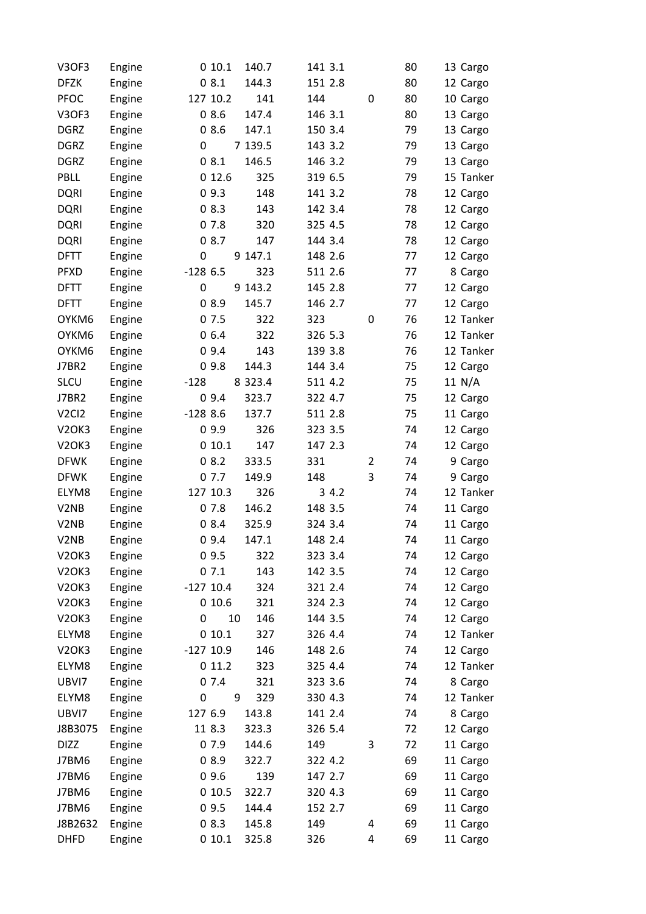| | | | | | | | | | | |
|---|---|---|---|---|---|---|---|---|---|---|
| V3OF3 | Engine | 0 | 10.1 | 140.7 | 141 | 3.1 | | 80 | 13 | Cargo |
| DFZK | Engine | 0 | 8.1 | 144.3 | 151 | 2.8 | | 80 | 12 | Cargo |
| PFOC | Engine | 127 | 10.2 | 141 | 144 | | 0 | 80 | 10 | Cargo |
| V3OF3 | Engine | 0 | 8.6 | 147.4 | 146 | 3.1 | | 80 | 13 | Cargo |
| DGRZ | Engine | 0 | 8.6 | 147.1 | 150 | 3.4 | | 79 | 13 | Cargo |
| DGRZ | Engine | 0 | 7 | 139.5 | 143 | 3.2 | | 79 | 13 | Cargo |
| DGRZ | Engine | 0 | 8.1 | 146.5 | 146 | 3.2 | | 79 | 13 | Cargo |
| PBLL | Engine | 0 | 12.6 | 325 | 319 | 6.5 | | 79 | 15 | Tanker |
| DQRI | Engine | 0 | 9.3 | 148 | 141 | 3.2 | | 78 | 12 | Cargo |
| DQRI | Engine | 0 | 8.3 | 143 | 142 | 3.4 | | 78 | 12 | Cargo |
| DQRI | Engine | 0 | 7.8 | 320 | 325 | 4.5 | | 78 | 12 | Cargo |
| DQRI | Engine | 0 | 8.7 | 147 | 144 | 3.4 | | 78 | 12 | Cargo |
| DFTT | Engine | 0 | 9 | 147.1 | 148 | 2.6 | | 77 | 12 | Cargo |
| PFXD | Engine | -128 | 6.5 | 323 | 511 | 2.6 | | 77 | 8 | Cargo |
| DFTT | Engine | 0 | 9 | 143.2 | 145 | 2.8 | | 77 | 12 | Cargo |
| DFTT | Engine | 0 | 8.9 | 145.7 | 146 | 2.7 | | 77 | 12 | Cargo |
| OYKM6 | Engine | 0 | 7.5 | 322 | 323 | | 0 | 76 | 12 | Tanker |
| OYKM6 | Engine | 0 | 6.4 | 322 | 326 | 5.3 | | 76 | 12 | Tanker |
| OYKM6 | Engine | 0 | 9.4 | 143 | 139 | 3.8 | | 76 | 12 | Tanker |
| J7BR2 | Engine | 0 | 9.8 | 144.3 | 144 | 3.4 | | 75 | 12 | Cargo |
| SLCU | Engine | -128 | 8 | 323.4 | 511 | 4.2 | | 75 | 11 | N/A |
| J7BR2 | Engine | 0 | 9.4 | 323.7 | 322 | 4.7 | | 75 | 12 | Cargo |
| V2CI2 | Engine | -128 | 8.6 | 137.7 | 511 | 2.8 | | 75 | 11 | Cargo |
| V2OK3 | Engine | 0 | 9.9 | 326 | 323 | 3.5 | | 74 | 12 | Cargo |
| V2OK3 | Engine | 0 | 10.1 | 147 | 147 | 2.3 | | 74 | 12 | Cargo |
| DFWK | Engine | 0 | 8.2 | 333.5 | 331 | | 2 | 74 | 9 | Cargo |
| DFWK | Engine | 0 | 7.7 | 149.9 | 148 | | 3 | 74 | 9 | Cargo |
| ELYM8 | Engine | 127 | 10.3 | 326 | 3 | 4.2 | | 74 | 12 | Tanker |
| V2NB | Engine | 0 | 7.8 | 146.2 | 148 | 3.5 | | 74 | 11 | Cargo |
| V2NB | Engine | 0 | 8.4 | 325.9 | 324 | 3.4 | | 74 | 11 | Cargo |
| V2NB | Engine | 0 | 9.4 | 147.1 | 148 | 2.4 | | 74 | 11 | Cargo |
| V2OK3 | Engine | 0 | 9.5 | 322 | 323 | 3.4 | | 74 | 12 | Cargo |
| V2OK3 | Engine | 0 | 7.1 | 143 | 142 | 3.5 | | 74 | 12 | Cargo |
| V2OK3 | Engine | -127 | 10.4 | 324 | 321 | 2.4 | | 74 | 12 | Cargo |
| V2OK3 | Engine | 0 | 10.6 | 321 | 324 | 2.3 | | 74 | 12 | Cargo |
| V2OK3 | Engine | 0 | 10 | 146 | 144 | 3.5 | | 74 | 12 | Cargo |
| ELYM8 | Engine | 0 | 10.1 | 327 | 326 | 4.4 | | 74 | 12 | Tanker |
| V2OK3 | Engine | -127 | 10.9 | 146 | 148 | 2.6 | | 74 | 12 | Cargo |
| ELYM8 | Engine | 0 | 11.2 | 323 | 325 | 4.4 | | 74 | 12 | Tanker |
| UBVI7 | Engine | 0 | 7.4 | 321 | 323 | 3.6 | | 74 | 8 | Cargo |
| ELYM8 | Engine | 0 | 9 | 329 | 330 | 4.3 | | 74 | 12 | Tanker |
| UBVI7 | Engine | 127 | 6.9 | 143.8 | 141 | 2.4 | | 74 | 8 | Cargo |
| J8B3075 | Engine | 11 | 8.3 | 323.3 | 326 | 5.4 | | 72 | 12 | Cargo |
| DIZZ | Engine | 0 | 7.9 | 144.6 | 149 | | 3 | 72 | 11 | Cargo |
| J7BM6 | Engine | 0 | 8.9 | 322.7 | 322 | 4.2 | | 69 | 11 | Cargo |
| J7BM6 | Engine | 0 | 9.6 | 139 | 147 | 2.7 | | 69 | 11 | Cargo |
| J7BM6 | Engine | 0 | 10.5 | 322.7 | 320 | 4.3 | | 69 | 11 | Cargo |
| J7BM6 | Engine | 0 | 9.5 | 144.4 | 152 | 2.7 | | 69 | 11 | Cargo |
| J8B2632 | Engine | 0 | 8.3 | 145.8 | 149 | | 4 | 69 | 11 | Cargo |
| DHFD | Engine | 0 | 10.1 | 325.8 | 326 | | 4 | 69 | 11 | Cargo |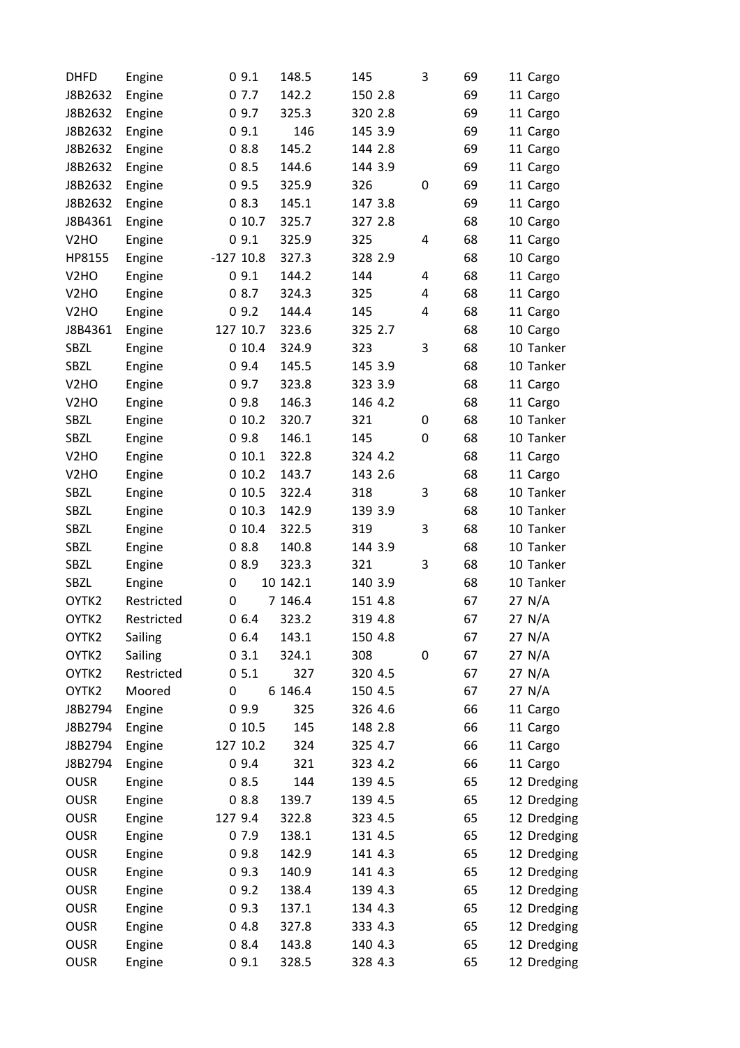| | | | | | | | | | | |
|---|---|---|---|---|---|---|---|---|---|---|
| DHFD | Engine | 0 | 9.1 | 148.5 | 145 | | 3 | 69 | 11 | Cargo |
| J8B2632 | Engine | 0 | 7.7 | 142.2 | 150 | 2.8 | | 69 | 11 | Cargo |
| J8B2632 | Engine | 0 | 9.7 | 325.3 | 320 | 2.8 | | 69 | 11 | Cargo |
| J8B2632 | Engine | 0 | 9.1 | 146 | 145 | 3.9 | | 69 | 11 | Cargo |
| J8B2632 | Engine | 0 | 8.8 | 145.2 | 144 | 2.8 | | 69 | 11 | Cargo |
| J8B2632 | Engine | 0 | 8.5 | 144.6 | 144 | 3.9 | | 69 | 11 | Cargo |
| J8B2632 | Engine | 0 | 9.5 | 325.9 | 326 | | 0 | 69 | 11 | Cargo |
| J8B2632 | Engine | 0 | 8.3 | 145.1 | 147 | 3.8 | | 69 | 11 | Cargo |
| J8B4361 | Engine | 0 | 10.7 | 325.7 | 327 | 2.8 | | 68 | 10 | Cargo |
| V2HO | Engine | 0 | 9.1 | 325.9 | 325 | | 4 | 68 | 11 | Cargo |
| HP8155 | Engine | -127 | 10.8 | 327.3 | 328 | 2.9 | | 68 | 10 | Cargo |
| V2HO | Engine | 0 | 9.1 | 144.2 | 144 | | 4 | 68 | 11 | Cargo |
| V2HO | Engine | 0 | 8.7 | 324.3 | 325 | | 4 | 68 | 11 | Cargo |
| V2HO | Engine | 0 | 9.2 | 144.4 | 145 | | 4 | 68 | 11 | Cargo |
| J8B4361 | Engine | 127 | 10.7 | 323.6 | 325 | 2.7 | | 68 | 10 | Cargo |
| SBZL | Engine | 0 | 10.4 | 324.9 | 323 | | 3 | 68 | 10 | Tanker |
| SBZL | Engine | 0 | 9.4 | 145.5 | 145 | 3.9 | | 68 | 10 | Tanker |
| V2HO | Engine | 0 | 9.7 | 323.8 | 323 | 3.9 | | 68 | 11 | Cargo |
| V2HO | Engine | 0 | 9.8 | 146.3 | 146 | 4.2 | | 68 | 11 | Cargo |
| SBZL | Engine | 0 | 10.2 | 320.7 | 321 | | 0 | 68 | 10 | Tanker |
| SBZL | Engine | 0 | 9.8 | 146.1 | 145 | | 0 | 68 | 10 | Tanker |
| V2HO | Engine | 0 | 10.1 | 322.8 | 324 | 4.2 | | 68 | 11 | Cargo |
| V2HO | Engine | 0 | 10.2 | 143.7 | 143 | 2.6 | | 68 | 11 | Cargo |
| SBZL | Engine | 0 | 10.5 | 322.4 | 318 | | 3 | 68 | 10 | Tanker |
| SBZL | Engine | 0 | 10.3 | 142.9 | 139 | 3.9 | | 68 | 10 | Tanker |
| SBZL | Engine | 0 | 10.4 | 322.5 | 319 | | 3 | 68 | 10 | Tanker |
| SBZL | Engine | 0 | 8.8 | 140.8 | 144 | 3.9 | | 68 | 10 | Tanker |
| SBZL | Engine | 0 | 8.9 | 323.3 | 321 | | 3 | 68 | 10 | Tanker |
| SBZL | Engine | 0 | 10 | 142.1 | 140 | 3.9 | | 68 | 10 | Tanker |
| OYTK2 | Restricted | 0 | 7 | 146.4 | 151 | 4.8 | | 67 | 27 | N/A |
| OYTK2 | Restricted | 0 | 6.4 | 323.2 | 319 | 4.8 | | 67 | 27 | N/A |
| OYTK2 | Sailing | 0 | 6.4 | 143.1 | 150 | 4.8 | | 67 | 27 | N/A |
| OYTK2 | Sailing | 0 | 3.1 | 324.1 | 308 | | 0 | 67 | 27 | N/A |
| OYTK2 | Restricted | 0 | 5.1 | 327 | 320 | 4.5 | | 67 | 27 | N/A |
| OYTK2 | Moored | 0 | 6 | 146.4 | 150 | 4.5 | | 67 | 27 | N/A |
| J8B2794 | Engine | 0 | 9.9 | 325 | 326 | 4.6 | | 66 | 11 | Cargo |
| J8B2794 | Engine | 0 | 10.5 | 145 | 148 | 2.8 | | 66 | 11 | Cargo |
| J8B2794 | Engine | 127 | 10.2 | 324 | 325 | 4.7 | | 66 | 11 | Cargo |
| J8B2794 | Engine | 0 | 9.4 | 321 | 323 | 4.2 | | 66 | 11 | Cargo |
| OUSR | Engine | 0 | 8.5 | 144 | 139 | 4.5 | | 65 | 12 | Dredging |
| OUSR | Engine | 0 | 8.8 | 139.7 | 139 | 4.5 | | 65 | 12 | Dredging |
| OUSR | Engine | 127 | 9.4 | 322.8 | 323 | 4.5 | | 65 | 12 | Dredging |
| OUSR | Engine | 0 | 7.9 | 138.1 | 131 | 4.5 | | 65 | 12 | Dredging |
| OUSR | Engine | 0 | 9.8 | 142.9 | 141 | 4.3 | | 65 | 12 | Dredging |
| OUSR | Engine | 0 | 9.3 | 140.9 | 141 | 4.3 | | 65 | 12 | Dredging |
| OUSR | Engine | 0 | 9.2 | 138.4 | 139 | 4.3 | | 65 | 12 | Dredging |
| OUSR | Engine | 0 | 9.3 | 137.1 | 134 | 4.3 | | 65 | 12 | Dredging |
| OUSR | Engine | 0 | 4.8 | 327.8 | 333 | 4.3 | | 65 | 12 | Dredging |
| OUSR | Engine | 0 | 8.4 | 143.8 | 140 | 4.3 | | 65 | 12 | Dredging |
| OUSR | Engine | 0 | 9.1 | 328.5 | 328 | 4.3 | | 65 | 12 | Dredging |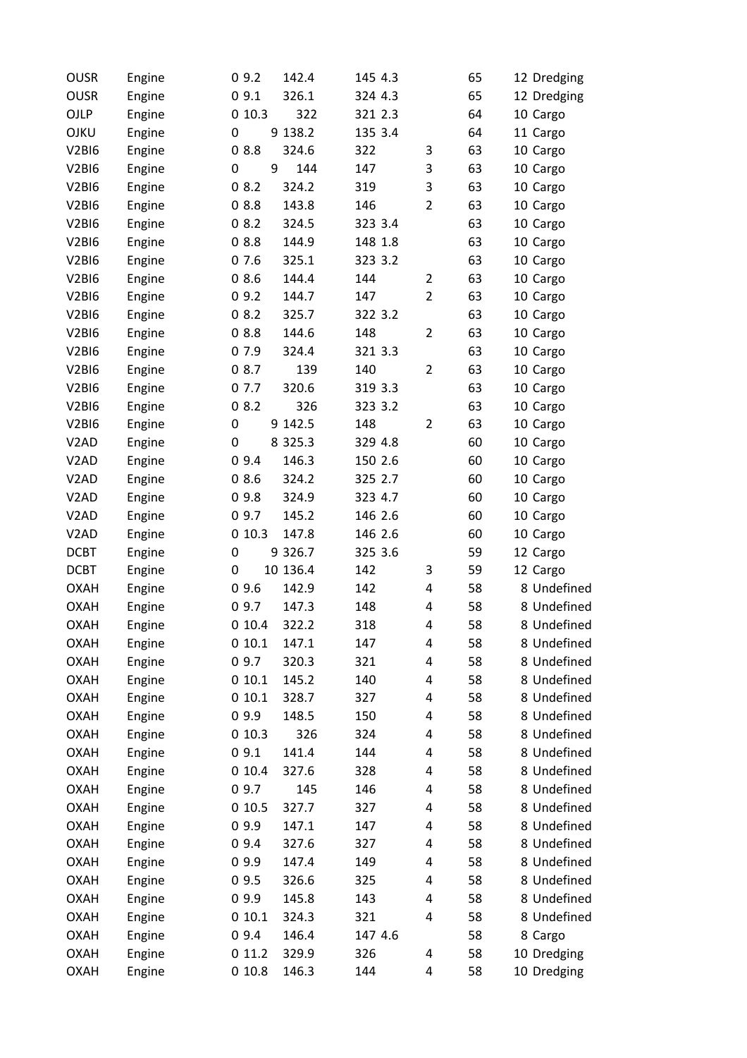| | | | | | | | | | |
|---|---|---|---|---|---|---|---|---|---|
| OUSR | Engine | 0 | 9.2 | 142.4 | 145 | 4.3 | 65 | 12 | Dredging |
| OUSR | Engine | 0 | 9.1 | 326.1 | 324 | 4.3 | 65 | 12 | Dredging |
| OJLP | Engine | 0 | 10.3 | 322 | 321 | 2.3 | 64 | 10 | Cargo |
| OJKU | Engine | 0 | 9 | 138.2 | 135 | 3.4 | 64 | 11 | Cargo |
| V2BI6 | Engine | 0 | 8.8 | 324.6 | 322 | 3 | 63 | 10 | Cargo |
| V2BI6 | Engine | 0 | 9 | 144 | 147 | 3 | 63 | 10 | Cargo |
| V2BI6 | Engine | 0 | 8.2 | 324.2 | 319 | 3 | 63 | 10 | Cargo |
| V2BI6 | Engine | 0 | 8.8 | 143.8 | 146 | 2 | 63 | 10 | Cargo |
| V2BI6 | Engine | 0 | 8.2 | 324.5 | 323 | 3.4 | 63 | 10 | Cargo |
| V2BI6 | Engine | 0 | 8.8 | 144.9 | 148 | 1.8 | 63 | 10 | Cargo |
| V2BI6 | Engine | 0 | 7.6 | 325.1 | 323 | 3.2 | 63 | 10 | Cargo |
| V2BI6 | Engine | 0 | 8.6 | 144.4 | 144 | 2 | 63 | 10 | Cargo |
| V2BI6 | Engine | 0 | 9.2 | 144.7 | 147 | 2 | 63 | 10 | Cargo |
| V2BI6 | Engine | 0 | 8.2 | 325.7 | 322 | 3.2 | 63 | 10 | Cargo |
| V2BI6 | Engine | 0 | 8.8 | 144.6 | 148 | 2 | 63 | 10 | Cargo |
| V2BI6 | Engine | 0 | 7.9 | 324.4 | 321 | 3.3 | 63 | 10 | Cargo |
| V2BI6 | Engine | 0 | 8.7 | 139 | 140 | 2 | 63 | 10 | Cargo |
| V2BI6 | Engine | 0 | 7.7 | 320.6 | 319 | 3.3 | 63 | 10 | Cargo |
| V2BI6 | Engine | 0 | 8.2 | 326 | 323 | 3.2 | 63 | 10 | Cargo |
| V2BI6 | Engine | 0 | 9 | 142.5 | 148 | 2 | 63 | 10 | Cargo |
| V2AD | Engine | 0 | 8 | 325.3 | 329 | 4.8 | 60 | 10 | Cargo |
| V2AD | Engine | 0 | 9.4 | 146.3 | 150 | 2.6 | 60 | 10 | Cargo |
| V2AD | Engine | 0 | 8.6 | 324.2 | 325 | 2.7 | 60 | 10 | Cargo |
| V2AD | Engine | 0 | 9.8 | 324.9 | 323 | 4.7 | 60 | 10 | Cargo |
| V2AD | Engine | 0 | 9.7 | 145.2 | 146 | 2.6 | 60 | 10 | Cargo |
| V2AD | Engine | 0 | 10.3 | 147.8 | 146 | 2.6 | 60 | 10 | Cargo |
| DCBT | Engine | 0 | 9 | 326.7 | 325 | 3.6 | 59 | 12 | Cargo |
| DCBT | Engine | 0 | 10 | 136.4 | 142 | 3 | 59 | 12 | Cargo |
| OXAH | Engine | 0 | 9.6 | 142.9 | 142 | 4 | 58 | 8 | Undefined |
| OXAH | Engine | 0 | 9.7 | 147.3 | 148 | 4 | 58 | 8 | Undefined |
| OXAH | Engine | 0 | 10.4 | 322.2 | 318 | 4 | 58 | 8 | Undefined |
| OXAH | Engine | 0 | 10.1 | 147.1 | 147 | 4 | 58 | 8 | Undefined |
| OXAH | Engine | 0 | 9.7 | 320.3 | 321 | 4 | 58 | 8 | Undefined |
| OXAH | Engine | 0 | 10.1 | 145.2 | 140 | 4 | 58 | 8 | Undefined |
| OXAH | Engine | 0 | 10.1 | 328.7 | 327 | 4 | 58 | 8 | Undefined |
| OXAH | Engine | 0 | 9.9 | 148.5 | 150 | 4 | 58 | 8 | Undefined |
| OXAH | Engine | 0 | 10.3 | 326 | 324 | 4 | 58 | 8 | Undefined |
| OXAH | Engine | 0 | 9.1 | 141.4 | 144 | 4 | 58 | 8 | Undefined |
| OXAH | Engine | 0 | 10.4 | 327.6 | 328 | 4 | 58 | 8 | Undefined |
| OXAH | Engine | 0 | 9.7 | 145 | 146 | 4 | 58 | 8 | Undefined |
| OXAH | Engine | 0 | 10.5 | 327.7 | 327 | 4 | 58 | 8 | Undefined |
| OXAH | Engine | 0 | 9.9 | 147.1 | 147 | 4 | 58 | 8 | Undefined |
| OXAH | Engine | 0 | 9.4 | 327.6 | 327 | 4 | 58 | 8 | Undefined |
| OXAH | Engine | 0 | 9.9 | 147.4 | 149 | 4 | 58 | 8 | Undefined |
| OXAH | Engine | 0 | 9.5 | 326.6 | 325 | 4 | 58 | 8 | Undefined |
| OXAH | Engine | 0 | 9.9 | 145.8 | 143 | 4 | 58 | 8 | Undefined |
| OXAH | Engine | 0 | 10.1 | 324.3 | 321 | 4 | 58 | 8 | Undefined |
| OXAH | Engine | 0 | 9.4 | 146.4 | 147 | 4.6 | 58 | 8 | Cargo |
| OXAH | Engine | 0 | 11.2 | 329.9 | 326 | 4 | 58 | 10 | Dredging |
| OXAH | Engine | 0 | 10.8 | 146.3 | 144 | 4 | 58 | 10 | Dredging |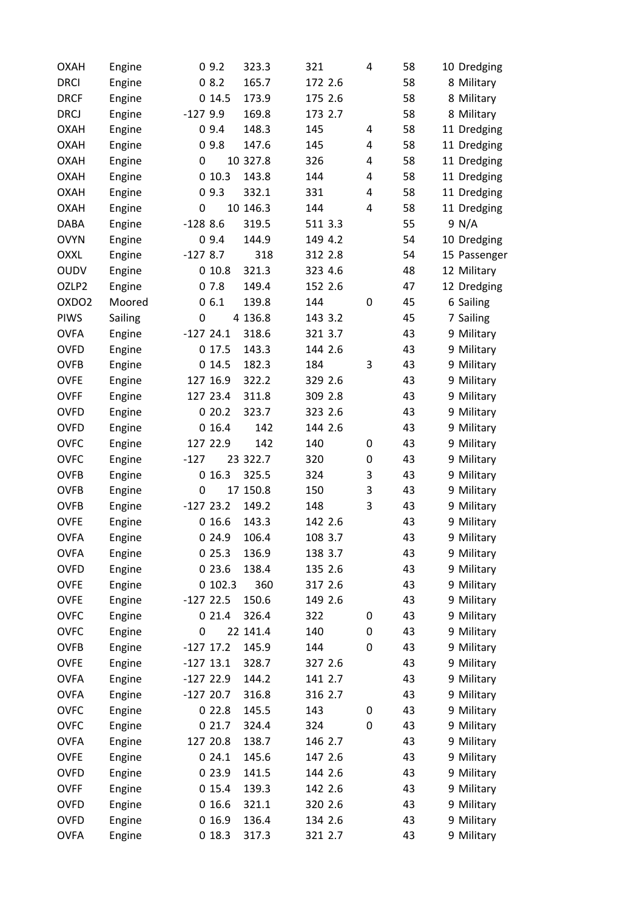| | | | | | | | | | | |
|---|---|---|---|---|---|---|---|---|---|---|
| OXAH | Engine | 0 | 9.2 | 323.3 | 321 | | 4 | 58 | 10 | Dredging |
| DRCI | Engine | 0 | 8.2 | 165.7 | 172 | 2.6 | | 58 | 8 | Military |
| DRCF | Engine | 0 | 14.5 | 173.9 | 175 | 2.6 | | 58 | 8 | Military |
| DRCJ | Engine | -127 | 9.9 | 169.8 | 173 | 2.7 | | 58 | 8 | Military |
| OXAH | Engine | 0 | 9.4 | 148.3 | 145 | | 4 | 58 | 11 | Dredging |
| OXAH | Engine | 0 | 9.8 | 147.6 | 145 | | 4 | 58 | 11 | Dredging |
| OXAH | Engine | 0 | 10 | 327.8 | 326 | | 4 | 58 | 11 | Dredging |
| OXAH | Engine | 0 | 10.3 | 143.8 | 144 | | 4 | 58 | 11 | Dredging |
| OXAH | Engine | 0 | 9.3 | 332.1 | 331 | | 4 | 58 | 11 | Dredging |
| OXAH | Engine | 0 | 10 | 146.3 | 144 | | 4 | 58 | 11 | Dredging |
| DABA | Engine | -128 | 8.6 | 319.5 | 511 | 3.3 | | 55 | 9 | N/A |
| OVYN | Engine | 0 | 9.4 | 144.9 | 149 | 4.2 | | 54 | 10 | Dredging |
| OXXL | Engine | -127 | 8.7 | 318 | 312 | 2.8 | | 54 | 15 | Passenger |
| OUDV | Engine | 0 | 10.8 | 321.3 | 323 | 4.6 | | 48 | 12 | Military |
| OZLP2 | Engine | 0 | 7.8 | 149.4 | 152 | 2.6 | | 47 | 12 | Dredging |
| OXDO2 | Moored | 0 | 6.1 | 139.8 | 144 | | 0 | 45 | 6 | Sailing |
| PIWS | Sailing | 0 | 4 | 136.8 | 143 | 3.2 | | 45 | 7 | Sailing |
| OVFA | Engine | -127 | 24.1 | 318.6 | 321 | 3.7 | | 43 | 9 | Military |
| OVFD | Engine | 0 | 17.5 | 143.3 | 144 | 2.6 | | 43 | 9 | Military |
| OVFB | Engine | 0 | 14.5 | 182.3 | 184 | | 3 | 43 | 9 | Military |
| OVFE | Engine | 127 | 16.9 | 322.2 | 329 | 2.6 | | 43 | 9 | Military |
| OVFF | Engine | 127 | 23.4 | 311.8 | 309 | 2.8 | | 43 | 9 | Military |
| OVFD | Engine | 0 | 20.2 | 323.7 | 323 | 2.6 | | 43 | 9 | Military |
| OVFD | Engine | 0 | 16.4 | 142 | 144 | 2.6 | | 43 | 9 | Military |
| OVFC | Engine | 127 | 22.9 | 142 | 140 | | 0 | 43 | 9 | Military |
| OVFC | Engine | -127 | 23 | 322.7 | 320 | | 0 | 43 | 9 | Military |
| OVFB | Engine | 0 | 16.3 | 325.5 | 324 | | 3 | 43 | 9 | Military |
| OVFB | Engine | 0 | 17 | 150.8 | 150 | | 3 | 43 | 9 | Military |
| OVFB | Engine | -127 | 23.2 | 149.2 | 148 | | 3 | 43 | 9 | Military |
| OVFE | Engine | 0 | 16.6 | 143.3 | 142 | 2.6 | | 43 | 9 | Military |
| OVFA | Engine | 0 | 24.9 | 106.4 | 108 | 3.7 | | 43 | 9 | Military |
| OVFA | Engine | 0 | 25.3 | 136.9 | 138 | 3.7 | | 43 | 9 | Military |
| OVFD | Engine | 0 | 23.6 | 138.4 | 135 | 2.6 | | 43 | 9 | Military |
| OVFE | Engine | 0 | 102.3 | 360 | 317 | 2.6 | | 43 | 9 | Military |
| OVFE | Engine | -127 | 22.5 | 150.6 | 149 | 2.6 | | 43 | 9 | Military |
| OVFC | Engine | 0 | 21.4 | 326.4 | 322 | | 0 | 43 | 9 | Military |
| OVFC | Engine | 0 | 22 | 141.4 | 140 | | 0 | 43 | 9 | Military |
| OVFB | Engine | -127 | 17.2 | 145.9 | 144 | | 0 | 43 | 9 | Military |
| OVFE | Engine | -127 | 13.1 | 328.7 | 327 | 2.6 | | 43 | 9 | Military |
| OVFA | Engine | -127 | 22.9 | 144.2 | 141 | 2.7 | | 43 | 9 | Military |
| OVFA | Engine | -127 | 20.7 | 316.8 | 316 | 2.7 | | 43 | 9 | Military |
| OVFC | Engine | 0 | 22.8 | 145.5 | 143 | | 0 | 43 | 9 | Military |
| OVFC | Engine | 0 | 21.7 | 324.4 | 324 | | 0 | 43 | 9 | Military |
| OVFA | Engine | 127 | 20.8 | 138.7 | 146 | 2.7 | | 43 | 9 | Military |
| OVFE | Engine | 0 | 24.1 | 145.6 | 147 | 2.6 | | 43 | 9 | Military |
| OVFD | Engine | 0 | 23.9 | 141.5 | 144 | 2.6 | | 43 | 9 | Military |
| OVFF | Engine | 0 | 15.4 | 139.3 | 142 | 2.6 | | 43 | 9 | Military |
| OVFD | Engine | 0 | 16.6 | 321.1 | 320 | 2.6 | | 43 | 9 | Military |
| OVFD | Engine | 0 | 16.9 | 136.4 | 134 | 2.6 | | 43 | 9 | Military |
| OVFA | Engine | 0 | 18.3 | 317.3 | 321 | 2.7 | | 43 | 9 | Military |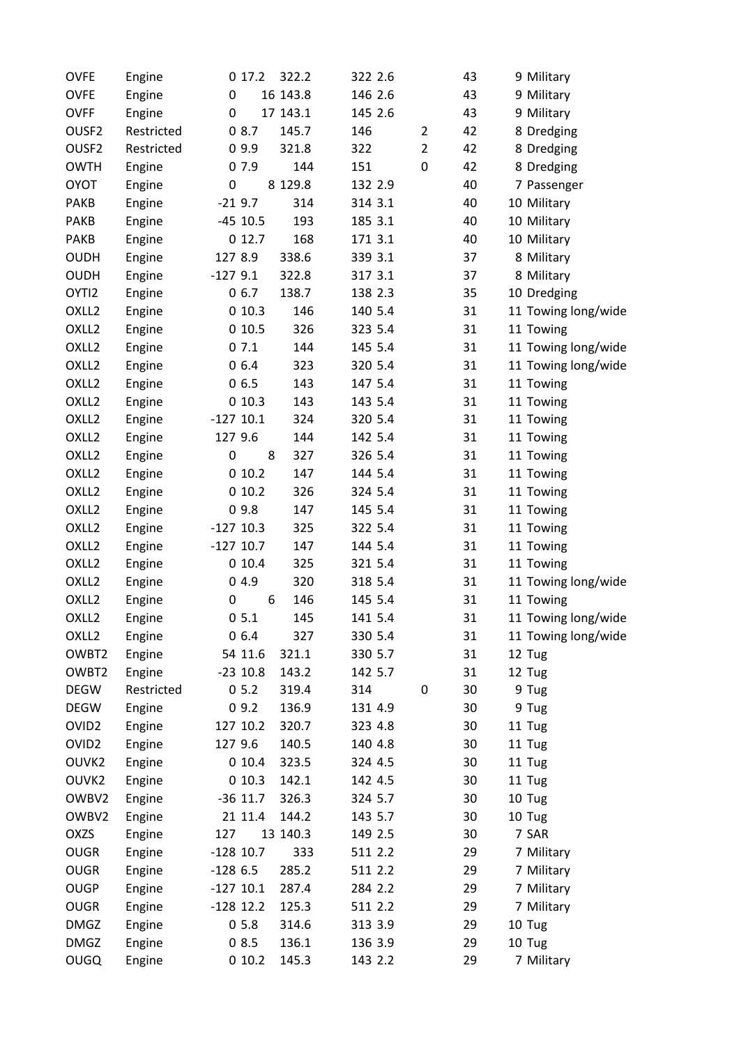| | | | | | | | | | | |
|---|---|---|---|---|---|---|---|---|---|---|
| OVFE | Engine | 0 | 17.2 | 322.2 | 322 | 2.6 | | 43 | 9 | Military |
| OVFE | Engine | 0 | 16 | 143.8 | 146 | 2.6 | | 43 | 9 | Military |
| OVFF | Engine | 0 | 17 | 143.1 | 145 | 2.6 | | 43 | 9 | Military |
| OUSF2 | Restricted | 0 | 8.7 | 145.7 | 146 | | 2 | 42 | 8 | Dredging |
| OUSF2 | Restricted | 0 | 9.9 | 321.8 | 322 | | 2 | 42 | 8 | Dredging |
| OWTH | Engine | 0 | 7.9 | 144 | 151 | | 0 | 42 | 8 | Dredging |
| OYOT | Engine | 0 | 8 | 129.8 | 132 | 2.9 | | 40 | 7 | Passenger |
| PAKB | Engine | -21 | 9.7 | 314 | 314 | 3.1 | | 40 | 10 | Military |
| PAKB | Engine | -45 | 10.5 | 193 | 185 | 3.1 | | 40 | 10 | Military |
| PAKB | Engine | 0 | 12.7 | 168 | 171 | 3.1 | | 40 | 10 | Military |
| OUDH | Engine | 127 | 8.9 | 338.6 | 339 | 3.1 | | 37 | 8 | Military |
| OUDH | Engine | -127 | 9.1 | 322.8 | 317 | 3.1 | | 37 | 8 | Military |
| OYTI2 | Engine | 0 | 6.7 | 138.7 | 138 | 2.3 | | 35 | 10 | Dredging |
| OXLL2 | Engine | 0 | 10.3 | 146 | 140 | 5.4 | | 31 | 11 | Towing long/wide |
| OXLL2 | Engine | 0 | 10.5 | 326 | 323 | 5.4 | | 31 | 11 | Towing |
| OXLL2 | Engine | 0 | 7.1 | 144 | 145 | 5.4 | | 31 | 11 | Towing long/wide |
| OXLL2 | Engine | 0 | 6.4 | 323 | 320 | 5.4 | | 31 | 11 | Towing long/wide |
| OXLL2 | Engine | 0 | 6.5 | 143 | 147 | 5.4 | | 31 | 11 | Towing |
| OXLL2 | Engine | 0 | 10.3 | 143 | 143 | 5.4 | | 31 | 11 | Towing |
| OXLL2 | Engine | -127 | 10.1 | 324 | 320 | 5.4 | | 31 | 11 | Towing |
| OXLL2 | Engine | 127 | 9.6 | 144 | 142 | 5.4 | | 31 | 11 | Towing |
| OXLL2 | Engine | 0 | 8 | 327 | 326 | 5.4 | | 31 | 11 | Towing |
| OXLL2 | Engine | 0 | 10.2 | 147 | 144 | 5.4 | | 31 | 11 | Towing |
| OXLL2 | Engine | 0 | 10.2 | 326 | 324 | 5.4 | | 31 | 11 | Towing |
| OXLL2 | Engine | 0 | 9.8 | 147 | 145 | 5.4 | | 31 | 11 | Towing |
| OXLL2 | Engine | -127 | 10.3 | 325 | 322 | 5.4 | | 31 | 11 | Towing |
| OXLL2 | Engine | -127 | 10.7 | 147 | 144 | 5.4 | | 31 | 11 | Towing |
| OXLL2 | Engine | 0 | 10.4 | 325 | 321 | 5.4 | | 31 | 11 | Towing |
| OXLL2 | Engine | 0 | 4.9 | 320 | 318 | 5.4 | | 31 | 11 | Towing long/wide |
| OXLL2 | Engine | 0 | 6 | 146 | 145 | 5.4 | | 31 | 11 | Towing |
| OXLL2 | Engine | 0 | 5.1 | 145 | 141 | 5.4 | | 31 | 11 | Towing long/wide |
| OXLL2 | Engine | 0 | 6.4 | 327 | 330 | 5.4 | | 31 | 11 | Towing long/wide |
| OWBT2 | Engine | 54 | 11.6 | 321.1 | 330 | 5.7 | | 31 | 12 | Tug |
| OWBT2 | Engine | -23 | 10.8 | 143.2 | 142 | 5.7 | | 31 | 12 | Tug |
| DEGW | Restricted | 0 | 5.2 | 319.4 | 314 | | 0 | 30 | 9 | Tug |
| DEGW | Engine | 0 | 9.2 | 136.9 | 131 | 4.9 | | 30 | 9 | Tug |
| OVID2 | Engine | 127 | 10.2 | 320.7 | 323 | 4.8 | | 30 | 11 | Tug |
| OVID2 | Engine | 127 | 9.6 | 140.5 | 140 | 4.8 | | 30 | 11 | Tug |
| OUVK2 | Engine | 0 | 10.4 | 323.5 | 324 | 4.5 | | 30 | 11 | Tug |
| OUVK2 | Engine | 0 | 10.3 | 142.1 | 142 | 4.5 | | 30 | 11 | Tug |
| OWBV2 | Engine | -36 | 11.7 | 326.3 | 324 | 5.7 | | 30 | 10 | Tug |
| OWBV2 | Engine | 21 | 11.4 | 144.2 | 143 | 5.7 | | 30 | 10 | Tug |
| OXZS | Engine | 127 | 13 | 140.3 | 149 | 2.5 | | 30 | 7 | SAR |
| OUGR | Engine | -128 | 10.7 | 333 | 511 | 2.2 | | 29 | 7 | Military |
| OUGR | Engine | -128 | 6.5 | 285.2 | 511 | 2.2 | | 29 | 7 | Military |
| OUGP | Engine | -127 | 10.1 | 287.4 | 284 | 2.2 | | 29 | 7 | Military |
| OUGR | Engine | -128 | 12.2 | 125.3 | 511 | 2.2 | | 29 | 7 | Military |
| DMGZ | Engine | 0 | 5.8 | 314.6 | 313 | 3.9 | | 29 | 10 | Tug |
| DMGZ | Engine | 0 | 8.5 | 136.1 | 136 | 3.9 | | 29 | 10 | Tug |
| OUGQ | Engine | 0 | 10.2 | 145.3 | 143 | 2.2 | | 29 | 7 | Military |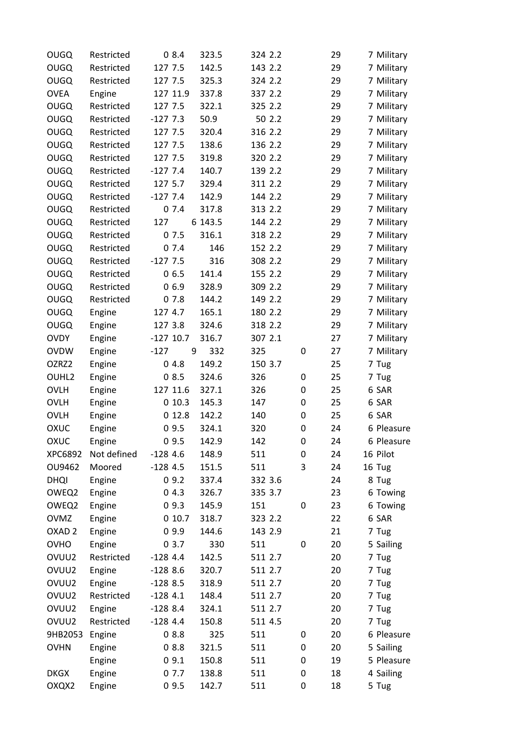| | | | | | | | | | | |
|---|---|---|---|---|---|---|---|---|---|---|
| OUGQ | Restricted | 0 | 8.4 | 323.5 | 324 | 2.2 | | 29 | 7 | Military |
| OUGQ | Restricted | 127 | 7.5 | 142.5 | 143 | 2.2 | | 29 | 7 | Military |
| OUGQ | Restricted | 127 | 7.5 | 325.3 | 324 | 2.2 | | 29 | 7 | Military |
| OVEA | Engine | 127 | 11.9 | 337.8 | 337 | 2.2 | | 29 | 7 | Military |
| OUGQ | Restricted | 127 | 7.5 | 322.1 | 325 | 2.2 | | 29 | 7 | Military |
| OUGQ | Restricted | -127 | 7.3 | 50.9 | 50 | 2.2 | | 29 | 7 | Military |
| OUGQ | Restricted | 127 | 7.5 | 320.4 | 316 | 2.2 | | 29 | 7 | Military |
| OUGQ | Restricted | 127 | 7.5 | 138.6 | 136 | 2.2 | | 29 | 7 | Military |
| OUGQ | Restricted | 127 | 7.5 | 319.8 | 320 | 2.2 | | 29 | 7 | Military |
| OUGQ | Restricted | -127 | 7.4 | 140.7 | 139 | 2.2 | | 29 | 7 | Military |
| OUGQ | Restricted | 127 | 5.7 | 329.4 | 311 | 2.2 | | 29 | 7 | Military |
| OUGQ | Restricted | -127 | 7.4 | 142.9 | 144 | 2.2 | | 29 | 7 | Military |
| OUGQ | Restricted | 0 | 7.4 | 317.8 | 313 | 2.2 | | 29 | 7 | Military |
| OUGQ | Restricted | 127 | 6 | 143.5 | 144 | 2.2 | | 29 | 7 | Military |
| OUGQ | Restricted | 0 | 7.5 | 316.1 | 318 | 2.2 | | 29 | 7 | Military |
| OUGQ | Restricted | 0 | 7.4 | 146 | 152 | 2.2 | | 29 | 7 | Military |
| OUGQ | Restricted | -127 | 7.5 | 316 | 308 | 2.2 | | 29 | 7 | Military |
| OUGQ | Restricted | 0 | 6.5 | 141.4 | 155 | 2.2 | | 29 | 7 | Military |
| OUGQ | Restricted | 0 | 6.9 | 328.9 | 309 | 2.2 | | 29 | 7 | Military |
| OUGQ | Restricted | 0 | 7.8 | 144.2 | 149 | 2.2 | | 29 | 7 | Military |
| OUGQ | Engine | 127 | 4.7 | 165.1 | 180 | 2.2 | | 29 | 7 | Military |
| OUGQ | Engine | 127 | 3.8 | 324.6 | 318 | 2.2 | | 29 | 7 | Military |
| OVDY | Engine | -127 | 10.7 | 316.7 | 307 | 2.1 | | 27 | 7 | Military |
| OVDW | Engine | -127 | 9 | 332 | 325 | | 0 | 27 | 7 | Military |
| OZRZ2 | Engine | 0 | 4.8 | 149.2 | 150 | 3.7 | | 25 | 7 | Tug |
| OUHL2 | Engine | 0 | 8.5 | 324.6 | 326 | | 0 | 25 | 7 | Tug |
| OVLH | Engine | 127 | 11.6 | 327.1 | 326 | | 0 | 25 | 6 | SAR |
| OVLH | Engine | 0 | 10.3 | 145.3 | 147 | | 0 | 25 | 6 | SAR |
| OVLH | Engine | 0 | 12.8 | 142.2 | 140 | | 0 | 25 | 6 | SAR |
| OXUC | Engine | 0 | 9.5 | 324.1 | 320 | | 0 | 24 | 6 | Pleasure |
| OXUC | Engine | 0 | 9.5 | 142.9 | 142 | | 0 | 24 | 6 | Pleasure |
| XPC6892 | Not defined | -128 | 4.6 | 148.9 | 511 | | 0 | 24 | 16 | Pilot |
| OU9462 | Moored | -128 | 4.5 | 151.5 | 511 | | 3 | 24 | 16 | Tug |
| DHQI | Engine | 0 | 9.2 | 337.4 | 332 | 3.6 | | 24 | 8 | Tug |
| OWEQ2 | Engine | 0 | 4.3 | 326.7 | 335 | 3.7 | | 23 | 6 | Towing |
| OWEQ2 | Engine | 0 | 9.3 | 145.9 | 151 | | 0 | 23 | 6 | Towing |
| OVMZ | Engine | 0 | 10.7 | 318.7 | 323 | 2.2 | | 22 | 6 | SAR |
| OXAD 2 | Engine | 0 | 9.9 | 144.6 | 143 | 2.9 | | 21 | 7 | Tug |
| OVHO | Engine | 0 | 3.7 | 330 | 511 | | 0 | 20 | 5 | Sailing |
| OVUU2 | Restricted | -128 | 4.4 | 142.5 | 511 | 2.7 | | 20 | 7 | Tug |
| OVUU2 | Engine | -128 | 8.6 | 320.7 | 511 | 2.7 | | 20 | 7 | Tug |
| OVUU2 | Engine | -128 | 8.5 | 318.9 | 511 | 2.7 | | 20 | 7 | Tug |
| OVUU2 | Restricted | -128 | 4.1 | 148.4 | 511 | 2.7 | | 20 | 7 | Tug |
| OVUU2 | Engine | -128 | 8.4 | 324.1 | 511 | 2.7 | | 20 | 7 | Tug |
| OVUU2 | Restricted | -128 | 4.4 | 150.8 | 511 | 4.5 | | 20 | 7 | Tug |
| 9HB2053 | Engine | 0 | 8.8 | 325 | 511 | | 0 | 20 | 6 | Pleasure |
| OVHN | Engine | 0 | 8.8 | 321.5 | 511 | | 0 | 20 | 5 | Sailing |
| | Engine | 0 | 9.1 | 150.8 | 511 | | 0 | 19 | 5 | Pleasure |
| DKGX | Engine | 0 | 7.7 | 138.8 | 511 | | 0 | 18 | 4 | Sailing |
| OXQX2 | Engine | 0 | 9.5 | 142.7 | 511 | | 0 | 18 | 5 | Tug |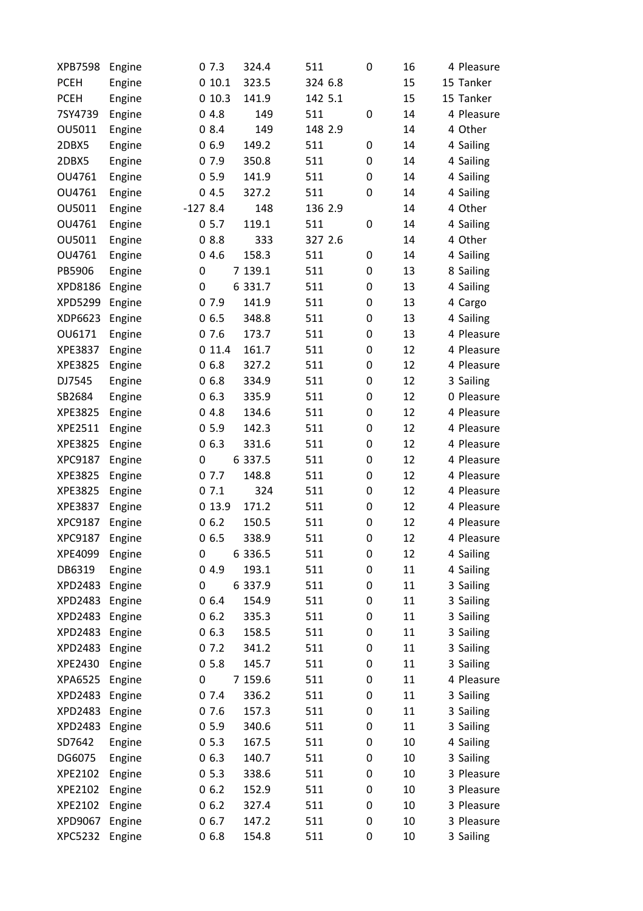| | | | | | | | | | | |
|---|---|---|---|---|---|---|---|---|---|---|
| XPB7598 | Engine | 0 | 7.3 | 324.4 | 511 | | 0 | 16 | 4 | Pleasure |
| PCEH | Engine | 0 | 10.1 | 323.5 | 324 | 6.8 | | 15 | 15 | Tanker |
| PCEH | Engine | 0 | 10.3 | 141.9 | 142 | 5.1 | | 15 | 15 | Tanker |
| 7SY4739 | Engine | 0 | 4.8 | 149 | 511 | | 0 | 14 | 4 | Pleasure |
| OU5011 | Engine | 0 | 8.4 | 149 | 148 | 2.9 | | 14 | 4 | Other |
| 2DBX5 | Engine | 0 | 6.9 | 149.2 | 511 | | 0 | 14 | 4 | Sailing |
| 2DBX5 | Engine | 0 | 7.9 | 350.8 | 511 | | 0 | 14 | 4 | Sailing |
| OU4761 | Engine | 0 | 5.9 | 141.9 | 511 | | 0 | 14 | 4 | Sailing |
| OU4761 | Engine | 0 | 4.5 | 327.2 | 511 | | 0 | 14 | 4 | Sailing |
| OU5011 | Engine | -127 | 8.4 | 148 | 136 | 2.9 | | 14 | 4 | Other |
| OU4761 | Engine | 0 | 5.7 | 119.1 | 511 | | 0 | 14 | 4 | Sailing |
| OU5011 | Engine | 0 | 8.8 | 333 | 327 | 2.6 | | 14 | 4 | Other |
| OU4761 | Engine | 0 | 4.6 | 158.3 | 511 | | 0 | 14 | 4 | Sailing |
| PB5906 | Engine | 0 | 7 | 139.1 | 511 | | 0 | 13 | 8 | Sailing |
| XPD8186 | Engine | 0 | 6 | 331.7 | 511 | | 0 | 13 | 4 | Sailing |
| XPD5299 | Engine | 0 | 7.9 | 141.9 | 511 | | 0 | 13 | 4 | Cargo |
| XDP6623 | Engine | 0 | 6.5 | 348.8 | 511 | | 0 | 13 | 4 | Sailing |
| OU6171 | Engine | 0 | 7.6 | 173.7 | 511 | | 0 | 13 | 4 | Pleasure |
| XPE3837 | Engine | 0 | 11.4 | 161.7 | 511 | | 0 | 12 | 4 | Pleasure |
| XPE3825 | Engine | 0 | 6.8 | 327.2 | 511 | | 0 | 12 | 4 | Pleasure |
| DJ7545 | Engine | 0 | 6.8 | 334.9 | 511 | | 0 | 12 | 3 | Sailing |
| SB2684 | Engine | 0 | 6.3 | 335.9 | 511 | | 0 | 12 | 0 | Pleasure |
| XPE3825 | Engine | 0 | 4.8 | 134.6 | 511 | | 0 | 12 | 4 | Pleasure |
| XPE2511 | Engine | 0 | 5.9 | 142.3 | 511 | | 0 | 12 | 4 | Pleasure |
| XPE3825 | Engine | 0 | 6.3 | 331.6 | 511 | | 0 | 12 | 4 | Pleasure |
| XPC9187 | Engine | 0 | 6 | 337.5 | 511 | | 0 | 12 | 4 | Pleasure |
| XPE3825 | Engine | 0 | 7.7 | 148.8 | 511 | | 0 | 12 | 4 | Pleasure |
| XPE3825 | Engine | 0 | 7.1 | 324 | 511 | | 0 | 12 | 4 | Pleasure |
| XPE3837 | Engine | 0 | 13.9 | 171.2 | 511 | | 0 | 12 | 4 | Pleasure |
| XPC9187 | Engine | 0 | 6.2 | 150.5 | 511 | | 0 | 12 | 4 | Pleasure |
| XPC9187 | Engine | 0 | 6.5 | 338.9 | 511 | | 0 | 12 | 4 | Pleasure |
| XPE4099 | Engine | 0 | 6 | 336.5 | 511 | | 0 | 12 | 4 | Sailing |
| DB6319 | Engine | 0 | 4.9 | 193.1 | 511 | | 0 | 11 | 4 | Sailing |
| XPD2483 | Engine | 0 | 6 | 337.9 | 511 | | 0 | 11 | 3 | Sailing |
| XPD2483 | Engine | 0 | 6.4 | 154.9 | 511 | | 0 | 11 | 3 | Sailing |
| XPD2483 | Engine | 0 | 6.2 | 335.3 | 511 | | 0 | 11 | 3 | Sailing |
| XPD2483 | Engine | 0 | 6.3 | 158.5 | 511 | | 0 | 11 | 3 | Sailing |
| XPD2483 | Engine | 0 | 7.2 | 341.2 | 511 | | 0 | 11 | 3 | Sailing |
| XPE2430 | Engine | 0 | 5.8 | 145.7 | 511 | | 0 | 11 | 3 | Sailing |
| XPA6525 | Engine | 0 | 7 | 159.6 | 511 | | 0 | 11 | 4 | Pleasure |
| XPD2483 | Engine | 0 | 7.4 | 336.2 | 511 | | 0 | 11 | 3 | Sailing |
| XPD2483 | Engine | 0 | 7.6 | 157.3 | 511 | | 0 | 11 | 3 | Sailing |
| XPD2483 | Engine | 0 | 5.9 | 340.6 | 511 | | 0 | 11 | 3 | Sailing |
| SD7642 | Engine | 0 | 5.3 | 167.5 | 511 | | 0 | 10 | 4 | Sailing |
| DG6075 | Engine | 0 | 6.3 | 140.7 | 511 | | 0 | 10 | 3 | Sailing |
| XPE2102 | Engine | 0 | 5.3 | 338.6 | 511 | | 0 | 10 | 3 | Pleasure |
| XPE2102 | Engine | 0 | 6.2 | 152.9 | 511 | | 0 | 10 | 3 | Pleasure |
| XPE2102 | Engine | 0 | 6.2 | 327.4 | 511 | | 0 | 10 | 3 | Pleasure |
| XPD9067 | Engine | 0 | 6.7 | 147.2 | 511 | | 0 | 10 | 3 | Pleasure |
| XPC5232 | Engine | 0 | 6.8 | 154.8 | 511 | | 0 | 10 | 3 | Sailing |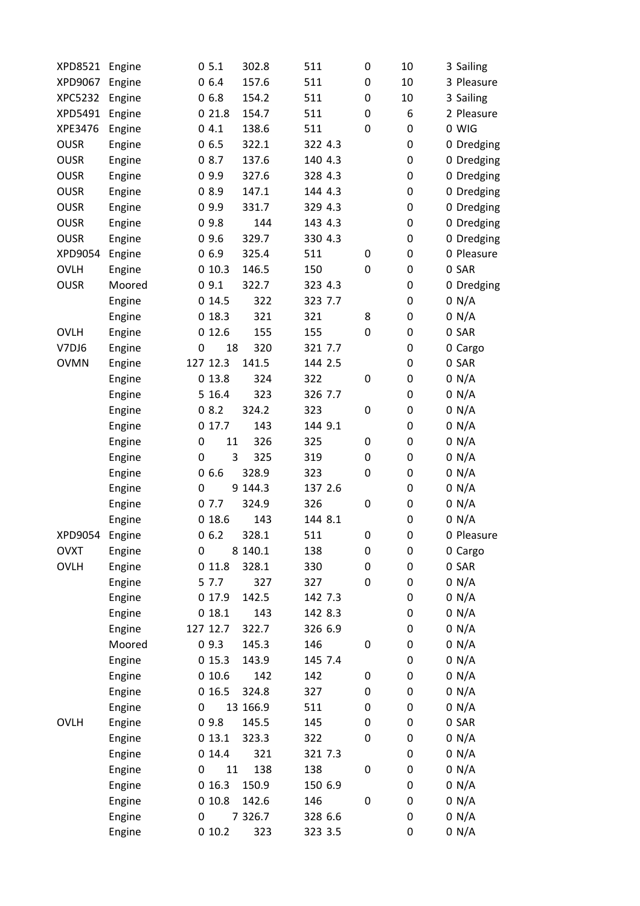| | | | | | | | | | |
|---|---|---|---|---|---|---|---|---|---|
| XPD8521 | Engine | 0 | 5.1 | 302.8 | 511 | 0 | 10 | 3 | Sailing |
| XPD9067 | Engine | 0 | 6.4 | 157.6 | 511 | 0 | 10 | 3 | Pleasure |
| XPC5232 | Engine | 0 | 6.8 | 154.2 | 511 | 0 | 10 | 3 | Sailing |
| XPD5491 | Engine | 0 | 21.8 | 154.7 | 511 | 0 | 6 | 2 | Pleasure |
| XPE3476 | Engine | 0 | 4.1 | 138.6 | 511 | 0 | 0 | 0 | WIG |
| OUSR | Engine | 0 | 6.5 | 322.1 | 322 | 4.3 | 0 | 0 | Dredging |
| OUSR | Engine | 0 | 8.7 | 137.6 | 140 | 4.3 | 0 | 0 | Dredging |
| OUSR | Engine | 0 | 9.9 | 327.6 | 328 | 4.3 | 0 | 0 | Dredging |
| OUSR | Engine | 0 | 8.9 | 147.1 | 144 | 4.3 | 0 | 0 | Dredging |
| OUSR | Engine | 0 | 9.9 | 331.7 | 329 | 4.3 | 0 | 0 | Dredging |
| OUSR | Engine | 0 | 9.8 | 144 | 143 | 4.3 | 0 | 0 | Dredging |
| OUSR | Engine | 0 | 9.6 | 329.7 | 330 | 4.3 | 0 | 0 | Dredging |
| XPD9054 | Engine | 0 | 6.9 | 325.4 | 511 | 0 | 0 | 0 | Pleasure |
| OVLH | Engine | 0 | 10.3 | 146.5 | 150 | 0 | 0 | 0 | SAR |
| OUSR | Moored | 0 | 9.1 | 322.7 | 323 | 4.3 | 0 | 0 | Dredging |
| | Engine | 0 | 14.5 | 322 | 323 | 7.7 | 0 | 0 | N/A |
| | Engine | 0 | 18.3 | 321 | 321 | 8 | 0 | 0 | N/A |
| OVLH | Engine | 0 | 12.6 | 155 | 155 | 0 | 0 | 0 | SAR |
| V7DJ6 | Engine | 0 | 18 | 320 | 321 | 7.7 | 0 | 0 | Cargo |
| OVMN | Engine | 127 | 12.3 | 141.5 | 144 | 2.5 | 0 | 0 | SAR |
| | Engine | 0 | 13.8 | 324 | 322 | 0 | 0 | 0 | N/A |
| | Engine | 5 | 16.4 | 323 | 326 | 7.7 | 0 | 0 | N/A |
| | Engine | 0 | 8.2 | 324.2 | 323 | 0 | 0 | 0 | N/A |
| | Engine | 0 | 17.7 | 143 | 144 | 9.1 | 0 | 0 | N/A |
| | Engine | 0 | 11 | 326 | 325 | 0 | 0 | 0 | N/A |
| | Engine | 0 | 3 | 325 | 319 | 0 | 0 | 0 | N/A |
| | Engine | 0 | 6.6 | 328.9 | 323 | 0 | 0 | 0 | N/A |
| | Engine | 0 | 9 | 144.3 | 137 | 2.6 | 0 | 0 | N/A |
| | Engine | 0 | 7.7 | 324.9 | 326 | 0 | 0 | 0 | N/A |
| | Engine | 0 | 18.6 | 143 | 144 | 8.1 | 0 | 0 | N/A |
| XPD9054 | Engine | 0 | 6.2 | 328.1 | 511 | 0 | 0 | 0 | Pleasure |
| OVXT | Engine | 0 | 8 | 140.1 | 138 | 0 | 0 | 0 | Cargo |
| OVLH | Engine | 0 | 11.8 | 328.1 | 330 | 0 | 0 | 0 | SAR |
| | Engine | 5 | 7.7 | 327 | 327 | 0 | 0 | 0 | N/A |
| | Engine | 0 | 17.9 | 142.5 | 142 | 7.3 | 0 | 0 | N/A |
| | Engine | 0 | 18.1 | 143 | 142 | 8.3 | 0 | 0 | N/A |
| | Engine | 127 | 12.7 | 322.7 | 326 | 6.9 | 0 | 0 | N/A |
| | Moored | 0 | 9.3 | 145.3 | 146 | 0 | 0 | 0 | N/A |
| | Engine | 0 | 15.3 | 143.9 | 145 | 7.4 | 0 | 0 | N/A |
| | Engine | 0 | 10.6 | 142 | 142 | 0 | 0 | 0 | N/A |
| | Engine | 0 | 16.5 | 324.8 | 327 | 0 | 0 | 0 | N/A |
| | Engine | 0 | 13 | 166.9 | 511 | 0 | 0 | 0 | N/A |
| OVLH | Engine | 0 | 9.8 | 145.5 | 145 | 0 | 0 | 0 | SAR |
| | Engine | 0 | 13.1 | 323.3 | 322 | 0 | 0 | 0 | N/A |
| | Engine | 0 | 14.4 | 321 | 321 | 7.3 | 0 | 0 | N/A |
| | Engine | 0 | 11 | 138 | 138 | 0 | 0 | 0 | N/A |
| | Engine | 0 | 16.3 | 150.9 | 150 | 6.9 | 0 | 0 | N/A |
| | Engine | 0 | 10.8 | 142.6 | 146 | 0 | 0 | 0 | N/A |
| | Engine | 0 | 7 | 326.7 | 328 | 6.6 | 0 | 0 | N/A |
| | Engine | 0 | 10.2 | 323 | 323 | 3.5 | 0 | 0 | N/A |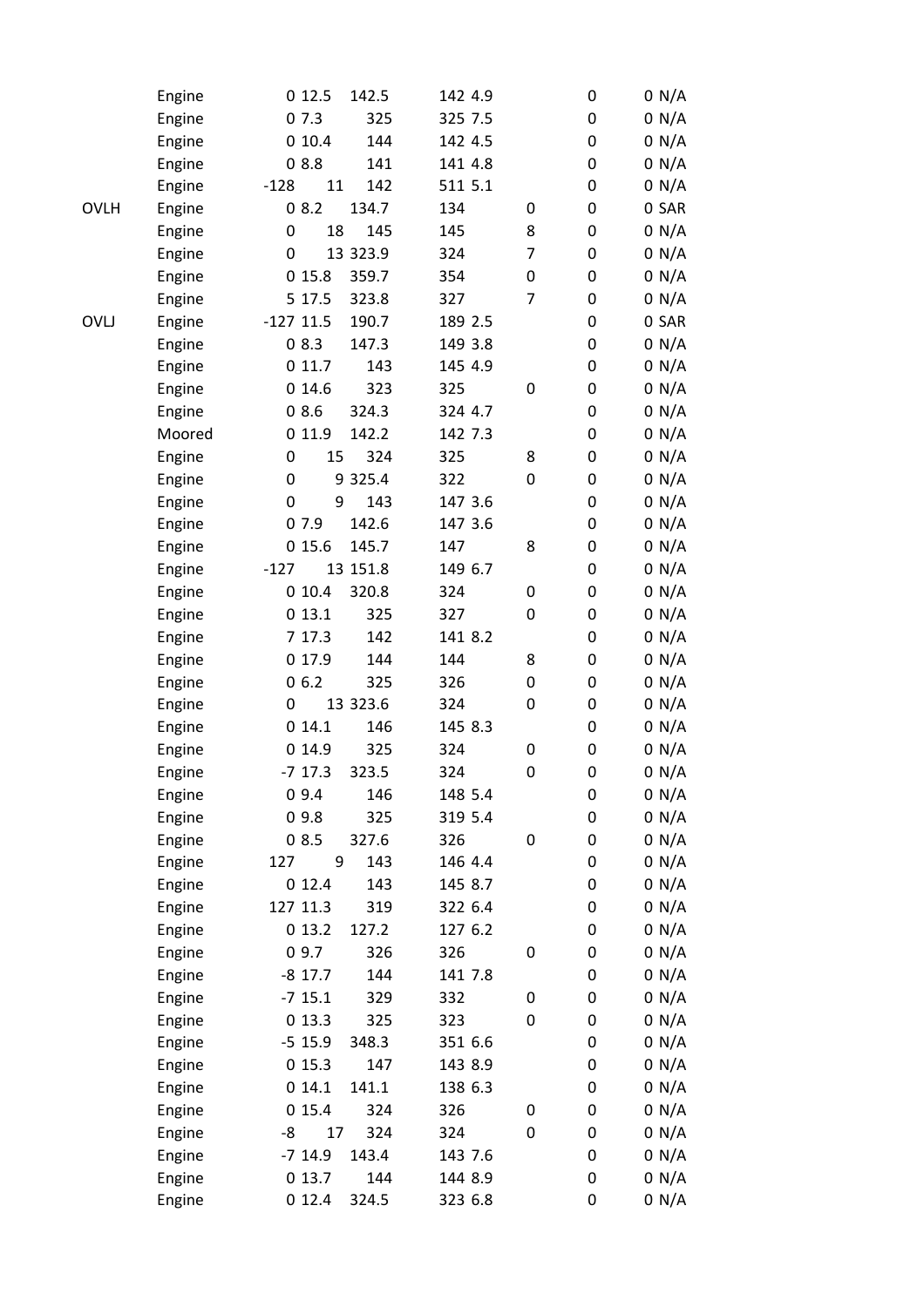| | | | | | | | | | | |
|---|---|---|---|---|---|---|---|---|---|---|
| | Engine | 0 | 12.5 | 142.5 | 142 | 4.9 | | 0 | 0 | N/A |
| | Engine | 0 | 7.3 | 325 | 325 | 7.5 | | 0 | 0 | N/A |
| | Engine | 0 | 10.4 | 144 | 142 | 4.5 | | 0 | 0 | N/A |
| | Engine | 0 | 8.8 | 141 | 141 | 4.8 | | 0 | 0 | N/A |
| | Engine | -128 | 11 | 142 | 511 | 5.1 | | 0 | 0 | N/A |
| OVLH | Engine | 0 | 8.2 | 134.7 | 134 | | 0 | 0 | 0 | SAR |
| | Engine | 0 | 18 | 145 | 145 | | 8 | 0 | 0 | N/A |
| | Engine | 0 | 13 | 323.9 | 324 | | 7 | 0 | 0 | N/A |
| | Engine | 0 | 15.8 | 359.7 | 354 | | 0 | 0 | 0 | N/A |
| | Engine | 5 | 17.5 | 323.8 | 327 | | 7 | 0 | 0 | N/A |
| OVLJ | Engine | -127 | 11.5 | 190.7 | 189 | 2.5 | | 0 | 0 | SAR |
| | Engine | 0 | 8.3 | 147.3 | 149 | 3.8 | | 0 | 0 | N/A |
| | Engine | 0 | 11.7 | 143 | 145 | 4.9 | | 0 | 0 | N/A |
| | Engine | 0 | 14.6 | 323 | 325 | | 0 | 0 | 0 | N/A |
| | Engine | 0 | 8.6 | 324.3 | 324 | 4.7 | | 0 | 0 | N/A |
| | Moored | 0 | 11.9 | 142.2 | 142 | 7.3 | | 0 | 0 | N/A |
| | Engine | 0 | 15 | 324 | 325 | | 8 | 0 | 0 | N/A |
| | Engine | 0 | 9 | 325.4 | 322 | | 0 | 0 | 0 | N/A |
| | Engine | 0 | 9 | 143 | 147 | 3.6 | | 0 | 0 | N/A |
| | Engine | 0 | 7.9 | 142.6 | 147 | 3.6 | | 0 | 0 | N/A |
| | Engine | 0 | 15.6 | 145.7 | 147 | | 8 | 0 | 0 | N/A |
| | Engine | -127 | 13 | 151.8 | 149 | 6.7 | | 0 | 0 | N/A |
| | Engine | 0 | 10.4 | 320.8 | 324 | | 0 | 0 | 0 | N/A |
| | Engine | 0 | 13.1 | 325 | 327 | | 0 | 0 | 0 | N/A |
| | Engine | 7 | 17.3 | 142 | 141 | 8.2 | | 0 | 0 | N/A |
| | Engine | 0 | 17.9 | 144 | 144 | | 8 | 0 | 0 | N/A |
| | Engine | 0 | 6.2 | 325 | 326 | | 0 | 0 | 0 | N/A |
| | Engine | 0 | 13 | 323.6 | 324 | | 0 | 0 | 0 | N/A |
| | Engine | 0 | 14.1 | 146 | 145 | 8.3 | | 0 | 0 | N/A |
| | Engine | 0 | 14.9 | 325 | 324 | | 0 | 0 | 0 | N/A |
| | Engine | -7 | 17.3 | 323.5 | 324 | | 0 | 0 | 0 | N/A |
| | Engine | 0 | 9.4 | 146 | 148 | 5.4 | | 0 | 0 | N/A |
| | Engine | 0 | 9.8 | 325 | 319 | 5.4 | | 0 | 0 | N/A |
| | Engine | 0 | 8.5 | 327.6 | 326 | | 0 | 0 | 0 | N/A |
| | Engine | 127 | 9 | 143 | 146 | 4.4 | | 0 | 0 | N/A |
| | Engine | 0 | 12.4 | 143 | 145 | 8.7 | | 0 | 0 | N/A |
| | Engine | 127 | 11.3 | 319 | 322 | 6.4 | | 0 | 0 | N/A |
| | Engine | 0 | 13.2 | 127.2 | 127 | 6.2 | | 0 | 0 | N/A |
| | Engine | 0 | 9.7 | 326 | 326 | | 0 | 0 | 0 | N/A |
| | Engine | -8 | 17.7 | 144 | 141 | 7.8 | | 0 | 0 | N/A |
| | Engine | -7 | 15.1 | 329 | 332 | | 0 | 0 | 0 | N/A |
| | Engine | 0 | 13.3 | 325 | 323 | | 0 | 0 | 0 | N/A |
| | Engine | -5 | 15.9 | 348.3 | 351 | 6.6 | | 0 | 0 | N/A |
| | Engine | 0 | 15.3 | 147 | 143 | 8.9 | | 0 | 0 | N/A |
| | Engine | 0 | 14.1 | 141.1 | 138 | 6.3 | | 0 | 0 | N/A |
| | Engine | 0 | 15.4 | 324 | 326 | | 0 | 0 | 0 | N/A |
| | Engine | -8 | 17 | 324 | 324 | | 0 | 0 | 0 | N/A |
| | Engine | -7 | 14.9 | 143.4 | 143 | 7.6 | | 0 | 0 | N/A |
| | Engine | 0 | 13.7 | 144 | 144 | 8.9 | | 0 | 0 | N/A |
| | Engine | 0 | 12.4 | 324.5 | 323 | 6.8 | | 0 | 0 | N/A |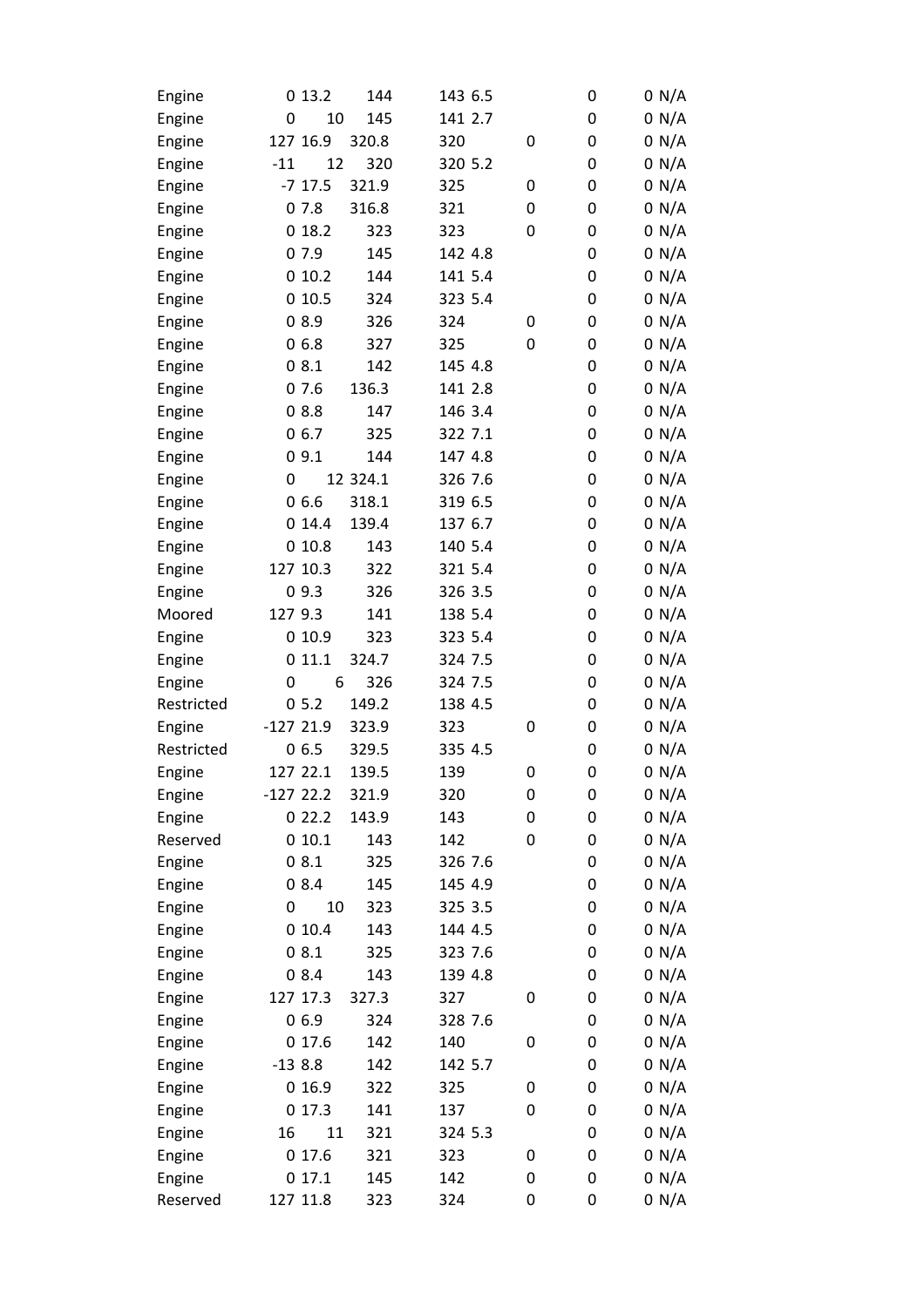| | | | | | | | | |
|---|---|---|---|---|---|---|---|---|
| Engine | 0 | 13.2 | 144 | 143 | 6.5 | 0 | 0 | N/A |
| Engine | 0 | 10 | 145 | 141 | 2.7 | 0 | 0 | N/A |
| Engine | 127 | 16.9 | 320.8 | 320 | 0 | 0 | 0 | N/A |
| Engine | -11 | 12 | 320 | 320 | 5.2 | 0 | 0 | N/A |
| Engine | -7 | 17.5 | 321.9 | 325 | 0 | 0 | 0 | N/A |
| Engine | 0 | 7.8 | 316.8 | 321 | 0 | 0 | 0 | N/A |
| Engine | 0 | 18.2 | 323 | 323 | 0 | 0 | 0 | N/A |
| Engine | 0 | 7.9 | 145 | 142 | 4.8 | 0 | 0 | N/A |
| Engine | 0 | 10.2 | 144 | 141 | 5.4 | 0 | 0 | N/A |
| Engine | 0 | 10.5 | 324 | 323 | 5.4 | 0 | 0 | N/A |
| Engine | 0 | 8.9 | 326 | 324 | 0 | 0 | 0 | N/A |
| Engine | 0 | 6.8 | 327 | 325 | 0 | 0 | 0 | N/A |
| Engine | 0 | 8.1 | 142 | 145 | 4.8 | 0 | 0 | N/A |
| Engine | 0 | 7.6 | 136.3 | 141 | 2.8 | 0 | 0 | N/A |
| Engine | 0 | 8.8 | 147 | 146 | 3.4 | 0 | 0 | N/A |
| Engine | 0 | 6.7 | 325 | 322 | 7.1 | 0 | 0 | N/A |
| Engine | 0 | 9.1 | 144 | 147 | 4.8 | 0 | 0 | N/A |
| Engine | 0 | 12 | 324.1 | 326 | 7.6 | 0 | 0 | N/A |
| Engine | 0 | 6.6 | 318.1 | 319 | 6.5 | 0 | 0 | N/A |
| Engine | 0 | 14.4 | 139.4 | 137 | 6.7 | 0 | 0 | N/A |
| Engine | 0 | 10.8 | 143 | 140 | 5.4 | 0 | 0 | N/A |
| Engine | 127 | 10.3 | 322 | 321 | 5.4 | 0 | 0 | N/A |
| Engine | 0 | 9.3 | 326 | 326 | 3.5 | 0 | 0 | N/A |
| Moored | 127 | 9.3 | 141 | 138 | 5.4 | 0 | 0 | N/A |
| Engine | 0 | 10.9 | 323 | 323 | 5.4 | 0 | 0 | N/A |
| Engine | 0 | 11.1 | 324.7 | 324 | 7.5 | 0 | 0 | N/A |
| Engine | 0 | 6 | 326 | 324 | 7.5 | 0 | 0 | N/A |
| Restricted | 0 | 5.2 | 149.2 | 138 | 4.5 | 0 | 0 | N/A |
| Engine | -127 | 21.9 | 323.9 | 323 | 0 | 0 | 0 | N/A |
| Restricted | 0 | 6.5 | 329.5 | 335 | 4.5 | 0 | 0 | N/A |
| Engine | 127 | 22.1 | 139.5 | 139 | 0 | 0 | 0 | N/A |
| Engine | -127 | 22.2 | 321.9 | 320 | 0 | 0 | 0 | N/A |
| Engine | 0 | 22.2 | 143.9 | 143 | 0 | 0 | 0 | N/A |
| Reserved | 0 | 10.1 | 143 | 142 | 0 | 0 | 0 | N/A |
| Engine | 0 | 8.1 | 325 | 326 | 7.6 | 0 | 0 | N/A |
| Engine | 0 | 8.4 | 145 | 145 | 4.9 | 0 | 0 | N/A |
| Engine | 0 | 10 | 323 | 325 | 3.5 | 0 | 0 | N/A |
| Engine | 0 | 10.4 | 143 | 144 | 4.5 | 0 | 0 | N/A |
| Engine | 0 | 8.1 | 325 | 323 | 7.6 | 0 | 0 | N/A |
| Engine | 0 | 8.4 | 143 | 139 | 4.8 | 0 | 0 | N/A |
| Engine | 127 | 17.3 | 327.3 | 327 | 0 | 0 | 0 | N/A |
| Engine | 0 | 6.9 | 324 | 328 | 7.6 | 0 | 0 | N/A |
| Engine | 0 | 17.6 | 142 | 140 | 0 | 0 | 0 | N/A |
| Engine | -13 | 8.8 | 142 | 142 | 5.7 | 0 | 0 | N/A |
| Engine | 0 | 16.9 | 322 | 325 | 0 | 0 | 0 | N/A |
| Engine | 0 | 17.3 | 141 | 137 | 0 | 0 | 0 | N/A |
| Engine | 16 | 11 | 321 | 324 | 5.3 | 0 | 0 | N/A |
| Engine | 0 | 17.6 | 321 | 323 | 0 | 0 | 0 | N/A |
| Engine | 0 | 17.1 | 145 | 142 | 0 | 0 | 0 | N/A |
| Reserved | 127 | 11.8 | 323 | 324 | 0 | 0 | 0 | N/A |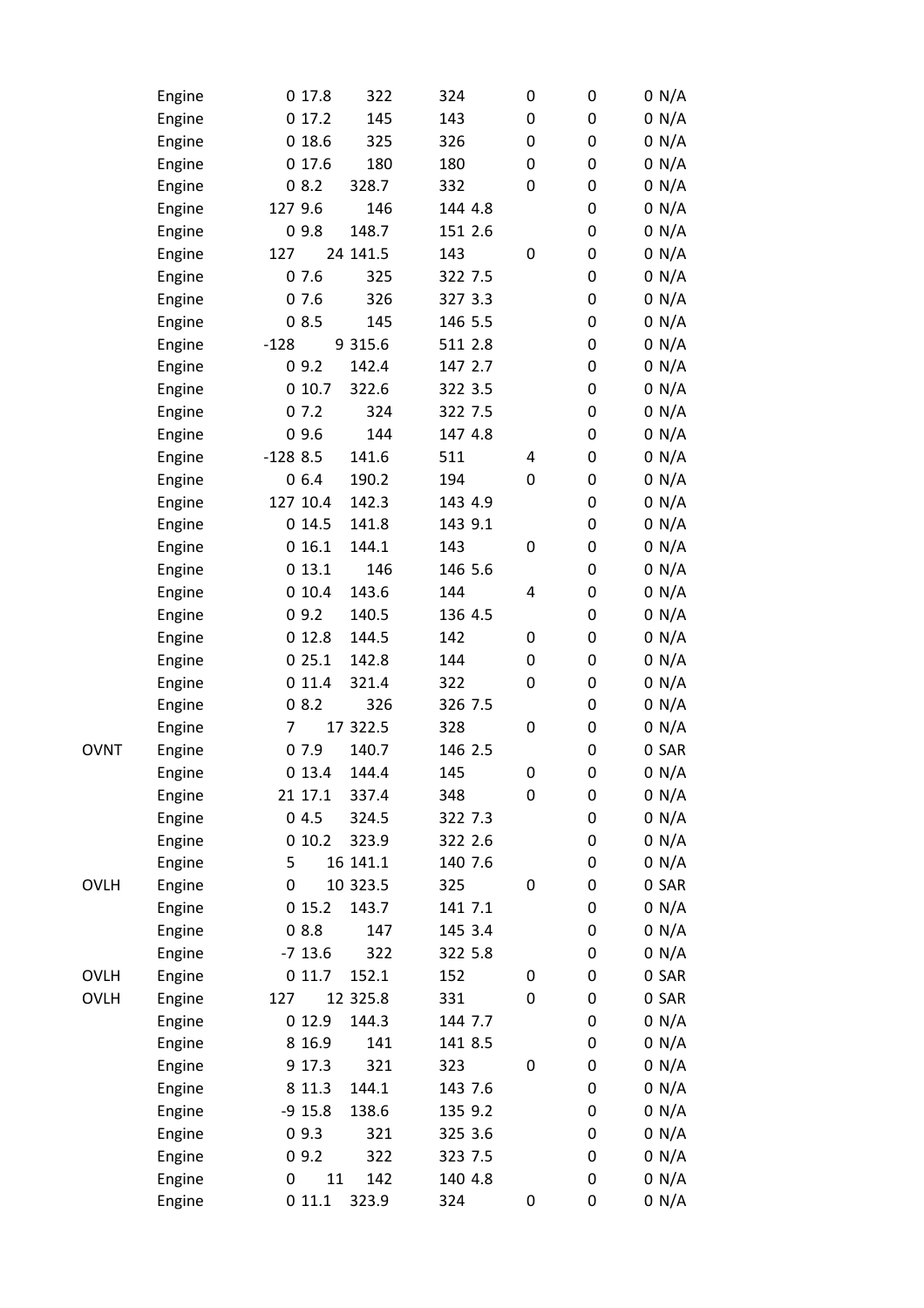| | | | | | | | | | | |
|---|---|---|---|---|---|---|---|---|---|---|
| | Engine | 0 | 17.8 | 322 | 324 | | 0 | 0 | 0 | N/A |
| | Engine | 0 | 17.2 | 145 | 143 | | 0 | 0 | 0 | N/A |
| | Engine | 0 | 18.6 | 325 | 326 | | 0 | 0 | 0 | N/A |
| | Engine | 0 | 17.6 | 180 | 180 | | 0 | 0 | 0 | N/A |
| | Engine | 0 | 8.2 | 328.7 | 332 | | 0 | 0 | 0 | N/A |
| | Engine | 127 | 9.6 | 146 | 144 | 4.8 | | 0 | 0 | N/A |
| | Engine | 0 | 9.8 | 148.7 | 151 | 2.6 | | 0 | 0 | N/A |
| | Engine | 127 | 24 | 141.5 | 143 | | 0 | 0 | 0 | N/A |
| | Engine | 0 | 7.6 | 325 | 322 | 7.5 | | 0 | 0 | N/A |
| | Engine | 0 | 7.6 | 326 | 327 | 3.3 | | 0 | 0 | N/A |
| | Engine | 0 | 8.5 | 145 | 146 | 5.5 | | 0 | 0 | N/A |
| | Engine | -128 | 9 | 315.6 | 511 | 2.8 | | 0 | 0 | N/A |
| | Engine | 0 | 9.2 | 142.4 | 147 | 2.7 | | 0 | 0 | N/A |
| | Engine | 0 | 10.7 | 322.6 | 322 | 3.5 | | 0 | 0 | N/A |
| | Engine | 0 | 7.2 | 324 | 322 | 7.5 | | 0 | 0 | N/A |
| | Engine | 0 | 9.6 | 144 | 147 | 4.8 | | 0 | 0 | N/A |
| | Engine | -128 | 8.5 | 141.6 | 511 | | 4 | 0 | 0 | N/A |
| | Engine | 0 | 6.4 | 190.2 | 194 | | 0 | 0 | 0 | N/A |
| | Engine | 127 | 10.4 | 142.3 | 143 | 4.9 | | 0 | 0 | N/A |
| | Engine | 0 | 14.5 | 141.8 | 143 | 9.1 | | 0 | 0 | N/A |
| | Engine | 0 | 16.1 | 144.1 | 143 | | 0 | 0 | 0 | N/A |
| | Engine | 0 | 13.1 | 146 | 146 | 5.6 | | 0 | 0 | N/A |
| | Engine | 0 | 10.4 | 143.6 | 144 | | 4 | 0 | 0 | N/A |
| | Engine | 0 | 9.2 | 140.5 | 136 | 4.5 | | 0 | 0 | N/A |
| | Engine | 0 | 12.8 | 144.5 | 142 | | 0 | 0 | 0 | N/A |
| | Engine | 0 | 25.1 | 142.8 | 144 | | 0 | 0 | 0 | N/A |
| | Engine | 0 | 11.4 | 321.4 | 322 | | 0 | 0 | 0 | N/A |
| | Engine | 0 | 8.2 | 326 | 326 | 7.5 | | 0 | 0 | N/A |
| | Engine | 7 | 17 | 322.5 | 328 | | 0 | 0 | 0 | N/A |
| OVNT | Engine | 0 | 7.9 | 140.7 | 146 | 2.5 | | 0 | 0 | SAR |
| | Engine | 0 | 13.4 | 144.4 | 145 | | 0 | 0 | 0 | N/A |
| | Engine | 21 | 17.1 | 337.4 | 348 | | 0 | 0 | 0 | N/A |
| | Engine | 0 | 4.5 | 324.5 | 322 | 7.3 | | 0 | 0 | N/A |
| | Engine | 0 | 10.2 | 323.9 | 322 | 2.6 | | 0 | 0 | N/A |
| | Engine | 5 | 16 | 141.1 | 140 | 7.6 | | 0 | 0 | N/A |
| OVLH | Engine | 0 | 10 | 323.5 | 325 | | 0 | 0 | 0 | SAR |
| | Engine | 0 | 15.2 | 143.7 | 141 | 7.1 | | 0 | 0 | N/A |
| | Engine | 0 | 8.8 | 147 | 145 | 3.4 | | 0 | 0 | N/A |
| | Engine | -7 | 13.6 | 322 | 322 | 5.8 | | 0 | 0 | N/A |
| OVLH | Engine | 0 | 11.7 | 152.1 | 152 | | 0 | 0 | 0 | SAR |
| OVLH | Engine | 127 | 12 | 325.8 | 331 | | 0 | 0 | 0 | SAR |
| | Engine | 0 | 12.9 | 144.3 | 144 | 7.7 | | 0 | 0 | N/A |
| | Engine | 8 | 16.9 | 141 | 141 | 8.5 | | 0 | 0 | N/A |
| | Engine | 9 | 17.3 | 321 | 323 | | 0 | 0 | 0 | N/A |
| | Engine | 8 | 11.3 | 144.1 | 143 | 7.6 | | 0 | 0 | N/A |
| | Engine | -9 | 15.8 | 138.6 | 135 | 9.2 | | 0 | 0 | N/A |
| | Engine | 0 | 9.3 | 321 | 325 | 3.6 | | 0 | 0 | N/A |
| | Engine | 0 | 9.2 | 322 | 323 | 7.5 | | 0 | 0 | N/A |
| | Engine | 0 | 11 | 142 | 140 | 4.8 | | 0 | 0 | N/A |
| | Engine | 0 | 11.1 | 323.9 | 324 | | 0 | 0 | 0 | N/A |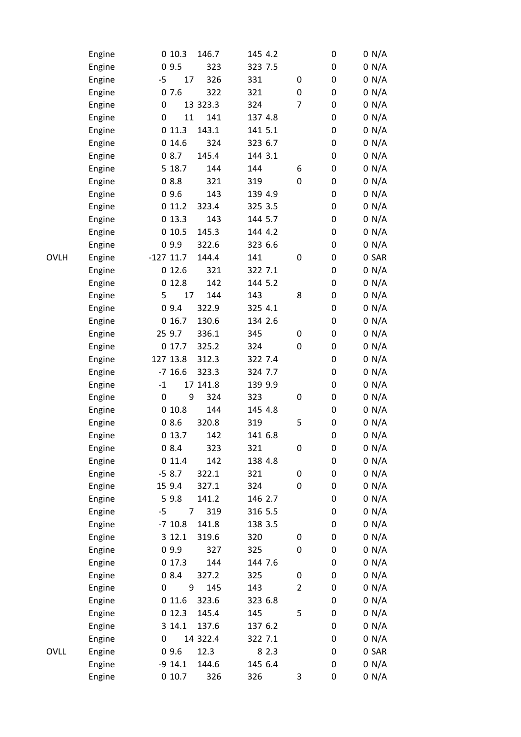| | | | | | | | | | |
|---|---|---|---|---|---|---|---|---|---|
| | Engine | 0 | 10.3 | 146.7 | 145 | 4.2 | 0 | 0 | N/A |
| | Engine | 0 | 9.5 | 323 | 323 | 7.5 | 0 | 0 | N/A |
| | Engine | -5 | 17 | 326 | 331 | 0 | 0 | 0 | N/A |
| | Engine | 0 | 7.6 | 322 | 321 | 0 | 0 | 0 | N/A |
| | Engine | 0 | 13 | 323.3 | 324 | 7 | 0 | 0 | N/A |
| | Engine | 0 | 11 | 141 | 137 | 4.8 | 0 | 0 | N/A |
| | Engine | 0 | 11.3 | 143.1 | 141 | 5.1 | 0 | 0 | N/A |
| | Engine | 0 | 14.6 | 324 | 323 | 6.7 | 0 | 0 | N/A |
| | Engine | 0 | 8.7 | 145.4 | 144 | 3.1 | 0 | 0 | N/A |
| | Engine | 5 | 18.7 | 144 | 144 | 6 | 0 | 0 | N/A |
| | Engine | 0 | 8.8 | 321 | 319 | 0 | 0 | 0 | N/A |
| | Engine | 0 | 9.6 | 143 | 139 | 4.9 | 0 | 0 | N/A |
| | Engine | 0 | 11.2 | 323.4 | 325 | 3.5 | 0 | 0 | N/A |
| | Engine | 0 | 13.3 | 143 | 144 | 5.7 | 0 | 0 | N/A |
| | Engine | 0 | 10.5 | 145.3 | 144 | 4.2 | 0 | 0 | N/A |
| | Engine | 0 | 9.9 | 322.6 | 323 | 6.6 | 0 | 0 | N/A |
| OVLH | Engine | -127 | 11.7 | 144.4 | 141 | 0 | 0 | 0 | SAR |
| | Engine | 0 | 12.6 | 321 | 322 | 7.1 | 0 | 0 | N/A |
| | Engine | 0 | 12.8 | 142 | 144 | 5.2 | 0 | 0 | N/A |
| | Engine | 5 | 17 | 144 | 143 | 8 | 0 | 0 | N/A |
| | Engine | 0 | 9.4 | 322.9 | 325 | 4.1 | 0 | 0 | N/A |
| | Engine | 0 | 16.7 | 130.6 | 134 | 2.6 | 0 | 0 | N/A |
| | Engine | 25 | 9.7 | 336.1 | 345 | 0 | 0 | 0 | N/A |
| | Engine | 0 | 17.7 | 325.2 | 324 | 0 | 0 | 0 | N/A |
| | Engine | 127 | 13.8 | 312.3 | 322 | 7.4 | 0 | 0 | N/A |
| | Engine | -7 | 16.6 | 323.3 | 324 | 7.7 | 0 | 0 | N/A |
| | Engine | -1 | 17 | 141.8 | 139 | 9.9 | 0 | 0 | N/A |
| | Engine | 0 | 9 | 324 | 323 | 0 | 0 | 0 | N/A |
| | Engine | 0 | 10.8 | 144 | 145 | 4.8 | 0 | 0 | N/A |
| | Engine | 0 | 8.6 | 320.8 | 319 | 5 | 0 | 0 | N/A |
| | Engine | 0 | 13.7 | 142 | 141 | 6.8 | 0 | 0 | N/A |
| | Engine | 0 | 8.4 | 323 | 321 | 0 | 0 | 0 | N/A |
| | Engine | 0 | 11.4 | 142 | 138 | 4.8 | 0 | 0 | N/A |
| | Engine | -5 | 8.7 | 322.1 | 321 | 0 | 0 | 0 | N/A |
| | Engine | 15 | 9.4 | 327.1 | 324 | 0 | 0 | 0 | N/A |
| | Engine | 5 | 9.8 | 141.2 | 146 | 2.7 | 0 | 0 | N/A |
| | Engine | -5 | 7 | 319 | 316 | 5.5 | 0 | 0 | N/A |
| | Engine | -7 | 10.8 | 141.8 | 138 | 3.5 | 0 | 0 | N/A |
| | Engine | 3 | 12.1 | 319.6 | 320 | 0 | 0 | 0 | N/A |
| | Engine | 0 | 9.9 | 327 | 325 | 0 | 0 | 0 | N/A |
| | Engine | 0 | 17.3 | 144 | 144 | 7.6 | 0 | 0 | N/A |
| | Engine | 0 | 8.4 | 327.2 | 325 | 0 | 0 | 0 | N/A |
| | Engine | 0 | 9 | 145 | 143 | 2 | 0 | 0 | N/A |
| | Engine | 0 | 11.6 | 323.6 | 323 | 6.8 | 0 | 0 | N/A |
| | Engine | 0 | 12.3 | 145.4 | 145 | 5 | 0 | 0 | N/A |
| | Engine | 3 | 14.1 | 137.6 | 137 | 6.2 | 0 | 0 | N/A |
| | Engine | 0 | 14 | 322.4 | 322 | 7.1 | 0 | 0 | N/A |
| OVLL | Engine | 0 | 9.6 | 12.3 | 8 | 2.3 | 0 | 0 | SAR |
| | Engine | -9 | 14.1 | 144.6 | 145 | 6.4 | 0 | 0 | N/A |
| | Engine | 0 | 10.7 | 326 | 326 | 3 | 0 | 0 | N/A |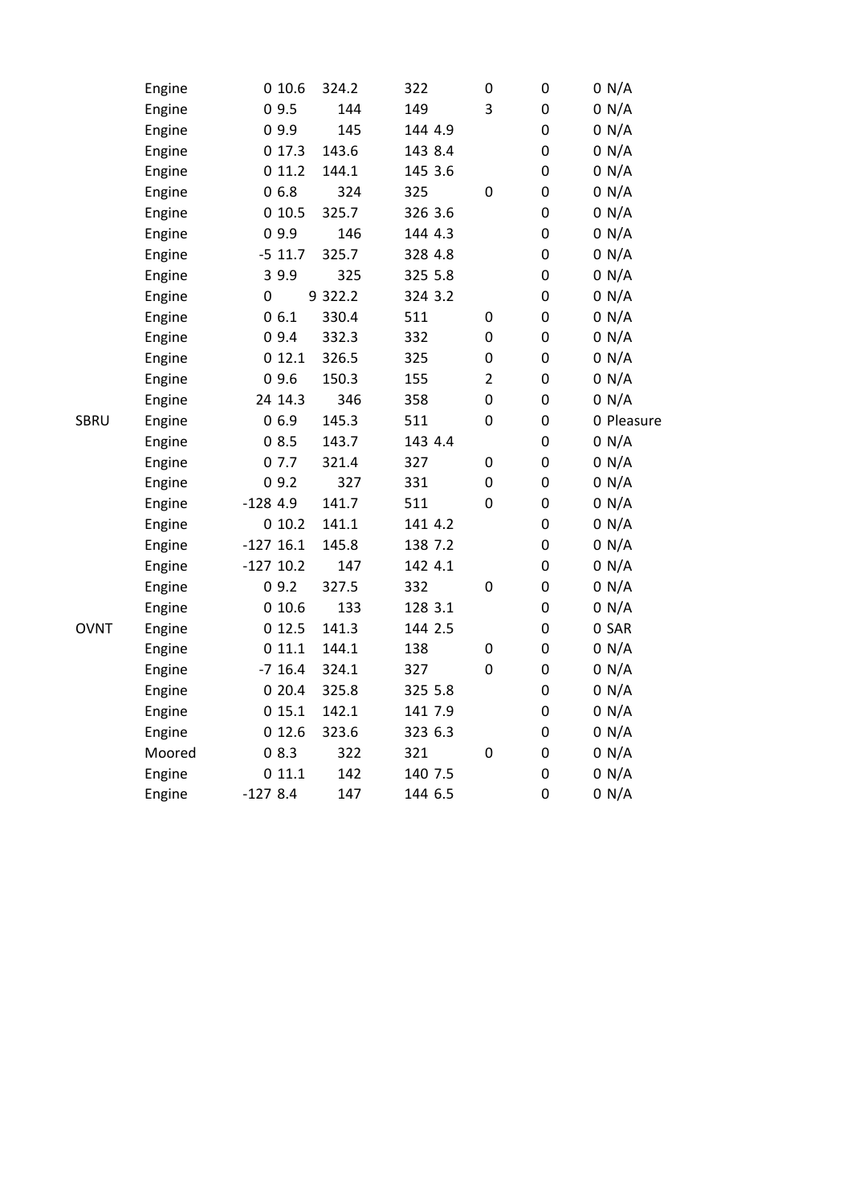| | | | | | | | | | | |
|---|---|---|---|---|---|---|---|---|---|---|
| | Engine | 0 | 10.6 | 324.2 | 322 | | 0 | 0 | 0 | N/A |
| | Engine | 0 | 9.5 | 144 | 149 | | 3 | 0 | 0 | N/A |
| | Engine | 0 | 9.9 | 145 | 144 | 4.9 | | 0 | 0 | N/A |
| | Engine | 0 | 17.3 | 143.6 | 143 | 8.4 | | 0 | 0 | N/A |
| | Engine | 0 | 11.2 | 144.1 | 145 | 3.6 | | 0 | 0 | N/A |
| | Engine | 0 | 6.8 | 324 | 325 | | 0 | 0 | 0 | N/A |
| | Engine | 0 | 10.5 | 325.7 | 326 | 3.6 | | 0 | 0 | N/A |
| | Engine | 0 | 9.9 | 146 | 144 | 4.3 | | 0 | 0 | N/A |
| | Engine | -5 | 11.7 | 325.7 | 328 | 4.8 | | 0 | 0 | N/A |
| | Engine | 3 | 9.9 | 325 | 325 | 5.8 | | 0 | 0 | N/A |
| | Engine | 0 | 9 | 322.2 | 324 | 3.2 | | 0 | 0 | N/A |
| | Engine | 0 | 6.1 | 330.4 | 511 | | 0 | 0 | 0 | N/A |
| | Engine | 0 | 9.4 | 332.3 | 332 | | 0 | 0 | 0 | N/A |
| | Engine | 0 | 12.1 | 326.5 | 325 | | 0 | 0 | 0 | N/A |
| | Engine | 0 | 9.6 | 150.3 | 155 | | 2 | 0 | 0 | N/A |
| | Engine | 24 | 14.3 | 346 | 358 | | 0 | 0 | 0 | N/A |
| SBRU | Engine | 0 | 6.9 | 145.3 | 511 | | 0 | 0 | 0 | Pleasure |
| | Engine | 0 | 8.5 | 143.7 | 143 | 4.4 | | 0 | 0 | N/A |
| | Engine | 0 | 7.7 | 321.4 | 327 | | 0 | 0 | 0 | N/A |
| | Engine | 0 | 9.2 | 327 | 331 | | 0 | 0 | 0 | N/A |
| | Engine | -128 | 4.9 | 141.7 | 511 | | 0 | 0 | 0 | N/A |
| | Engine | 0 | 10.2 | 141.1 | 141 | 4.2 | | 0 | 0 | N/A |
| | Engine | -127 | 16.1 | 145.8 | 138 | 7.2 | | 0 | 0 | N/A |
| | Engine | -127 | 10.2 | 147 | 142 | 4.1 | | 0 | 0 | N/A |
| | Engine | 0 | 9.2 | 327.5 | 332 | | 0 | 0 | 0 | N/A |
| | Engine | 0 | 10.6 | 133 | 128 | 3.1 | | 0 | 0 | N/A |
| OVNT | Engine | 0 | 12.5 | 141.3 | 144 | 2.5 | | 0 | 0 | SAR |
| | Engine | 0 | 11.1 | 144.1 | 138 | | 0 | 0 | 0 | N/A |
| | Engine | -7 | 16.4 | 324.1 | 327 | | 0 | 0 | 0 | N/A |
| | Engine | 0 | 20.4 | 325.8 | 325 | 5.8 | | 0 | 0 | N/A |
| | Engine | 0 | 15.1 | 142.1 | 141 | 7.9 | | 0 | 0 | N/A |
| | Engine | 0 | 12.6 | 323.6 | 323 | 6.3 | | 0 | 0 | N/A |
| | Moored | 0 | 8.3 | 322 | 321 | | 0 | 0 | 0 | N/A |
| | Engine | 0 | 11.1 | 142 | 140 | 7.5 | | 0 | 0 | N/A |
| | Engine | -127 | 8.4 | 147 | 144 | 6.5 | | 0 | 0 | N/A |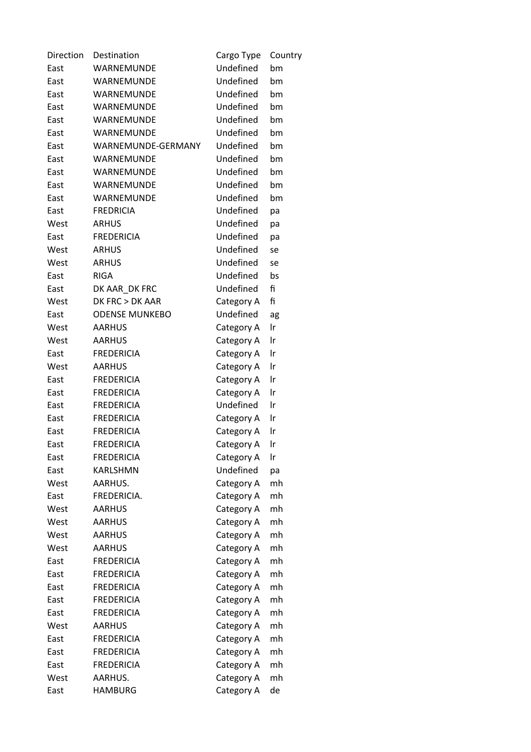| Direction | Destination | Cargo Type | Country |
| --- | --- | --- | --- |
| East | WARNEMUNDE | Undefined | bm |
| East | WARNEMUNDE | Undefined | bm |
| East | WARNEMUNDE | Undefined | bm |
| East | WARNEMUNDE | Undefined | bm |
| East | WARNEMUNDE | Undefined | bm |
| East | WARNEMUNDE | Undefined | bm |
| East | WARNEMUNDE-GERMANY | Undefined | bm |
| East | WARNEMUNDE | Undefined | bm |
| East | WARNEMUNDE | Undefined | bm |
| East | WARNEMUNDE | Undefined | bm |
| East | WARNEMUNDE | Undefined | bm |
| East | FREDRICIA | Undefined | pa |
| West | ARHUS | Undefined | pa |
| East | FREDERICIA | Undefined | pa |
| West | ARHUS | Undefined | se |
| West | ARHUS | Undefined | se |
| East | RIGA | Undefined | bs |
| East | DK AAR_DK FRC | Undefined | fi |
| West | DK FRC > DK AAR | Category A | fi |
| East | ODENSE MUNKEBO | Undefined | ag |
| West | AARHUS | Category A | lr |
| West | AARHUS | Category A | lr |
| East | FREDERICIA | Category A | lr |
| West | AARHUS | Category A | lr |
| East | FREDERICIA | Category A | lr |
| East | FREDERICIA | Category A | lr |
| East | FREDERICIA | Undefined | lr |
| East | FREDERICIA | Category A | lr |
| East | FREDERICIA | Category A | lr |
| East | FREDERICIA | Category A | lr |
| East | FREDERICIA | Category A | lr |
| East | KARLSHMN | Undefined | pa |
| West | AARHUS. | Category A | mh |
| East | FREDERICIA. | Category A | mh |
| West | AARHUS | Category A | mh |
| West | AARHUS | Category A | mh |
| West | AARHUS | Category A | mh |
| West | AARHUS | Category A | mh |
| East | FREDERICIA | Category A | mh |
| East | FREDERICIA | Category A | mh |
| East | FREDERICIA | Category A | mh |
| East | FREDERICIA | Category A | mh |
| East | FREDERICIA | Category A | mh |
| West | AARHUS | Category A | mh |
| East | FREDERICIA | Category A | mh |
| East | FREDERICIA | Category A | mh |
| East | FREDERICIA | Category A | mh |
| West | AARHUS. | Category A | mh |
| East | HAMBURG | Category A | de |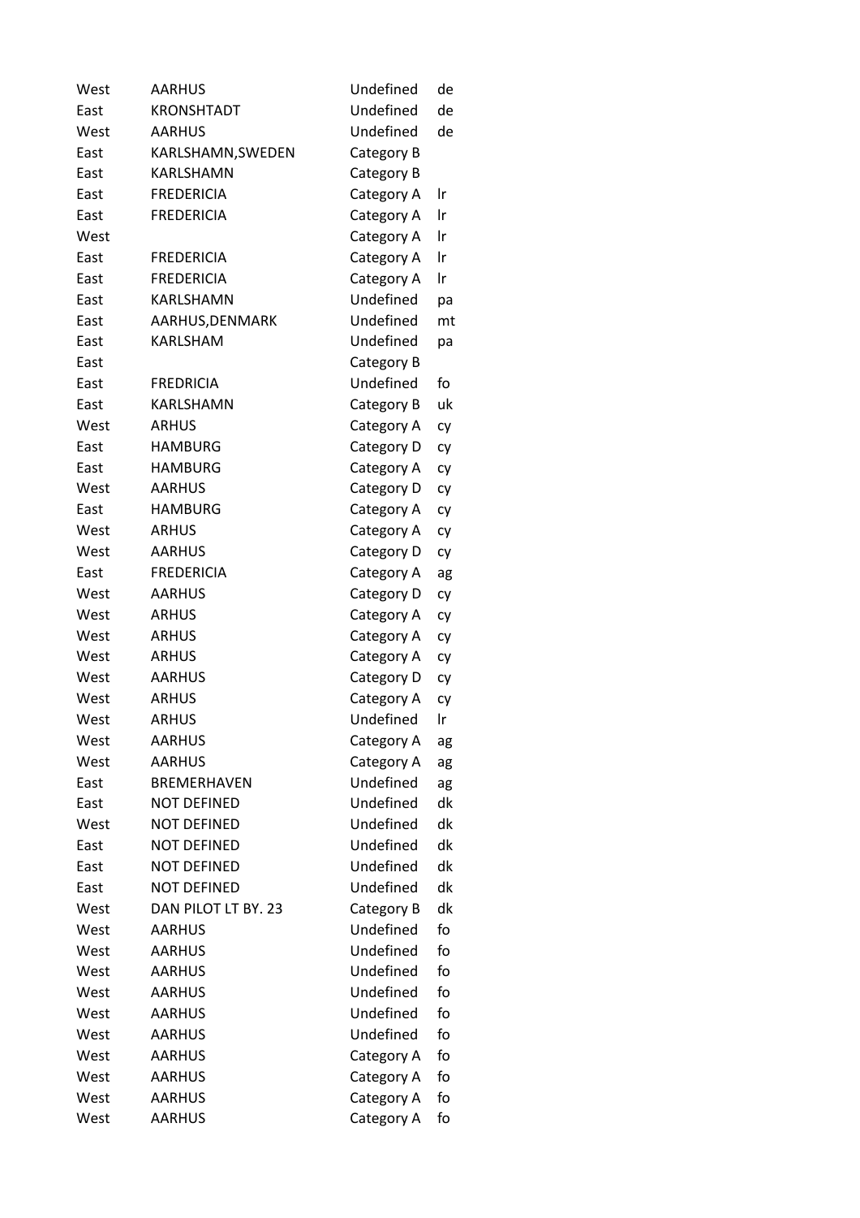| | | | |
|---|---|---|---|
| West | AARHUS | Undefined | de |
| East | KRONSHTADT | Undefined | de |
| West | AARHUS | Undefined | de |
| East | KARLSHAMN,SWEDEN | Category B | |
| East | KARLSHAMN | Category B | |
| East | FREDERICIA | Category A | lr |
| East | FREDERICIA | Category A | lr |
| West | | Category A | lr |
| East | FREDERICIA | Category A | lr |
| East | FREDERICIA | Category A | lr |
| East | KARLSHAMN | Undefined | pa |
| East | AARHUS,DENMARK | Undefined | mt |
| East | KARLSHAM | Undefined | pa |
| East | | Category B | |
| East | FREDRICIA | Undefined | fo |
| East | KARLSHAMN | Category B | uk |
| West | ARHUS | Category A | cy |
| East | HAMBURG | Category D | cy |
| East | HAMBURG | Category A | cy |
| West | AARHUS | Category D | cy |
| East | HAMBURG | Category A | cy |
| West | ARHUS | Category A | cy |
| West | AARHUS | Category D | cy |
| East | FREDERICIA | Category A | ag |
| West | AARHUS | Category D | cy |
| West | ARHUS | Category A | cy |
| West | ARHUS | Category A | cy |
| West | ARHUS | Category A | cy |
| West | AARHUS | Category D | cy |
| West | ARHUS | Category A | cy |
| West | ARHUS | Undefined | lr |
| West | AARHUS | Category A | ag |
| West | AARHUS | Category A | ag |
| East | BREMERHAVEN | Undefined | ag |
| East | NOT DEFINED | Undefined | dk |
| West | NOT DEFINED | Undefined | dk |
| East | NOT DEFINED | Undefined | dk |
| East | NOT DEFINED | Undefined | dk |
| East | NOT DEFINED | Undefined | dk |
| West | DAN PILOT LT BY. 23 | Category B | dk |
| West | AARHUS | Undefined | fo |
| West | AARHUS | Undefined | fo |
| West | AARHUS | Undefined | fo |
| West | AARHUS | Undefined | fo |
| West | AARHUS | Undefined | fo |
| West | AARHUS | Undefined | fo |
| West | AARHUS | Category A | fo |
| West | AARHUS | Category A | fo |
| West | AARHUS | Category A | fo |
| West | AARHUS | Category A | fo |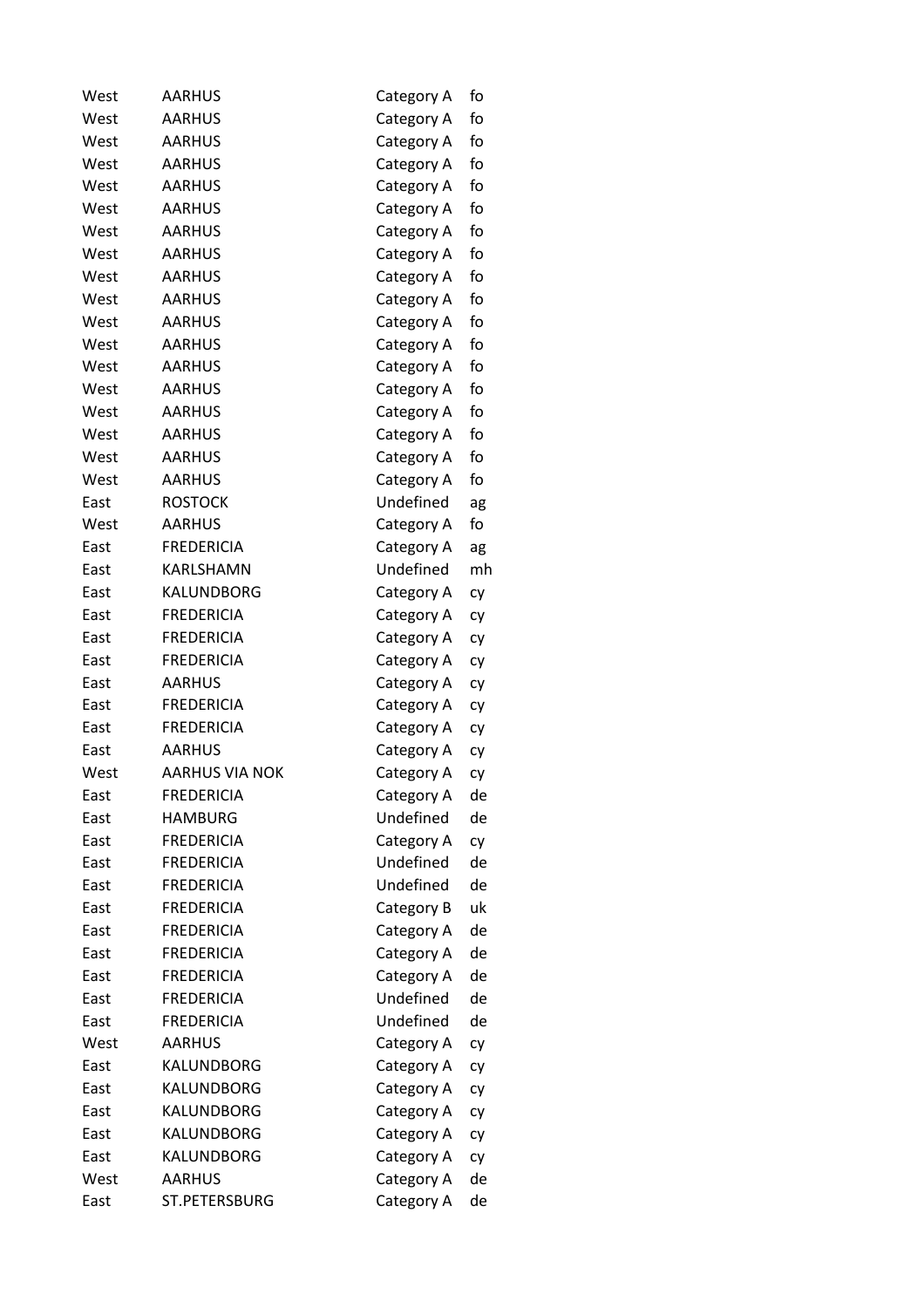| | | | |
|---|---|---|---|
| West | AARHUS | Category A | fo |
| West | AARHUS | Category A | fo |
| West | AARHUS | Category A | fo |
| West | AARHUS | Category A | fo |
| West | AARHUS | Category A | fo |
| West | AARHUS | Category A | fo |
| West | AARHUS | Category A | fo |
| West | AARHUS | Category A | fo |
| West | AARHUS | Category A | fo |
| West | AARHUS | Category A | fo |
| West | AARHUS | Category A | fo |
| West | AARHUS | Category A | fo |
| West | AARHUS | Category A | fo |
| West | AARHUS | Category A | fo |
| West | AARHUS | Category A | fo |
| West | AARHUS | Category A | fo |
| West | AARHUS | Category A | fo |
| West | AARHUS | Category A | fo |
| East | ROSTOCK | Undefined | ag |
| West | AARHUS | Category A | fo |
| East | FREDERICIA | Category A | ag |
| East | KARLSHAMN | Undefined | mh |
| East | KALUNDBORG | Category A | cy |
| East | FREDERICIA | Category A | cy |
| East | FREDERICIA | Category A | cy |
| East | FREDERICIA | Category A | cy |
| East | AARHUS | Category A | cy |
| East | FREDERICIA | Category A | cy |
| East | FREDERICIA | Category A | cy |
| East | AARHUS | Category A | cy |
| West | AARHUS VIA NOK | Category A | cy |
| East | FREDERICIA | Category A | de |
| East | HAMBURG | Undefined | de |
| East | FREDERICIA | Category A | cy |
| East | FREDERICIA | Undefined | de |
| East | FREDERICIA | Undefined | de |
| East | FREDERICIA | Category B | uk |
| East | FREDERICIA | Category A | de |
| East | FREDERICIA | Category A | de |
| East | FREDERICIA | Category A | de |
| East | FREDERICIA | Undefined | de |
| East | FREDERICIA | Undefined | de |
| West | AARHUS | Category A | cy |
| East | KALUNDBORG | Category A | cy |
| East | KALUNDBORG | Category A | cy |
| East | KALUNDBORG | Category A | cy |
| East | KALUNDBORG | Category A | cy |
| East | KALUNDBORG | Category A | cy |
| West | AARHUS | Category A | de |
| East | ST.PETERSBURG | Category A | de |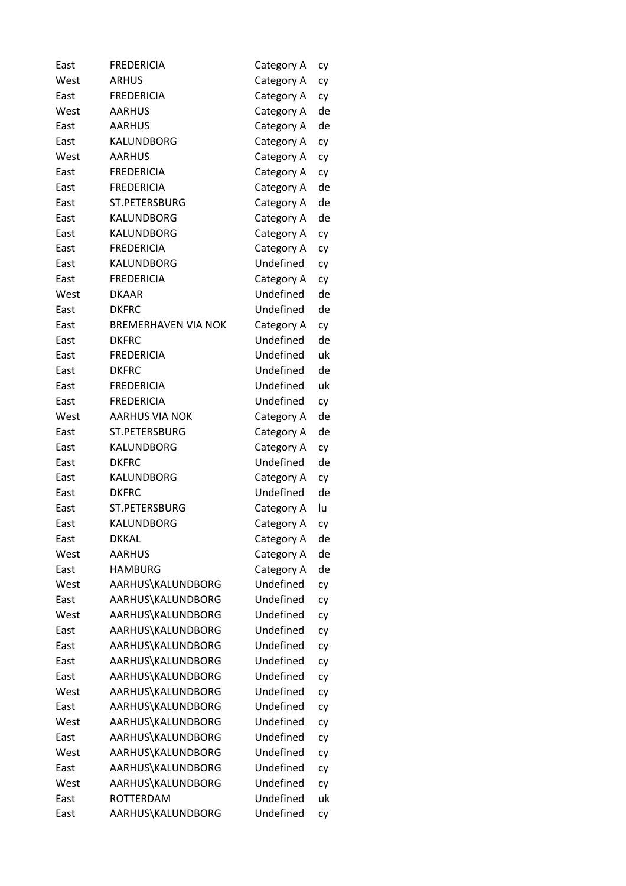| | | | |
|---|---|---|---|
| East | FREDERICIA | Category A | cy |
| West | ARHUS | Category A | cy |
| East | FREDERICIA | Category A | cy |
| West | AARHUS | Category A | de |
| East | AARHUS | Category A | de |
| East | KALUNDBORG | Category A | cy |
| West | AARHUS | Category A | cy |
| East | FREDERICIA | Category A | cy |
| East | FREDERICIA | Category A | de |
| East | ST.PETERSBURG | Category A | de |
| East | KALUNDBORG | Category A | de |
| East | KALUNDBORG | Category A | cy |
| East | FREDERICIA | Category A | cy |
| East | KALUNDBORG | Undefined | cy |
| East | FREDERICIA | Category A | cy |
| West | DKAAR | Undefined | de |
| East | DKFRC | Undefined | de |
| East | BREMERHAVEN VIA NOK | Category A | cy |
| East | DKFRC | Undefined | de |
| East | FREDERICIA | Undefined | uk |
| East | DKFRC | Undefined | de |
| East | FREDERICIA | Undefined | uk |
| East | FREDERICIA | Undefined | cy |
| West | AARHUS VIA NOK | Category A | de |
| East | ST.PETERSBURG | Category A | de |
| East | KALUNDBORG | Category A | cy |
| East | DKFRC | Undefined | de |
| East | KALUNDBORG | Category A | cy |
| East | DKFRC | Undefined | de |
| East | ST.PETERSBURG | Category A | lu |
| East | KALUNDBORG | Category A | cy |
| East | DKKAL | Category A | de |
| West | AARHUS | Category A | de |
| East | HAMBURG | Category A | de |
| West | AARHUS\KALUNDBORG | Undefined | cy |
| East | AARHUS\KALUNDBORG | Undefined | cy |
| West | AARHUS\KALUNDBORG | Undefined | cy |
| East | AARHUS\KALUNDBORG | Undefined | cy |
| East | AARHUS\KALUNDBORG | Undefined | cy |
| East | AARHUS\KALUNDBORG | Undefined | cy |
| East | AARHUS\KALUNDBORG | Undefined | cy |
| West | AARHUS\KALUNDBORG | Undefined | cy |
| East | AARHUS\KALUNDBORG | Undefined | cy |
| West | AARHUS\KALUNDBORG | Undefined | cy |
| East | AARHUS\KALUNDBORG | Undefined | cy |
| West | AARHUS\KALUNDBORG | Undefined | cy |
| East | AARHUS\KALUNDBORG | Undefined | cy |
| West | AARHUS\KALUNDBORG | Undefined | cy |
| East | ROTTERDAM | Undefined | uk |
| East | AARHUS\KALUNDBORG | Undefined | cy |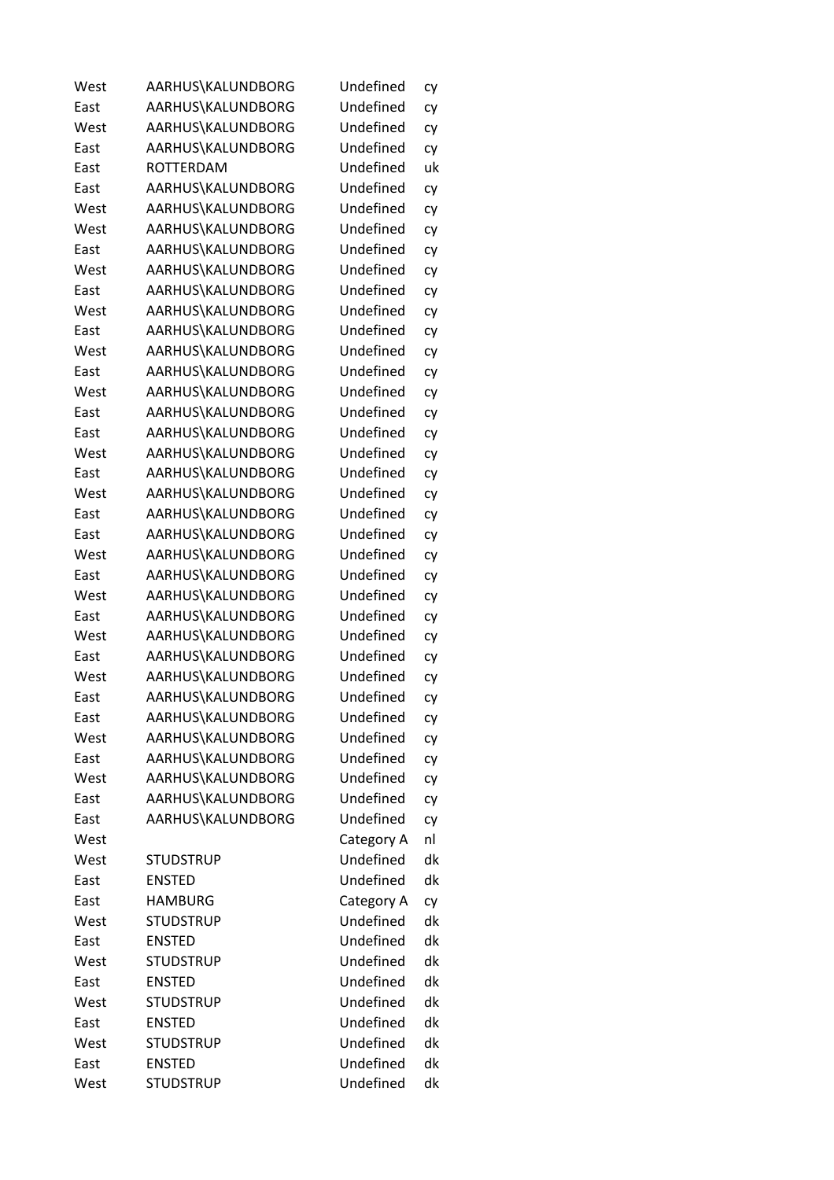| | | | |
|---|---|---|---|
| West | AARHUS\KALUNDBORG | Undefined | cy |
| East | AARHUS\KALUNDBORG | Undefined | cy |
| West | AARHUS\KALUNDBORG | Undefined | cy |
| East | AARHUS\KALUNDBORG | Undefined | cy |
| East | ROTTERDAM | Undefined | uk |
| East | AARHUS\KALUNDBORG | Undefined | cy |
| West | AARHUS\KALUNDBORG | Undefined | cy |
| West | AARHUS\KALUNDBORG | Undefined | cy |
| East | AARHUS\KALUNDBORG | Undefined | cy |
| West | AARHUS\KALUNDBORG | Undefined | cy |
| East | AARHUS\KALUNDBORG | Undefined | cy |
| West | AARHUS\KALUNDBORG | Undefined | cy |
| East | AARHUS\KALUNDBORG | Undefined | cy |
| West | AARHUS\KALUNDBORG | Undefined | cy |
| East | AARHUS\KALUNDBORG | Undefined | cy |
| West | AARHUS\KALUNDBORG | Undefined | cy |
| East | AARHUS\KALUNDBORG | Undefined | cy |
| East | AARHUS\KALUNDBORG | Undefined | cy |
| West | AARHUS\KALUNDBORG | Undefined | cy |
| East | AARHUS\KALUNDBORG | Undefined | cy |
| West | AARHUS\KALUNDBORG | Undefined | cy |
| East | AARHUS\KALUNDBORG | Undefined | cy |
| East | AARHUS\KALUNDBORG | Undefined | cy |
| West | AARHUS\KALUNDBORG | Undefined | cy |
| East | AARHUS\KALUNDBORG | Undefined | cy |
| West | AARHUS\KALUNDBORG | Undefined | cy |
| East | AARHUS\KALUNDBORG | Undefined | cy |
| West | AARHUS\KALUNDBORG | Undefined | cy |
| East | AARHUS\KALUNDBORG | Undefined | cy |
| West | AARHUS\KALUNDBORG | Undefined | cy |
| East | AARHUS\KALUNDBORG | Undefined | cy |
| East | AARHUS\KALUNDBORG | Undefined | cy |
| West | AARHUS\KALUNDBORG | Undefined | cy |
| East | AARHUS\KALUNDBORG | Undefined | cy |
| West | AARHUS\KALUNDBORG | Undefined | cy |
| East | AARHUS\KALUNDBORG | Undefined | cy |
| East | AARHUS\KALUNDBORG | Undefined | cy |
| West | | Category A | nl |
| West | STUDSTRUP | Undefined | dk |
| East | ENSTED | Undefined | dk |
| East | HAMBURG | Category A | cy |
| West | STUDSTRUP | Undefined | dk |
| East | ENSTED | Undefined | dk |
| West | STUDSTRUP | Undefined | dk |
| East | ENSTED | Undefined | dk |
| West | STUDSTRUP | Undefined | dk |
| East | ENSTED | Undefined | dk |
| West | STUDSTRUP | Undefined | dk |
| East | ENSTED | Undefined | dk |
| West | STUDSTRUP | Undefined | dk |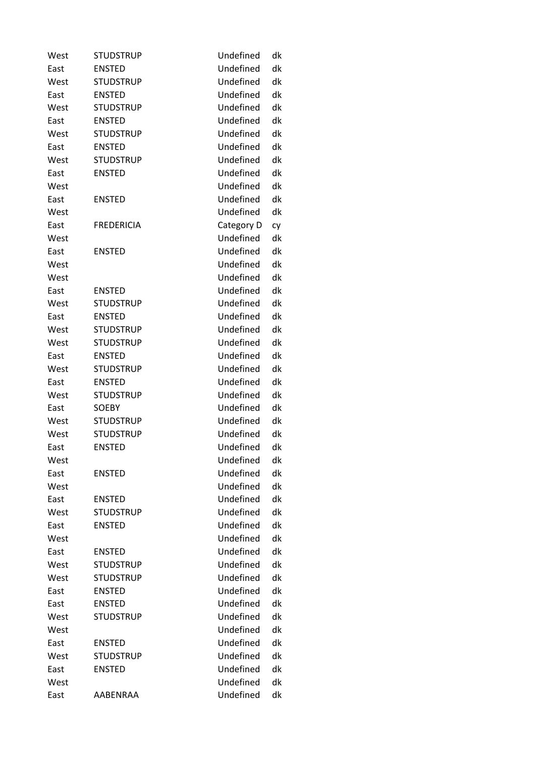| | | | |
|---|---|---|---|
| West | STUDSTRUP | Undefined | dk |
| East | ENSTED | Undefined | dk |
| West | STUDSTRUP | Undefined | dk |
| East | ENSTED | Undefined | dk |
| West | STUDSTRUP | Undefined | dk |
| East | ENSTED | Undefined | dk |
| West | STUDSTRUP | Undefined | dk |
| East | ENSTED | Undefined | dk |
| West | STUDSTRUP | Undefined | dk |
| East | ENSTED | Undefined | dk |
| West | | Undefined | dk |
| East | ENSTED | Undefined | dk |
| West | | Undefined | dk |
| East | FREDERICIA | Category D | cy |
| West | | Undefined | dk |
| East | ENSTED | Undefined | dk |
| West | | Undefined | dk |
| West | | Undefined | dk |
| East | ENSTED | Undefined | dk |
| West | STUDSTRUP | Undefined | dk |
| East | ENSTED | Undefined | dk |
| West | STUDSTRUP | Undefined | dk |
| West | STUDSTRUP | Undefined | dk |
| East | ENSTED | Undefined | dk |
| West | STUDSTRUP | Undefined | dk |
| East | ENSTED | Undefined | dk |
| West | STUDSTRUP | Undefined | dk |
| East | SOEBY | Undefined | dk |
| West | STUDSTRUP | Undefined | dk |
| West | STUDSTRUP | Undefined | dk |
| East | ENSTED | Undefined | dk |
| West | | Undefined | dk |
| East | ENSTED | Undefined | dk |
| West | | Undefined | dk |
| East | ENSTED | Undefined | dk |
| West | STUDSTRUP | Undefined | dk |
| East | ENSTED | Undefined | dk |
| West | | Undefined | dk |
| East | ENSTED | Undefined | dk |
| West | STUDSTRUP | Undefined | dk |
| West | STUDSTRUP | Undefined | dk |
| East | ENSTED | Undefined | dk |
| East | ENSTED | Undefined | dk |
| West | STUDSTRUP | Undefined | dk |
| West | | Undefined | dk |
| East | ENSTED | Undefined | dk |
| West | STUDSTRUP | Undefined | dk |
| East | ENSTED | Undefined | dk |
| West | | Undefined | dk |
| East | AABENRAA | Undefined | dk |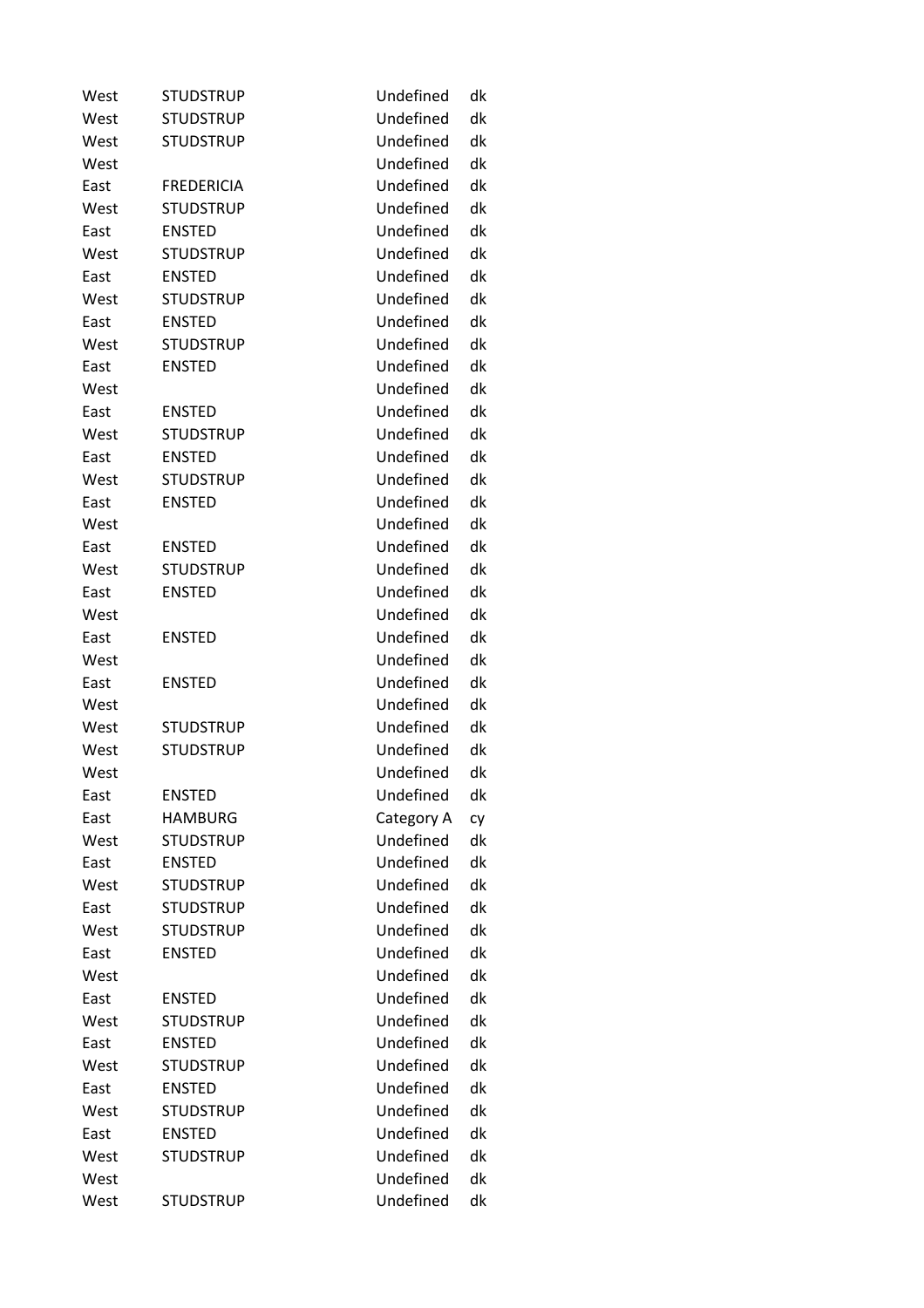| | | | |
|---|---|---|---|
| West | STUDSTRUP | Undefined | dk |
| West | STUDSTRUP | Undefined | dk |
| West | STUDSTRUP | Undefined | dk |
| West | | Undefined | dk |
| East | FREDERICIA | Undefined | dk |
| West | STUDSTRUP | Undefined | dk |
| East | ENSTED | Undefined | dk |
| West | STUDSTRUP | Undefined | dk |
| East | ENSTED | Undefined | dk |
| West | STUDSTRUP | Undefined | dk |
| East | ENSTED | Undefined | dk |
| West | STUDSTRUP | Undefined | dk |
| East | ENSTED | Undefined | dk |
| West | | Undefined | dk |
| East | ENSTED | Undefined | dk |
| West | STUDSTRUP | Undefined | dk |
| East | ENSTED | Undefined | dk |
| West | STUDSTRUP | Undefined | dk |
| East | ENSTED | Undefined | dk |
| West | | Undefined | dk |
| East | ENSTED | Undefined | dk |
| West | STUDSTRUP | Undefined | dk |
| East | ENSTED | Undefined | dk |
| West | | Undefined | dk |
| East | ENSTED | Undefined | dk |
| West | | Undefined | dk |
| East | ENSTED | Undefined | dk |
| West | | Undefined | dk |
| West | STUDSTRUP | Undefined | dk |
| West | STUDSTRUP | Undefined | dk |
| West | | Undefined | dk |
| East | ENSTED | Undefined | dk |
| East | HAMBURG | Category A | cy |
| West | STUDSTRUP | Undefined | dk |
| East | ENSTED | Undefined | dk |
| West | STUDSTRUP | Undefined | dk |
| East | STUDSTRUP | Undefined | dk |
| West | STUDSTRUP | Undefined | dk |
| East | ENSTED | Undefined | dk |
| West | | Undefined | dk |
| East | ENSTED | Undefined | dk |
| West | STUDSTRUP | Undefined | dk |
| East | ENSTED | Undefined | dk |
| West | STUDSTRUP | Undefined | dk |
| East | ENSTED | Undefined | dk |
| West | STUDSTRUP | Undefined | dk |
| East | ENSTED | Undefined | dk |
| West | STUDSTRUP | Undefined | dk |
| West | | Undefined | dk |
| West | STUDSTRUP | Undefined | dk |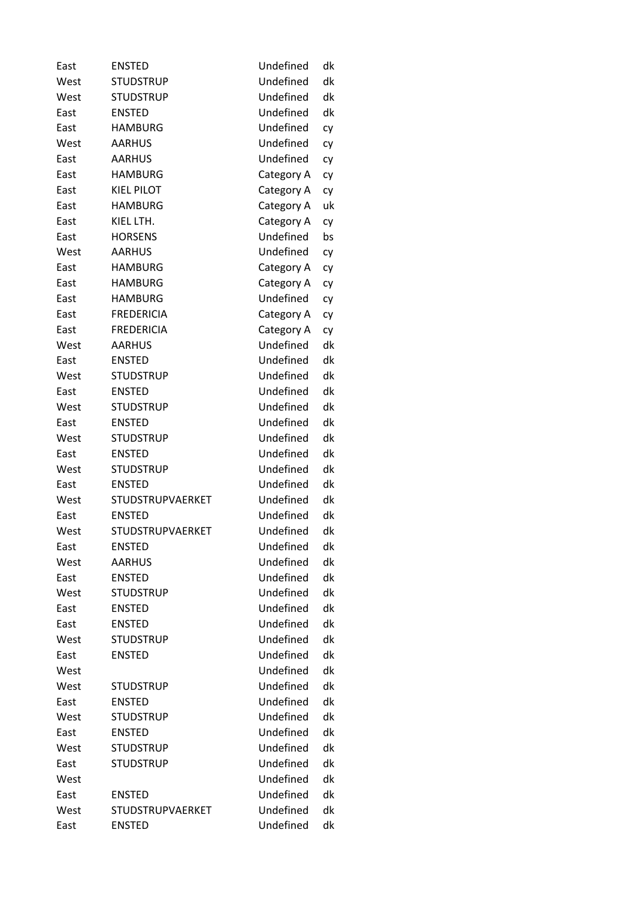| | | | |
|---|---|---|---|
| East | ENSTED | Undefined | dk |
| West | STUDSTRUP | Undefined | dk |
| West | STUDSTRUP | Undefined | dk |
| East | ENSTED | Undefined | dk |
| East | HAMBURG | Undefined | cy |
| West | AARHUS | Undefined | cy |
| East | AARHUS | Undefined | cy |
| East | HAMBURG | Category A | cy |
| East | KIEL PILOT | Category A | cy |
| East | HAMBURG | Category A | uk |
| East | KIEL LTH. | Category A | cy |
| East | HORSENS | Undefined | bs |
| West | AARHUS | Undefined | cy |
| East | HAMBURG | Category A | cy |
| East | HAMBURG | Category A | cy |
| East | HAMBURG | Undefined | cy |
| East | FREDERICIA | Category A | cy |
| East | FREDERICIA | Category A | cy |
| West | AARHUS | Undefined | dk |
| East | ENSTED | Undefined | dk |
| West | STUDSTRUP | Undefined | dk |
| East | ENSTED | Undefined | dk |
| West | STUDSTRUP | Undefined | dk |
| East | ENSTED | Undefined | dk |
| West | STUDSTRUP | Undefined | dk |
| East | ENSTED | Undefined | dk |
| West | STUDSTRUP | Undefined | dk |
| East | ENSTED | Undefined | dk |
| West | STUDSTRUPVAERKET | Undefined | dk |
| East | ENSTED | Undefined | dk |
| West | STUDSTRUPVAERKET | Undefined | dk |
| East | ENSTED | Undefined | dk |
| West | AARHUS | Undefined | dk |
| East | ENSTED | Undefined | dk |
| West | STUDSTRUP | Undefined | dk |
| East | ENSTED | Undefined | dk |
| East | ENSTED | Undefined | dk |
| West | STUDSTRUP | Undefined | dk |
| East | ENSTED | Undefined | dk |
| West | | Undefined | dk |
| West | STUDSTRUP | Undefined | dk |
| East | ENSTED | Undefined | dk |
| West | STUDSTRUP | Undefined | dk |
| East | ENSTED | Undefined | dk |
| West | STUDSTRUP | Undefined | dk |
| East | STUDSTRUP | Undefined | dk |
| West | | Undefined | dk |
| East | ENSTED | Undefined | dk |
| West | STUDSTRUPVAERKET | Undefined | dk |
| East | ENSTED | Undefined | dk |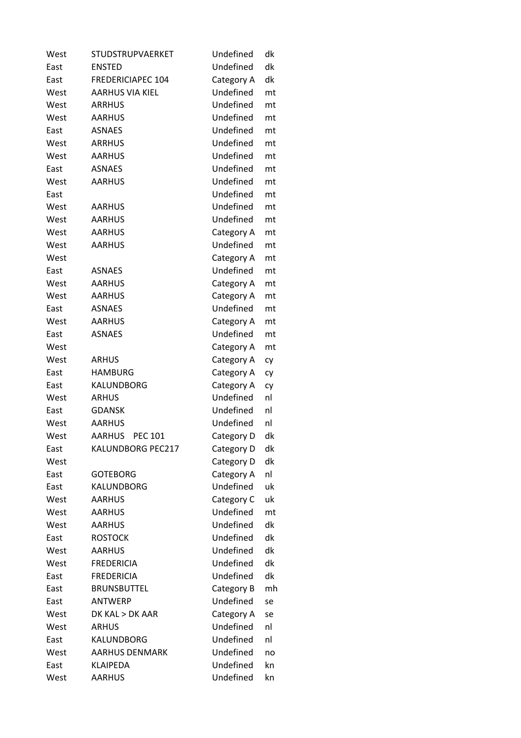| | | | |
|---|---|---|---|
| West | STUDSTRUPVAERKET | Undefined | dk |
| East | ENSTED | Undefined | dk |
| East | FREDERICIAPEC 104 | Category A | dk |
| West | AARHUS VIA KIEL | Undefined | mt |
| West | ARRHUS | Undefined | mt |
| West | AARHUS | Undefined | mt |
| East | ASNAES | Undefined | mt |
| West | ARRHUS | Undefined | mt |
| West | AARHUS | Undefined | mt |
| East | ASNAES | Undefined | mt |
| West | AARHUS | Undefined | mt |
| East | | Undefined | mt |
| West | AARHUS | Undefined | mt |
| West | AARHUS | Undefined | mt |
| West | AARHUS | Category A | mt |
| West | AARHUS | Undefined | mt |
| West | | Category A | mt |
| East | ASNAES | Undefined | mt |
| West | AARHUS | Category A | mt |
| West | AARHUS | Category A | mt |
| East | ASNAES | Undefined | mt |
| West | AARHUS | Category A | mt |
| East | ASNAES | Undefined | mt |
| West | | Category A | mt |
| West | ARHUS | Category A | cy |
| East | HAMBURG | Category A | cy |
| East | KALUNDBORG | Category A | cy |
| West | ARHUS | Undefined | nl |
| East | GDANSK | Undefined | nl |
| West | AARHUS | Undefined | nl |
| West | AARHUS PEC 101 | Category D | dk |
| East | KALUNDBORG PEC217 | Category D | dk |
| West | | Category D | dk |
| East | GOTEBORG | Category A | nl |
| East | KALUNDBORG | Undefined | uk |
| West | AARHUS | Category C | uk |
| West | AARHUS | Undefined | mt |
| West | AARHUS | Undefined | dk |
| East | ROSTOCK | Undefined | dk |
| West | AARHUS | Undefined | dk |
| West | FREDERICIA | Undefined | dk |
| East | FREDERICIA | Undefined | dk |
| East | BRUNSBUTTEL | Category B | mh |
| East | ANTWERP | Undefined | se |
| West | DK KAL > DK AAR | Category A | se |
| West | ARHUS | Undefined | nl |
| East | KALUNDBORG | Undefined | nl |
| West | AARHUS DENMARK | Undefined | no |
| East | KLAIPEDA | Undefined | kn |
| West | AARHUS | Undefined | kn |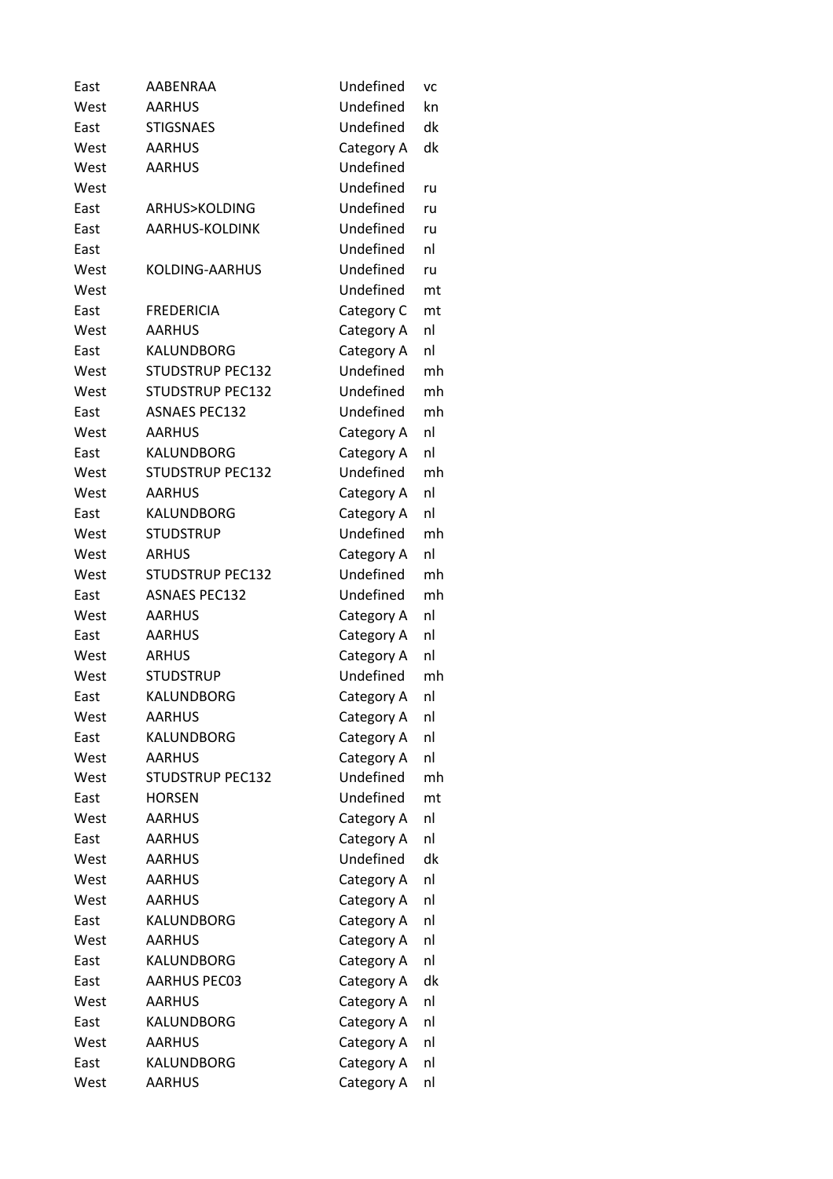| | | | |
|---|---|---|---|
| East | AABENRAA | Undefined | vc |
| West | AARHUS | Undefined | kn |
| East | STIGSNAES | Undefined | dk |
| West | AARHUS | Category A | dk |
| West | AARHUS | Undefined | |
| West | | Undefined | ru |
| East | ARHUS>KOLDING | Undefined | ru |
| East | AARHUS-KOLDINK | Undefined | ru |
| East | | Undefined | nl |
| West | KOLDING-AARHUS | Undefined | ru |
| West | | Undefined | mt |
| East | FREDERICIA | Category C | mt |
| West | AARHUS | Category A | nl |
| East | KALUNDBORG | Category A | nl |
| West | STUDSTRUP PEC132 | Undefined | mh |
| West | STUDSTRUP PEC132 | Undefined | mh |
| East | ASNAES PEC132 | Undefined | mh |
| West | AARHUS | Category A | nl |
| East | KALUNDBORG | Category A | nl |
| West | STUDSTRUP PEC132 | Undefined | mh |
| West | AARHUS | Category A | nl |
| East | KALUNDBORG | Category A | nl |
| West | STUDSTRUP | Undefined | mh |
| West | ARHUS | Category A | nl |
| West | STUDSTRUP PEC132 | Undefined | mh |
| East | ASNAES PEC132 | Undefined | mh |
| West | AARHUS | Category A | nl |
| East | AARHUS | Category A | nl |
| West | ARHUS | Category A | nl |
| West | STUDSTRUP | Undefined | mh |
| East | KALUNDBORG | Category A | nl |
| West | AARHUS | Category A | nl |
| East | KALUNDBORG | Category A | nl |
| West | AARHUS | Category A | nl |
| West | STUDSTRUP PEC132 | Undefined | mh |
| East | HORSEN | Undefined | mt |
| West | AARHUS | Category A | nl |
| East | AARHUS | Category A | nl |
| West | AARHUS | Undefined | dk |
| West | AARHUS | Category A | nl |
| West | AARHUS | Category A | nl |
| East | KALUNDBORG | Category A | nl |
| West | AARHUS | Category A | nl |
| East | KALUNDBORG | Category A | nl |
| East | AARHUS PEC03 | Category A | dk |
| West | AARHUS | Category A | nl |
| East | KALUNDBORG | Category A | nl |
| West | AARHUS | Category A | nl |
| East | KALUNDBORG | Category A | nl |
| West | AARHUS | Category A | nl |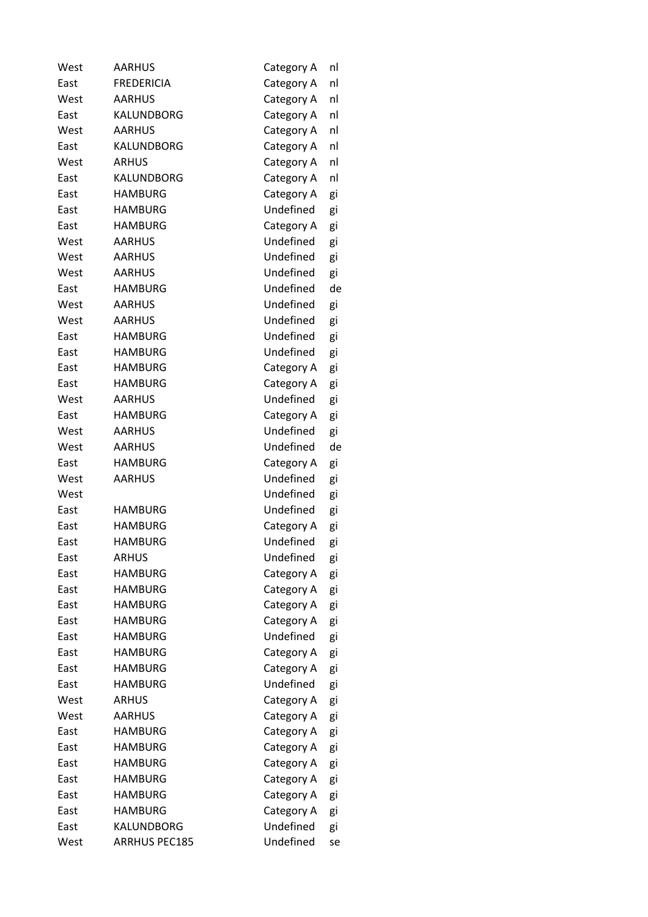| | | | |
|---|---|---|---|
| West | AARHUS | Category A | nl |
| East | FREDERICIA | Category A | nl |
| West | AARHUS | Category A | nl |
| East | KALUNDBORG | Category A | nl |
| West | AARHUS | Category A | nl |
| East | KALUNDBORG | Category A | nl |
| West | ARHUS | Category A | nl |
| East | KALUNDBORG | Category A | nl |
| East | HAMBURG | Category A | gi |
| East | HAMBURG | Undefined | gi |
| East | HAMBURG | Category A | gi |
| West | AARHUS | Undefined | gi |
| West | AARHUS | Undefined | gi |
| West | AARHUS | Undefined | gi |
| East | HAMBURG | Undefined | de |
| West | AARHUS | Undefined | gi |
| West | AARHUS | Undefined | gi |
| East | HAMBURG | Undefined | gi |
| East | HAMBURG | Undefined | gi |
| East | HAMBURG | Category A | gi |
| East | HAMBURG | Category A | gi |
| West | AARHUS | Undefined | gi |
| East | HAMBURG | Category A | gi |
| West | AARHUS | Undefined | gi |
| West | AARHUS | Undefined | de |
| East | HAMBURG | Category A | gi |
| West | AARHUS | Undefined | gi |
| West | | Undefined | gi |
| East | HAMBURG | Undefined | gi |
| East | HAMBURG | Category A | gi |
| East | HAMBURG | Undefined | gi |
| East | ARHUS | Undefined | gi |
| East | HAMBURG | Category A | gi |
| East | HAMBURG | Category A | gi |
| East | HAMBURG | Category A | gi |
| East | HAMBURG | Category A | gi |
| East | HAMBURG | Undefined | gi |
| East | HAMBURG | Category A | gi |
| East | HAMBURG | Category A | gi |
| East | HAMBURG | Undefined | gi |
| West | ARHUS | Category A | gi |
| West | AARHUS | Category A | gi |
| East | HAMBURG | Category A | gi |
| East | HAMBURG | Category A | gi |
| East | HAMBURG | Category A | gi |
| East | HAMBURG | Category A | gi |
| East | HAMBURG | Category A | gi |
| East | HAMBURG | Category A | gi |
| East | KALUNDBORG | Undefined | gi |
| West | ARRHUS PEC185 | Undefined | se |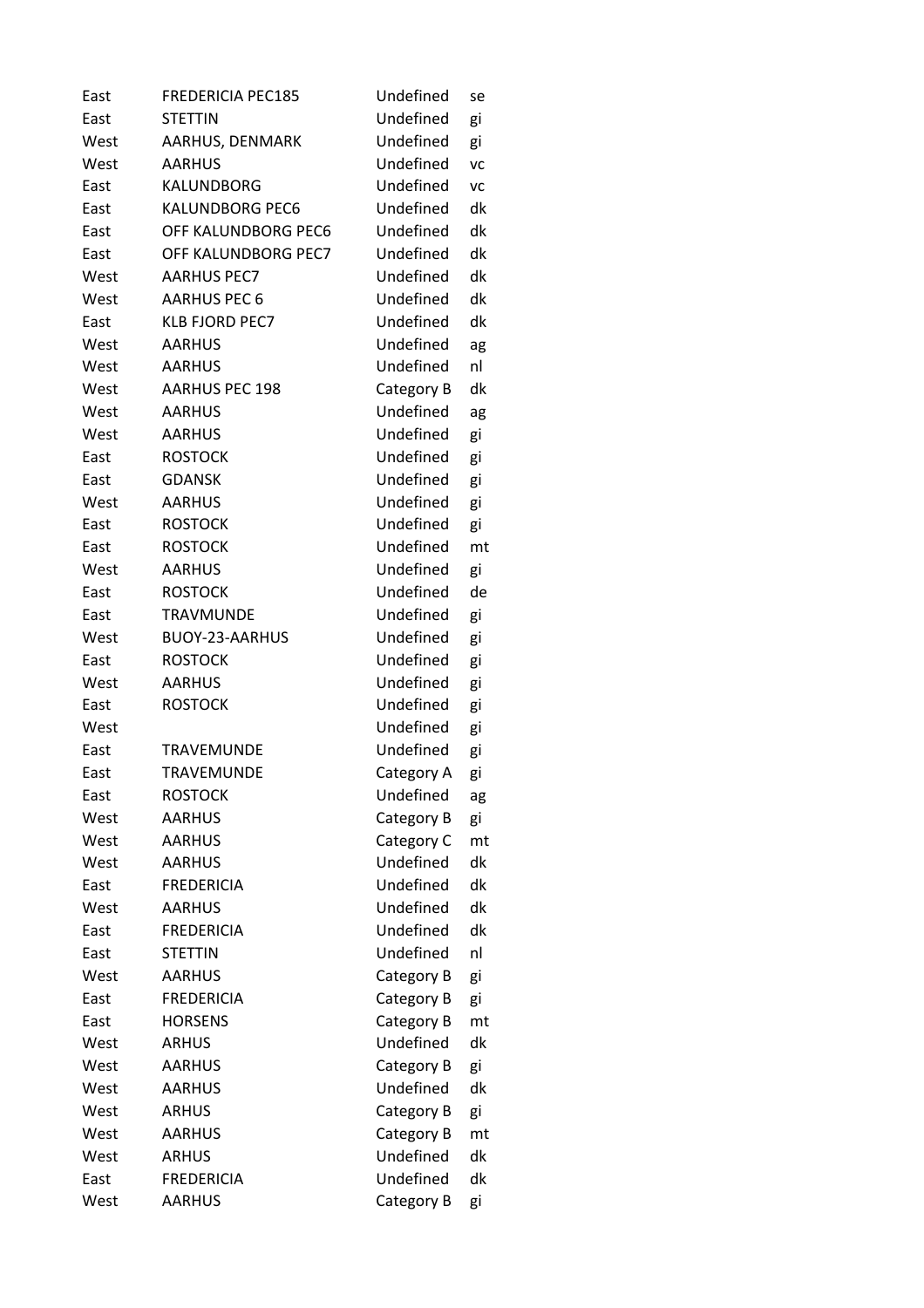| | | | |
|---|---|---|---|
| East | FREDERICIA PEC185 | Undefined | se |
| East | STETTIN | Undefined | gi |
| West | AARHUS, DENMARK | Undefined | gi |
| West | AARHUS | Undefined | vc |
| East | KALUNDBORG | Undefined | vc |
| East | KALUNDBORG PEC6 | Undefined | dk |
| East | OFF KALUNDBORG PEC6 | Undefined | dk |
| East | OFF KALUNDBORG PEC7 | Undefined | dk |
| West | AARHUS PEC7 | Undefined | dk |
| West | AARHUS PEC 6 | Undefined | dk |
| East | KLB FJORD PEC7 | Undefined | dk |
| West | AARHUS | Undefined | ag |
| West | AARHUS | Undefined | nl |
| West | AARHUS PEC 198 | Category B | dk |
| West | AARHUS | Undefined | ag |
| West | AARHUS | Undefined | gi |
| East | ROSTOCK | Undefined | gi |
| East | GDANSK | Undefined | gi |
| West | AARHUS | Undefined | gi |
| East | ROSTOCK | Undefined | gi |
| East | ROSTOCK | Undefined | mt |
| West | AARHUS | Undefined | gi |
| East | ROSTOCK | Undefined | de |
| East | TRAVMUNDE | Undefined | gi |
| West | BUOY-23-AARHUS | Undefined | gi |
| East | ROSTOCK | Undefined | gi |
| West | AARHUS | Undefined | gi |
| East | ROSTOCK | Undefined | gi |
| West | | Undefined | gi |
| East | TRAVEMUNDE | Undefined | gi |
| East | TRAVEMUNDE | Category A | gi |
| East | ROSTOCK | Undefined | ag |
| West | AARHUS | Category B | gi |
| West | AARHUS | Category C | mt |
| West | AARHUS | Undefined | dk |
| East | FREDERICIA | Undefined | dk |
| West | AARHUS | Undefined | dk |
| East | FREDERICIA | Undefined | dk |
| East | STETTIN | Undefined | nl |
| West | AARHUS | Category B | gi |
| East | FREDERICIA | Category B | gi |
| East | HORSENS | Category B | mt |
| West | ARHUS | Undefined | dk |
| West | AARHUS | Category B | gi |
| West | AARHUS | Undefined | dk |
| West | ARHUS | Category B | gi |
| West | AARHUS | Category B | mt |
| West | ARHUS | Undefined | dk |
| East | FREDERICIA | Undefined | dk |
| West | AARHUS | Category B | gi |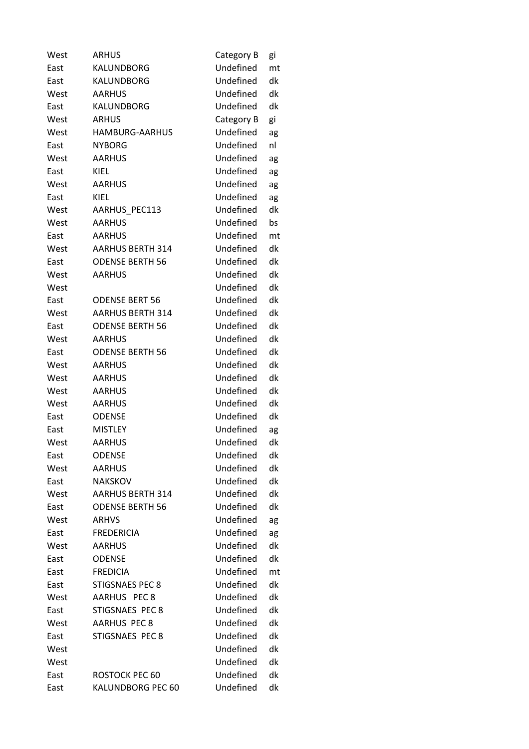| | | | |
|---|---|---|---|
| West | ARHUS | Category B | gi |
| East | KALUNDBORG | Undefined | mt |
| East | KALUNDBORG | Undefined | dk |
| West | AARHUS | Undefined | dk |
| East | KALUNDBORG | Undefined | dk |
| West | ARHUS | Category B | gi |
| West | HAMBURG-AARHUS | Undefined | ag |
| East | NYBORG | Undefined | nl |
| West | AARHUS | Undefined | ag |
| East | KIEL | Undefined | ag |
| West | AARHUS | Undefined | ag |
| East | KIEL | Undefined | ag |
| West | AARHUS_PEC113 | Undefined | dk |
| West | AARHUS | Undefined | bs |
| East | AARHUS | Undefined | mt |
| West | AARHUS BERTH 314 | Undefined | dk |
| East | ODENSE BERTH 56 | Undefined | dk |
| West | AARHUS | Undefined | dk |
| West | | Undefined | dk |
| East | ODENSE BERT 56 | Undefined | dk |
| West | AARHUS BERTH 314 | Undefined | dk |
| East | ODENSE BERTH 56 | Undefined | dk |
| West | AARHUS | Undefined | dk |
| East | ODENSE BERTH 56 | Undefined | dk |
| West | AARHUS | Undefined | dk |
| West | AARHUS | Undefined | dk |
| West | AARHUS | Undefined | dk |
| West | AARHUS | Undefined | dk |
| East | ODENSE | Undefined | dk |
| East | MISTLEY | Undefined | ag |
| West | AARHUS | Undefined | dk |
| East | ODENSE | Undefined | dk |
| West | AARHUS | Undefined | dk |
| East | NAKSKOV | Undefined | dk |
| West | AARHUS BERTH 314 | Undefined | dk |
| East | ODENSE BERTH 56 | Undefined | dk |
| West | ARHVS | Undefined | ag |
| East | FREDERICIA | Undefined | ag |
| West | AARHUS | Undefined | dk |
| East | ODENSE | Undefined | dk |
| East | FREDICIA | Undefined | mt |
| East | STIGSNAES PEC 8 | Undefined | dk |
| West | AARHUS PEC 8 | Undefined | dk |
| East | STIGSNAES PEC 8 | Undefined | dk |
| West | AARHUS PEC 8 | Undefined | dk |
| East | STIGSNAES PEC 8 | Undefined | dk |
| West | | Undefined | dk |
| West | | Undefined | dk |
| East | ROSTOCK PEC 60 | Undefined | dk |
| East | KALUNDBORG PEC 60 | Undefined | dk |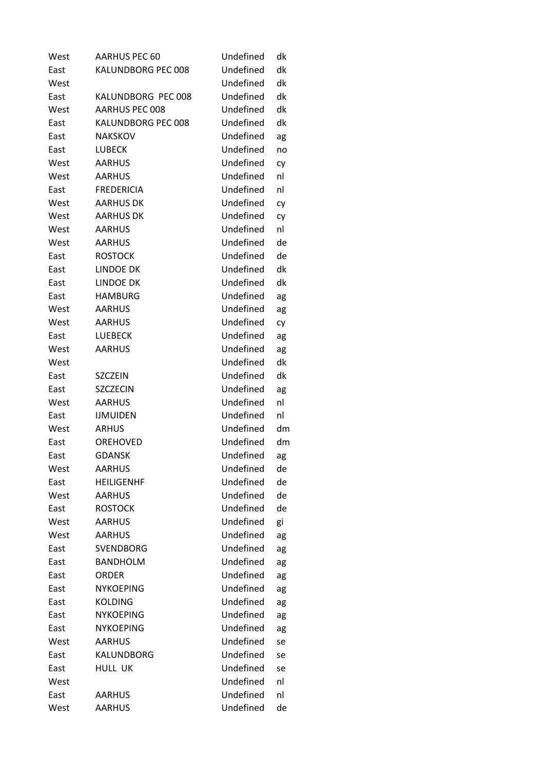| | | | |
|---|---|---|---|
| West | AARHUS PEC 60 | Undefined | dk |
| East | KALUNDBORG PEC 008 | Undefined | dk |
| West | | Undefined | dk |
| East | KALUNDBORG  PEC 008 | Undefined | dk |
| West | AARHUS PEC 008 | Undefined | dk |
| East | KALUNDBORG PEC 008 | Undefined | dk |
| East | NAKSKOV | Undefined | ag |
| East | LUBECK | Undefined | no |
| West | AARHUS | Undefined | cy |
| West | AARHUS | Undefined | nl |
| East | FREDERICIA | Undefined | nl |
| West | AARHUS DK | Undefined | cy |
| West | AARHUS DK | Undefined | cy |
| West | AARHUS | Undefined | nl |
| West | AARHUS | Undefined | de |
| East | ROSTOCK | Undefined | de |
| East | LINDOE DK | Undefined | dk |
| East | LINDOE DK | Undefined | dk |
| East | HAMBURG | Undefined | ag |
| West | AARHUS | Undefined | ag |
| West | AARHUS | Undefined | cy |
| East | LUEBECK | Undefined | ag |
| West | AARHUS | Undefined | ag |
| West | | Undefined | dk |
| East | SZCZEIN | Undefined | dk |
| East | SZCZECIN | Undefined | ag |
| West | AARHUS | Undefined | nl |
| East | IJMUIDEN | Undefined | nl |
| West | ARHUS | Undefined | dm |
| East | OREHOVED | Undefined | dm |
| East | GDANSK | Undefined | ag |
| West | AARHUS | Undefined | de |
| East | HEILIGENHF | Undefined | de |
| West | AARHUS | Undefined | de |
| East | ROSTOCK | Undefined | de |
| West | AARHUS | Undefined | gi |
| West | AARHUS | Undefined | ag |
| East | SVENDBORG | Undefined | ag |
| East | BANDHOLM | Undefined | ag |
| East | ORDER | Undefined | ag |
| East | NYKOEPING | Undefined | ag |
| East | KOLDING | Undefined | ag |
| East | NYKOEPING | Undefined | ag |
| East | NYKOEPING | Undefined | ag |
| West | AARHUS | Undefined | se |
| East | KALUNDBORG | Undefined | se |
| East | HULL  UK | Undefined | se |
| West | | Undefined | nl |
| East | AARHUS | Undefined | nl |
| West | AARHUS | Undefined | de |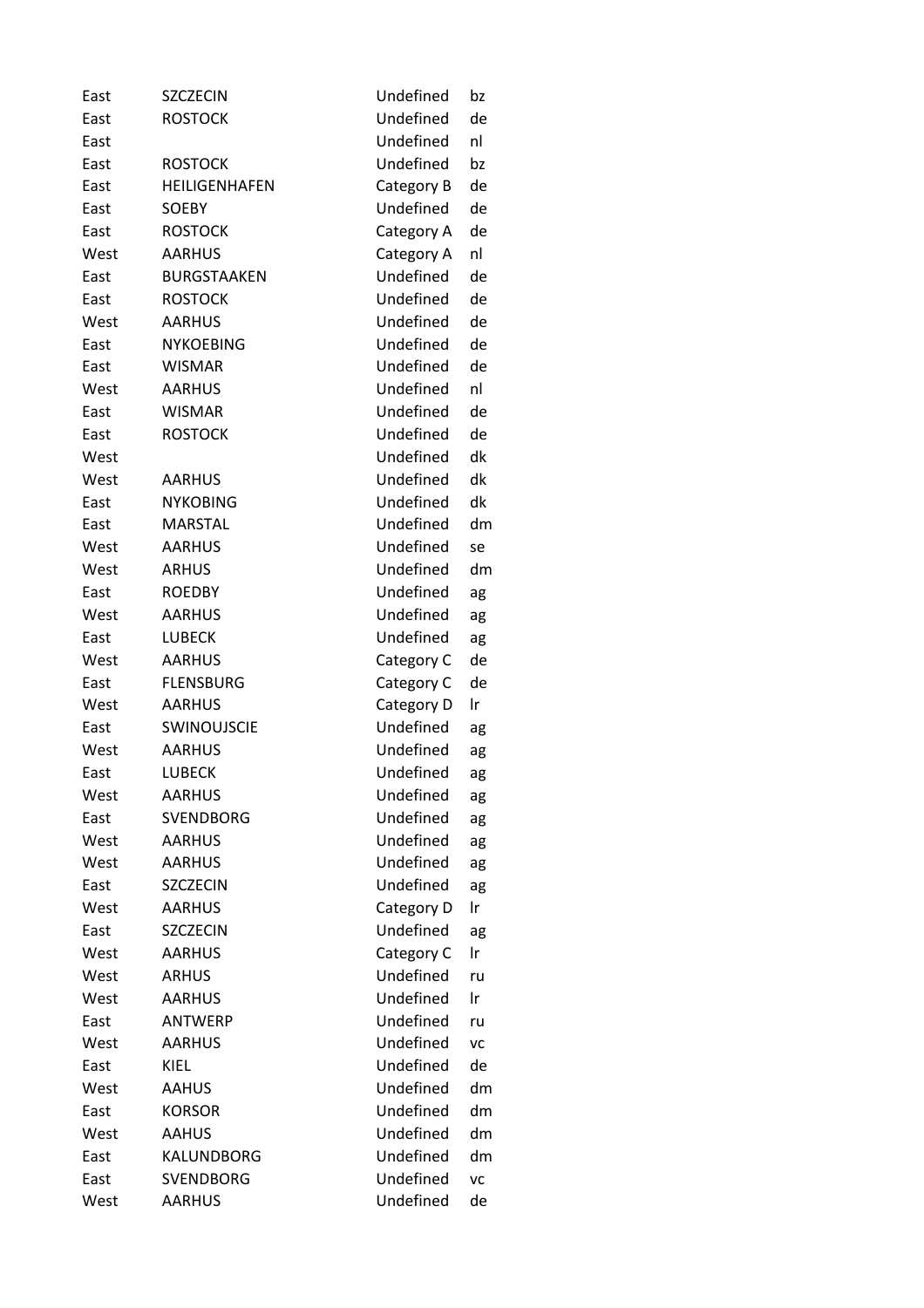| | | | |
|---|---|---|---|
| East | SZCZECIN | Undefined | bz |
| East | ROSTOCK | Undefined | de |
| East | | Undefined | nl |
| East | ROSTOCK | Undefined | bz |
| East | HEILIGENHAFEN | Category B | de |
| East | SOEBY | Undefined | de |
| East | ROSTOCK | Category A | de |
| West | AARHUS | Category A | nl |
| East | BURGSTAAKEN | Undefined | de |
| East | ROSTOCK | Undefined | de |
| West | AARHUS | Undefined | de |
| East | NYKOEBING | Undefined | de |
| East | WISMAR | Undefined | de |
| West | AARHUS | Undefined | nl |
| East | WISMAR | Undefined | de |
| East | ROSTOCK | Undefined | de |
| West | | Undefined | dk |
| West | AARHUS | Undefined | dk |
| East | NYKOBING | Undefined | dk |
| East | MARSTAL | Undefined | dm |
| West | AARHUS | Undefined | se |
| West | ARHUS | Undefined | dm |
| East | ROEDBY | Undefined | ag |
| West | AARHUS | Undefined | ag |
| East | LUBECK | Undefined | ag |
| West | AARHUS | Category C | de |
| East | FLENSBURG | Category C | de |
| West | AARHUS | Category D | lr |
| East | SWINOUJSCIE | Undefined | ag |
| West | AARHUS | Undefined | ag |
| East | LUBECK | Undefined | ag |
| West | AARHUS | Undefined | ag |
| East | SVENDBORG | Undefined | ag |
| West | AARHUS | Undefined | ag |
| West | AARHUS | Undefined | ag |
| East | SZCZECIN | Undefined | ag |
| West | AARHUS | Category D | lr |
| East | SZCZECIN | Undefined | ag |
| West | AARHUS | Category C | lr |
| West | ARHUS | Undefined | ru |
| West | AARHUS | Undefined | lr |
| East | ANTWERP | Undefined | ru |
| West | AARHUS | Undefined | vc |
| East | KIEL | Undefined | de |
| West | AAHUS | Undefined | dm |
| East | KORSOR | Undefined | dm |
| West | AAHUS | Undefined | dm |
| East | KALUNDBORG | Undefined | dm |
| East | SVENDBORG | Undefined | vc |
| West | AARHUS | Undefined | de |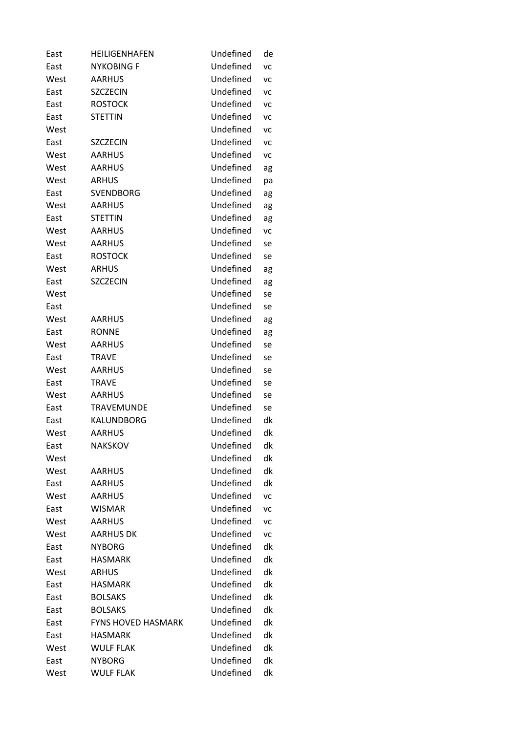| | | | |
|---|---|---|---|
| East | HEILIGENHAFEN | Undefined | de |
| East | NYKOBING F | Undefined | vc |
| West | AARHUS | Undefined | vc |
| East | SZCZECIN | Undefined | vc |
| East | ROSTOCK | Undefined | vc |
| East | STETTIN | Undefined | vc |
| West | | Undefined | vc |
| East | SZCZECIN | Undefined | vc |
| West | AARHUS | Undefined | vc |
| West | AARHUS | Undefined | ag |
| West | ARHUS | Undefined | pa |
| East | SVENDBORG | Undefined | ag |
| West | AARHUS | Undefined | ag |
| East | STETTIN | Undefined | ag |
| West | AARHUS | Undefined | vc |
| West | AARHUS | Undefined | se |
| East | ROSTOCK | Undefined | se |
| West | ARHUS | Undefined | ag |
| East | SZCZECIN | Undefined | ag |
| West | | Undefined | se |
| East | | Undefined | se |
| West | AARHUS | Undefined | ag |
| East | RONNE | Undefined | ag |
| West | AARHUS | Undefined | se |
| East | TRAVE | Undefined | se |
| West | AARHUS | Undefined | se |
| East | TRAVE | Undefined | se |
| West | AARHUS | Undefined | se |
| East | TRAVEMUNDE | Undefined | se |
| East | KALUNDBORG | Undefined | dk |
| West | AARHUS | Undefined | dk |
| East | NAKSKOV | Undefined | dk |
| West | | Undefined | dk |
| West | AARHUS | Undefined | dk |
| East | AARHUS | Undefined | dk |
| West | AARHUS | Undefined | vc |
| East | WISMAR | Undefined | vc |
| West | AARHUS | Undefined | vc |
| West | AARHUS DK | Undefined | vc |
| East | NYBORG | Undefined | dk |
| East | HASMARK | Undefined | dk |
| West | ARHUS | Undefined | dk |
| East | HASMARK | Undefined | dk |
| East | BOLSAKS | Undefined | dk |
| East | BOLSAKS | Undefined | dk |
| East | FYNS HOVED HASMARK | Undefined | dk |
| East | HASMARK | Undefined | dk |
| West | WULF FLAK | Undefined | dk |
| East | NYBORG | Undefined | dk |
| West | WULF FLAK | Undefined | dk |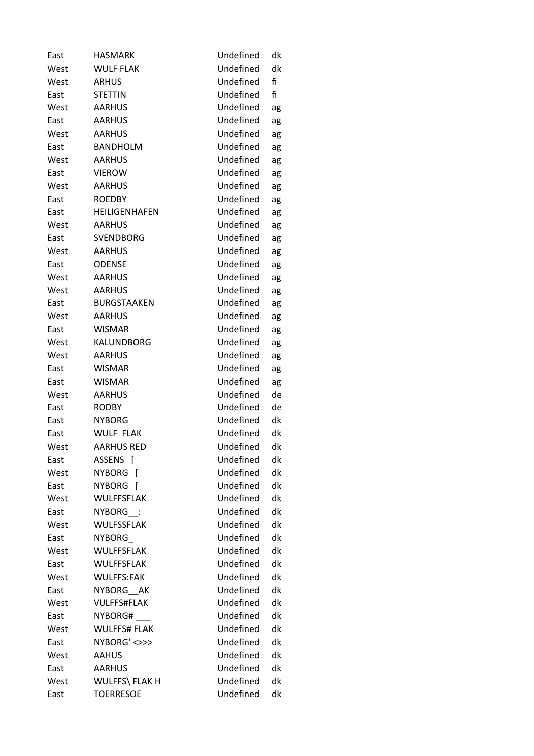| | | | |
|---|---|---|---|
| East | HASMARK | Undefined | dk |
| West | WULF FLAK | Undefined | dk |
| West | ARHUS | Undefined | fi |
| East | STETTIN | Undefined | fi |
| West | AARHUS | Undefined | ag |
| East | AARHUS | Undefined | ag |
| West | AARHUS | Undefined | ag |
| East | BANDHOLM | Undefined | ag |
| West | AARHUS | Undefined | ag |
| East | VIEROW | Undefined | ag |
| West | AARHUS | Undefined | ag |
| East | ROEDBY | Undefined | ag |
| East | HEILIGENHAFEN | Undefined | ag |
| West | AARHUS | Undefined | ag |
| East | SVENDBORG | Undefined | ag |
| West | AARHUS | Undefined | ag |
| East | ODENSE | Undefined | ag |
| West | AARHUS | Undefined | ag |
| West | AARHUS | Undefined | ag |
| East | BURGSTAAKEN | Undefined | ag |
| West | AARHUS | Undefined | ag |
| East | WISMAR | Undefined | ag |
| West | KALUNDBORG | Undefined | ag |
| West | AARHUS | Undefined | ag |
| East | WISMAR | Undefined | ag |
| East | WISMAR | Undefined | ag |
| West | AARHUS | Undefined | de |
| East | RODBY | Undefined | de |
| East | NYBORG | Undefined | dk |
| East | WULF FLAK | Undefined | dk |
| West | AARHUS RED | Undefined | dk |
| East | ASSENS [ | Undefined | dk |
| West | NYBORG [ | Undefined | dk |
| East | NYBORG [ | Undefined | dk |
| West | WULFFSFLAK | Undefined | dk |
| East | NYBORG__: | Undefined | dk |
| West | WULFSSFLAK | Undefined | dk |
| East | NYBORG_ | Undefined | dk |
| West | WULFFSFLAK | Undefined | dk |
| East | WULFFSFLAK | Undefined | dk |
| West | WULFFS:FAK | Undefined | dk |
| East | NYBORG__AK | Undefined | dk |
| West | VULFFS#FLAK | Undefined | dk |
| East | NYBORG# ___ | Undefined | dk |
| West | WULFFS# FLAK | Undefined | dk |
| East | NYBORG' <>>> | Undefined | dk |
| West | AAHUS | Undefined | dk |
| East | AARHUS | Undefined | dk |
| West | WULFFS\ FLAK H | Undefined | dk |
| East | TOERRESOE | Undefined | dk |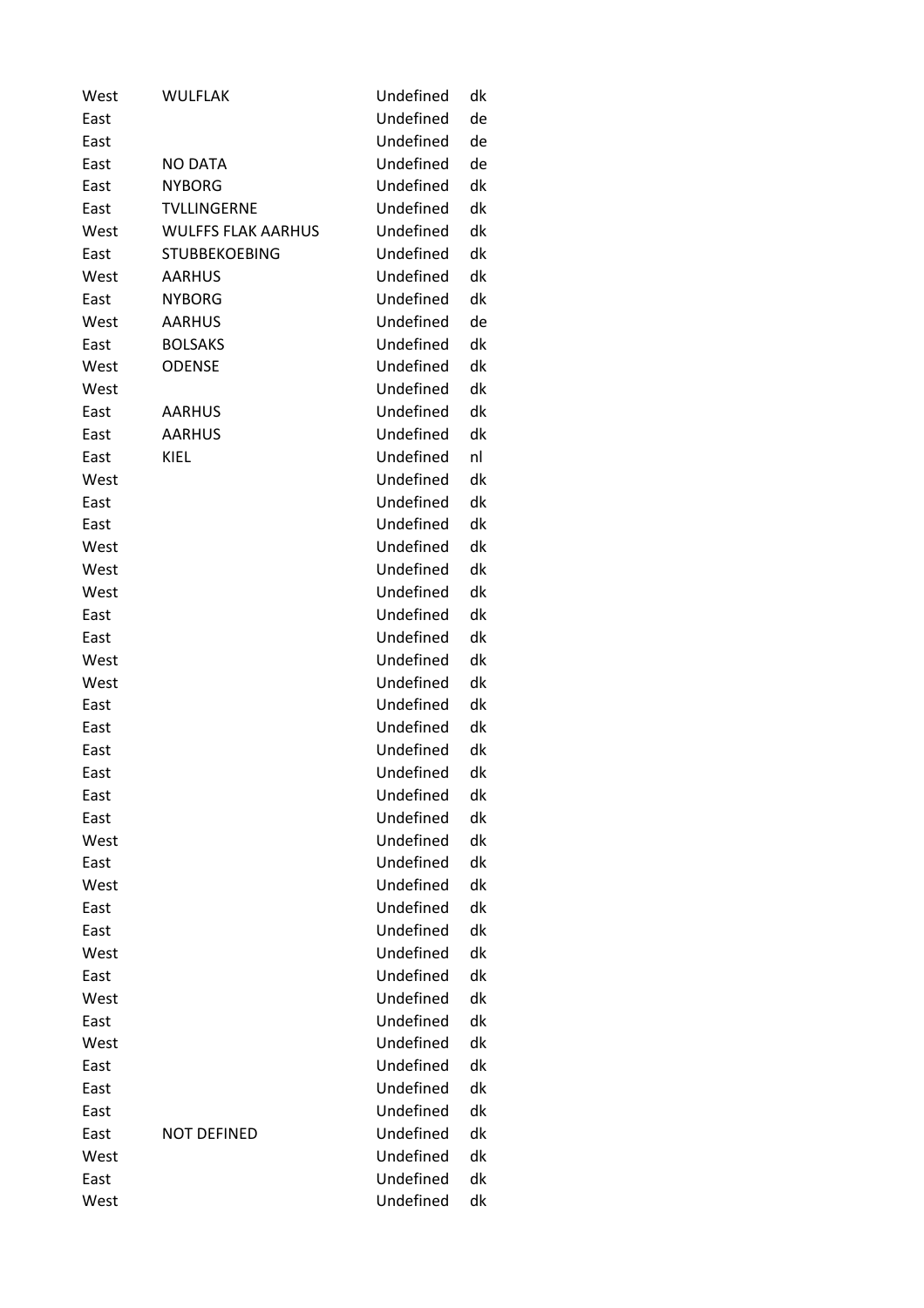| | | | |
|---|---|---|---|
| West | WULFLAK | Undefined | dk |
| East | | Undefined | de |
| East | | Undefined | de |
| East | NO DATA | Undefined | de |
| East | NYBORG | Undefined | dk |
| East | TVLLINGERNE | Undefined | dk |
| West | WULFFS FLAK AARHUS | Undefined | dk |
| East | STUBBEKOEBING | Undefined | dk |
| West | AARHUS | Undefined | dk |
| East | NYBORG | Undefined | dk |
| West | AARHUS | Undefined | de |
| East | BOLSAKS | Undefined | dk |
| West | ODENSE | Undefined | dk |
| West | | Undefined | dk |
| East | AARHUS | Undefined | dk |
| East | AARHUS | Undefined | dk |
| East | KIEL | Undefined | nl |
| West | | Undefined | dk |
| East | | Undefined | dk |
| East | | Undefined | dk |
| West | | Undefined | dk |
| West | | Undefined | dk |
| West | | Undefined | dk |
| East | | Undefined | dk |
| East | | Undefined | dk |
| West | | Undefined | dk |
| West | | Undefined | dk |
| East | | Undefined | dk |
| East | | Undefined | dk |
| East | | Undefined | dk |
| East | | Undefined | dk |
| East | | Undefined | dk |
| East | | Undefined | dk |
| West | | Undefined | dk |
| East | | Undefined | dk |
| West | | Undefined | dk |
| East | | Undefined | dk |
| East | | Undefined | dk |
| West | | Undefined | dk |
| East | | Undefined | dk |
| West | | Undefined | dk |
| East | | Undefined | dk |
| West | | Undefined | dk |
| East | | Undefined | dk |
| East | | Undefined | dk |
| East | | Undefined | dk |
| East | NOT DEFINED | Undefined | dk |
| West | | Undefined | dk |
| East | | Undefined | dk |
| West | | Undefined | dk |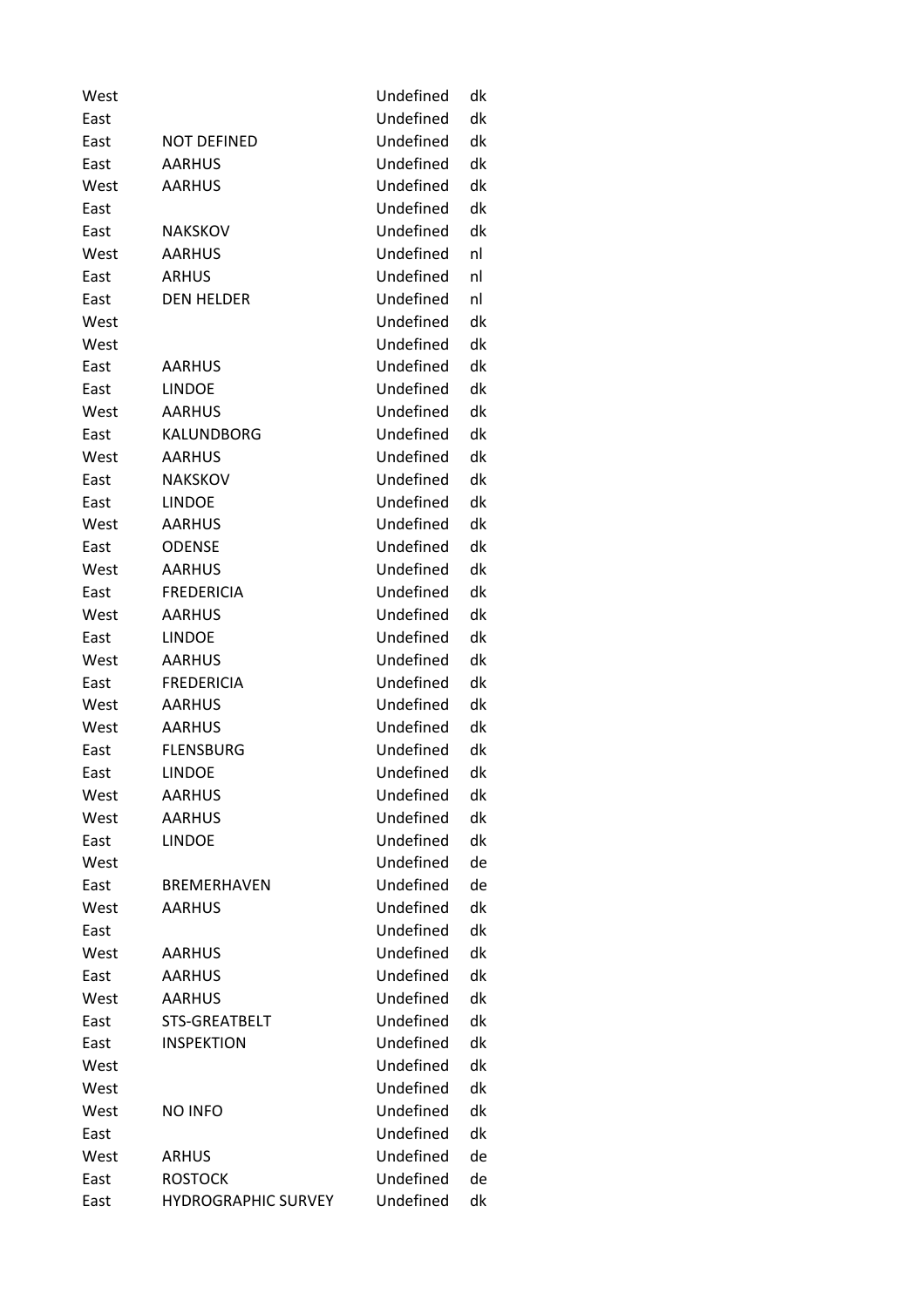| | | | |
|---|---|---|---|
| West | | Undefined | dk |
| East | | Undefined | dk |
| East | NOT DEFINED | Undefined | dk |
| East | AARHUS | Undefined | dk |
| West | AARHUS | Undefined | dk |
| East | | Undefined | dk |
| East | NAKSKOV | Undefined | dk |
| West | AARHUS | Undefined | nl |
| East | ARHUS | Undefined | nl |
| East | DEN HELDER | Undefined | nl |
| West | | Undefined | dk |
| West | | Undefined | dk |
| East | AARHUS | Undefined | dk |
| East | LINDOE | Undefined | dk |
| West | AARHUS | Undefined | dk |
| East | KALUNDBORG | Undefined | dk |
| West | AARHUS | Undefined | dk |
| East | NAKSKOV | Undefined | dk |
| East | LINDOE | Undefined | dk |
| West | AARHUS | Undefined | dk |
| East | ODENSE | Undefined | dk |
| West | AARHUS | Undefined | dk |
| East | FREDERICIA | Undefined | dk |
| West | AARHUS | Undefined | dk |
| East | LINDOE | Undefined | dk |
| West | AARHUS | Undefined | dk |
| East | FREDERICIA | Undefined | dk |
| West | AARHUS | Undefined | dk |
| West | AARHUS | Undefined | dk |
| East | FLENSBURG | Undefined | dk |
| East | LINDOE | Undefined | dk |
| West | AARHUS | Undefined | dk |
| West | AARHUS | Undefined | dk |
| East | LINDOE | Undefined | dk |
| West | | Undefined | de |
| East | BREMERHAVEN | Undefined | de |
| West | AARHUS | Undefined | dk |
| East | | Undefined | dk |
| West | AARHUS | Undefined | dk |
| East | AARHUS | Undefined | dk |
| West | AARHUS | Undefined | dk |
| East | STS-GREATBELT | Undefined | dk |
| East | INSPEKTION | Undefined | dk |
| West | | Undefined | dk |
| West | | Undefined | dk |
| West | NO INFO | Undefined | dk |
| East | | Undefined | dk |
| West | ARHUS | Undefined | de |
| East | ROSTOCK | Undefined | de |
| East | HYDROGRAPHIC SURVEY | Undefined | dk |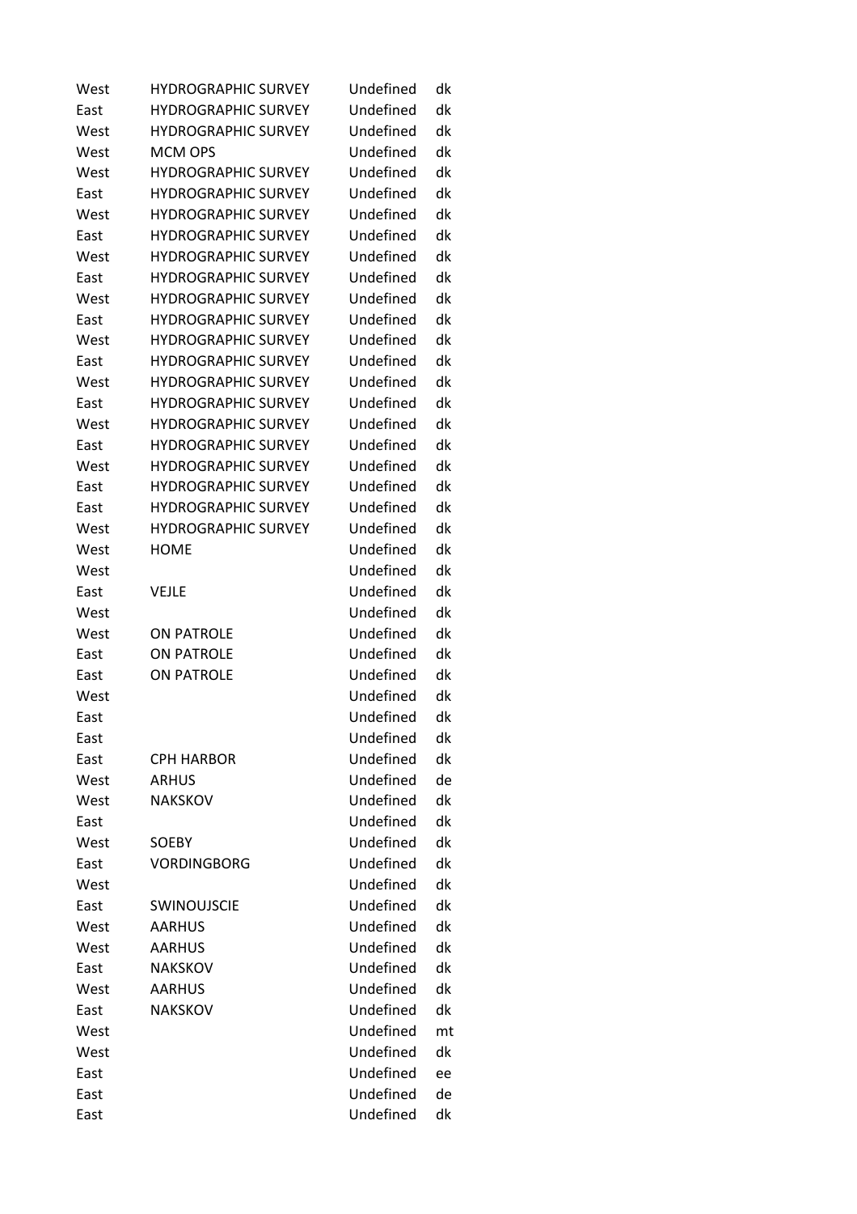| | | | |
|---|---|---|---|
| West | HYDROGRAPHIC SURVEY | Undefined | dk |
| East | HYDROGRAPHIC SURVEY | Undefined | dk |
| West | HYDROGRAPHIC SURVEY | Undefined | dk |
| West | MCM OPS | Undefined | dk |
| West | HYDROGRAPHIC SURVEY | Undefined | dk |
| East | HYDROGRAPHIC SURVEY | Undefined | dk |
| West | HYDROGRAPHIC SURVEY | Undefined | dk |
| East | HYDROGRAPHIC SURVEY | Undefined | dk |
| West | HYDROGRAPHIC SURVEY | Undefined | dk |
| East | HYDROGRAPHIC SURVEY | Undefined | dk |
| West | HYDROGRAPHIC SURVEY | Undefined | dk |
| East | HYDROGRAPHIC SURVEY | Undefined | dk |
| West | HYDROGRAPHIC SURVEY | Undefined | dk |
| East | HYDROGRAPHIC SURVEY | Undefined | dk |
| West | HYDROGRAPHIC SURVEY | Undefined | dk |
| East | HYDROGRAPHIC SURVEY | Undefined | dk |
| West | HYDROGRAPHIC SURVEY | Undefined | dk |
| East | HYDROGRAPHIC SURVEY | Undefined | dk |
| West | HYDROGRAPHIC SURVEY | Undefined | dk |
| East | HYDROGRAPHIC SURVEY | Undefined | dk |
| East | HYDROGRAPHIC SURVEY | Undefined | dk |
| West | HYDROGRAPHIC SURVEY | Undefined | dk |
| West | HOME | Undefined | dk |
| West | | Undefined | dk |
| East | VEJLE | Undefined | dk |
| West | | Undefined | dk |
| West | ON PATROLE | Undefined | dk |
| East | ON PATROLE | Undefined | dk |
| East | ON PATROLE | Undefined | dk |
| West | | Undefined | dk |
| East | | Undefined | dk |
| East | | Undefined | dk |
| East | CPH HARBOR | Undefined | dk |
| West | ARHUS | Undefined | de |
| West | NAKSKOV | Undefined | dk |
| East | | Undefined | dk |
| West | SOEBY | Undefined | dk |
| East | VORDINGBORG | Undefined | dk |
| West | | Undefined | dk |
| East | SWINOUJSCIE | Undefined | dk |
| West | AARHUS | Undefined | dk |
| West | AARHUS | Undefined | dk |
| East | NAKSKOV | Undefined | dk |
| West | AARHUS | Undefined | dk |
| East | NAKSKOV | Undefined | dk |
| West | | Undefined | mt |
| West | | Undefined | dk |
| East | | Undefined | ee |
| East | | Undefined | de |
| East | | Undefined | dk |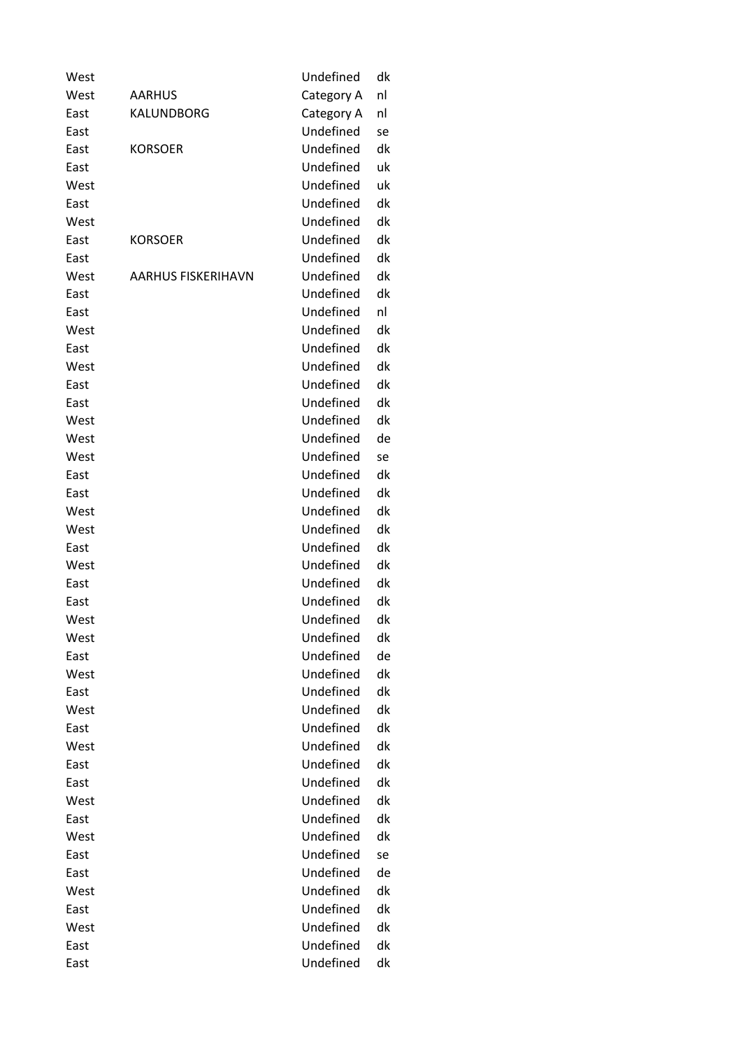| | | | |
|---|---|---|---|
| West | | Undefined | dk |
| West | AARHUS | Category A | nl |
| East | KALUNDBORG | Category A | nl |
| East | | Undefined | se |
| East | KORSOER | Undefined | dk |
| East | | Undefined | uk |
| West | | Undefined | uk |
| East | | Undefined | dk |
| West | | Undefined | dk |
| East | KORSOER | Undefined | dk |
| East | | Undefined | dk |
| West | AARHUS FISKERIHAVN | Undefined | dk |
| East | | Undefined | dk |
| East | | Undefined | nl |
| West | | Undefined | dk |
| East | | Undefined | dk |
| West | | Undefined | dk |
| East | | Undefined | dk |
| East | | Undefined | dk |
| West | | Undefined | dk |
| West | | Undefined | de |
| West | | Undefined | se |
| East | | Undefined | dk |
| East | | Undefined | dk |
| West | | Undefined | dk |
| West | | Undefined | dk |
| East | | Undefined | dk |
| West | | Undefined | dk |
| East | | Undefined | dk |
| East | | Undefined | dk |
| West | | Undefined | dk |
| West | | Undefined | dk |
| East | | Undefined | de |
| West | | Undefined | dk |
| East | | Undefined | dk |
| West | | Undefined | dk |
| East | | Undefined | dk |
| West | | Undefined | dk |
| East | | Undefined | dk |
| East | | Undefined | dk |
| West | | Undefined | dk |
| East | | Undefined | dk |
| West | | Undefined | dk |
| East | | Undefined | se |
| East | | Undefined | de |
| West | | Undefined | dk |
| East | | Undefined | dk |
| West | | Undefined | dk |
| East | | Undefined | dk |
| East | | Undefined | dk |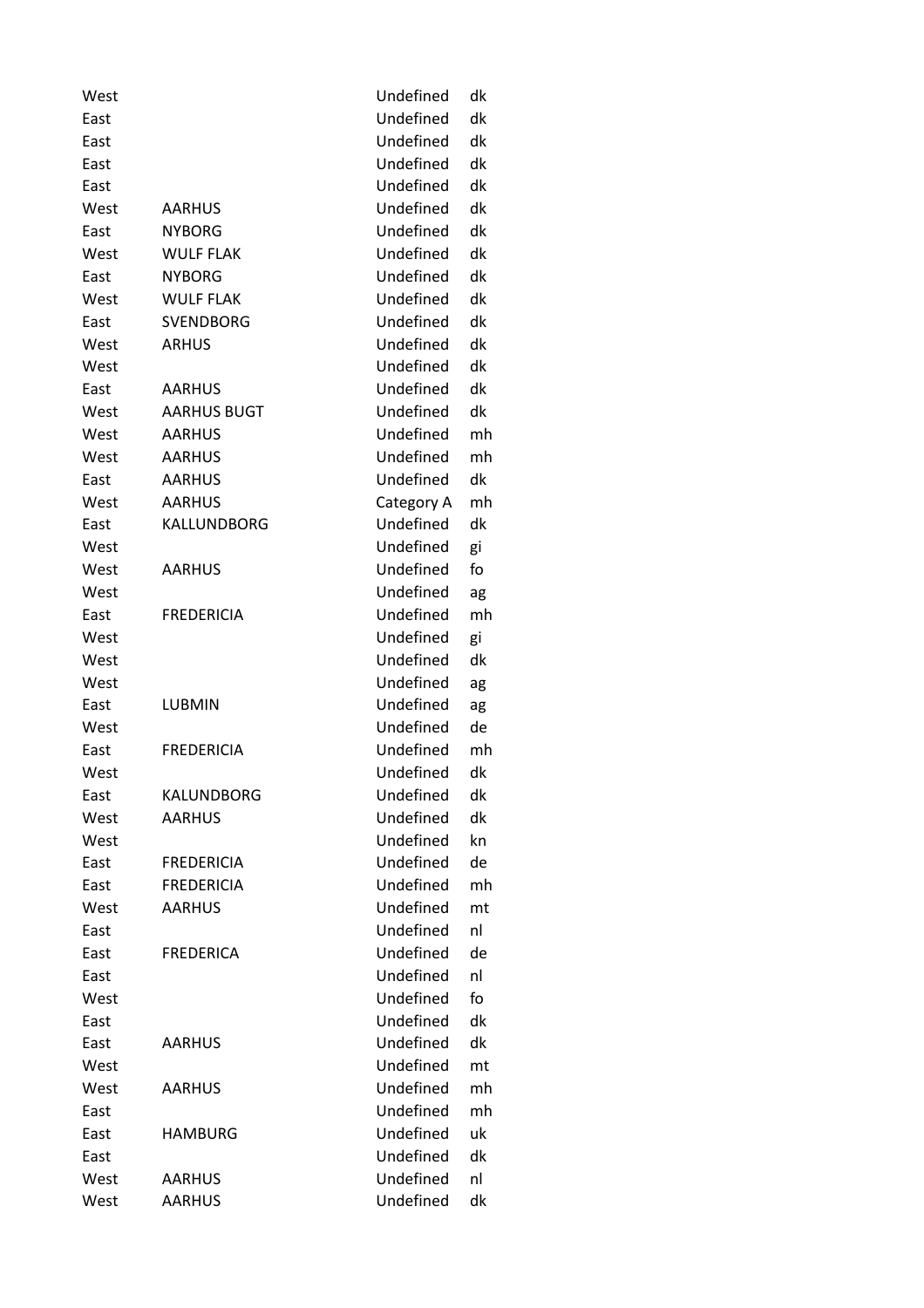| | | | |
|---|---|---|---|
| West | | Undefined | dk |
| East | | Undefined | dk |
| East | | Undefined | dk |
| East | | Undefined | dk |
| East | | Undefined | dk |
| West | AARHUS | Undefined | dk |
| East | NYBORG | Undefined | dk |
| West | WULF FLAK | Undefined | dk |
| East | NYBORG | Undefined | dk |
| West | WULF FLAK | Undefined | dk |
| East | SVENDBORG | Undefined | dk |
| West | ARHUS | Undefined | dk |
| West | | Undefined | dk |
| East | AARHUS | Undefined | dk |
| West | AARHUS BUGT | Undefined | dk |
| West | AARHUS | Undefined | mh |
| West | AARHUS | Undefined | mh |
| East | AARHUS | Undefined | dk |
| West | AARHUS | Category A | mh |
| East | KALLUNDBORG | Undefined | dk |
| West | | Undefined | gi |
| West | AARHUS | Undefined | fo |
| West | | Undefined | ag |
| East | FREDERICIA | Undefined | mh |
| West | | Undefined | gi |
| West | | Undefined | dk |
| West | | Undefined | ag |
| East | LUBMIN | Undefined | ag |
| West | | Undefined | de |
| East | FREDERICIA | Undefined | mh |
| West | | Undefined | dk |
| East | KALUNDBORG | Undefined | dk |
| West | AARHUS | Undefined | dk |
| West | | Undefined | kn |
| East | FREDERICIA | Undefined | de |
| East | FREDERICIA | Undefined | mh |
| West | AARHUS | Undefined | mt |
| East | | Undefined | nl |
| East | FREDERICA | Undefined | de |
| East | | Undefined | nl |
| West | | Undefined | fo |
| East | | Undefined | dk |
| East | AARHUS | Undefined | dk |
| West | | Undefined | mt |
| West | AARHUS | Undefined | mh |
| East | | Undefined | mh |
| East | HAMBURG | Undefined | uk |
| East | | Undefined | dk |
| West | AARHUS | Undefined | nl |
| West | AARHUS | Undefined | dk |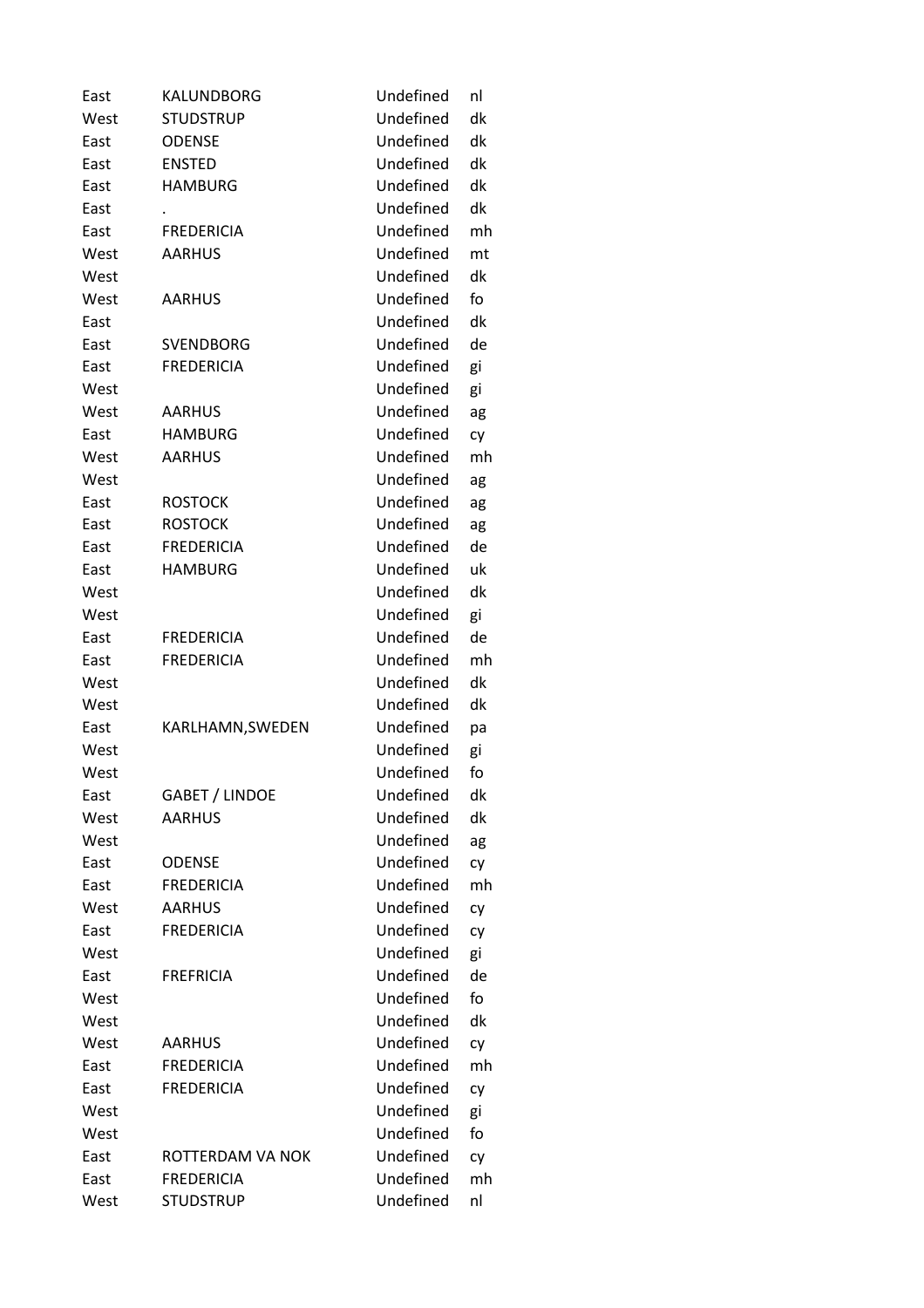| | | | |
|---|---|---|---|
| East | KALUNDBORG | Undefined | nl |
| West | STUDSTRUP | Undefined | dk |
| East | ODENSE | Undefined | dk |
| East | ENSTED | Undefined | dk |
| East | HAMBURG | Undefined | dk |
| East | . | Undefined | dk |
| East | FREDERICIA | Undefined | mh |
| West | AARHUS | Undefined | mt |
| West | | Undefined | dk |
| West | AARHUS | Undefined | fo |
| East | | Undefined | dk |
| East | SVENDBORG | Undefined | de |
| East | FREDERICIA | Undefined | gi |
| West | | Undefined | gi |
| West | AARHUS | Undefined | ag |
| East | HAMBURG | Undefined | cy |
| West | AARHUS | Undefined | mh |
| West | | Undefined | ag |
| East | ROSTOCK | Undefined | ag |
| East | ROSTOCK | Undefined | ag |
| East | FREDERICIA | Undefined | de |
| East | HAMBURG | Undefined | uk |
| West | | Undefined | dk |
| West | | Undefined | gi |
| East | FREDERICIA | Undefined | de |
| East | FREDERICIA | Undefined | mh |
| West | | Undefined | dk |
| West | | Undefined | dk |
| East | KARLHAMN,SWEDEN | Undefined | pa |
| West | | Undefined | gi |
| West | | Undefined | fo |
| East | GABET / LINDOE | Undefined | dk |
| West | AARHUS | Undefined | dk |
| West | | Undefined | ag |
| East | ODENSE | Undefined | cy |
| East | FREDERICIA | Undefined | mh |
| West | AARHUS | Undefined | cy |
| East | FREDERICIA | Undefined | cy |
| West | | Undefined | gi |
| East | FREFRICIA | Undefined | de |
| West | | Undefined | fo |
| West | | Undefined | dk |
| West | AARHUS | Undefined | cy |
| East | FREDERICIA | Undefined | mh |
| East | FREDERICIA | Undefined | cy |
| West | | Undefined | gi |
| West | | Undefined | fo |
| East | ROTTERDAM VA NOK | Undefined | cy |
| East | FREDERICIA | Undefined | mh |
| West | STUDSTRUP | Undefined | nl |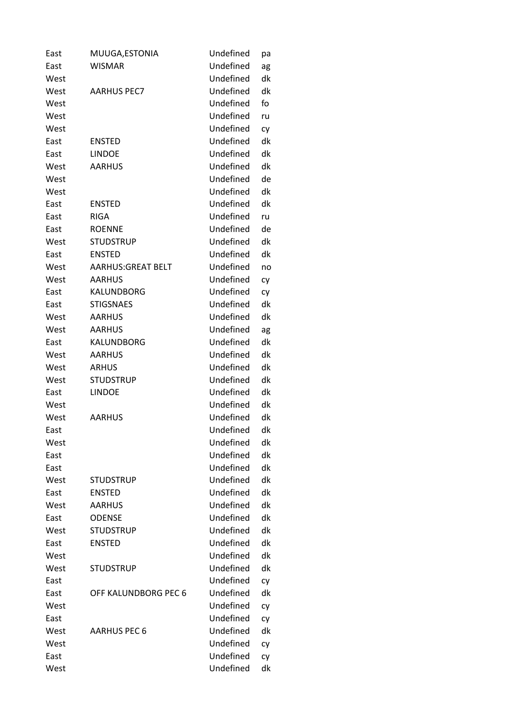| | | | |
|---|---|---|---|
| East | MUUGA,ESTONIA | Undefined | pa |
| East | WISMAR | Undefined | ag |
| West | | Undefined | dk |
| West | AARHUS PEC7 | Undefined | dk |
| West | | Undefined | fo |
| West | | Undefined | ru |
| West | | Undefined | cy |
| East | ENSTED | Undefined | dk |
| East | LINDOE | Undefined | dk |
| West | AARHUS | Undefined | dk |
| West | | Undefined | de |
| West | | Undefined | dk |
| East | ENSTED | Undefined | dk |
| East | RIGA | Undefined | ru |
| East | ROENNE | Undefined | de |
| West | STUDSTRUP | Undefined | dk |
| East | ENSTED | Undefined | dk |
| West | AARHUS:GREAT BELT | Undefined | no |
| West | AARHUS | Undefined | cy |
| East | KALUNDBORG | Undefined | cy |
| East | STIGSNAES | Undefined | dk |
| West | AARHUS | Undefined | dk |
| West | AARHUS | Undefined | ag |
| East | KALUNDBORG | Undefined | dk |
| West | AARHUS | Undefined | dk |
| West | ARHUS | Undefined | dk |
| West | STUDSTRUP | Undefined | dk |
| East | LINDOE | Undefined | dk |
| West | | Undefined | dk |
| West | AARHUS | Undefined | dk |
| East | | Undefined | dk |
| West | | Undefined | dk |
| East | | Undefined | dk |
| East | | Undefined | dk |
| West | STUDSTRUP | Undefined | dk |
| East | ENSTED | Undefined | dk |
| West | AARHUS | Undefined | dk |
| East | ODENSE | Undefined | dk |
| West | STUDSTRUP | Undefined | dk |
| East | ENSTED | Undefined | dk |
| West | | Undefined | dk |
| West | STUDSTRUP | Undefined | dk |
| East | | Undefined | cy |
| East | OFF KALUNDBORG PEC 6 | Undefined | dk |
| West | | Undefined | cy |
| East | | Undefined | cy |
| West | AARHUS PEC 6 | Undefined | dk |
| West | | Undefined | cy |
| East | | Undefined | cy |
| West | | Undefined | dk |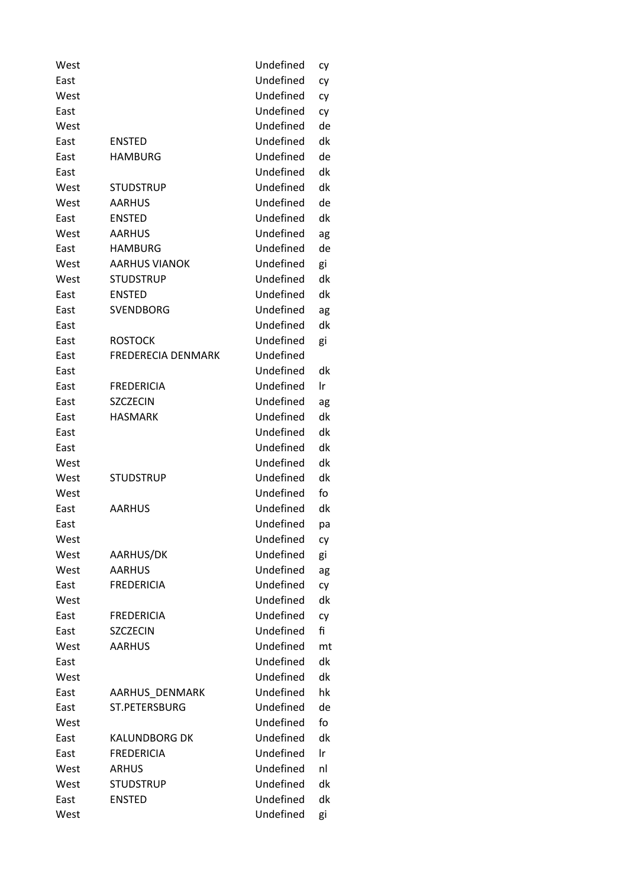| | | | |
|---|---|---|---|
| West | | Undefined | cy |
| East | | Undefined | cy |
| West | | Undefined | cy |
| East | | Undefined | cy |
| West | | Undefined | de |
| East | ENSTED | Undefined | dk |
| East | HAMBURG | Undefined | de |
| East | | Undefined | dk |
| West | STUDSTRUP | Undefined | dk |
| West | AARHUS | Undefined | de |
| East | ENSTED | Undefined | dk |
| West | AARHUS | Undefined | ag |
| East | HAMBURG | Undefined | de |
| West | AARHUS VIANOK | Undefined | gi |
| West | STUDSTRUP | Undefined | dk |
| East | ENSTED | Undefined | dk |
| East | SVENDBORG | Undefined | ag |
| East | | Undefined | dk |
| East | ROSTOCK | Undefined | gi |
| East | FREDERECIA DENMARK | Undefined | |
| East | | Undefined | dk |
| East | FREDERICIA | Undefined | lr |
| East | SZCZECIN | Undefined | ag |
| East | HASMARK | Undefined | dk |
| East | | Undefined | dk |
| East | | Undefined | dk |
| West | | Undefined | dk |
| West | STUDSTRUP | Undefined | dk |
| West | | Undefined | fo |
| East | AARHUS | Undefined | dk |
| East | | Undefined | pa |
| West | | Undefined | cy |
| West | AARHUS/DK | Undefined | gi |
| West | AARHUS | Undefined | ag |
| East | FREDERICIA | Undefined | cy |
| West | | Undefined | dk |
| East | FREDERICIA | Undefined | cy |
| East | SZCZECIN | Undefined | fi |
| West | AARHUS | Undefined | mt |
| East | | Undefined | dk |
| West | | Undefined | dk |
| East | AARHUS_DENMARK | Undefined | hk |
| East | ST.PETERSBURG | Undefined | de |
| West | | Undefined | fo |
| East | KALUNDBORG DK | Undefined | dk |
| East | FREDERICIA | Undefined | lr |
| West | ARHUS | Undefined | nl |
| West | STUDSTRUP | Undefined | dk |
| East | ENSTED | Undefined | dk |
| West | | Undefined | gi |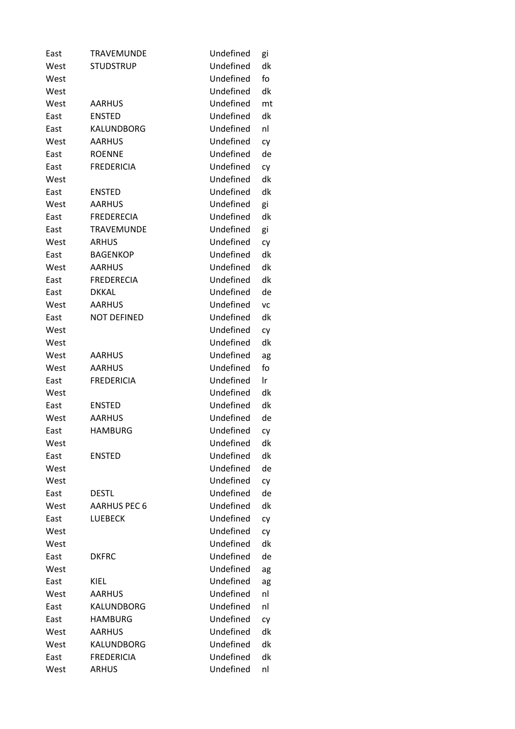| | | | |
|---|---|---|---|
| East | TRAVEMUNDE | Undefined | gi |
| West | STUDSTRUP | Undefined | dk |
| West | | Undefined | fo |
| West | | Undefined | dk |
| West | AARHUS | Undefined | mt |
| East | ENSTED | Undefined | dk |
| East | KALUNDBORG | Undefined | nl |
| West | AARHUS | Undefined | cy |
| East | ROENNE | Undefined | de |
| East | FREDERICIA | Undefined | cy |
| West | | Undefined | dk |
| East | ENSTED | Undefined | dk |
| West | AARHUS | Undefined | gi |
| East | FREDERECIA | Undefined | dk |
| East | TRAVEMUNDE | Undefined | gi |
| West | ARHUS | Undefined | cy |
| East | BAGENKOP | Undefined | dk |
| West | AARHUS | Undefined | dk |
| East | FREDERECIA | Undefined | dk |
| East | DKKAL | Undefined | de |
| West | AARHUS | Undefined | vc |
| East | NOT DEFINED | Undefined | dk |
| West | | Undefined | cy |
| West | | Undefined | dk |
| West | AARHUS | Undefined | ag |
| West | AARHUS | Undefined | fo |
| East | FREDERICIA | Undefined | lr |
| West | | Undefined | dk |
| East | ENSTED | Undefined | dk |
| West | AARHUS | Undefined | de |
| East | HAMBURG | Undefined | cy |
| West | | Undefined | dk |
| East | ENSTED | Undefined | dk |
| West | | Undefined | de |
| West | | Undefined | cy |
| East | DESTL | Undefined | de |
| West | AARHUS PEC 6 | Undefined | dk |
| East | LUEBECK | Undefined | cy |
| West | | Undefined | cy |
| West | | Undefined | dk |
| East | DKFRC | Undefined | de |
| West | | Undefined | ag |
| East | KIEL | Undefined | ag |
| West | AARHUS | Undefined | nl |
| East | KALUNDBORG | Undefined | nl |
| East | HAMBURG | Undefined | cy |
| West | AARHUS | Undefined | dk |
| West | KALUNDBORG | Undefined | dk |
| East | FREDERICIA | Undefined | dk |
| West | ARHUS | Undefined | nl |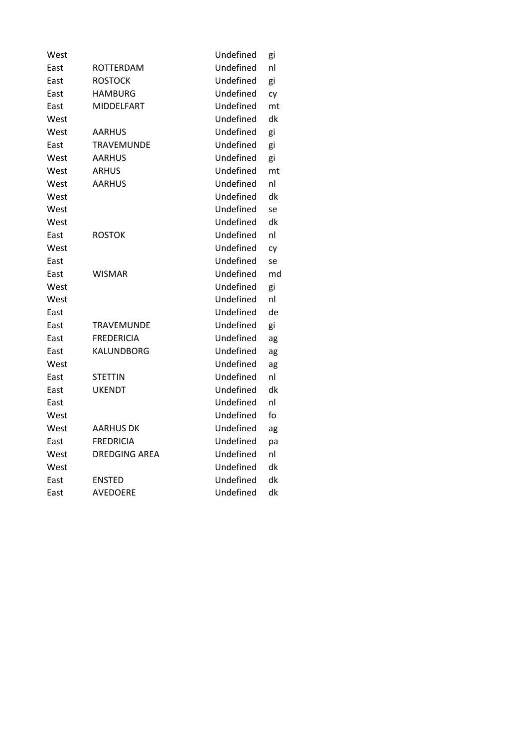| | | | |
|---|---|---|---|
| West | | Undefined | gi |
| East | ROTTERDAM | Undefined | nl |
| East | ROSTOCK | Undefined | gi |
| East | HAMBURG | Undefined | cy |
| East | MIDDELFART | Undefined | mt |
| West | | Undefined | dk |
| West | AARHUS | Undefined | gi |
| East | TRAVEMUNDE | Undefined | gi |
| West | AARHUS | Undefined | gi |
| West | ARHUS | Undefined | mt |
| West | AARHUS | Undefined | nl |
| West | | Undefined | dk |
| West | | Undefined | se |
| West | | Undefined | dk |
| East | ROSTOK | Undefined | nl |
| West | | Undefined | cy |
| East | | Undefined | se |
| East | WISMAR | Undefined | md |
| West | | Undefined | gi |
| West | | Undefined | nl |
| East | | Undefined | de |
| East | TRAVEMUNDE | Undefined | gi |
| East | FREDERICIA | Undefined | ag |
| East | KALUNDBORG | Undefined | ag |
| West | | Undefined | ag |
| East | STETTIN | Undefined | nl |
| East | UKENDT | Undefined | dk |
| East | | Undefined | nl |
| West | | Undefined | fo |
| West | AARHUS DK | Undefined | ag |
| East | FREDRICIA | Undefined | pa |
| West | DREDGING AREA | Undefined | nl |
| West | | Undefined | dk |
| East | ENSTED | Undefined | dk |
| East | AVEDOERE | Undefined | dk |